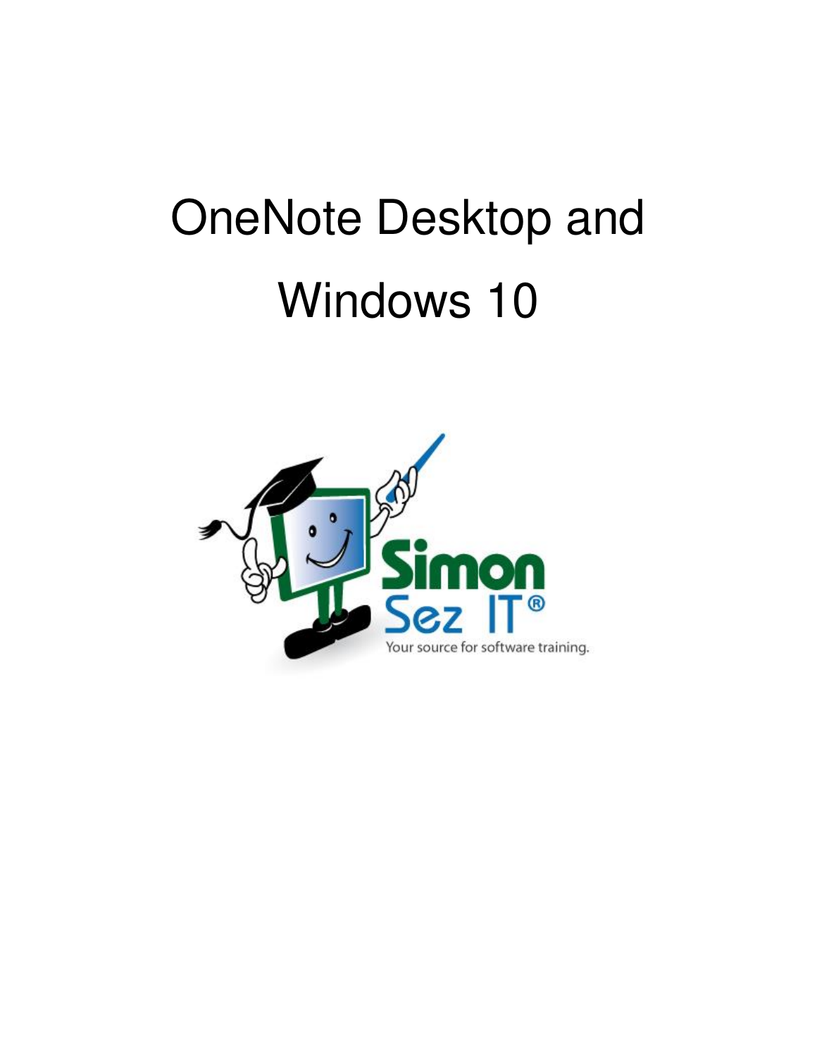# OneNote Desktop and Windows 10

Simon Sez IT®

Your source for software training.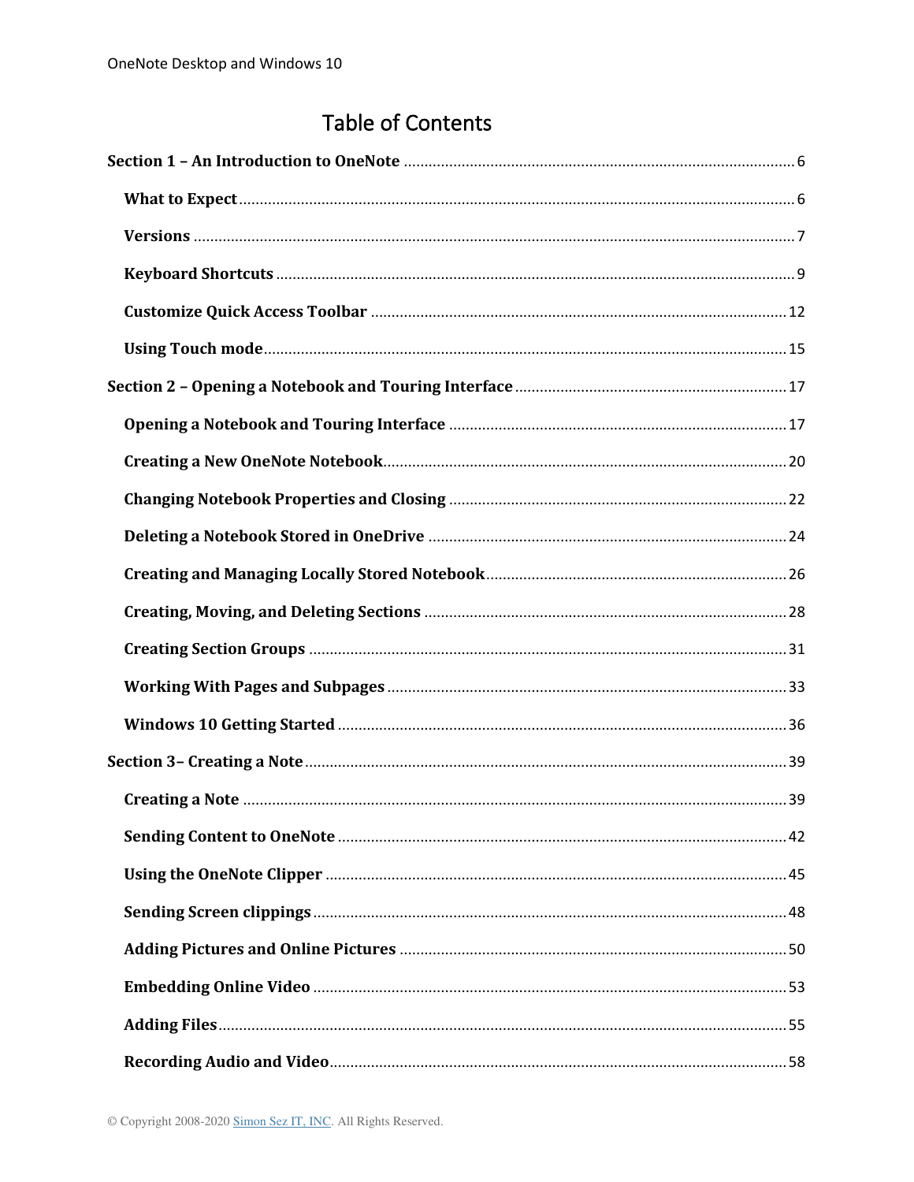# Table of Contents

**Section 1 – An Introduction to OneNote** .......... 6

- **What to Expect** .......... 6
- **Versions** .......... 7
- **Keyboard Shortcuts** .......... 9
- **Customize Quick Access Toolbar** .......... 12
- **Using Touch mode** .......... 15

**Section 2 – Opening a Notebook and Touring Interface** .......... 17

- **Opening a Notebook and Touring Interface** .......... 17
- **Creating a New OneNote Notebook** .......... 20
- **Changing Notebook Properties and Closing** .......... 22
- **Deleting a Notebook Stored in OneDrive** .......... 24
- **Creating and Managing Locally Stored Notebook** .......... 26
- **Creating, Moving, and Deleting Sections** .......... 28
- **Creating Section Groups** .......... 31
- **Working With Pages and Subpages** .......... 33
- **Windows 10 Getting Started** .......... 36

**Section 3– Creating a Note** .......... 39

- **Creating a Note** .......... 39
- **Sending Content to OneNote** .......... 42
- **Using the OneNote Clipper** .......... 45
- **Sending Screen clippings** .......... 48
- **Adding Pictures and Online Pictures** .......... 50
- **Embedding Online Video** .......... 53
- **Adding Files** .......... 55
- **Recording Audio and Video** .......... 58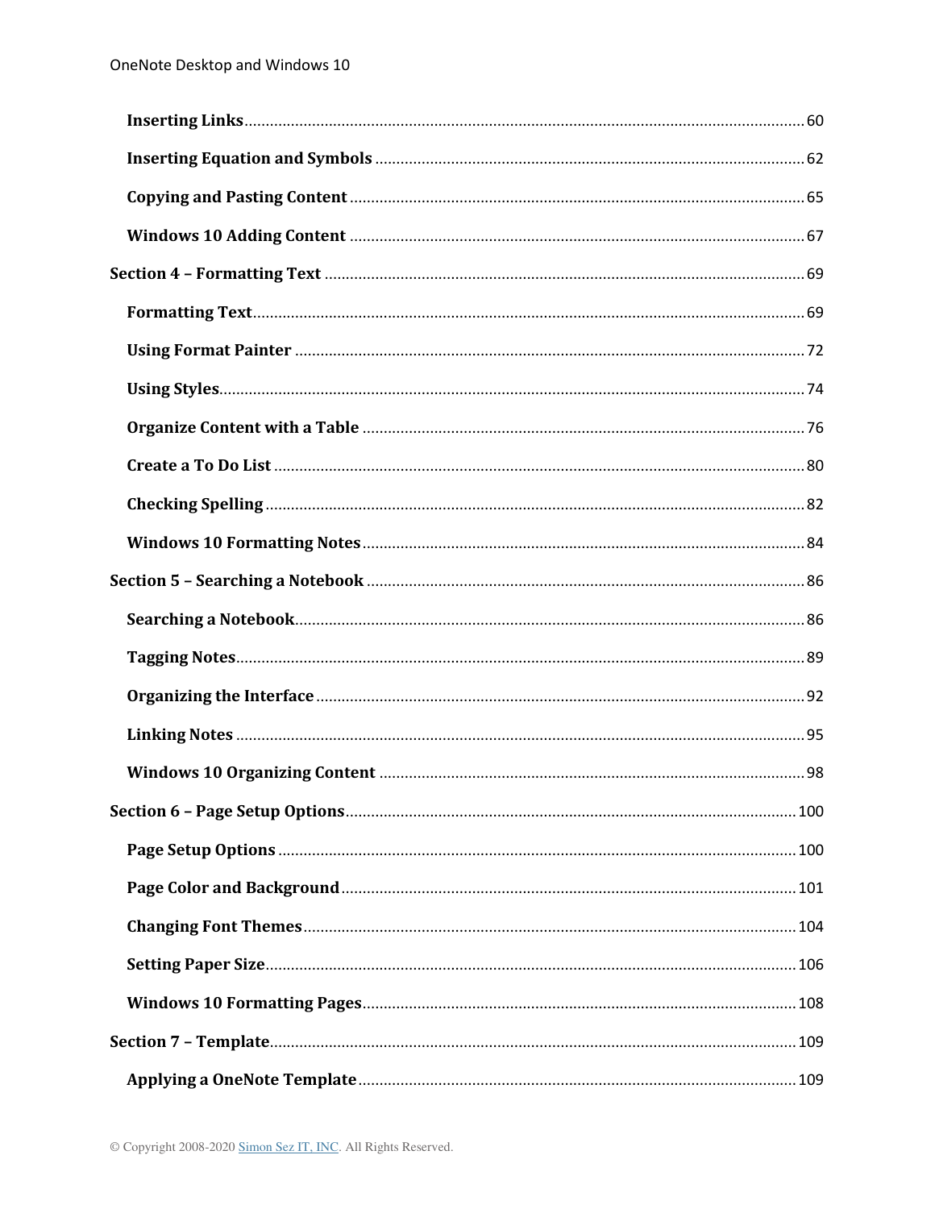**Inserting Links** .......... 60

**Inserting Equation and Symbols** .......... 62

**Copying and Pasting Content** .......... 65

**Windows 10 Adding Content** .......... 67

**Section 4 – Formatting Text** .......... 69

**Formatting Text** .......... 69

**Using Format Painter** .......... 72

**Using Styles** .......... 74

**Organize Content with a Table** .......... 76

**Create a To Do List** .......... 80

**Checking Spelling** .......... 82

**Windows 10 Formatting Notes** .......... 84

**Section 5 – Searching a Notebook** .......... 86

**Searching a Notebook** .......... 86

**Tagging Notes** .......... 89

**Organizing the Interface** .......... 92

**Linking Notes** .......... 95

**Windows 10 Organizing Content** .......... 98

**Section 6 – Page Setup Options** .......... 100

**Page Setup Options** .......... 100

**Page Color and Background** .......... 101

**Changing Font Themes** .......... 104

**Setting Paper Size** .......... 106

**Windows 10 Formatting Pages** .......... 108

**Section 7 – Template** .......... 109

**Applying a OneNote Template** .......... 109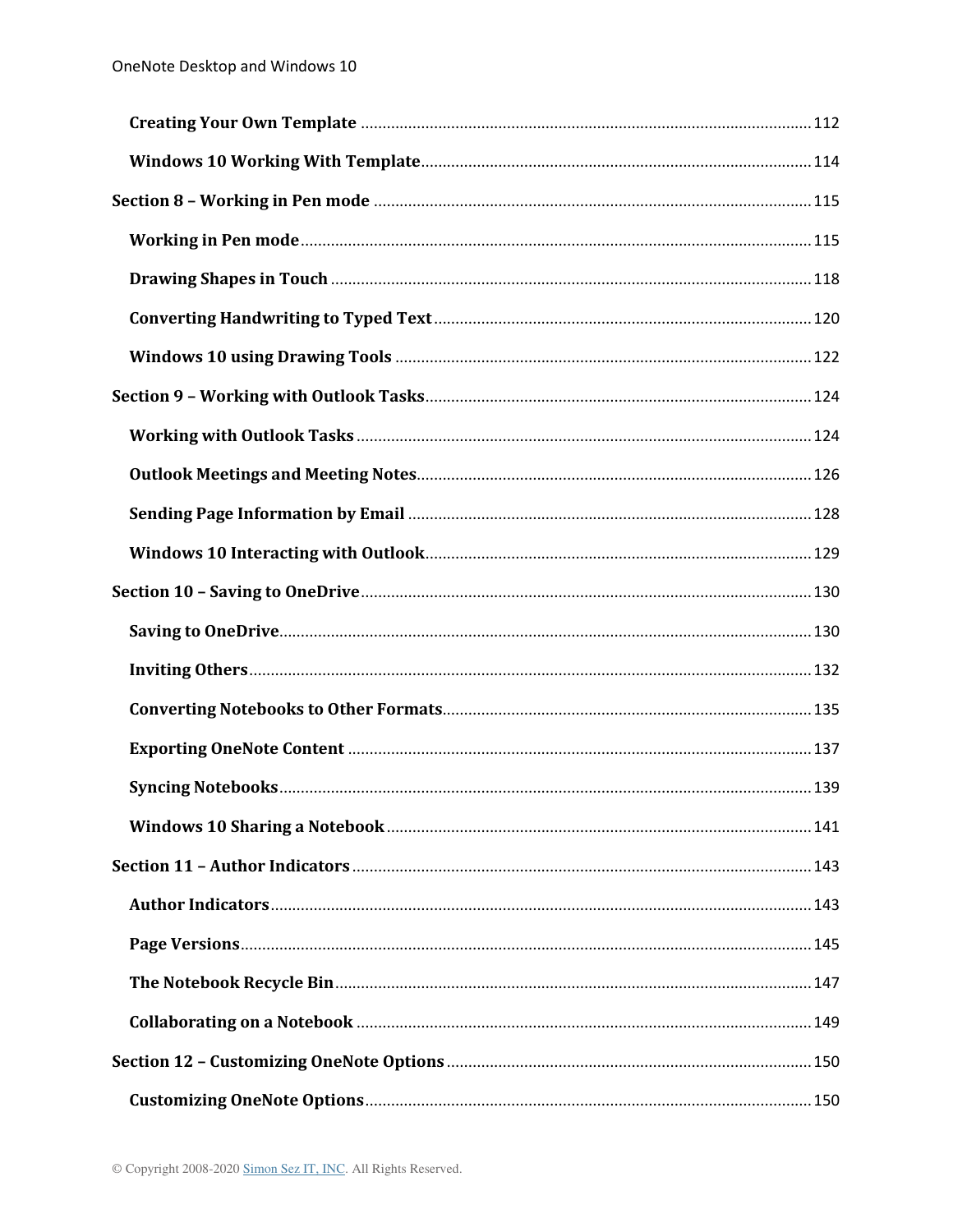**Creating Your Own Template** ........................................ 112

**Windows 10 Working With Template** ........................................ 114

**Section 8 – Working in Pen mode** ........................................ 115

**Working in Pen mode** ........................................ 115

**Drawing Shapes in Touch** ........................................ 118

**Converting Handwriting to Typed Text** ........................................ 120

**Windows 10 using Drawing Tools** ........................................ 122

**Section 9 – Working with Outlook Tasks** ........................................ 124

**Working with Outlook Tasks** ........................................ 124

**Outlook Meetings and Meeting Notes** ........................................ 126

**Sending Page Information by Email** ........................................ 128

**Windows 10 Interacting with Outlook** ........................................ 129

**Section 10 – Saving to OneDrive** ........................................ 130

**Saving to OneDrive** ........................................ 130

**Inviting Others** ........................................ 132

**Converting Notebooks to Other Formats** ........................................ 135

**Exporting OneNote Content** ........................................ 137

**Syncing Notebooks** ........................................ 139

**Windows 10 Sharing a Notebook** ........................................ 141

**Section 11 – Author Indicators** ........................................ 143

**Author Indicators** ........................................ 143

**Page Versions** ........................................ 145

**The Notebook Recycle Bin** ........................................ 147

**Collaborating on a Notebook** ........................................ 149

**Section 12 – Customizing OneNote Options** ........................................ 150

**Customizing OneNote Options** ........................................ 150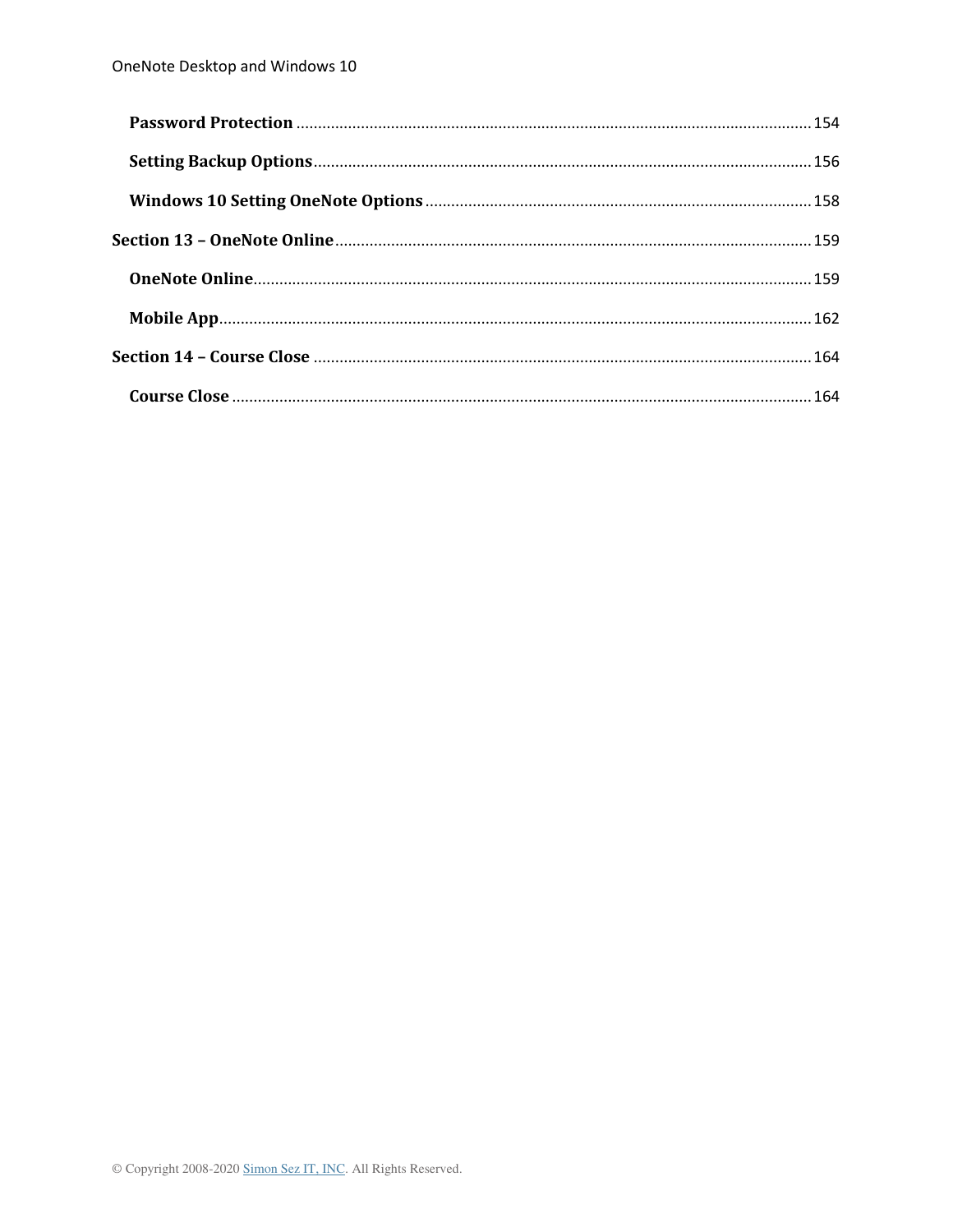**Password Protection** ........................................................................................................ 154

**Setting Backup Options**................................................................................................... 156

**Windows 10 Setting OneNote Options** .......................................................................... 158

**Section 13 – OneNote Online**............................................................................................... 159

**OneNote Online**................................................................................................................. 159

**Mobile App**.......................................................................................................................... 162

**Section 14 – Course Close** .................................................................................................... 164

**Course Close** ....................................................................................................................... 164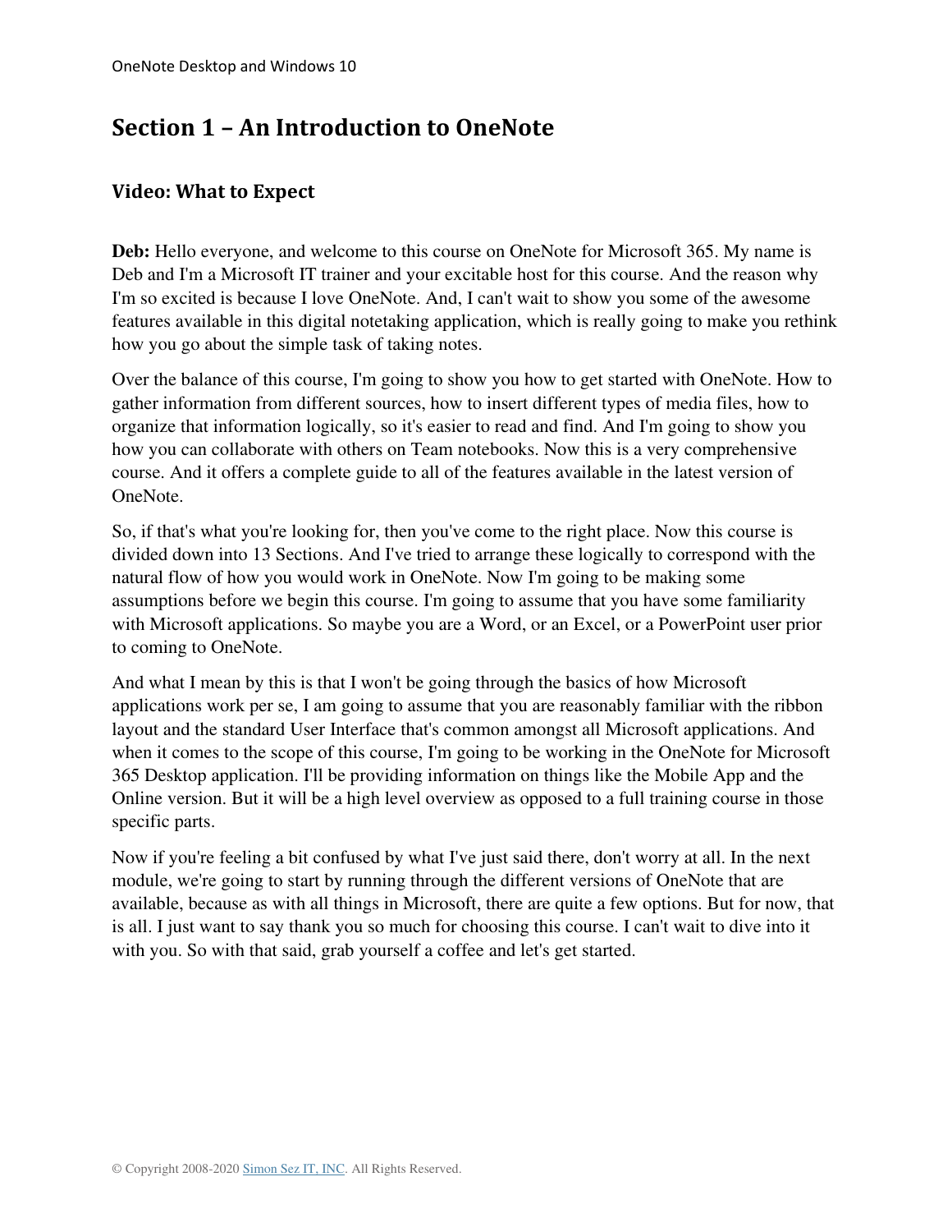# Section 1 – An Introduction to OneNote

## Video: What to Expect

**Deb:** Hello everyone, and welcome to this course on OneNote for Microsoft 365. My name is Deb and I'm a Microsoft IT trainer and your excitable host for this course. And the reason why I'm so excited is because I love OneNote. And, I can't wait to show you some of the awesome features available in this digital notetaking application, which is really going to make you rethink how you go about the simple task of taking notes.

Over the balance of this course, I'm going to show you how to get started with OneNote. How to gather information from different sources, how to insert different types of media files, how to organize that information logically, so it's easier to read and find. And I'm going to show you how you can collaborate with others on Team notebooks. Now this is a very comprehensive course. And it offers a complete guide to all of the features available in the latest version of OneNote.

So, if that's what you're looking for, then you've come to the right place. Now this course is divided down into 13 Sections. And I've tried to arrange these logically to correspond with the natural flow of how you would work in OneNote. Now I'm going to be making some assumptions before we begin this course. I'm going to assume that you have some familiarity with Microsoft applications. So maybe you are a Word, or an Excel, or a PowerPoint user prior to coming to OneNote.

And what I mean by this is that I won't be going through the basics of how Microsoft applications work per se, I am going to assume that you are reasonably familiar with the ribbon layout and the standard User Interface that's common amongst all Microsoft applications. And when it comes to the scope of this course, I'm going to be working in the OneNote for Microsoft 365 Desktop application. I'll be providing information on things like the Mobile App and the Online version. But it will be a high level overview as opposed to a full training course in those specific parts.

Now if you're feeling a bit confused by what I've just said there, don't worry at all. In the next module, we're going to start by running through the different versions of OneNote that are available, because as with all things in Microsoft, there are quite a few options. But for now, that is all. I just want to say thank you so much for choosing this course. I can't wait to dive into it with you. So with that said, grab yourself a coffee and let's get started.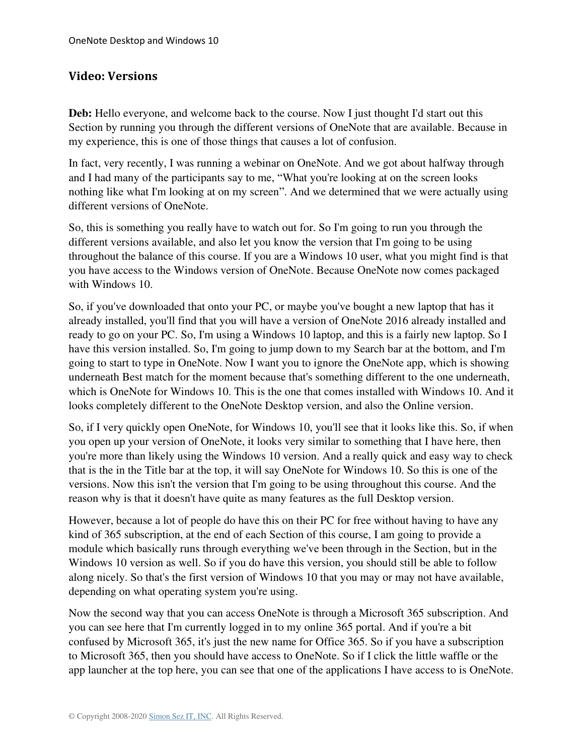## Video: Versions

**Deb:** Hello everyone, and welcome back to the course. Now I just thought I'd start out this Section by running you through the different versions of OneNote that are available. Because in my experience, this is one of those things that causes a lot of confusion.

In fact, very recently, I was running a webinar on OneNote. And we got about halfway through and I had many of the participants say to me, "What you're looking at on the screen looks nothing like what I'm looking at on my screen". And we determined that we were actually using different versions of OneNote.

So, this is something you really have to watch out for. So I'm going to run you through the different versions available, and also let you know the version that I'm going to be using throughout the balance of this course. If you are a Windows 10 user, what you might find is that you have access to the Windows version of OneNote. Because OneNote now comes packaged with Windows 10.

So, if you've downloaded that onto your PC, or maybe you've bought a new laptop that has it already installed, you'll find that you will have a version of OneNote 2016 already installed and ready to go on your PC. So, I'm using a Windows 10 laptop, and this is a fairly new laptop. So I have this version installed. So, I'm going to jump down to my Search bar at the bottom, and I'm going to start to type in OneNote. Now I want you to ignore the OneNote app, which is showing underneath Best match for the moment because that's something different to the one underneath, which is OneNote for Windows 10. This is the one that comes installed with Windows 10. And it looks completely different to the OneNote Desktop version, and also the Online version.

So, if I very quickly open OneNote, for Windows 10, you'll see that it looks like this. So, if when you open up your version of OneNote, it looks very similar to something that I have here, then you're more than likely using the Windows 10 version. And a really quick and easy way to check that is the in the Title bar at the top, it will say OneNote for Windows 10. So this is one of the versions. Now this isn't the version that I'm going to be using throughout this course. And the reason why is that it doesn't have quite as many features as the full Desktop version.

However, because a lot of people do have this on their PC for free without having to have any kind of 365 subscription, at the end of each Section of this course, I am going to provide a module which basically runs through everything we've been through in the Section, but in the Windows 10 version as well. So if you do have this version, you should still be able to follow along nicely. So that's the first version of Windows 10 that you may or may not have available, depending on what operating system you're using.

Now the second way that you can access OneNote is through a Microsoft 365 subscription. And you can see here that I'm currently logged in to my online 365 portal. And if you're a bit confused by Microsoft 365, it's just the new name for Office 365. So if you have a subscription to Microsoft 365, then you should have access to OneNote. So if I click the little waffle or the app launcher at the top here, you can see that one of the applications I have access to is OneNote.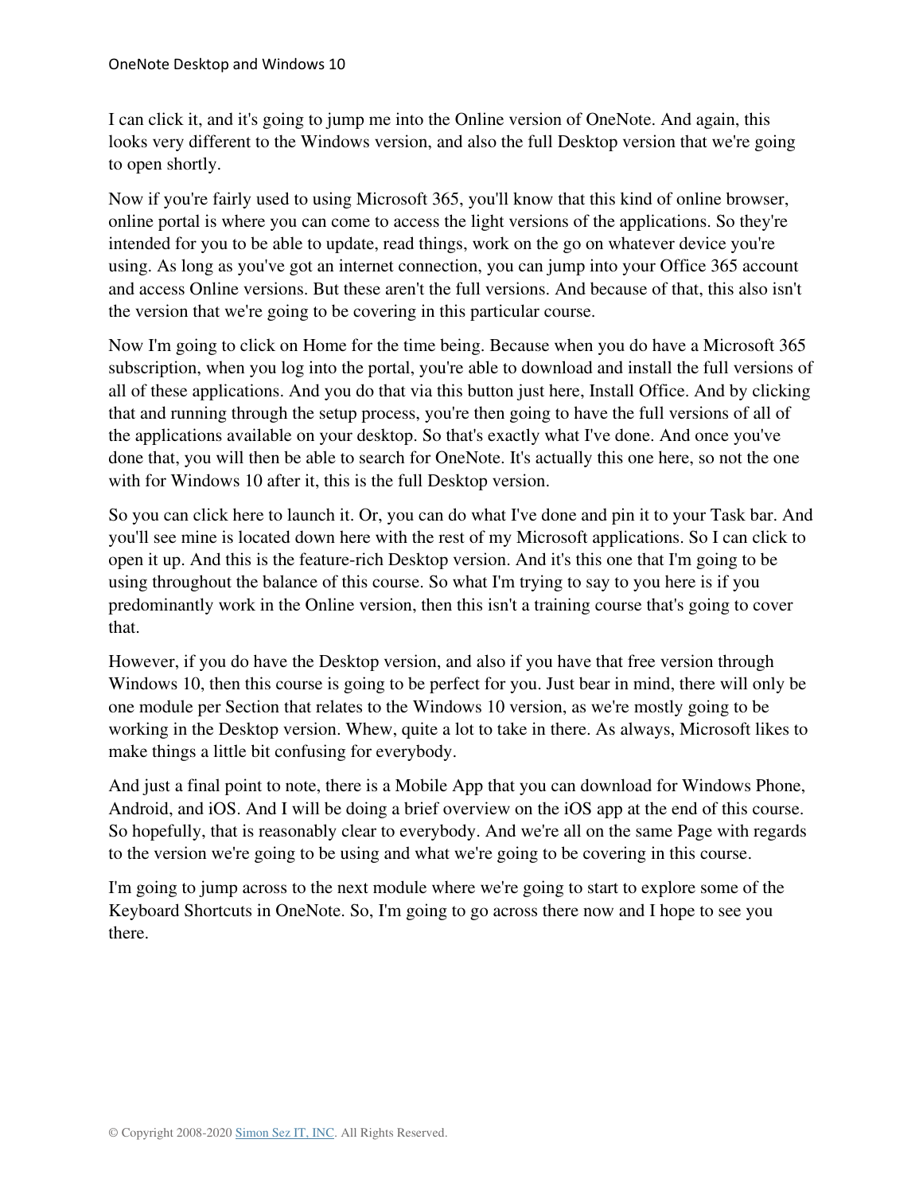I can click it, and it's going to jump me into the Online version of OneNote. And again, this looks very different to the Windows version, and also the full Desktop version that we're going to open shortly.

Now if you're fairly used to using Microsoft 365, you'll know that this kind of online browser, online portal is where you can come to access the light versions of the applications. So they're intended for you to be able to update, read things, work on the go on whatever device you're using. As long as you've got an internet connection, you can jump into your Office 365 account and access Online versions. But these aren't the full versions. And because of that, this also isn't the version that we're going to be covering in this particular course.

Now I'm going to click on Home for the time being. Because when you do have a Microsoft 365 subscription, when you log into the portal, you're able to download and install the full versions of all of these applications. And you do that via this button just here, Install Office. And by clicking that and running through the setup process, you're then going to have the full versions of all of the applications available on your desktop. So that's exactly what I've done. And once you've done that, you will then be able to search for OneNote. It's actually this one here, so not the one with for Windows 10 after it, this is the full Desktop version.

So you can click here to launch it. Or, you can do what I've done and pin it to your Task bar. And you'll see mine is located down here with the rest of my Microsoft applications. So I can click to open it up. And this is the feature-rich Desktop version. And it's this one that I'm going to be using throughout the balance of this course. So what I'm trying to say to you here is if you predominantly work in the Online version, then this isn't a training course that's going to cover that.

However, if you do have the Desktop version, and also if you have that free version through Windows 10, then this course is going to be perfect for you. Just bear in mind, there will only be one module per Section that relates to the Windows 10 version, as we're mostly going to be working in the Desktop version. Whew, quite a lot to take in there. As always, Microsoft likes to make things a little bit confusing for everybody.

And just a final point to note, there is a Mobile App that you can download for Windows Phone, Android, and iOS. And I will be doing a brief overview on the iOS app at the end of this course. So hopefully, that is reasonably clear to everybody. And we're all on the same Page with regards to the version we're going to be using and what we're going to be covering in this course.

I'm going to jump across to the next module where we're going to start to explore some of the Keyboard Shortcuts in OneNote. So, I'm going to go across there now and I hope to see you there.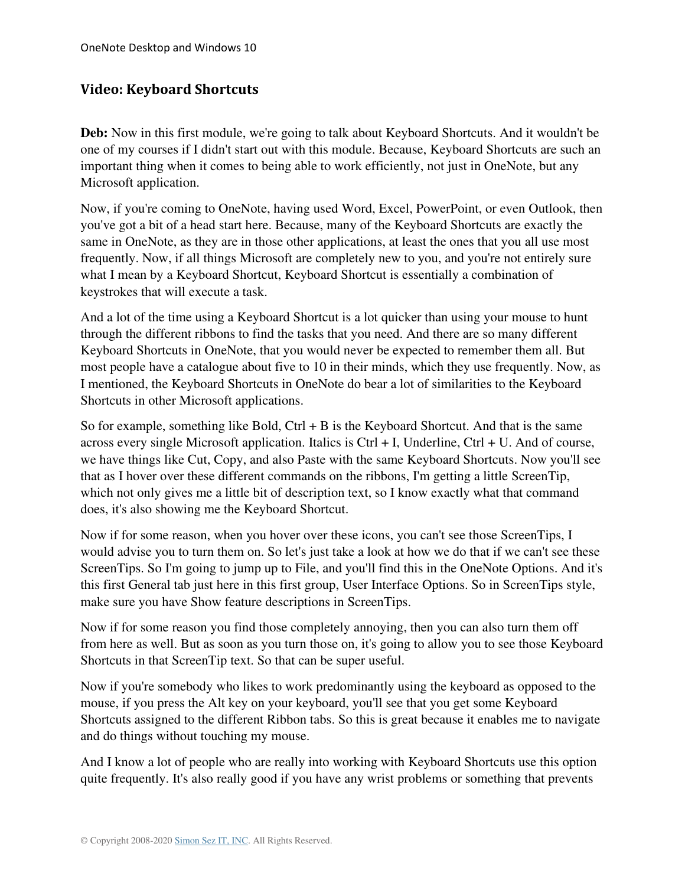## Video: Keyboard Shortcuts

**Deb:** Now in this first module, we're going to talk about Keyboard Shortcuts. And it wouldn't be one of my courses if I didn't start out with this module. Because, Keyboard Shortcuts are such an important thing when it comes to being able to work efficiently, not just in OneNote, but any Microsoft application.

Now, if you're coming to OneNote, having used Word, Excel, PowerPoint, or even Outlook, then you've got a bit of a head start here. Because, many of the Keyboard Shortcuts are exactly the same in OneNote, as they are in those other applications, at least the ones that you all use most frequently. Now, if all things Microsoft are completely new to you, and you're not entirely sure what I mean by a Keyboard Shortcut, Keyboard Shortcut is essentially a combination of keystrokes that will execute a task.

And a lot of the time using a Keyboard Shortcut is a lot quicker than using your mouse to hunt through the different ribbons to find the tasks that you need. And there are so many different Keyboard Shortcuts in OneNote, that you would never be expected to remember them all. But most people have a catalogue about five to 10 in their minds, which they use frequently. Now, as I mentioned, the Keyboard Shortcuts in OneNote do bear a lot of similarities to the Keyboard Shortcuts in other Microsoft applications.

So for example, something like Bold, Ctrl + B is the Keyboard Shortcut. And that is the same across every single Microsoft application. Italics is Ctrl + I, Underline, Ctrl + U. And of course, we have things like Cut, Copy, and also Paste with the same Keyboard Shortcuts. Now you'll see that as I hover over these different commands on the ribbons, I'm getting a little ScreenTip, which not only gives me a little bit of description text, so I know exactly what that command does, it's also showing me the Keyboard Shortcut.

Now if for some reason, when you hover over these icons, you can't see those ScreenTips, I would advise you to turn them on. So let's just take a look at how we do that if we can't see these ScreenTips. So I'm going to jump up to File, and you'll find this in the OneNote Options. And it's this first General tab just here in this first group, User Interface Options. So in ScreenTips style, make sure you have Show feature descriptions in ScreenTips.

Now if for some reason you find those completely annoying, then you can also turn them off from here as well. But as soon as you turn those on, it's going to allow you to see those Keyboard Shortcuts in that ScreenTip text. So that can be super useful.

Now if you're somebody who likes to work predominantly using the keyboard as opposed to the mouse, if you press the Alt key on your keyboard, you'll see that you get some Keyboard Shortcuts assigned to the different Ribbon tabs. So this is great because it enables me to navigate and do things without touching my mouse.

And I know a lot of people who are really into working with Keyboard Shortcuts use this option quite frequently. It's also really good if you have any wrist problems or something that prevents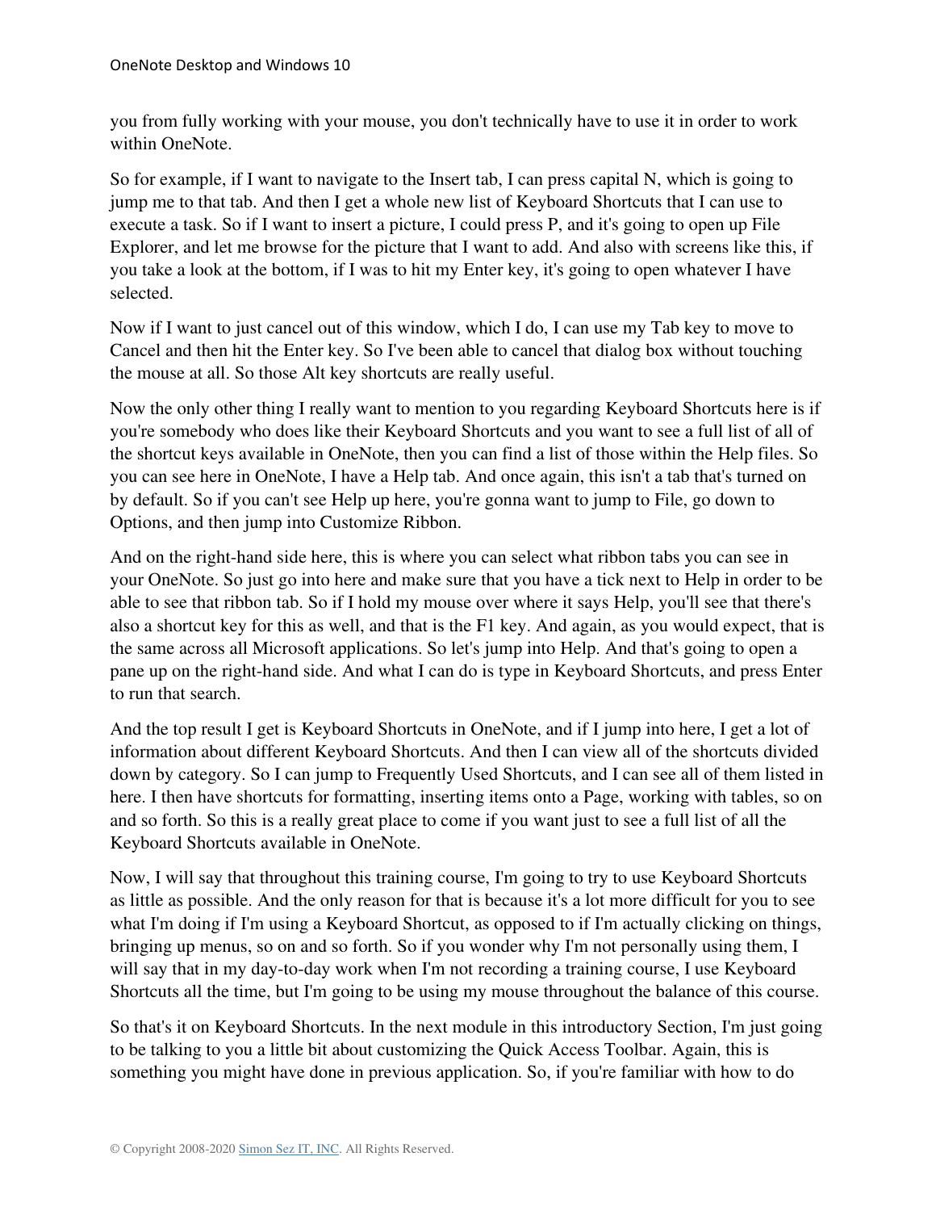you from fully working with your mouse, you don't technically have to use it in order to work within OneNote.

So for example, if I want to navigate to the Insert tab, I can press capital N, which is going to jump me to that tab. And then I get a whole new list of Keyboard Shortcuts that I can use to execute a task. So if I want to insert a picture, I could press P, and it's going to open up File Explorer, and let me browse for the picture that I want to add. And also with screens like this, if you take a look at the bottom, if I was to hit my Enter key, it's going to open whatever I have selected.

Now if I want to just cancel out of this window, which I do, I can use my Tab key to move to Cancel and then hit the Enter key. So I've been able to cancel that dialog box without touching the mouse at all. So those Alt key shortcuts are really useful.

Now the only other thing I really want to mention to you regarding Keyboard Shortcuts here is if you're somebody who does like their Keyboard Shortcuts and you want to see a full list of all of the shortcut keys available in OneNote, then you can find a list of those within the Help files. So you can see here in OneNote, I have a Help tab. And once again, this isn't a tab that's turned on by default. So if you can't see Help up here, you're gonna want to jump to File, go down to Options, and then jump into Customize Ribbon.

And on the right-hand side here, this is where you can select what ribbon tabs you can see in your OneNote. So just go into here and make sure that you have a tick next to Help in order to be able to see that ribbon tab. So if I hold my mouse over where it says Help, you'll see that there's also a shortcut key for this as well, and that is the F1 key. And again, as you would expect, that is the same across all Microsoft applications. So let's jump into Help. And that's going to open a pane up on the right-hand side. And what I can do is type in Keyboard Shortcuts, and press Enter to run that search.

And the top result I get is Keyboard Shortcuts in OneNote, and if I jump into here, I get a lot of information about different Keyboard Shortcuts. And then I can view all of the shortcuts divided down by category. So I can jump to Frequently Used Shortcuts, and I can see all of them listed in here. I then have shortcuts for formatting, inserting items onto a Page, working with tables, so on and so forth. So this is a really great place to come if you want just to see a full list of all the Keyboard Shortcuts available in OneNote.

Now, I will say that throughout this training course, I'm going to try to use Keyboard Shortcuts as little as possible. And the only reason for that is because it's a lot more difficult for you to see what I'm doing if I'm using a Keyboard Shortcut, as opposed to if I'm actually clicking on things, bringing up menus, so on and so forth. So if you wonder why I'm not personally using them, I will say that in my day-to-day work when I'm not recording a training course, I use Keyboard Shortcuts all the time, but I'm going to be using my mouse throughout the balance of this course.

So that's it on Keyboard Shortcuts. In the next module in this introductory Section, I'm just going to be talking to you a little bit about customizing the Quick Access Toolbar. Again, this is something you might have done in previous application. So, if you're familiar with how to do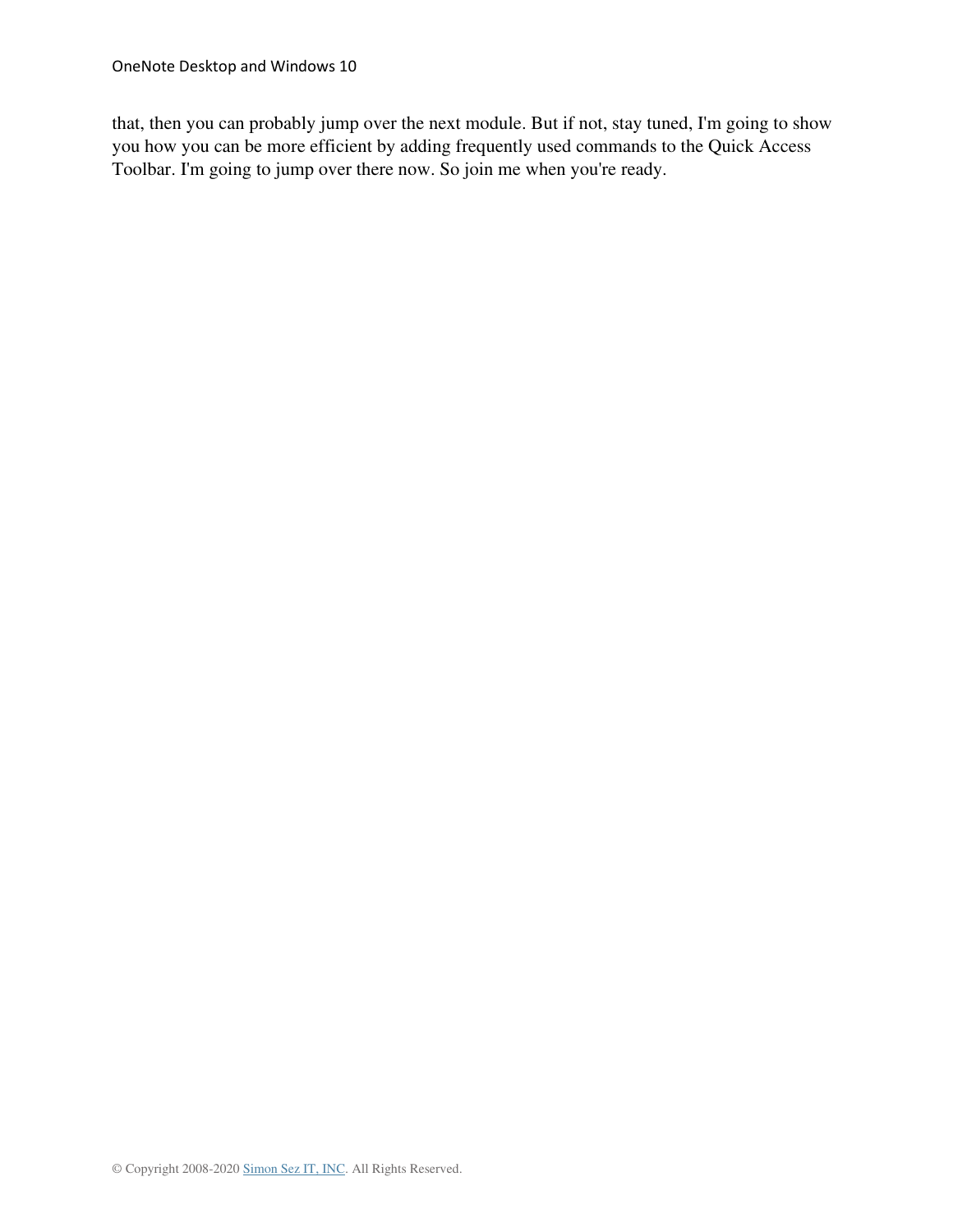that, then you can probably jump over the next module. But if not, stay tuned, I'm going to show you how you can be more efficient by adding frequently used commands to the Quick Access Toolbar. I'm going to jump over there now. So join me when you're ready.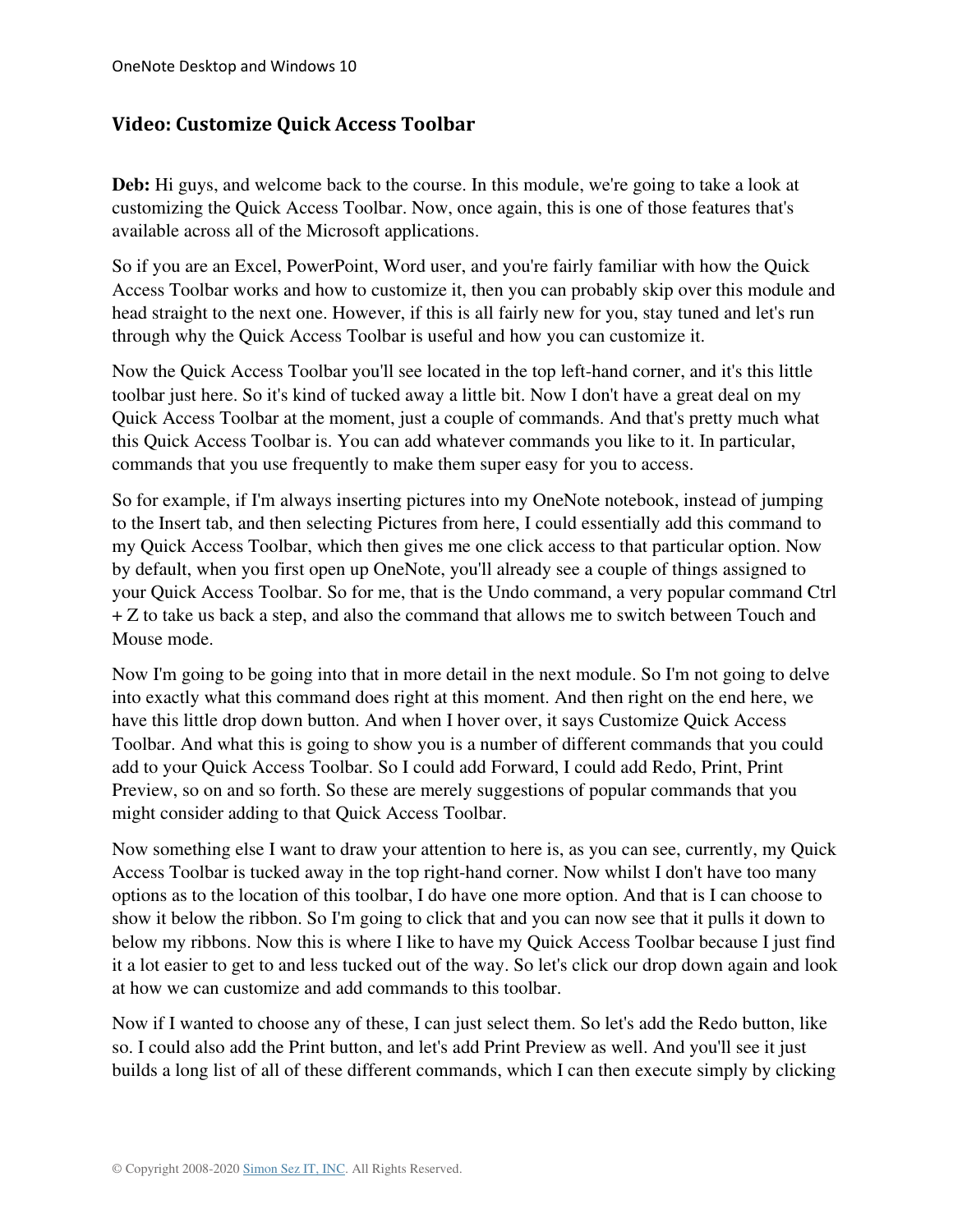## Video: Customize Quick Access Toolbar

**Deb:** Hi guys, and welcome back to the course. In this module, we're going to take a look at customizing the Quick Access Toolbar. Now, once again, this is one of those features that's available across all of the Microsoft applications.

So if you are an Excel, PowerPoint, Word user, and you're fairly familiar with how the Quick Access Toolbar works and how to customize it, then you can probably skip over this module and head straight to the next one. However, if this is all fairly new for you, stay tuned and let's run through why the Quick Access Toolbar is useful and how you can customize it.

Now the Quick Access Toolbar you'll see located in the top left-hand corner, and it's this little toolbar just here. So it's kind of tucked away a little bit. Now I don't have a great deal on my Quick Access Toolbar at the moment, just a couple of commands. And that's pretty much what this Quick Access Toolbar is. You can add whatever commands you like to it. In particular, commands that you use frequently to make them super easy for you to access.

So for example, if I'm always inserting pictures into my OneNote notebook, instead of jumping to the Insert tab, and then selecting Pictures from here, I could essentially add this command to my Quick Access Toolbar, which then gives me one click access to that particular option. Now by default, when you first open up OneNote, you'll already see a couple of things assigned to your Quick Access Toolbar. So for me, that is the Undo command, a very popular command Ctrl + Z to take us back a step, and also the command that allows me to switch between Touch and Mouse mode.

Now I'm going to be going into that in more detail in the next module. So I'm not going to delve into exactly what this command does right at this moment. And then right on the end here, we have this little drop down button. And when I hover over, it says Customize Quick Access Toolbar. And what this is going to show you is a number of different commands that you could add to your Quick Access Toolbar. So I could add Forward, I could add Redo, Print, Print Preview, so on and so forth. So these are merely suggestions of popular commands that you might consider adding to that Quick Access Toolbar.

Now something else I want to draw your attention to here is, as you can see, currently, my Quick Access Toolbar is tucked away in the top right-hand corner. Now whilst I don't have too many options as to the location of this toolbar, I do have one more option. And that is I can choose to show it below the ribbon. So I'm going to click that and you can now see that it pulls it down to below my ribbons. Now this is where I like to have my Quick Access Toolbar because I just find it a lot easier to get to and less tucked out of the way. So let's click our drop down again and look at how we can customize and add commands to this toolbar.

Now if I wanted to choose any of these, I can just select them. So let's add the Redo button, like so. I could also add the Print button, and let's add Print Preview as well. And you'll see it just builds a long list of all of these different commands, which I can then execute simply by clicking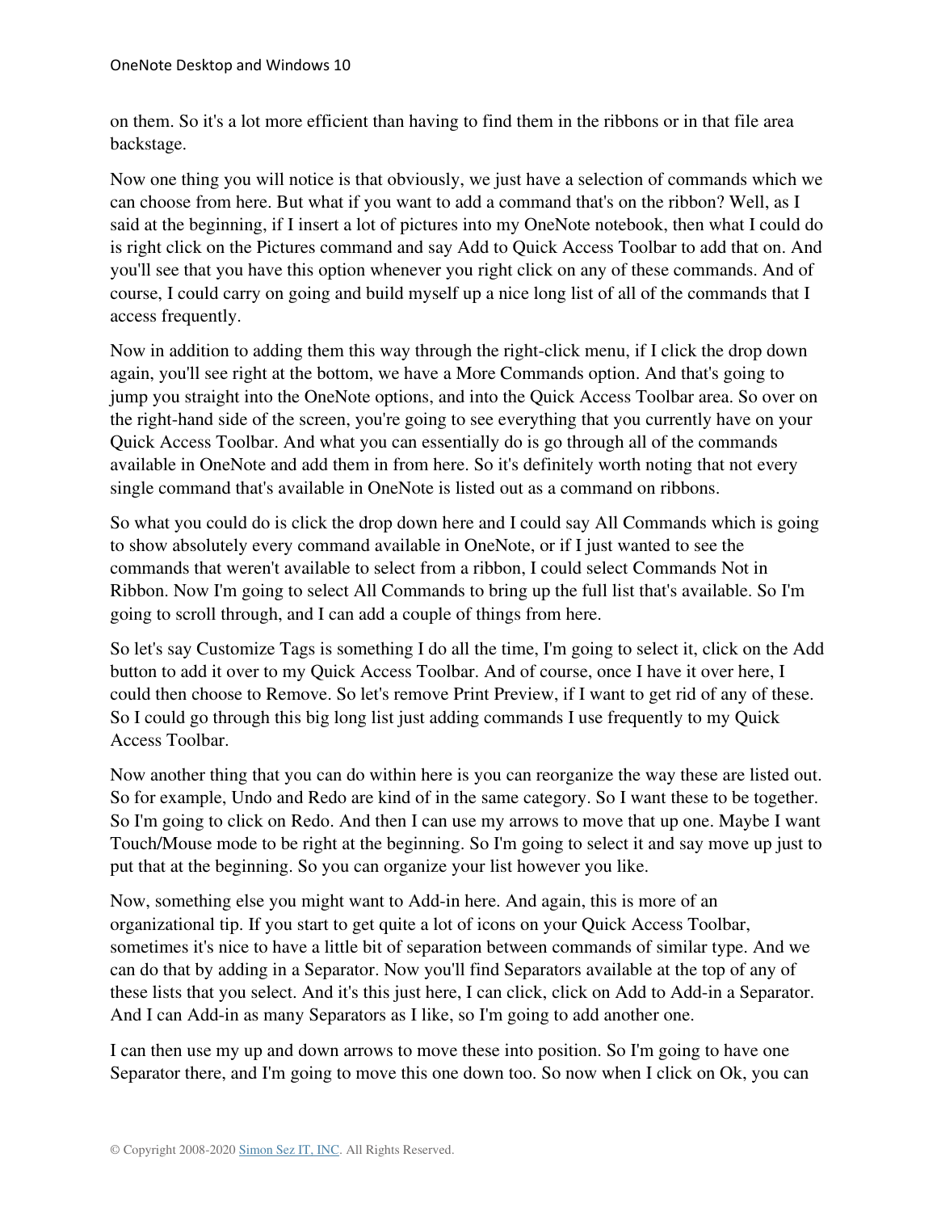on them. So it's a lot more efficient than having to find them in the ribbons or in that file area backstage.

Now one thing you will notice is that obviously, we just have a selection of commands which we can choose from here. But what if you want to add a command that's on the ribbon? Well, as I said at the beginning, if I insert a lot of pictures into my OneNote notebook, then what I could do is right click on the Pictures command and say Add to Quick Access Toolbar to add that on. And you'll see that you have this option whenever you right click on any of these commands. And of course, I could carry on going and build myself up a nice long list of all of the commands that I access frequently.

Now in addition to adding them this way through the right-click menu, if I click the drop down again, you'll see right at the bottom, we have a More Commands option. And that's going to jump you straight into the OneNote options, and into the Quick Access Toolbar area. So over on the right-hand side of the screen, you're going to see everything that you currently have on your Quick Access Toolbar. And what you can essentially do is go through all of the commands available in OneNote and add them in from here. So it's definitely worth noting that not every single command that's available in OneNote is listed out as a command on ribbons.

So what you could do is click the drop down here and I could say All Commands which is going to show absolutely every command available in OneNote, or if I just wanted to see the commands that weren't available to select from a ribbon, I could select Commands Not in Ribbon. Now I'm going to select All Commands to bring up the full list that's available. So I'm going to scroll through, and I can add a couple of things from here.

So let's say Customize Tags is something I do all the time, I'm going to select it, click on the Add button to add it over to my Quick Access Toolbar. And of course, once I have it over here, I could then choose to Remove. So let's remove Print Preview, if I want to get rid of any of these. So I could go through this big long list just adding commands I use frequently to my Quick Access Toolbar.

Now another thing that you can do within here is you can reorganize the way these are listed out. So for example, Undo and Redo are kind of in the same category. So I want these to be together. So I'm going to click on Redo. And then I can use my arrows to move that up one. Maybe I want Touch/Mouse mode to be right at the beginning. So I'm going to select it and say move up just to put that at the beginning. So you can organize your list however you like.

Now, something else you might want to Add-in here. And again, this is more of an organizational tip. If you start to get quite a lot of icons on your Quick Access Toolbar, sometimes it's nice to have a little bit of separation between commands of similar type. And we can do that by adding in a Separator. Now you'll find Separators available at the top of any of these lists that you select. And it's this just here, I can click, click on Add to Add-in a Separator. And I can Add-in as many Separators as I like, so I'm going to add another one.

I can then use my up and down arrows to move these into position. So I'm going to have one Separator there, and I'm going to move this one down too. So now when I click on Ok, you can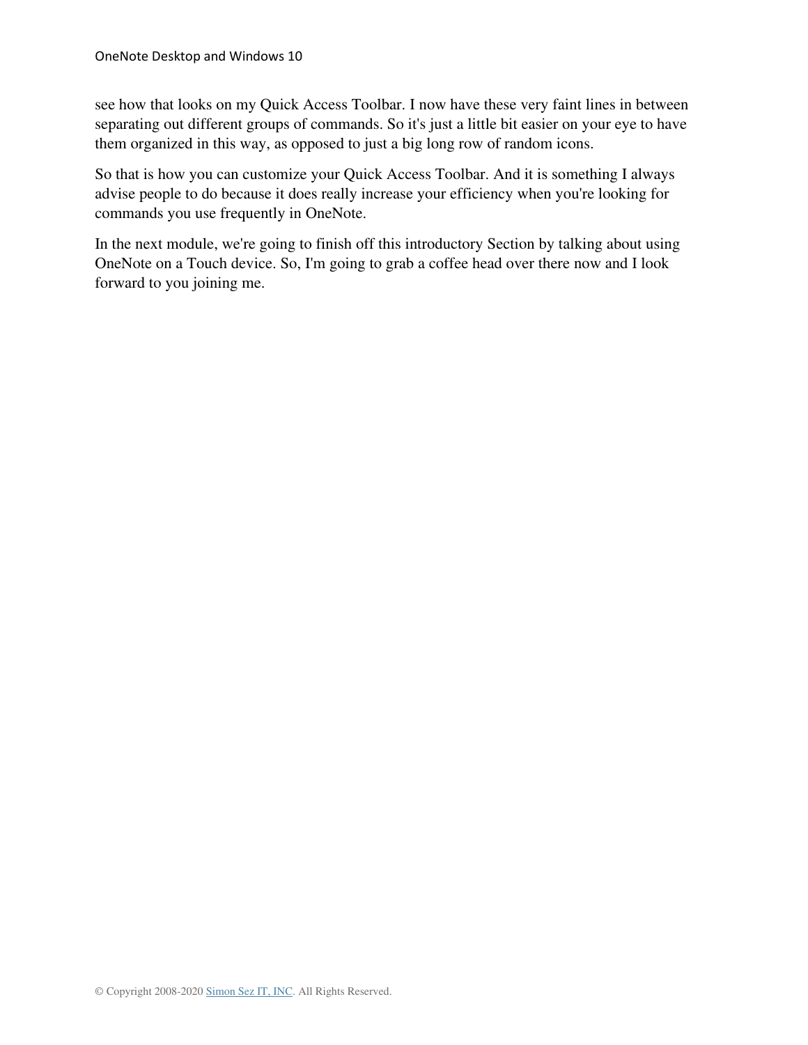see how that looks on my Quick Access Toolbar. I now have these very faint lines in between separating out different groups of commands. So it's just a little bit easier on your eye to have them organized in this way, as opposed to just a big long row of random icons.

So that is how you can customize your Quick Access Toolbar. And it is something I always advise people to do because it does really increase your efficiency when you're looking for commands you use frequently in OneNote.

In the next module, we're going to finish off this introductory Section by talking about using OneNote on a Touch device. So, I'm going to grab a coffee head over there now and I look forward to you joining me.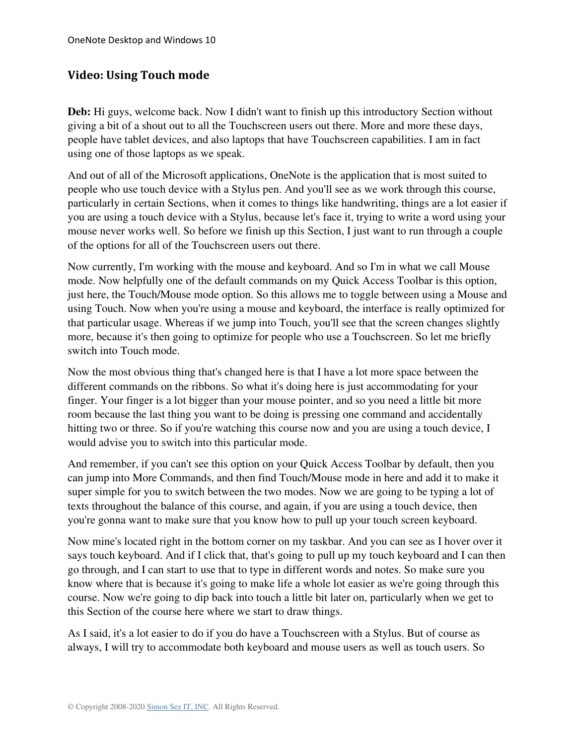## Video: Using Touch mode

**Deb:** Hi guys, welcome back. Now I didn't want to finish up this introductory Section without giving a bit of a shout out to all the Touchscreen users out there. More and more these days, people have tablet devices, and also laptops that have Touchscreen capabilities. I am in fact using one of those laptops as we speak.

And out of all of the Microsoft applications, OneNote is the application that is most suited to people who use touch device with a Stylus pen. And you'll see as we work through this course, particularly in certain Sections, when it comes to things like handwriting, things are a lot easier if you are using a touch device with a Stylus, because let's face it, trying to write a word using your mouse never works well. So before we finish up this Section, I just want to run through a couple of the options for all of the Touchscreen users out there.

Now currently, I'm working with the mouse and keyboard. And so I'm in what we call Mouse mode. Now helpfully one of the default commands on my Quick Access Toolbar is this option, just here, the Touch/Mouse mode option. So this allows me to toggle between using a Mouse and using Touch. Now when you're using a mouse and keyboard, the interface is really optimized for that particular usage. Whereas if we jump into Touch, you'll see that the screen changes slightly more, because it's then going to optimize for people who use a Touchscreen. So let me briefly switch into Touch mode.

Now the most obvious thing that's changed here is that I have a lot more space between the different commands on the ribbons. So what it's doing here is just accommodating for your finger. Your finger is a lot bigger than your mouse pointer, and so you need a little bit more room because the last thing you want to be doing is pressing one command and accidentally hitting two or three. So if you're watching this course now and you are using a touch device, I would advise you to switch into this particular mode.

And remember, if you can't see this option on your Quick Access Toolbar by default, then you can jump into More Commands, and then find Touch/Mouse mode in here and add it to make it super simple for you to switch between the two modes. Now we are going to be typing a lot of texts throughout the balance of this course, and again, if you are using a touch device, then you're gonna want to make sure that you know how to pull up your touch screen keyboard.

Now mine's located right in the bottom corner on my taskbar. And you can see as I hover over it says touch keyboard. And if I click that, that's going to pull up my touch keyboard and I can then go through, and I can start to use that to type in different words and notes. So make sure you know where that is because it's going to make life a whole lot easier as we're going through this course. Now we're going to dip back into touch a little bit later on, particularly when we get to this Section of the course here where we start to draw things.

As I said, it's a lot easier to do if you do have a Touchscreen with a Stylus. But of course as always, I will try to accommodate both keyboard and mouse users as well as touch users. So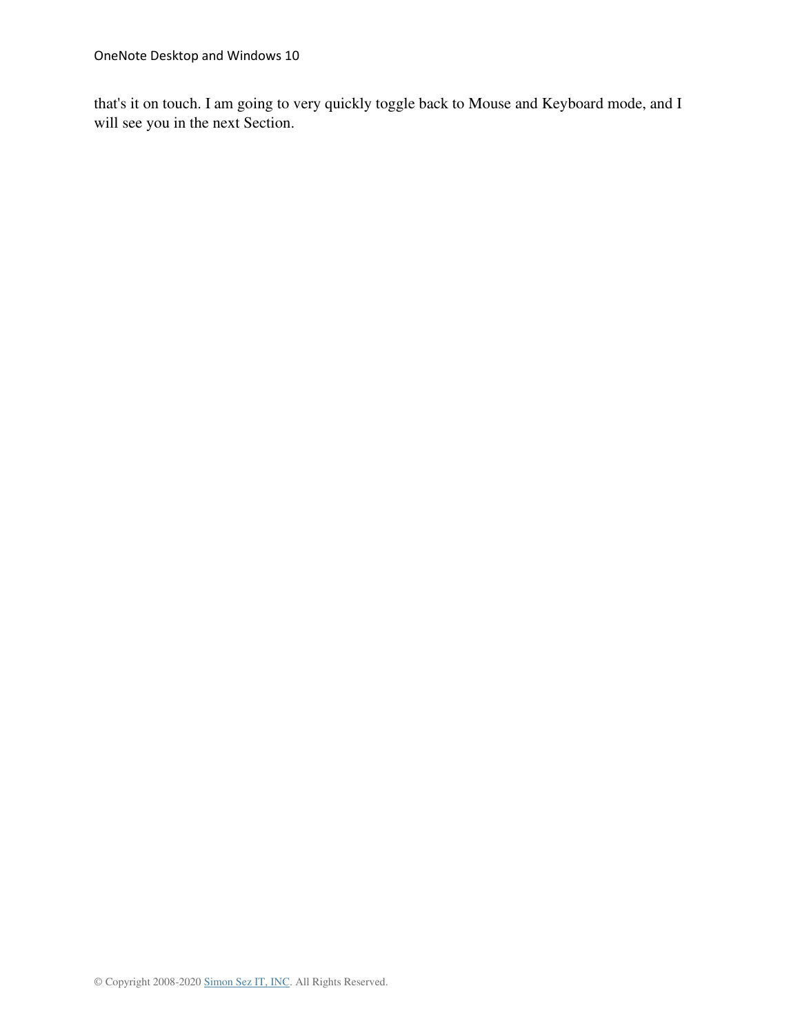that's it on touch. I am going to very quickly toggle back to Mouse and Keyboard mode, and I will see you in the next Section.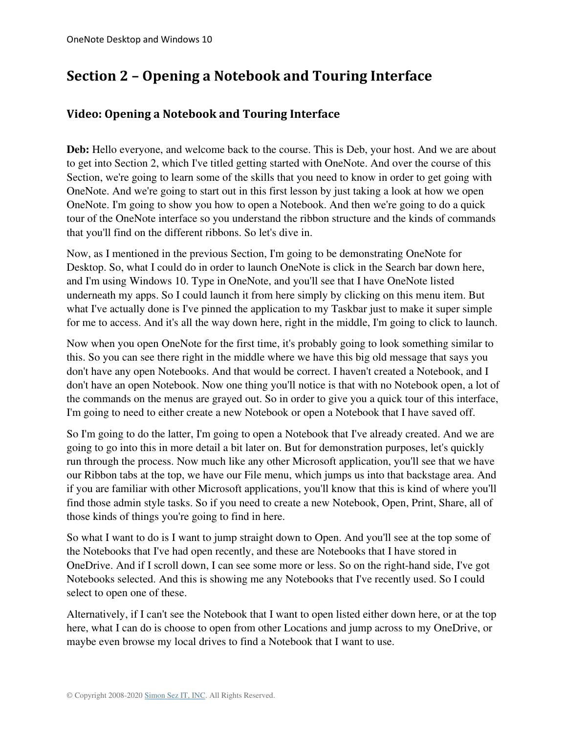# Section 2 – Opening a Notebook and Touring Interface

## Video: Opening a Notebook and Touring Interface

**Deb:** Hello everyone, and welcome back to the course. This is Deb, your host. And we are about to get into Section 2, which I've titled getting started with OneNote. And over the course of this Section, we're going to learn some of the skills that you need to know in order to get going with OneNote. And we're going to start out in this first lesson by just taking a look at how we open OneNote. I'm going to show you how to open a Notebook. And then we're going to do a quick tour of the OneNote interface so you understand the ribbon structure and the kinds of commands that you'll find on the different ribbons. So let's dive in.

Now, as I mentioned in the previous Section, I'm going to be demonstrating OneNote for Desktop. So, what I could do in order to launch OneNote is click in the Search bar down here, and I'm using Windows 10. Type in OneNote, and you'll see that I have OneNote listed underneath my apps. So I could launch it from here simply by clicking on this menu item. But what I've actually done is I've pinned the application to my Taskbar just to make it super simple for me to access. And it's all the way down here, right in the middle, I'm going to click to launch.

Now when you open OneNote for the first time, it's probably going to look something similar to this. So you can see there right in the middle where we have this big old message that says you don't have any open Notebooks. And that would be correct. I haven't created a Notebook, and I don't have an open Notebook. Now one thing you'll notice is that with no Notebook open, a lot of the commands on the menus are grayed out. So in order to give you a quick tour of this interface, I'm going to need to either create a new Notebook or open a Notebook that I have saved off.

So I'm going to do the latter, I'm going to open a Notebook that I've already created. And we are going to go into this in more detail a bit later on. But for demonstration purposes, let's quickly run through the process. Now much like any other Microsoft application, you'll see that we have our Ribbon tabs at the top, we have our File menu, which jumps us into that backstage area. And if you are familiar with other Microsoft applications, you'll know that this is kind of where you'll find those admin style tasks. So if you need to create a new Notebook, Open, Print, Share, all of those kinds of things you're going to find in here.

So what I want to do is I want to jump straight down to Open. And you'll see at the top some of the Notebooks that I've had open recently, and these are Notebooks that I have stored in OneDrive. And if I scroll down, I can see some more or less. So on the right-hand side, I've got Notebooks selected. And this is showing me any Notebooks that I've recently used. So I could select to open one of these.

Alternatively, if I can't see the Notebook that I want to open listed either down here, or at the top here, what I can do is choose to open from other Locations and jump across to my OneDrive, or maybe even browse my local drives to find a Notebook that I want to use.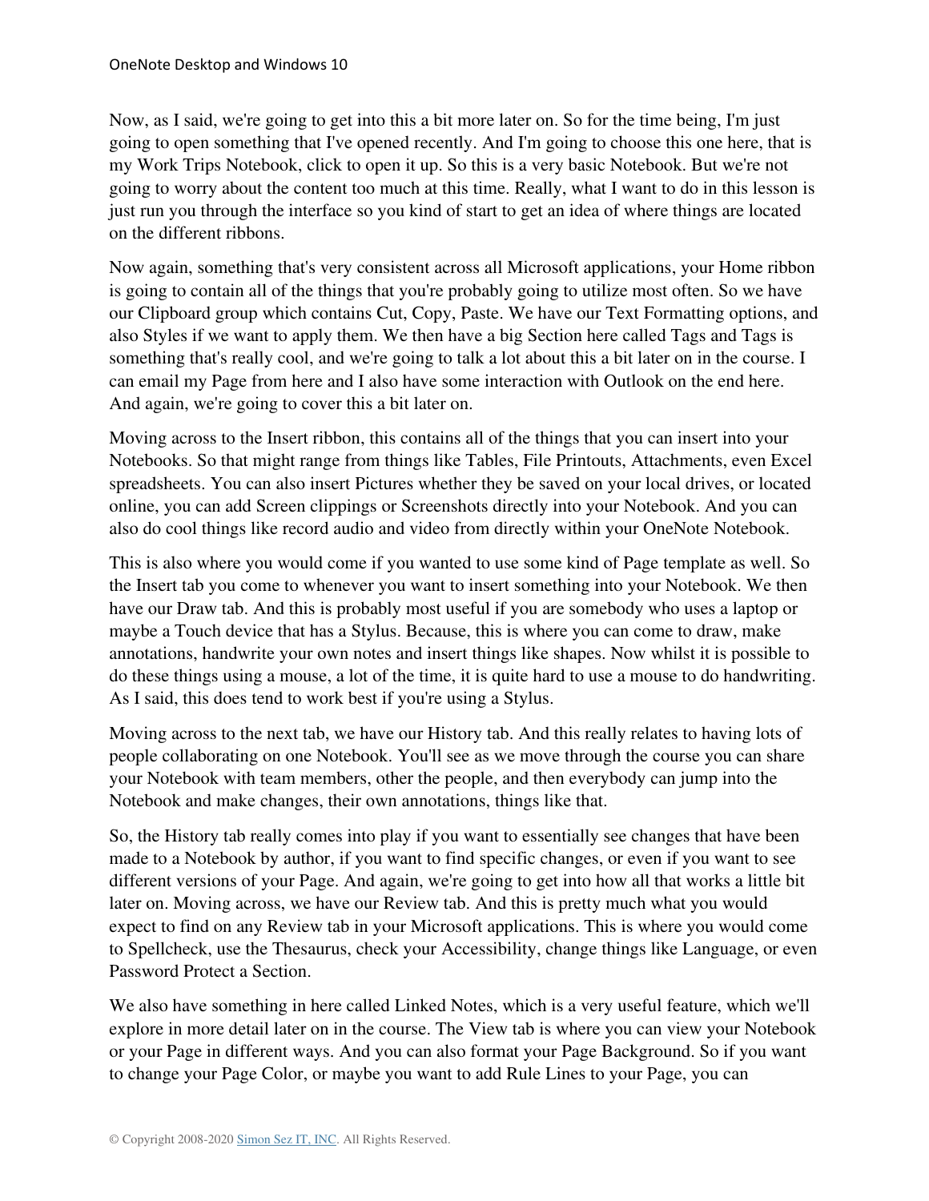Now, as I said, we're going to get into this a bit more later on. So for the time being, I'm just going to open something that I've opened recently. And I'm going to choose this one here, that is my Work Trips Notebook, click to open it up. So this is a very basic Notebook. But we're not going to worry about the content too much at this time. Really, what I want to do in this lesson is just run you through the interface so you kind of start to get an idea of where things are located on the different ribbons.

Now again, something that's very consistent across all Microsoft applications, your Home ribbon is going to contain all of the things that you're probably going to utilize most often. So we have our Clipboard group which contains Cut, Copy, Paste. We have our Text Formatting options, and also Styles if we want to apply them. We then have a big Section here called Tags and Tags is something that's really cool, and we're going to talk a lot about this a bit later on in the course. I can email my Page from here and I also have some interaction with Outlook on the end here. And again, we're going to cover this a bit later on.

Moving across to the Insert ribbon, this contains all of the things that you can insert into your Notebooks. So that might range from things like Tables, File Printouts, Attachments, even Excel spreadsheets. You can also insert Pictures whether they be saved on your local drives, or located online, you can add Screen clippings or Screenshots directly into your Notebook. And you can also do cool things like record audio and video from directly within your OneNote Notebook.

This is also where you would come if you wanted to use some kind of Page template as well. So the Insert tab you come to whenever you want to insert something into your Notebook. We then have our Draw tab. And this is probably most useful if you are somebody who uses a laptop or maybe a Touch device that has a Stylus. Because, this is where you can come to draw, make annotations, handwrite your own notes and insert things like shapes. Now whilst it is possible to do these things using a mouse, a lot of the time, it is quite hard to use a mouse to do handwriting. As I said, this does tend to work best if you're using a Stylus.

Moving across to the next tab, we have our History tab. And this really relates to having lots of people collaborating on one Notebook. You'll see as we move through the course you can share your Notebook with team members, other the people, and then everybody can jump into the Notebook and make changes, their own annotations, things like that.

So, the History tab really comes into play if you want to essentially see changes that have been made to a Notebook by author, if you want to find specific changes, or even if you want to see different versions of your Page. And again, we're going to get into how all that works a little bit later on. Moving across, we have our Review tab. And this is pretty much what you would expect to find on any Review tab in your Microsoft applications. This is where you would come to Spellcheck, use the Thesaurus, check your Accessibility, change things like Language, or even Password Protect a Section.

We also have something in here called Linked Notes, which is a very useful feature, which we'll explore in more detail later on in the course. The View tab is where you can view your Notebook or your Page in different ways. And you can also format your Page Background. So if you want to change your Page Color, or maybe you want to add Rule Lines to your Page, you can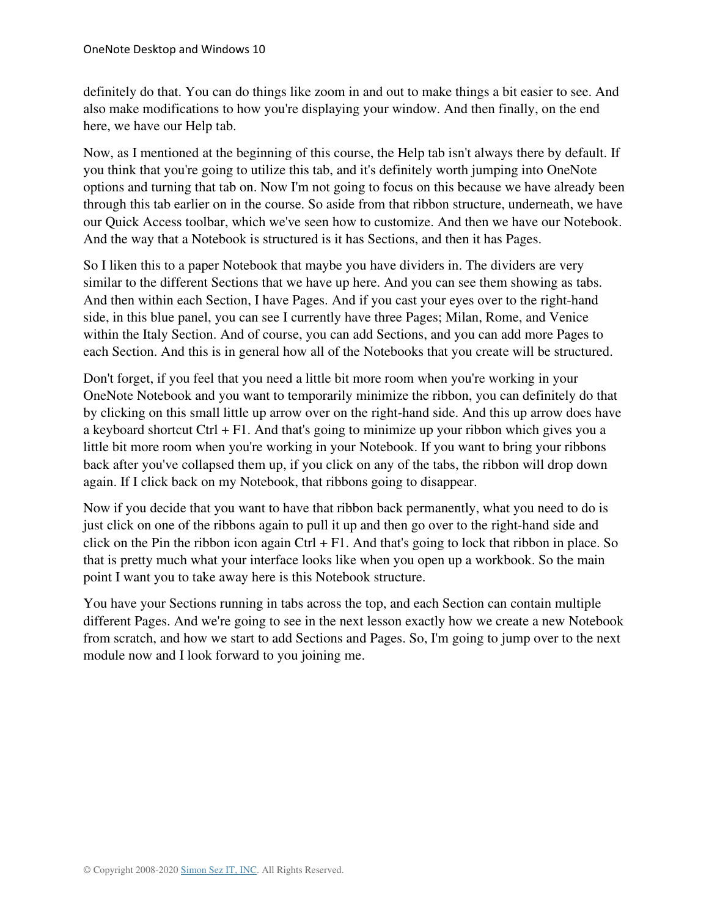definitely do that. You can do things like zoom in and out to make things a bit easier to see. And also make modifications to how you're displaying your window. And then finally, on the end here, we have our Help tab.

Now, as I mentioned at the beginning of this course, the Help tab isn't always there by default. If you think that you're going to utilize this tab, and it's definitely worth jumping into OneNote options and turning that tab on. Now I'm not going to focus on this because we have already been through this tab earlier on in the course. So aside from that ribbon structure, underneath, we have our Quick Access toolbar, which we've seen how to customize. And then we have our Notebook. And the way that a Notebook is structured is it has Sections, and then it has Pages.

So I liken this to a paper Notebook that maybe you have dividers in. The dividers are very similar to the different Sections that we have up here. And you can see them showing as tabs. And then within each Section, I have Pages. And if you cast your eyes over to the right-hand side, in this blue panel, you can see I currently have three Pages; Milan, Rome, and Venice within the Italy Section. And of course, you can add Sections, and you can add more Pages to each Section. And this is in general how all of the Notebooks that you create will be structured.

Don't forget, if you feel that you need a little bit more room when you're working in your OneNote Notebook and you want to temporarily minimize the ribbon, you can definitely do that by clicking on this small little up arrow over on the right-hand side. And this up arrow does have a keyboard shortcut Ctrl + F1. And that's going to minimize up your ribbon which gives you a little bit more room when you're working in your Notebook. If you want to bring your ribbons back after you've collapsed them up, if you click on any of the tabs, the ribbon will drop down again. If I click back on my Notebook, that ribbons going to disappear.

Now if you decide that you want to have that ribbon back permanently, what you need to do is just click on one of the ribbons again to pull it up and then go over to the right-hand side and click on the Pin the ribbon icon again Ctrl + F1. And that's going to lock that ribbon in place. So that is pretty much what your interface looks like when you open up a workbook. So the main point I want you to take away here is this Notebook structure.

You have your Sections running in tabs across the top, and each Section can contain multiple different Pages. And we're going to see in the next lesson exactly how we create a new Notebook from scratch, and how we start to add Sections and Pages. So, I'm going to jump over to the next module now and I look forward to you joining me.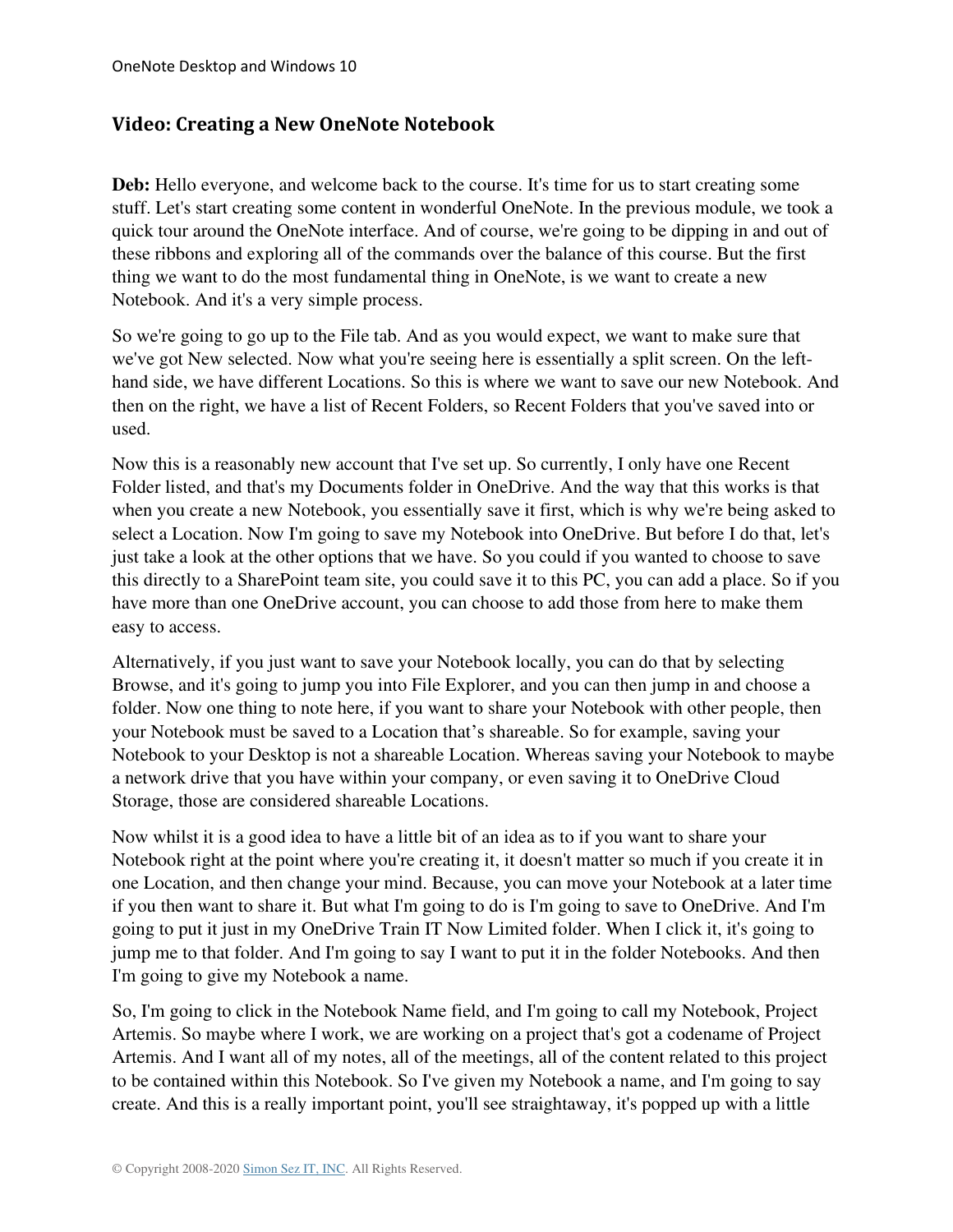## Video: Creating a New OneNote Notebook

**Deb:** Hello everyone, and welcome back to the course. It's time for us to start creating some stuff. Let's start creating some content in wonderful OneNote. In the previous module, we took a quick tour around the OneNote interface. And of course, we're going to be dipping in and out of these ribbons and exploring all of the commands over the balance of this course. But the first thing we want to do the most fundamental thing in OneNote, is we want to create a new Notebook. And it's a very simple process.

So we're going to go up to the File tab. And as you would expect, we want to make sure that we've got New selected. Now what you're seeing here is essentially a split screen. On the left-hand side, we have different Locations. So this is where we want to save our new Notebook. And then on the right, we have a list of Recent Folders, so Recent Folders that you've saved into or used.

Now this is a reasonably new account that I've set up. So currently, I only have one Recent Folder listed, and that's my Documents folder in OneDrive. And the way that this works is that when you create a new Notebook, you essentially save it first, which is why we're being asked to select a Location. Now I'm going to save my Notebook into OneDrive. But before I do that, let's just take a look at the other options that we have. So you could if you wanted to choose to save this directly to a SharePoint team site, you could save it to this PC, you can add a place. So if you have more than one OneDrive account, you can choose to add those from here to make them easy to access.

Alternatively, if you just want to save your Notebook locally, you can do that by selecting Browse, and it's going to jump you into File Explorer, and you can then jump in and choose a folder. Now one thing to note here, if you want to share your Notebook with other people, then your Notebook must be saved to a Location that's shareable. So for example, saving your Notebook to your Desktop is not a shareable Location. Whereas saving your Notebook to maybe a network drive that you have within your company, or even saving it to OneDrive Cloud Storage, those are considered shareable Locations.

Now whilst it is a good idea to have a little bit of an idea as to if you want to share your Notebook right at the point where you're creating it, it doesn't matter so much if you create it in one Location, and then change your mind. Because, you can move your Notebook at a later time if you then want to share it. But what I'm going to do is I'm going to save to OneDrive. And I'm going to put it just in my OneDrive Train IT Now Limited folder. When I click it, it's going to jump me to that folder. And I'm going to say I want to put it in the folder Notebooks. And then I'm going to give my Notebook a name.

So, I'm going to click in the Notebook Name field, and I'm going to call my Notebook, Project Artemis. So maybe where I work, we are working on a project that's got a codename of Project Artemis. And I want all of my notes, all of the meetings, all of the content related to this project to be contained within this Notebook. So I've given my Notebook a name, and I'm going to say create. And this is a really important point, you'll see straightaway, it's popped up with a little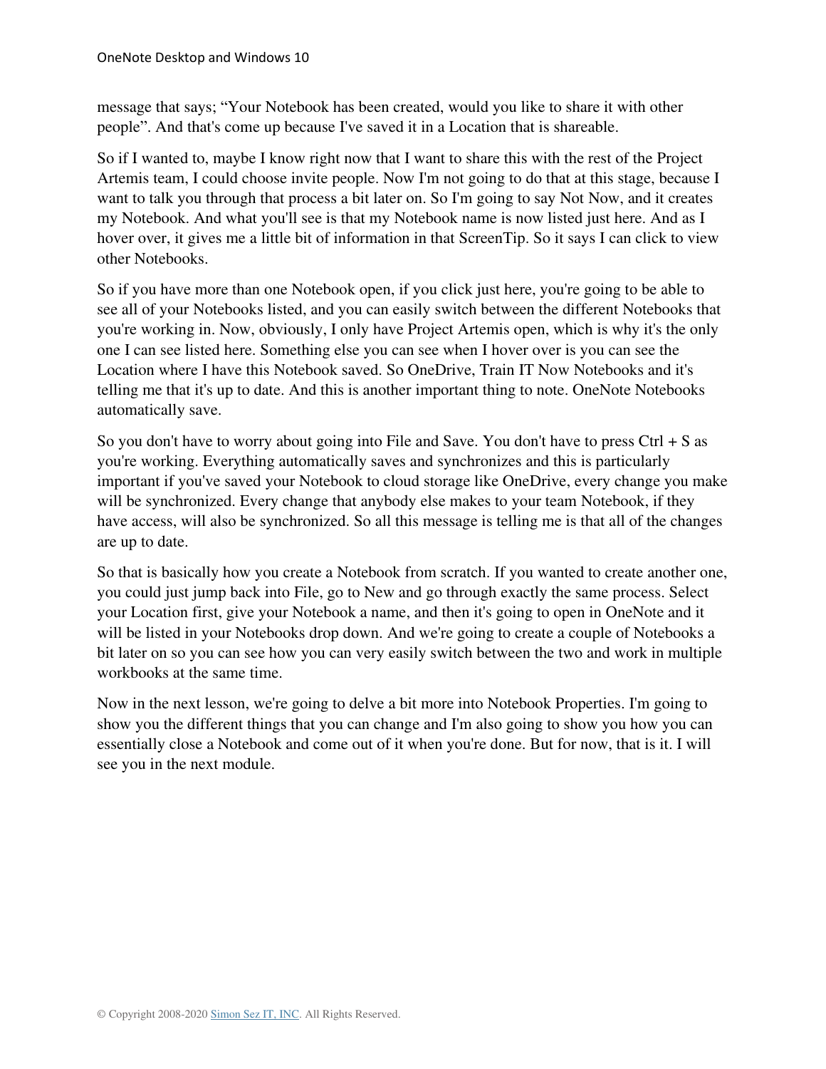message that says; “Your Notebook has been created, would you like to share it with other people”. And that's come up because I've saved it in a Location that is shareable.

So if I wanted to, maybe I know right now that I want to share this with the rest of the Project Artemis team, I could choose invite people. Now I'm not going to do that at this stage, because I want to talk you through that process a bit later on. So I'm going to say Not Now, and it creates my Notebook. And what you'll see is that my Notebook name is now listed just here. And as I hover over, it gives me a little bit of information in that ScreenTip. So it says I can click to view other Notebooks.

So if you have more than one Notebook open, if you click just here, you're going to be able to see all of your Notebooks listed, and you can easily switch between the different Notebooks that you're working in. Now, obviously, I only have Project Artemis open, which is why it's the only one I can see listed here. Something else you can see when I hover over is you can see the Location where I have this Notebook saved. So OneDrive, Train IT Now Notebooks and it's telling me that it's up to date. And this is another important thing to note. OneNote Notebooks automatically save.

So you don't have to worry about going into File and Save. You don't have to press Ctrl + S as you're working. Everything automatically saves and synchronizes and this is particularly important if you've saved your Notebook to cloud storage like OneDrive, every change you make will be synchronized. Every change that anybody else makes to your team Notebook, if they have access, will also be synchronized. So all this message is telling me is that all of the changes are up to date.

So that is basically how you create a Notebook from scratch. If you wanted to create another one, you could just jump back into File, go to New and go through exactly the same process. Select your Location first, give your Notebook a name, and then it's going to open in OneNote and it will be listed in your Notebooks drop down. And we're going to create a couple of Notebooks a bit later on so you can see how you can very easily switch between the two and work in multiple workbooks at the same time.

Now in the next lesson, we're going to delve a bit more into Notebook Properties. I'm going to show you the different things that you can change and I'm also going to show you how you can essentially close a Notebook and come out of it when you're done. But for now, that is it. I will see you in the next module.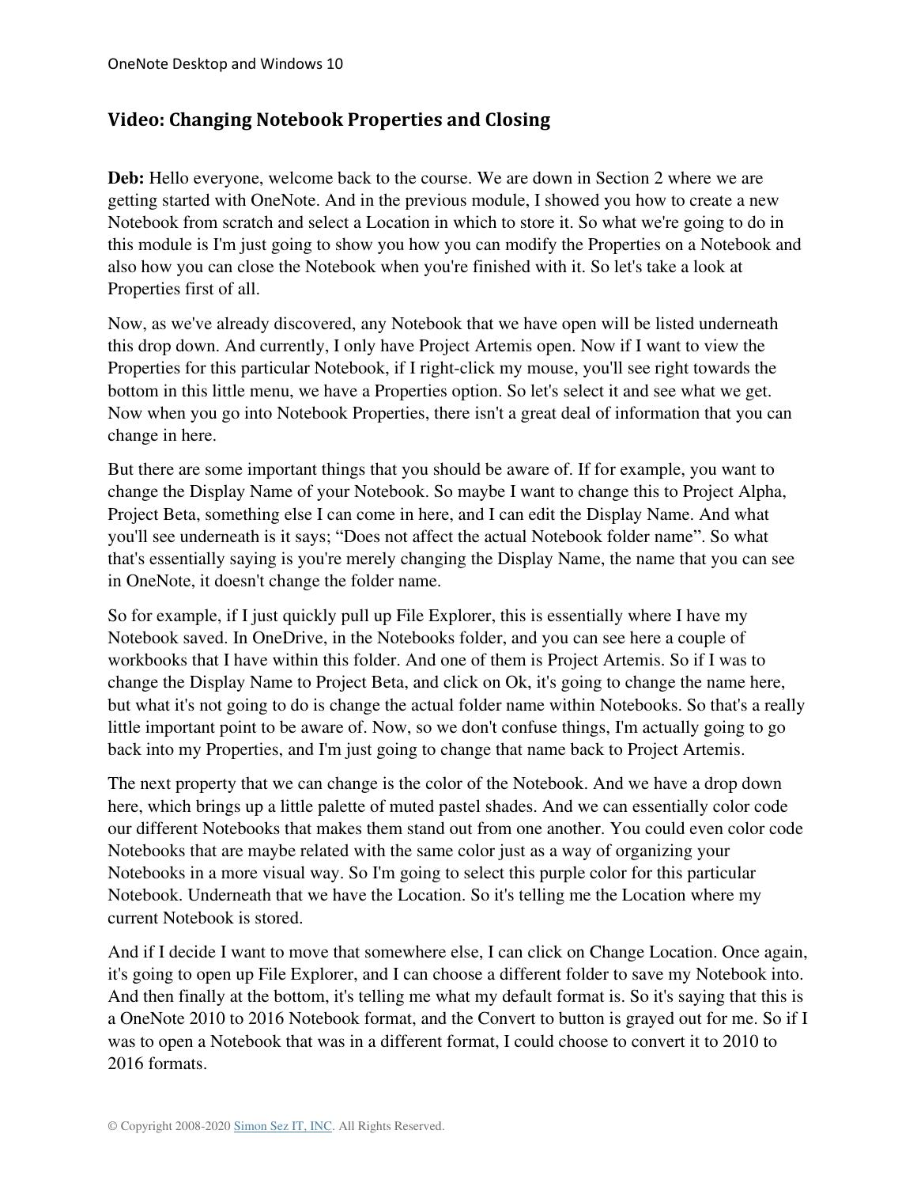## Video: Changing Notebook Properties and Closing

**Deb:** Hello everyone, welcome back to the course. We are down in Section 2 where we are getting started with OneNote. And in the previous module, I showed you how to create a new Notebook from scratch and select a Location in which to store it. So what we're going to do in this module is I'm just going to show you how you can modify the Properties on a Notebook and also how you can close the Notebook when you're finished with it. So let's take a look at Properties first of all.

Now, as we've already discovered, any Notebook that we have open will be listed underneath this drop down. And currently, I only have Project Artemis open. Now if I want to view the Properties for this particular Notebook, if I right-click my mouse, you'll see right towards the bottom in this little menu, we have a Properties option. So let's select it and see what we get. Now when you go into Notebook Properties, there isn't a great deal of information that you can change in here.

But there are some important things that you should be aware of. If for example, you want to change the Display Name of your Notebook. So maybe I want to change this to Project Alpha, Project Beta, something else I can come in here, and I can edit the Display Name. And what you'll see underneath is it says; "Does not affect the actual Notebook folder name". So what that's essentially saying is you're merely changing the Display Name, the name that you can see in OneNote, it doesn't change the folder name.

So for example, if I just quickly pull up File Explorer, this is essentially where I have my Notebook saved. In OneDrive, in the Notebooks folder, and you can see here a couple of workbooks that I have within this folder. And one of them is Project Artemis. So if I was to change the Display Name to Project Beta, and click on Ok, it's going to change the name here, but what it's not going to do is change the actual folder name within Notebooks. So that's a really little important point to be aware of. Now, so we don't confuse things, I'm actually going to go back into my Properties, and I'm just going to change that name back to Project Artemis.

The next property that we can change is the color of the Notebook. And we have a drop down here, which brings up a little palette of muted pastel shades. And we can essentially color code our different Notebooks that makes them stand out from one another. You could even color code Notebooks that are maybe related with the same color just as a way of organizing your Notebooks in a more visual way. So I'm going to select this purple color for this particular Notebook. Underneath that we have the Location. So it's telling me the Location where my current Notebook is stored.

And if I decide I want to move that somewhere else, I can click on Change Location. Once again, it's going to open up File Explorer, and I can choose a different folder to save my Notebook into. And then finally at the bottom, it's telling me what my default format is. So it's saying that this is a OneNote 2010 to 2016 Notebook format, and the Convert to button is grayed out for me. So if I was to open a Notebook that was in a different format, I could choose to convert it to 2010 to 2016 formats.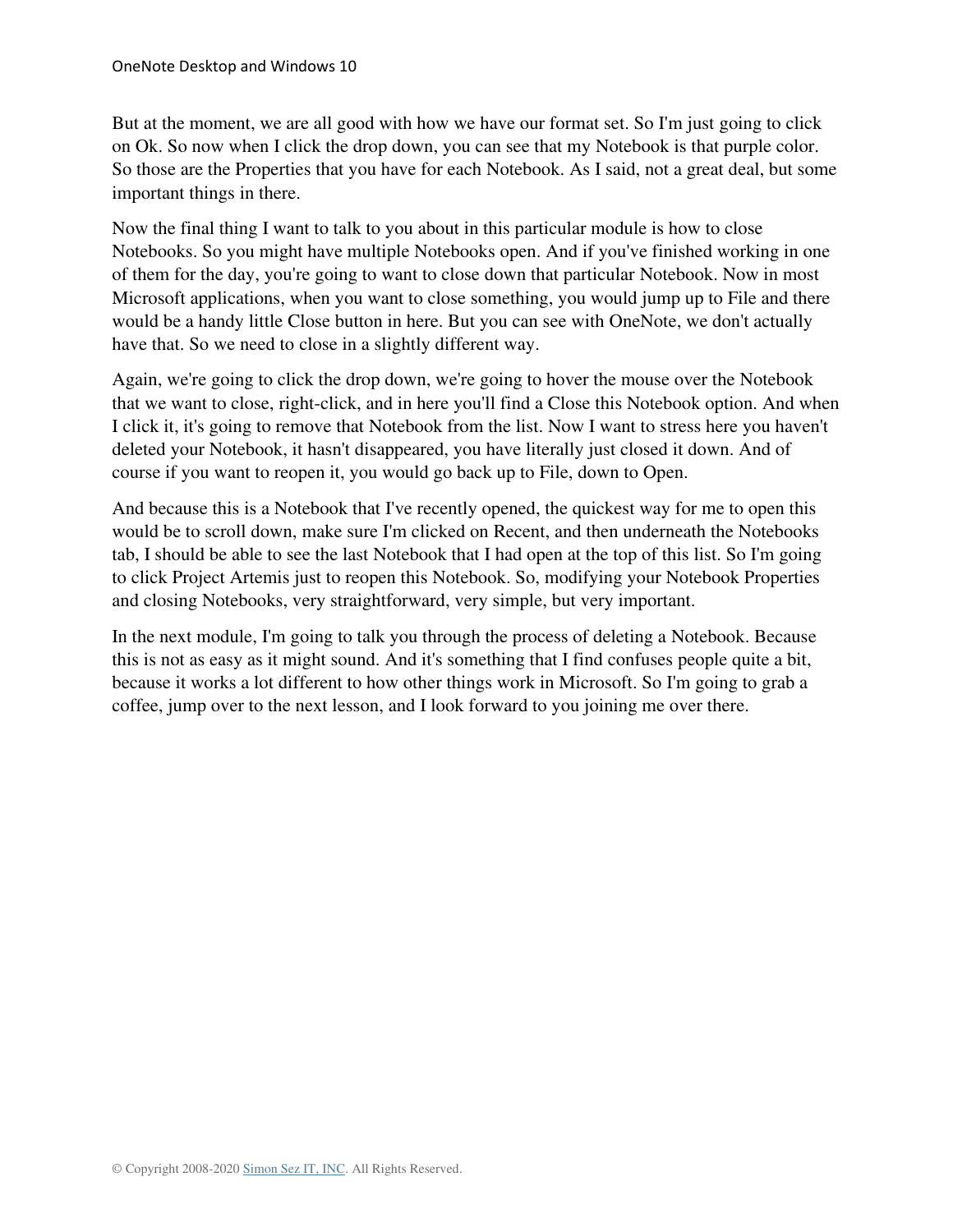But at the moment, we are all good with how we have our format set. So I'm just going to click on Ok. So now when I click the drop down, you can see that my Notebook is that purple color. So those are the Properties that you have for each Notebook. As I said, not a great deal, but some important things in there.

Now the final thing I want to talk to you about in this particular module is how to close Notebooks. So you might have multiple Notebooks open. And if you've finished working in one of them for the day, you're going to want to close down that particular Notebook. Now in most Microsoft applications, when you want to close something, you would jump up to File and there would be a handy little Close button in here. But you can see with OneNote, we don't actually have that. So we need to close in a slightly different way.

Again, we're going to click the drop down, we're going to hover the mouse over the Notebook that we want to close, right-click, and in here you'll find a Close this Notebook option. And when I click it, it's going to remove that Notebook from the list. Now I want to stress here you haven't deleted your Notebook, it hasn't disappeared, you have literally just closed it down. And of course if you want to reopen it, you would go back up to File, down to Open.

And because this is a Notebook that I've recently opened, the quickest way for me to open this would be to scroll down, make sure I'm clicked on Recent, and then underneath the Notebooks tab, I should be able to see the last Notebook that I had open at the top of this list. So I'm going to click Project Artemis just to reopen this Notebook. So, modifying your Notebook Properties and closing Notebooks, very straightforward, very simple, but very important.

In the next module, I'm going to talk you through the process of deleting a Notebook. Because this is not as easy as it might sound. And it's something that I find confuses people quite a bit, because it works a lot different to how other things work in Microsoft. So I'm going to grab a coffee, jump over to the next lesson, and I look forward to you joining me over there.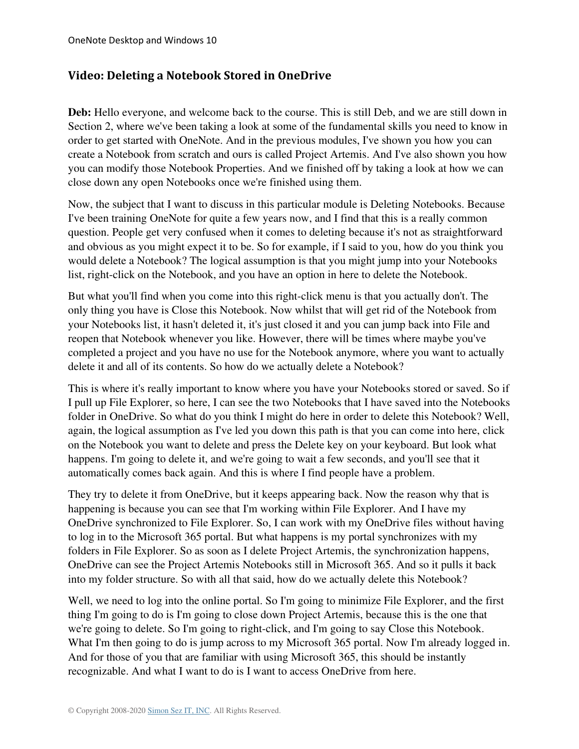## Video: Deleting a Notebook Stored in OneDrive

**Deb:** Hello everyone, and welcome back to the course. This is still Deb, and we are still down in Section 2, where we've been taking a look at some of the fundamental skills you need to know in order to get started with OneNote. And in the previous modules, I've shown you how you can create a Notebook from scratch and ours is called Project Artemis. And I've also shown you how you can modify those Notebook Properties. And we finished off by taking a look at how we can close down any open Notebooks once we're finished using them.

Now, the subject that I want to discuss in this particular module is Deleting Notebooks. Because I've been training OneNote for quite a few years now, and I find that this is a really common question. People get very confused when it comes to deleting because it's not as straightforward and obvious as you might expect it to be. So for example, if I said to you, how do you think you would delete a Notebook? The logical assumption is that you might jump into your Notebooks list, right-click on the Notebook, and you have an option in here to delete the Notebook.

But what you'll find when you come into this right-click menu is that you actually don't. The only thing you have is Close this Notebook. Now whilst that will get rid of the Notebook from your Notebooks list, it hasn't deleted it, it's just closed it and you can jump back into File and reopen that Notebook whenever you like. However, there will be times where maybe you've completed a project and you have no use for the Notebook anymore, where you want to actually delete it and all of its contents. So how do we actually delete a Notebook?

This is where it's really important to know where you have your Notebooks stored or saved. So if I pull up File Explorer, so here, I can see the two Notebooks that I have saved into the Notebooks folder in OneDrive. So what do you think I might do here in order to delete this Notebook? Well, again, the logical assumption as I've led you down this path is that you can come into here, click on the Notebook you want to delete and press the Delete key on your keyboard. But look what happens. I'm going to delete it, and we're going to wait a few seconds, and you'll see that it automatically comes back again. And this is where I find people have a problem.

They try to delete it from OneDrive, but it keeps appearing back. Now the reason why that is happening is because you can see that I'm working within File Explorer. And I have my OneDrive synchronized to File Explorer. So, I can work with my OneDrive files without having to log in to the Microsoft 365 portal. But what happens is my portal synchronizes with my folders in File Explorer. So as soon as I delete Project Artemis, the synchronization happens, OneDrive can see the Project Artemis Notebooks still in Microsoft 365. And so it pulls it back into my folder structure. So with all that said, how do we actually delete this Notebook?

Well, we need to log into the online portal. So I'm going to minimize File Explorer, and the first thing I'm going to do is I'm going to close down Project Artemis, because this is the one that we're going to delete. So I'm going to right-click, and I'm going to say Close this Notebook. What I'm then going to do is jump across to my Microsoft 365 portal. Now I'm already logged in. And for those of you that are familiar with using Microsoft 365, this should be instantly recognizable. And what I want to do is I want to access OneDrive from here.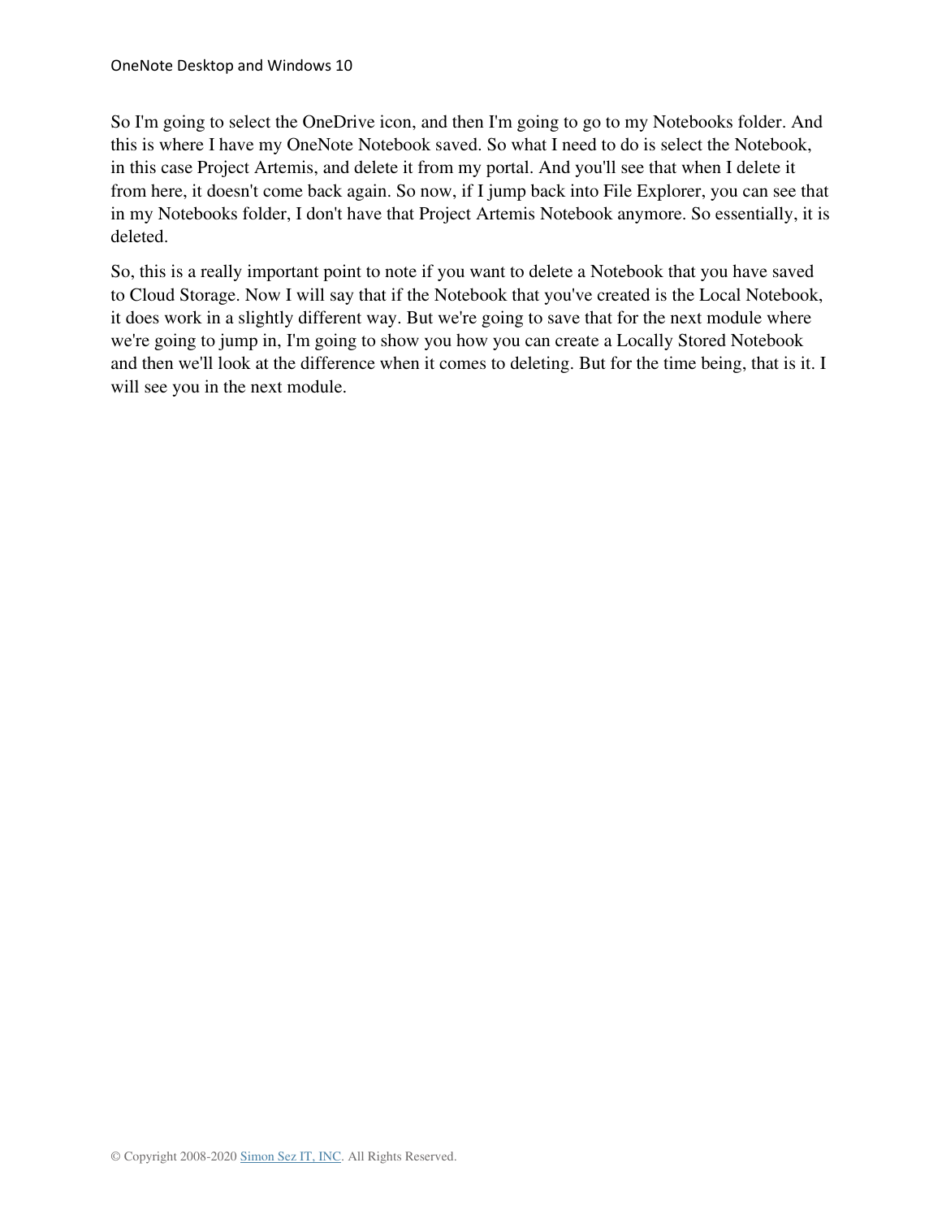So I'm going to select the OneDrive icon, and then I'm going to go to my Notebooks folder. And this is where I have my OneNote Notebook saved. So what I need to do is select the Notebook, in this case Project Artemis, and delete it from my portal. And you'll see that when I delete it from here, it doesn't come back again. So now, if I jump back into File Explorer, you can see that in my Notebooks folder, I don't have that Project Artemis Notebook anymore. So essentially, it is deleted.

So, this is a really important point to note if you want to delete a Notebook that you have saved to Cloud Storage. Now I will say that if the Notebook that you've created is the Local Notebook, it does work in a slightly different way. But we're going to save that for the next module where we're going to jump in, I'm going to show you how you can create a Locally Stored Notebook and then we'll look at the difference when it comes to deleting. But for the time being, that is it. I will see you in the next module.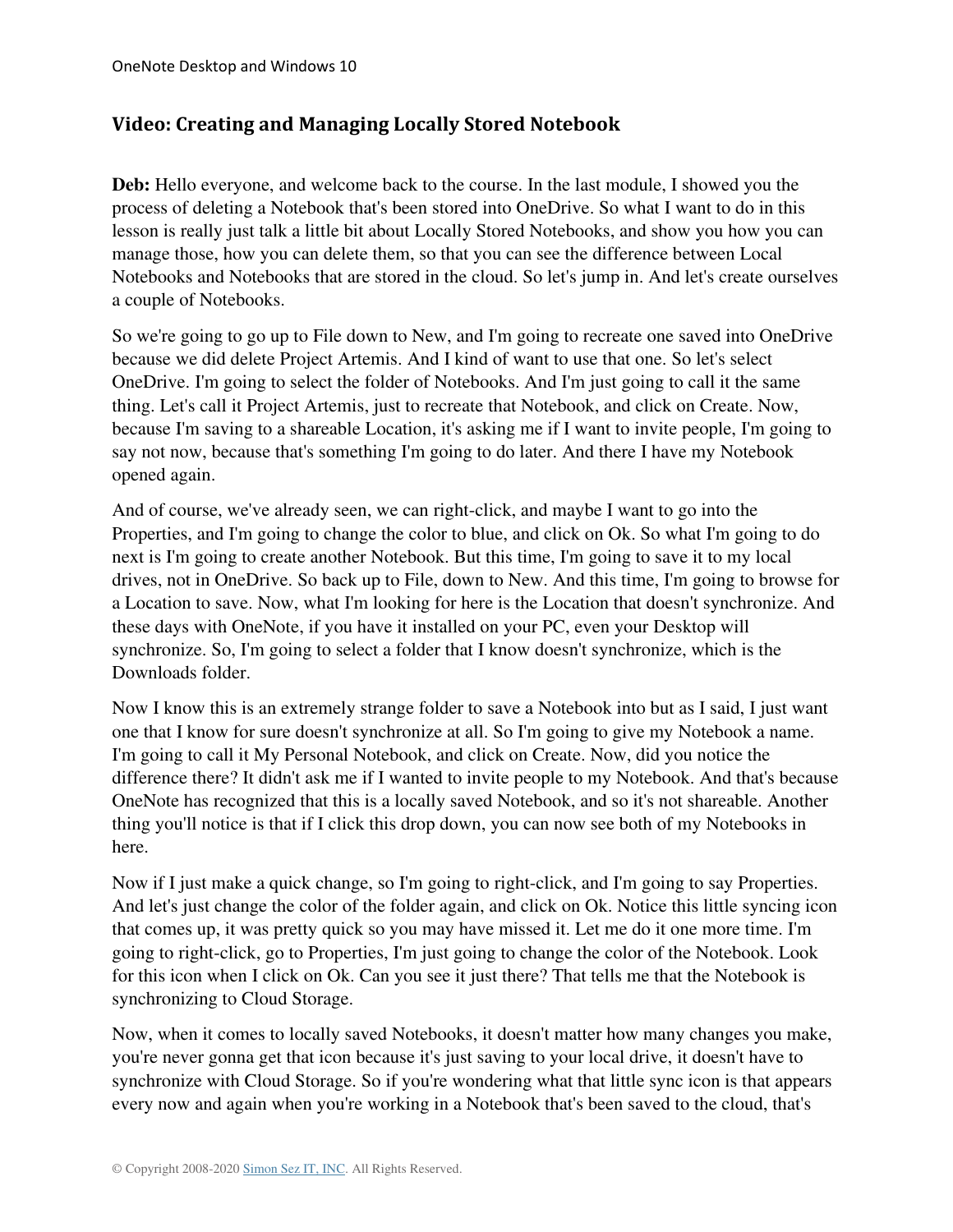## Video: Creating and Managing Locally Stored Notebook

**Deb:** Hello everyone, and welcome back to the course. In the last module, I showed you the process of deleting a Notebook that's been stored into OneDrive. So what I want to do in this lesson is really just talk a little bit about Locally Stored Notebooks, and show you how you can manage those, how you can delete them, so that you can see the difference between Local Notebooks and Notebooks that are stored in the cloud. So let's jump in. And let's create ourselves a couple of Notebooks.

So we're going to go up to File down to New, and I'm going to recreate one saved into OneDrive because we did delete Project Artemis. And I kind of want to use that one. So let's select OneDrive. I'm going to select the folder of Notebooks. And I'm just going to call it the same thing. Let's call it Project Artemis, just to recreate that Notebook, and click on Create. Now, because I'm saving to a shareable Location, it's asking me if I want to invite people, I'm going to say not now, because that's something I'm going to do later. And there I have my Notebook opened again.

And of course, we've already seen, we can right-click, and maybe I want to go into the Properties, and I'm going to change the color to blue, and click on Ok. So what I'm going to do next is I'm going to create another Notebook. But this time, I'm going to save it to my local drives, not in OneDrive. So back up to File, down to New. And this time, I'm going to browse for a Location to save. Now, what I'm looking for here is the Location that doesn't synchronize. And these days with OneNote, if you have it installed on your PC, even your Desktop will synchronize. So, I'm going to select a folder that I know doesn't synchronize, which is the Downloads folder.

Now I know this is an extremely strange folder to save a Notebook into but as I said, I just want one that I know for sure doesn't synchronize at all. So I'm going to give my Notebook a name. I'm going to call it My Personal Notebook, and click on Create. Now, did you notice the difference there? It didn't ask me if I wanted to invite people to my Notebook. And that's because OneNote has recognized that this is a locally saved Notebook, and so it's not shareable. Another thing you'll notice is that if I click this drop down, you can now see both of my Notebooks in here.

Now if I just make a quick change, so I'm going to right-click, and I'm going to say Properties. And let's just change the color of the folder again, and click on Ok. Notice this little syncing icon that comes up, it was pretty quick so you may have missed it. Let me do it one more time. I'm going to right-click, go to Properties, I'm just going to change the color of the Notebook. Look for this icon when I click on Ok. Can you see it just there? That tells me that the Notebook is synchronizing to Cloud Storage.

Now, when it comes to locally saved Notebooks, it doesn't matter how many changes you make, you're never gonna get that icon because it's just saving to your local drive, it doesn't have to synchronize with Cloud Storage. So if you're wondering what that little sync icon is that appears every now and again when you're working in a Notebook that's been saved to the cloud, that's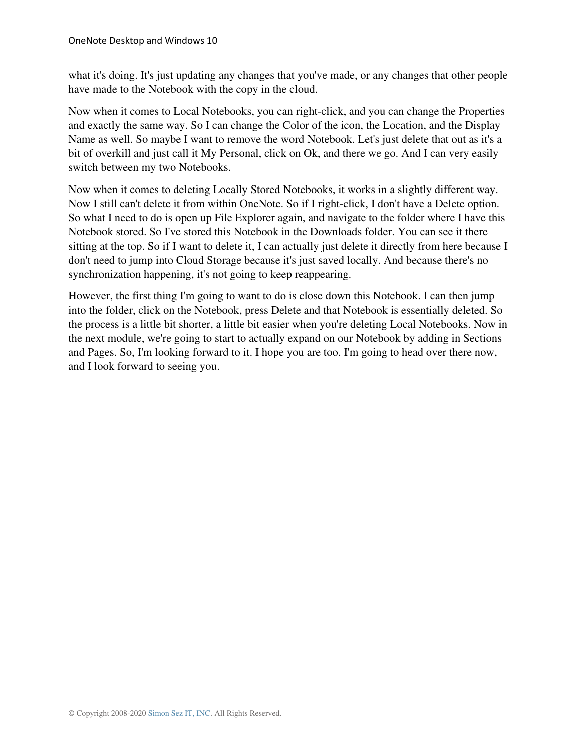what it's doing. It's just updating any changes that you've made, or any changes that other people have made to the Notebook with the copy in the cloud.

Now when it comes to Local Notebooks, you can right-click, and you can change the Properties and exactly the same way. So I can change the Color of the icon, the Location, and the Display Name as well. So maybe I want to remove the word Notebook. Let's just delete that out as it's a bit of overkill and just call it My Personal, click on Ok, and there we go. And I can very easily switch between my two Notebooks.

Now when it comes to deleting Locally Stored Notebooks, it works in a slightly different way. Now I still can't delete it from within OneNote. So if I right-click, I don't have a Delete option. So what I need to do is open up File Explorer again, and navigate to the folder where I have this Notebook stored. So I've stored this Notebook in the Downloads folder. You can see it there sitting at the top. So if I want to delete it, I can actually just delete it directly from here because I don't need to jump into Cloud Storage because it's just saved locally. And because there's no synchronization happening, it's not going to keep reappearing.

However, the first thing I'm going to want to do is close down this Notebook. I can then jump into the folder, click on the Notebook, press Delete and that Notebook is essentially deleted. So the process is a little bit shorter, a little bit easier when you're deleting Local Notebooks. Now in the next module, we're going to start to actually expand on our Notebook by adding in Sections and Pages. So, I'm looking forward to it. I hope you are too. I'm going to head over there now, and I look forward to seeing you.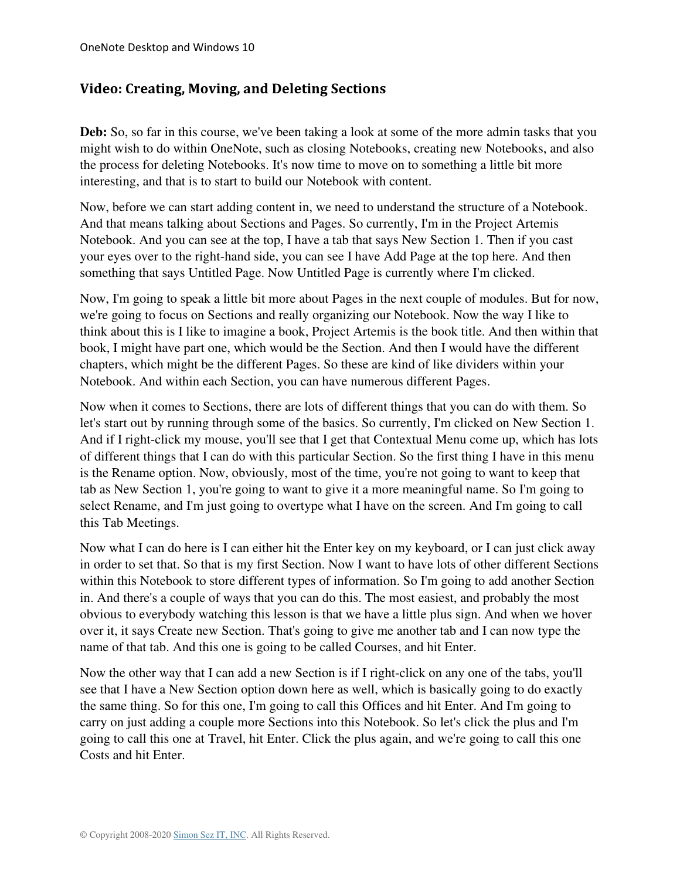## Video: Creating, Moving, and Deleting Sections

**Deb:** So, so far in this course, we've been taking a look at some of the more admin tasks that you might wish to do within OneNote, such as closing Notebooks, creating new Notebooks, and also the process for deleting Notebooks. It's now time to move on to something a little bit more interesting, and that is to start to build our Notebook with content.

Now, before we can start adding content in, we need to understand the structure of a Notebook. And that means talking about Sections and Pages. So currently, I'm in the Project Artemis Notebook. And you can see at the top, I have a tab that says New Section 1. Then if you cast your eyes over to the right-hand side, you can see I have Add Page at the top here. And then something that says Untitled Page. Now Untitled Page is currently where I'm clicked.

Now, I'm going to speak a little bit more about Pages in the next couple of modules. But for now, we're going to focus on Sections and really organizing our Notebook. Now the way I like to think about this is I like to imagine a book, Project Artemis is the book title. And then within that book, I might have part one, which would be the Section. And then I would have the different chapters, which might be the different Pages. So these are kind of like dividers within your Notebook. And within each Section, you can have numerous different Pages.

Now when it comes to Sections, there are lots of different things that you can do with them. So let's start out by running through some of the basics. So currently, I'm clicked on New Section 1. And if I right-click my mouse, you'll see that I get that Contextual Menu come up, which has lots of different things that I can do with this particular Section. So the first thing I have in this menu is the Rename option. Now, obviously, most of the time, you're not going to want to keep that tab as New Section 1, you're going to want to give it a more meaningful name. So I'm going to select Rename, and I'm just going to overtype what I have on the screen. And I'm going to call this Tab Meetings.

Now what I can do here is I can either hit the Enter key on my keyboard, or I can just click away in order to set that. So that is my first Section. Now I want to have lots of other different Sections within this Notebook to store different types of information. So I'm going to add another Section in. And there's a couple of ways that you can do this. The most easiest, and probably the most obvious to everybody watching this lesson is that we have a little plus sign. And when we hover over it, it says Create new Section. That's going to give me another tab and I can now type the name of that tab. And this one is going to be called Courses, and hit Enter.

Now the other way that I can add a new Section is if I right-click on any one of the tabs, you'll see that I have a New Section option down here as well, which is basically going to do exactly the same thing. So for this one, I'm going to call this Offices and hit Enter. And I'm going to carry on just adding a couple more Sections into this Notebook. So let's click the plus and I'm going to call this one at Travel, hit Enter. Click the plus again, and we're going to call this one Costs and hit Enter.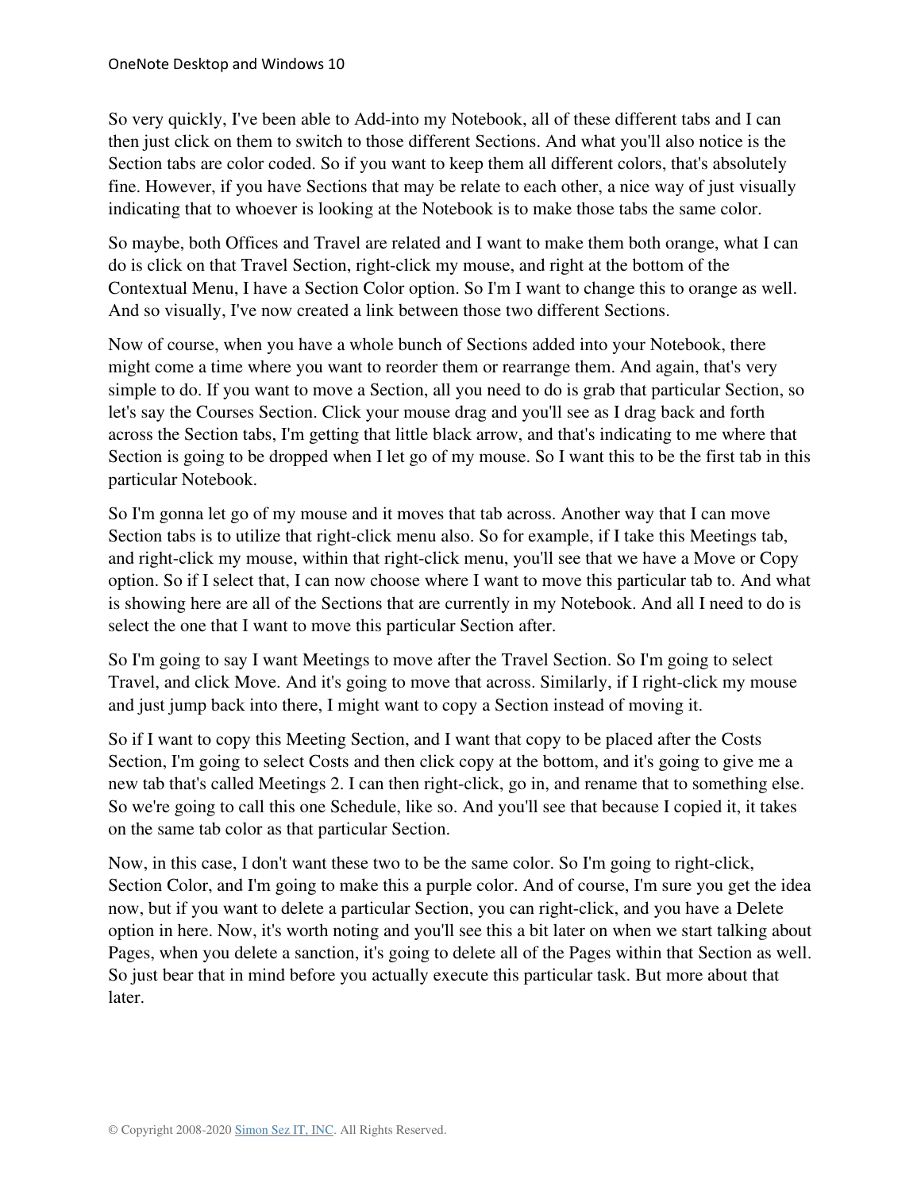So very quickly, I've been able to Add-into my Notebook, all of these different tabs and I can then just click on them to switch to those different Sections. And what you'll also notice is the Section tabs are color coded. So if you want to keep them all different colors, that's absolutely fine. However, if you have Sections that may be relate to each other, a nice way of just visually indicating that to whoever is looking at the Notebook is to make those tabs the same color.

So maybe, both Offices and Travel are related and I want to make them both orange, what I can do is click on that Travel Section, right-click my mouse, and right at the bottom of the Contextual Menu, I have a Section Color option. So I'm I want to change this to orange as well. And so visually, I've now created a link between those two different Sections.

Now of course, when you have a whole bunch of Sections added into your Notebook, there might come a time where you want to reorder them or rearrange them. And again, that's very simple to do. If you want to move a Section, all you need to do is grab that particular Section, so let's say the Courses Section. Click your mouse drag and you'll see as I drag back and forth across the Section tabs, I'm getting that little black arrow, and that's indicating to me where that Section is going to be dropped when I let go of my mouse. So I want this to be the first tab in this particular Notebook.

So I'm gonna let go of my mouse and it moves that tab across. Another way that I can move Section tabs is to utilize that right-click menu also. So for example, if I take this Meetings tab, and right-click my mouse, within that right-click menu, you'll see that we have a Move or Copy option. So if I select that, I can now choose where I want to move this particular tab to. And what is showing here are all of the Sections that are currently in my Notebook. And all I need to do is select the one that I want to move this particular Section after.

So I'm going to say I want Meetings to move after the Travel Section. So I'm going to select Travel, and click Move. And it's going to move that across. Similarly, if I right-click my mouse and just jump back into there, I might want to copy a Section instead of moving it.

So if I want to copy this Meeting Section, and I want that copy to be placed after the Costs Section, I'm going to select Costs and then click copy at the bottom, and it's going to give me a new tab that's called Meetings 2. I can then right-click, go in, and rename that to something else. So we're going to call this one Schedule, like so. And you'll see that because I copied it, it takes on the same tab color as that particular Section.

Now, in this case, I don't want these two to be the same color. So I'm going to right-click, Section Color, and I'm going to make this a purple color. And of course, I'm sure you get the idea now, but if you want to delete a particular Section, you can right-click, and you have a Delete option in here. Now, it's worth noting and you'll see this a bit later on when we start talking about Pages, when you delete a sanction, it's going to delete all of the Pages within that Section as well. So just bear that in mind before you actually execute this particular task. But more about that later.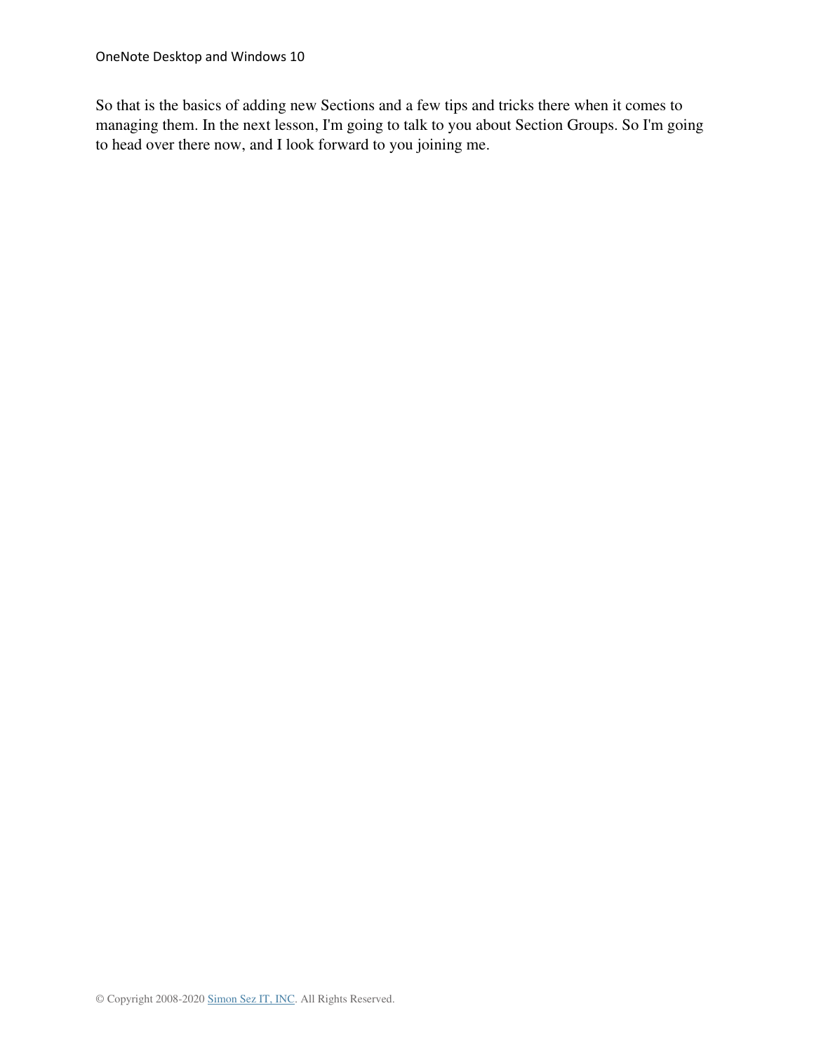So that is the basics of adding new Sections and a few tips and tricks there when it comes to managing them. In the next lesson, I'm going to talk to you about Section Groups. So I'm going to head over there now, and I look forward to you joining me.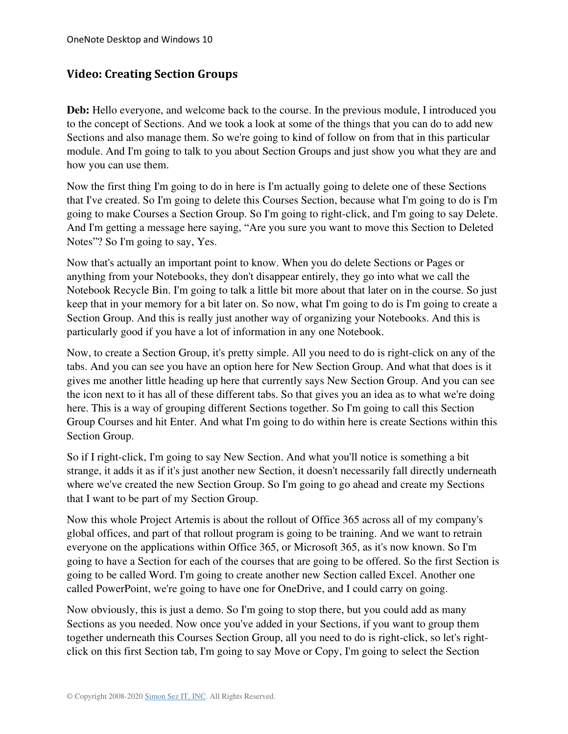## Video: Creating Section Groups

**Deb:** Hello everyone, and welcome back to the course. In the previous module, I introduced you to the concept of Sections. And we took a look at some of the things that you can do to add new Sections and also manage them. So we're going to kind of follow on from that in this particular module. And I'm going to talk to you about Section Groups and just show you what they are and how you can use them.

Now the first thing I'm going to do in here is I'm actually going to delete one of these Sections that I've created. So I'm going to delete this Courses Section, because what I'm going to do is I'm going to make Courses a Section Group. So I'm going to right-click, and I'm going to say Delete. And I'm getting a message here saying, "Are you sure you want to move this Section to Deleted Notes"? So I'm going to say, Yes.

Now that's actually an important point to know. When you do delete Sections or Pages or anything from your Notebooks, they don't disappear entirely, they go into what we call the Notebook Recycle Bin. I'm going to talk a little bit more about that later on in the course. So just keep that in your memory for a bit later on. So now, what I'm going to do is I'm going to create a Section Group. And this is really just another way of organizing your Notebooks. And this is particularly good if you have a lot of information in any one Notebook.

Now, to create a Section Group, it's pretty simple. All you need to do is right-click on any of the tabs. And you can see you have an option here for New Section Group. And what that does is it gives me another little heading up here that currently says New Section Group. And you can see the icon next to it has all of these different tabs. So that gives you an idea as to what we're doing here. This is a way of grouping different Sections together. So I'm going to call this Section Group Courses and hit Enter. And what I'm going to do within here is create Sections within this Section Group.

So if I right-click, I'm going to say New Section. And what you'll notice is something a bit strange, it adds it as if it's just another new Section, it doesn't necessarily fall directly underneath where we've created the new Section Group. So I'm going to go ahead and create my Sections that I want to be part of my Section Group.

Now this whole Project Artemis is about the rollout of Office 365 across all of my company's global offices, and part of that rollout program is going to be training. And we want to retrain everyone on the applications within Office 365, or Microsoft 365, as it's now known. So I'm going to have a Section for each of the courses that are going to be offered. So the first Section is going to be called Word. I'm going to create another new Section called Excel. Another one called PowerPoint, we're going to have one for OneDrive, and I could carry on going.

Now obviously, this is just a demo. So I'm going to stop there, but you could add as many Sections as you needed. Now once you've added in your Sections, if you want to group them together underneath this Courses Section Group, all you need to do is right-click, so let's right-click on this first Section tab, I'm going to say Move or Copy, I'm going to select the Section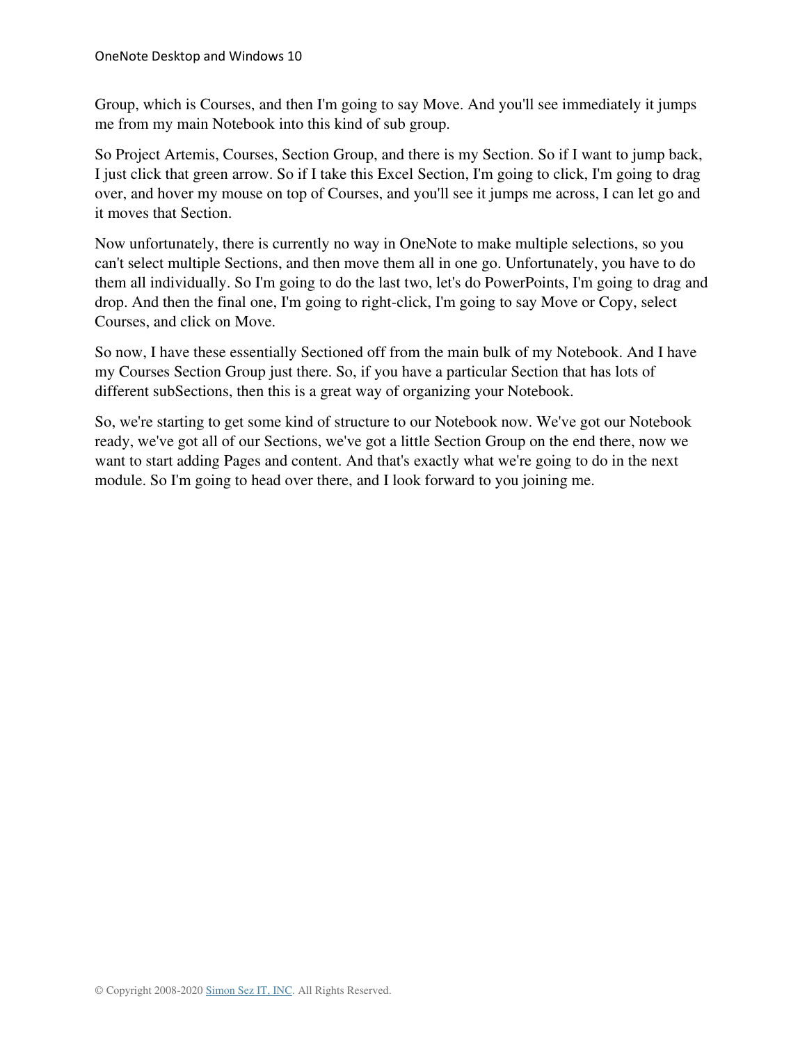Group, which is Courses, and then I'm going to say Move. And you'll see immediately it jumps me from my main Notebook into this kind of sub group.

So Project Artemis, Courses, Section Group, and there is my Section. So if I want to jump back, I just click that green arrow. So if I take this Excel Section, I'm going to click, I'm going to drag over, and hover my mouse on top of Courses, and you'll see it jumps me across, I can let go and it moves that Section.

Now unfortunately, there is currently no way in OneNote to make multiple selections, so you can't select multiple Sections, and then move them all in one go. Unfortunately, you have to do them all individually. So I'm going to do the last two, let's do PowerPoints, I'm going to drag and drop. And then the final one, I'm going to right-click, I'm going to say Move or Copy, select Courses, and click on Move.

So now, I have these essentially Sectioned off from the main bulk of my Notebook. And I have my Courses Section Group just there. So, if you have a particular Section that has lots of different subSections, then this is a great way of organizing your Notebook.

So, we're starting to get some kind of structure to our Notebook now. We've got our Notebook ready, we've got all of our Sections, we've got a little Section Group on the end there, now we want to start adding Pages and content. And that's exactly what we're going to do in the next module. So I'm going to head over there, and I look forward to you joining me.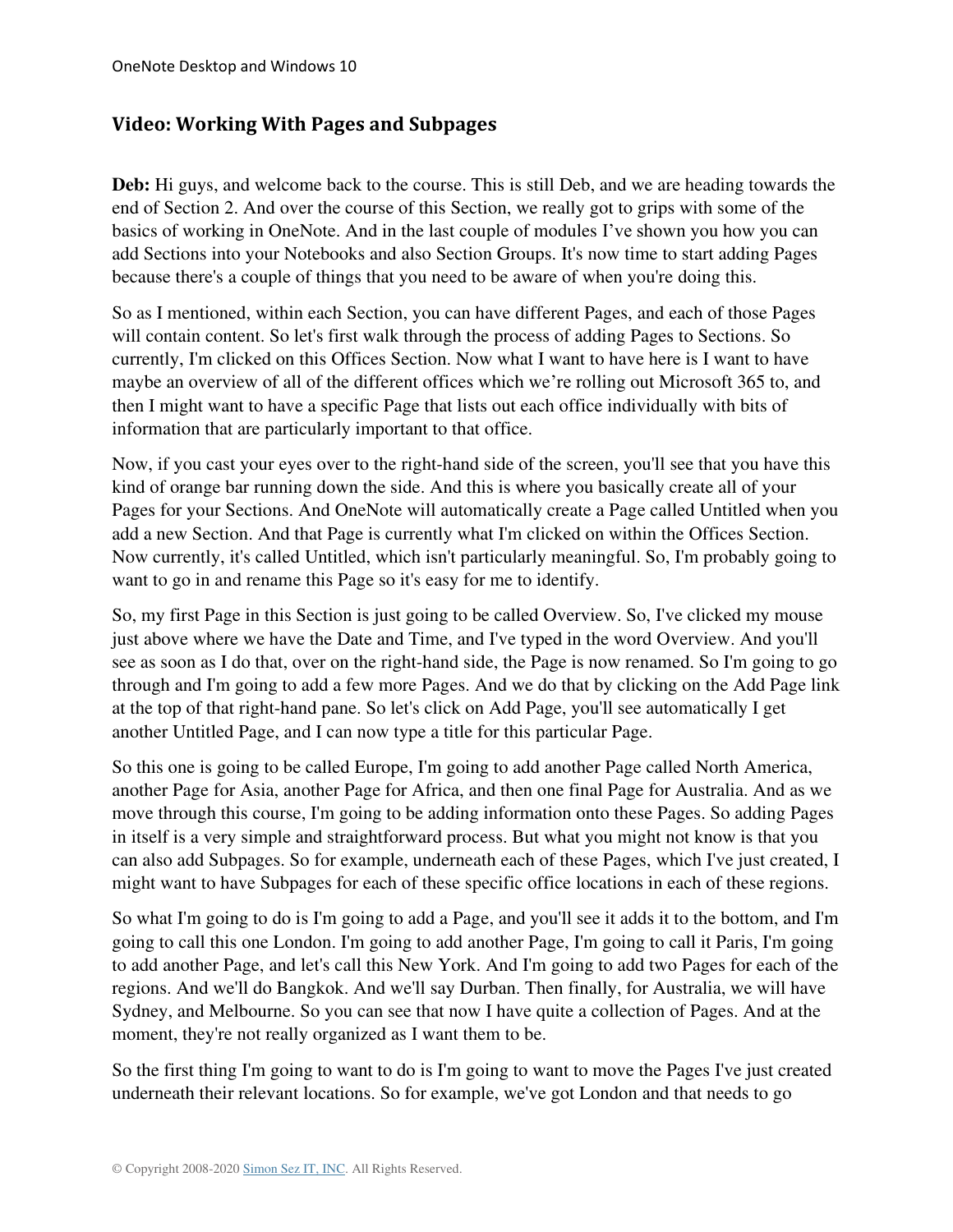## Video: Working With Pages and Subpages

**Deb:** Hi guys, and welcome back to the course. This is still Deb, and we are heading towards the end of Section 2. And over the course of this Section, we really got to grips with some of the basics of working in OneNote. And in the last couple of modules I've shown you how you can add Sections into your Notebooks and also Section Groups. It's now time to start adding Pages because there's a couple of things that you need to be aware of when you're doing this.

So as I mentioned, within each Section, you can have different Pages, and each of those Pages will contain content. So let's first walk through the process of adding Pages to Sections. So currently, I'm clicked on this Offices Section. Now what I want to have here is I want to have maybe an overview of all of the different offices which we're rolling out Microsoft 365 to, and then I might want to have a specific Page that lists out each office individually with bits of information that are particularly important to that office.

Now, if you cast your eyes over to the right-hand side of the screen, you'll see that you have this kind of orange bar running down the side. And this is where you basically create all of your Pages for your Sections. And OneNote will automatically create a Page called Untitled when you add a new Section. And that Page is currently what I'm clicked on within the Offices Section. Now currently, it's called Untitled, which isn't particularly meaningful. So, I'm probably going to want to go in and rename this Page so it's easy for me to identify.

So, my first Page in this Section is just going to be called Overview. So, I've clicked my mouse just above where we have the Date and Time, and I've typed in the word Overview. And you'll see as soon as I do that, over on the right-hand side, the Page is now renamed. So I'm going to go through and I'm going to add a few more Pages. And we do that by clicking on the Add Page link at the top of that right-hand pane. So let's click on Add Page, you'll see automatically I get another Untitled Page, and I can now type a title for this particular Page.

So this one is going to be called Europe, I'm going to add another Page called North America, another Page for Asia, another Page for Africa, and then one final Page for Australia. And as we move through this course, I'm going to be adding information onto these Pages. So adding Pages in itself is a very simple and straightforward process. But what you might not know is that you can also add Subpages. So for example, underneath each of these Pages, which I've just created, I might want to have Subpages for each of these specific office locations in each of these regions.

So what I'm going to do is I'm going to add a Page, and you'll see it adds it to the bottom, and I'm going to call this one London. I'm going to add another Page, I'm going to call it Paris, I'm going to add another Page, and let's call this New York. And I'm going to add two Pages for each of the regions. And we'll do Bangkok. And we'll say Durban. Then finally, for Australia, we will have Sydney, and Melbourne. So you can see that now I have quite a collection of Pages. And at the moment, they're not really organized as I want them to be.

So the first thing I'm going to want to do is I'm going to want to move the Pages I've just created underneath their relevant locations. So for example, we've got London and that needs to go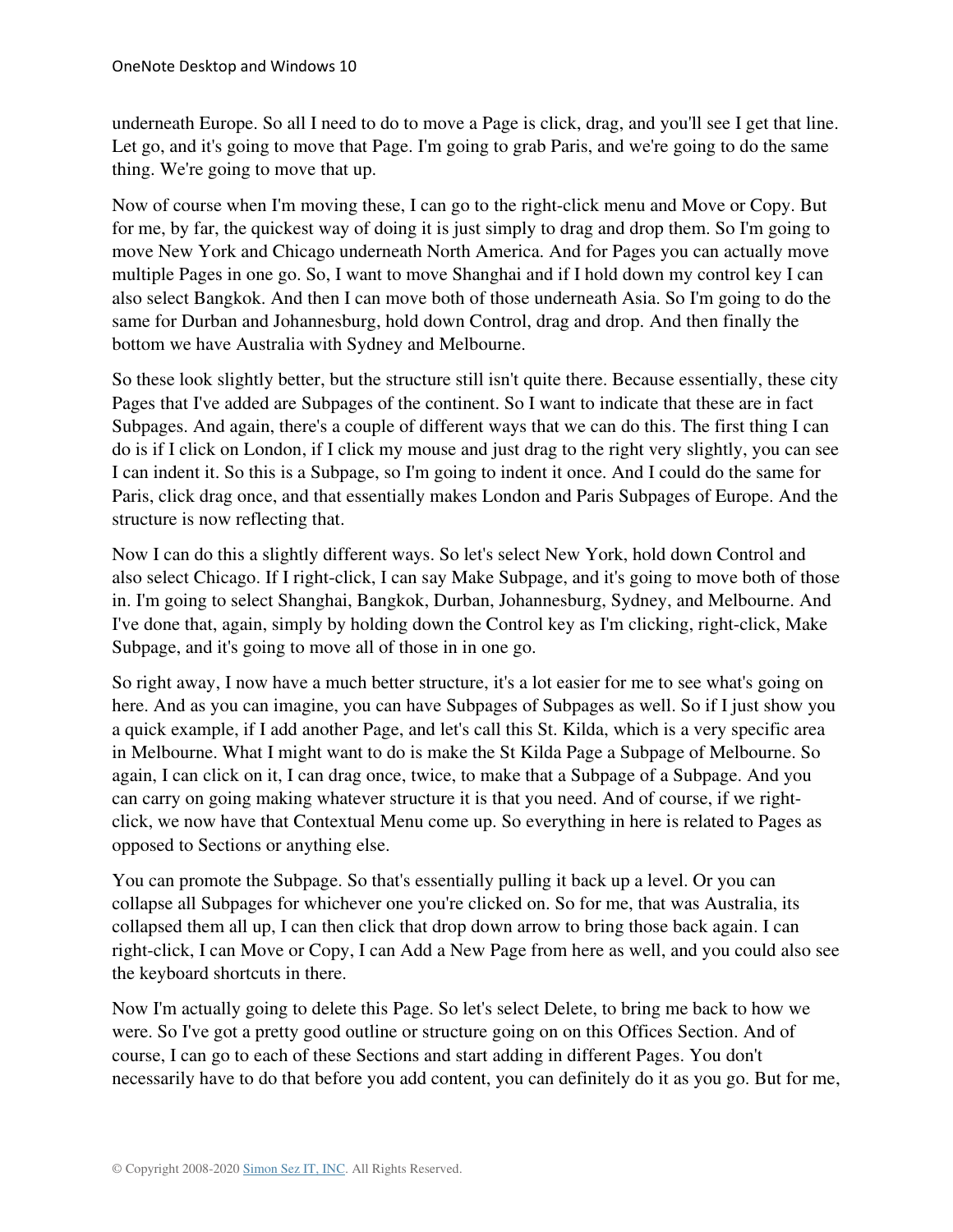underneath Europe. So all I need to do to move a Page is click, drag, and you'll see I get that line. Let go, and it's going to move that Page. I'm going to grab Paris, and we're going to do the same thing. We're going to move that up.

Now of course when I'm moving these, I can go to the right-click menu and Move or Copy. But for me, by far, the quickest way of doing it is just simply to drag and drop them. So I'm going to move New York and Chicago underneath North America. And for Pages you can actually move multiple Pages in one go. So, I want to move Shanghai and if I hold down my control key I can also select Bangkok. And then I can move both of those underneath Asia. So I'm going to do the same for Durban and Johannesburg, hold down Control, drag and drop. And then finally the bottom we have Australia with Sydney and Melbourne.

So these look slightly better, but the structure still isn't quite there. Because essentially, these city Pages that I've added are Subpages of the continent. So I want to indicate that these are in fact Subpages. And again, there's a couple of different ways that we can do this. The first thing I can do is if I click on London, if I click my mouse and just drag to the right very slightly, you can see I can indent it. So this is a Subpage, so I'm going to indent it once. And I could do the same for Paris, click drag once, and that essentially makes London and Paris Subpages of Europe. And the structure is now reflecting that.

Now I can do this a slightly different ways. So let's select New York, hold down Control and also select Chicago. If I right-click, I can say Make Subpage, and it's going to move both of those in. I'm going to select Shanghai, Bangkok, Durban, Johannesburg, Sydney, and Melbourne. And I've done that, again, simply by holding down the Control key as I'm clicking, right-click, Make Subpage, and it's going to move all of those in in one go.

So right away, I now have a much better structure, it's a lot easier for me to see what's going on here. And as you can imagine, you can have Subpages of Subpages as well. So if I just show you a quick example, if I add another Page, and let's call this St. Kilda, which is a very specific area in Melbourne. What I might want to do is make the St Kilda Page a Subpage of Melbourne. So again, I can click on it, I can drag once, twice, to make that a Subpage of a Subpage. And you can carry on going making whatever structure it is that you need. And of course, if we right-click, we now have that Contextual Menu come up. So everything in here is related to Pages as opposed to Sections or anything else.

You can promote the Subpage. So that's essentially pulling it back up a level. Or you can collapse all Subpages for whichever one you're clicked on. So for me, that was Australia, its collapsed them all up, I can then click that drop down arrow to bring those back again. I can right-click, I can Move or Copy, I can Add a New Page from here as well, and you could also see the keyboard shortcuts in there.

Now I'm actually going to delete this Page. So let's select Delete, to bring me back to how we were. So I've got a pretty good outline or structure going on on this Offices Section. And of course, I can go to each of these Sections and start adding in different Pages. You don't necessarily have to do that before you add content, you can definitely do it as you go. But for me,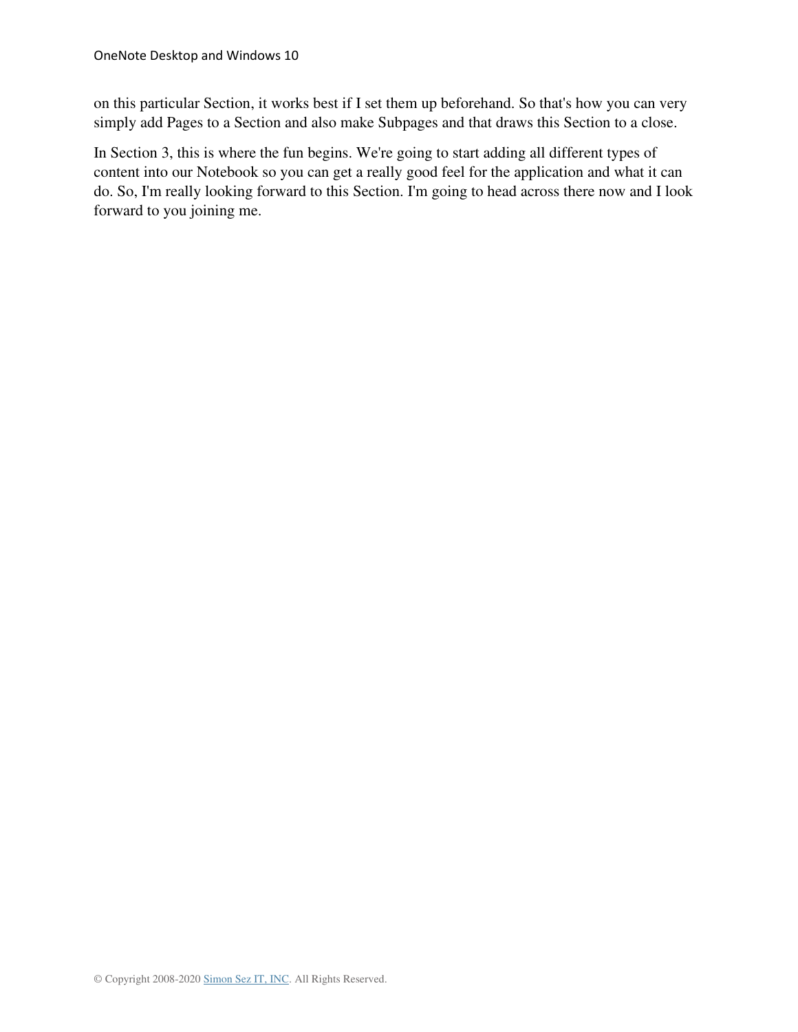on this particular Section, it works best if I set them up beforehand. So that's how you can very simply add Pages to a Section and also make Subpages and that draws this Section to a close.

In Section 3, this is where the fun begins. We're going to start adding all different types of content into our Notebook so you can get a really good feel for the application and what it can do. So, I'm really looking forward to this Section. I'm going to head across there now and I look forward to you joining me.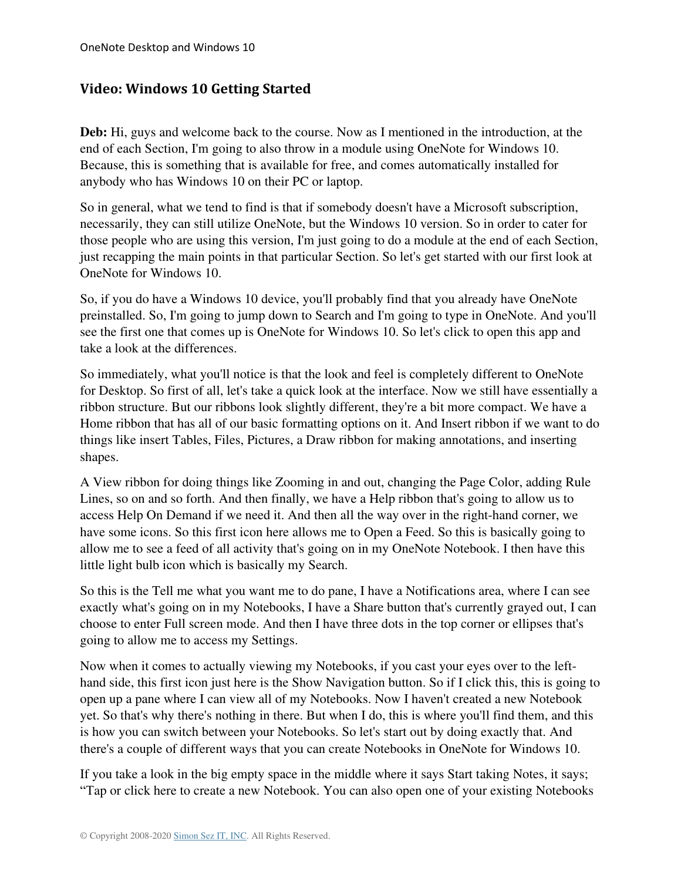## Video: Windows 10 Getting Started

**Deb:** Hi, guys and welcome back to the course. Now as I mentioned in the introduction, at the end of each Section, I'm going to also throw in a module using OneNote for Windows 10. Because, this is something that is available for free, and comes automatically installed for anybody who has Windows 10 on their PC or laptop.

So in general, what we tend to find is that if somebody doesn't have a Microsoft subscription, necessarily, they can still utilize OneNote, but the Windows 10 version. So in order to cater for those people who are using this version, I'm just going to do a module at the end of each Section, just recapping the main points in that particular Section. So let's get started with our first look at OneNote for Windows 10.

So, if you do have a Windows 10 device, you'll probably find that you already have OneNote preinstalled. So, I'm going to jump down to Search and I'm going to type in OneNote. And you'll see the first one that comes up is OneNote for Windows 10. So let's click to open this app and take a look at the differences.

So immediately, what you'll notice is that the look and feel is completely different to OneNote for Desktop. So first of all, let's take a quick look at the interface. Now we still have essentially a ribbon structure. But our ribbons look slightly different, they're a bit more compact. We have a Home ribbon that has all of our basic formatting options on it. And Insert ribbon if we want to do things like insert Tables, Files, Pictures, a Draw ribbon for making annotations, and inserting shapes.

A View ribbon for doing things like Zooming in and out, changing the Page Color, adding Rule Lines, so on and so forth. And then finally, we have a Help ribbon that's going to allow us to access Help On Demand if we need it. And then all the way over in the right-hand corner, we have some icons. So this first icon here allows me to Open a Feed. So this is basically going to allow me to see a feed of all activity that's going on in my OneNote Notebook. I then have this little light bulb icon which is basically my Search.

So this is the Tell me what you want me to do pane, I have a Notifications area, where I can see exactly what's going on in my Notebooks, I have a Share button that's currently grayed out, I can choose to enter Full screen mode. And then I have three dots in the top corner or ellipses that's going to allow me to access my Settings.

Now when it comes to actually viewing my Notebooks, if you cast your eyes over to the left-hand side, this first icon just here is the Show Navigation button. So if I click this, this is going to open up a pane where I can view all of my Notebooks. Now I haven't created a new Notebook yet. So that's why there's nothing in there. But when I do, this is where you'll find them, and this is how you can switch between your Notebooks. So let's start out by doing exactly that. And there's a couple of different ways that you can create Notebooks in OneNote for Windows 10.

If you take a look in the big empty space in the middle where it says Start taking Notes, it says; "Tap or click here to create a new Notebook. You can also open one of your existing Notebooks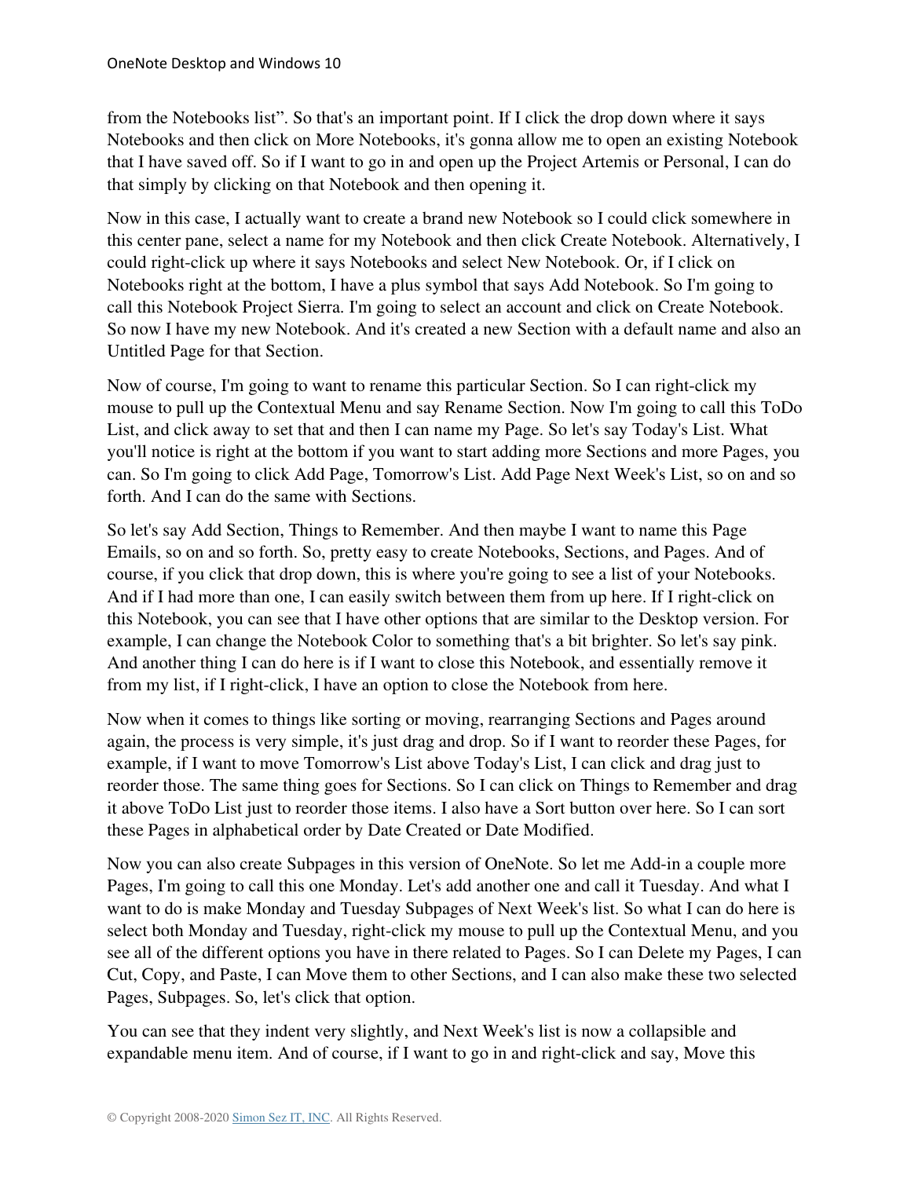from the Notebooks list". So that's an important point. If I click the drop down where it says Notebooks and then click on More Notebooks, it's gonna allow me to open an existing Notebook that I have saved off. So if I want to go in and open up the Project Artemis or Personal, I can do that simply by clicking on that Notebook and then opening it.

Now in this case, I actually want to create a brand new Notebook so I could click somewhere in this center pane, select a name for my Notebook and then click Create Notebook. Alternatively, I could right-click up where it says Notebooks and select New Notebook. Or, if I click on Notebooks right at the bottom, I have a plus symbol that says Add Notebook. So I'm going to call this Notebook Project Sierra. I'm going to select an account and click on Create Notebook. So now I have my new Notebook. And it's created a new Section with a default name and also an Untitled Page for that Section.

Now of course, I'm going to want to rename this particular Section. So I can right-click my mouse to pull up the Contextual Menu and say Rename Section. Now I'm going to call this ToDo List, and click away to set that and then I can name my Page. So let's say Today's List. What you'll notice is right at the bottom if you want to start adding more Sections and more Pages, you can. So I'm going to click Add Page, Tomorrow's List. Add Page Next Week's List, so on and so forth. And I can do the same with Sections.

So let's say Add Section, Things to Remember. And then maybe I want to name this Page Emails, so on and so forth. So, pretty easy to create Notebooks, Sections, and Pages. And of course, if you click that drop down, this is where you're going to see a list of your Notebooks. And if I had more than one, I can easily switch between them from up here. If I right-click on this Notebook, you can see that I have other options that are similar to the Desktop version. For example, I can change the Notebook Color to something that's a bit brighter. So let's say pink. And another thing I can do here is if I want to close this Notebook, and essentially remove it from my list, if I right-click, I have an option to close the Notebook from here.

Now when it comes to things like sorting or moving, rearranging Sections and Pages around again, the process is very simple, it's just drag and drop. So if I want to reorder these Pages, for example, if I want to move Tomorrow's List above Today's List, I can click and drag just to reorder those. The same thing goes for Sections. So I can click on Things to Remember and drag it above ToDo List just to reorder those items. I also have a Sort button over here. So I can sort these Pages in alphabetical order by Date Created or Date Modified.

Now you can also create Subpages in this version of OneNote. So let me Add-in a couple more Pages, I'm going to call this one Monday. Let's add another one and call it Tuesday. And what I want to do is make Monday and Tuesday Subpages of Next Week's list. So what I can do here is select both Monday and Tuesday, right-click my mouse to pull up the Contextual Menu, and you see all of the different options you have in there related to Pages. So I can Delete my Pages, I can Cut, Copy, and Paste, I can Move them to other Sections, and I can also make these two selected Pages, Subpages. So, let's click that option.

You can see that they indent very slightly, and Next Week's list is now a collapsible and expandable menu item. And of course, if I want to go in and right-click and say, Move this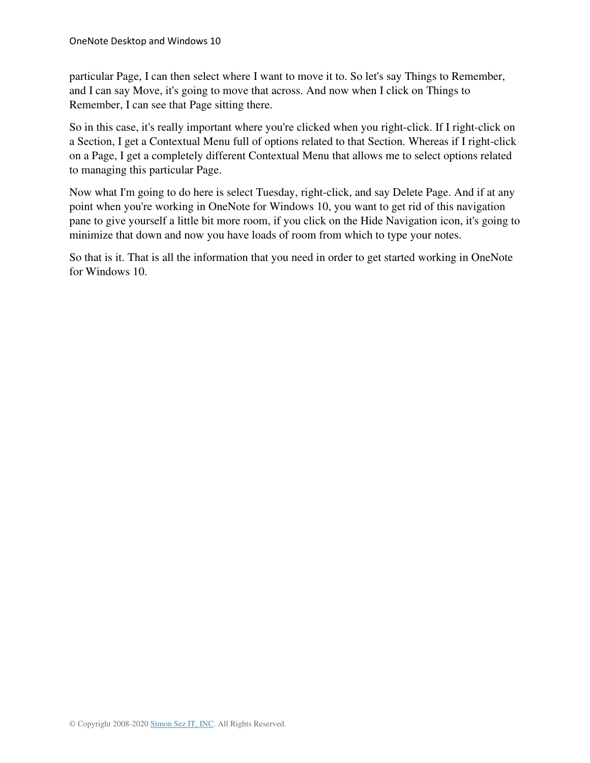particular Page, I can then select where I want to move it to. So let's say Things to Remember, and I can say Move, it's going to move that across. And now when I click on Things to Remember, I can see that Page sitting there.

So in this case, it's really important where you're clicked when you right-click. If I right-click on a Section, I get a Contextual Menu full of options related to that Section. Whereas if I right-click on a Page, I get a completely different Contextual Menu that allows me to select options related to managing this particular Page.

Now what I'm going to do here is select Tuesday, right-click, and say Delete Page. And if at any point when you're working in OneNote for Windows 10, you want to get rid of this navigation pane to give yourself a little bit more room, if you click on the Hide Navigation icon, it's going to minimize that down and now you have loads of room from which to type your notes.

So that is it. That is all the information that you need in order to get started working in OneNote for Windows 10.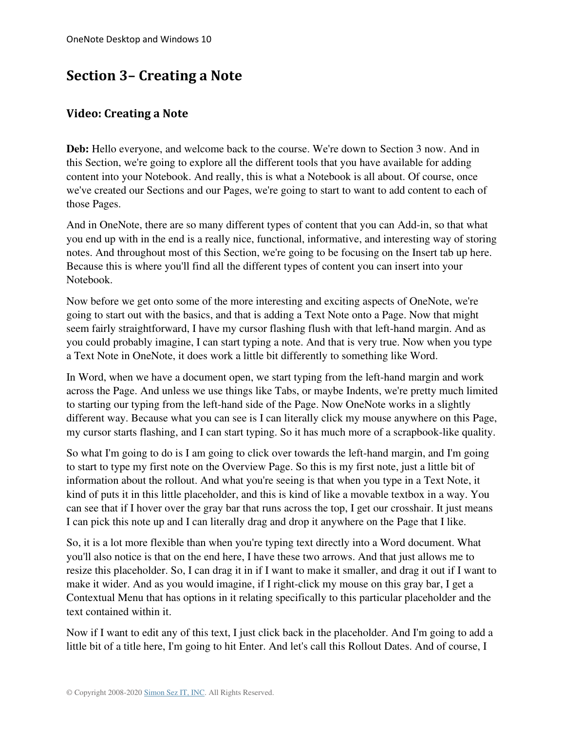# Section 3– Creating a Note

## Video: Creating a Note

**Deb:** Hello everyone, and welcome back to the course. We're down to Section 3 now. And in this Section, we're going to explore all the different tools that you have available for adding content into your Notebook. And really, this is what a Notebook is all about. Of course, once we've created our Sections and our Pages, we're going to start to want to add content to each of those Pages.

And in OneNote, there are so many different types of content that you can Add-in, so that what you end up with in the end is a really nice, functional, informative, and interesting way of storing notes. And throughout most of this Section, we're going to be focusing on the Insert tab up here. Because this is where you'll find all the different types of content you can insert into your Notebook.

Now before we get onto some of the more interesting and exciting aspects of OneNote, we're going to start out with the basics, and that is adding a Text Note onto a Page. Now that might seem fairly straightforward, I have my cursor flashing flush with that left-hand margin. And as you could probably imagine, I can start typing a note. And that is very true. Now when you type a Text Note in OneNote, it does work a little bit differently to something like Word.

In Word, when we have a document open, we start typing from the left-hand margin and work across the Page. And unless we use things like Tabs, or maybe Indents, we're pretty much limited to starting our typing from the left-hand side of the Page. Now OneNote works in a slightly different way. Because what you can see is I can literally click my mouse anywhere on this Page, my cursor starts flashing, and I can start typing. So it has much more of a scrapbook-like quality.

So what I'm going to do is I am going to click over towards the left-hand margin, and I'm going to start to type my first note on the Overview Page. So this is my first note, just a little bit of information about the rollout. And what you're seeing is that when you type in a Text Note, it kind of puts it in this little placeholder, and this is kind of like a movable textbox in a way. You can see that if I hover over the gray bar that runs across the top, I get our crosshair. It just means I can pick this note up and I can literally drag and drop it anywhere on the Page that I like.

So, it is a lot more flexible than when you're typing text directly into a Word document. What you'll also notice is that on the end here, I have these two arrows. And that just allows me to resize this placeholder. So, I can drag it in if I want to make it smaller, and drag it out if I want to make it wider. And as you would imagine, if I right-click my mouse on this gray bar, I get a Contextual Menu that has options in it relating specifically to this particular placeholder and the text contained within it.

Now if I want to edit any of this text, I just click back in the placeholder. And I'm going to add a little bit of a title here, I'm going to hit Enter. And let's call this Rollout Dates. And of course, I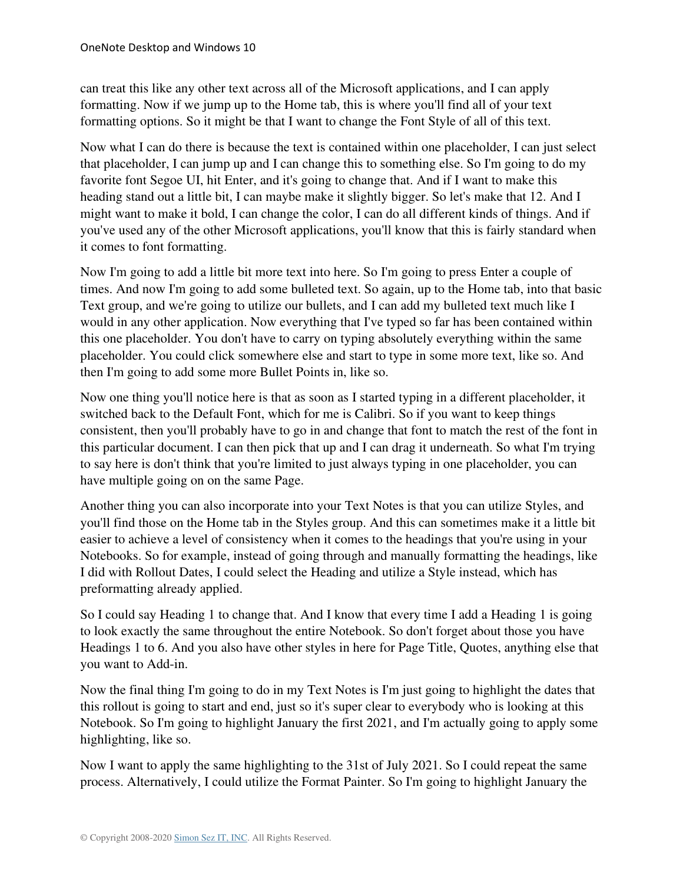can treat this like any other text across all of the Microsoft applications, and I can apply formatting. Now if we jump up to the Home tab, this is where you'll find all of your text formatting options. So it might be that I want to change the Font Style of all of this text.

Now what I can do there is because the text is contained within one placeholder, I can just select that placeholder, I can jump up and I can change this to something else. So I'm going to do my favorite font Segoe UI, hit Enter, and it's going to change that. And if I want to make this heading stand out a little bit, I can maybe make it slightly bigger. So let's make that 12. And I might want to make it bold, I can change the color, I can do all different kinds of things. And if you've used any of the other Microsoft applications, you'll know that this is fairly standard when it comes to font formatting.

Now I'm going to add a little bit more text into here. So I'm going to press Enter a couple of times. And now I'm going to add some bulleted text. So again, up to the Home tab, into that basic Text group, and we're going to utilize our bullets, and I can add my bulleted text much like I would in any other application. Now everything that I've typed so far has been contained within this one placeholder. You don't have to carry on typing absolutely everything within the same placeholder. You could click somewhere else and start to type in some more text, like so. And then I'm going to add some more Bullet Points in, like so.

Now one thing you'll notice here is that as soon as I started typing in a different placeholder, it switched back to the Default Font, which for me is Calibri. So if you want to keep things consistent, then you'll probably have to go in and change that font to match the rest of the font in this particular document. I can then pick that up and I can drag it underneath. So what I'm trying to say here is don't think that you're limited to just always typing in one placeholder, you can have multiple going on on the same Page.

Another thing you can also incorporate into your Text Notes is that you can utilize Styles, and you'll find those on the Home tab in the Styles group. And this can sometimes make it a little bit easier to achieve a level of consistency when it comes to the headings that you're using in your Notebooks. So for example, instead of going through and manually formatting the headings, like I did with Rollout Dates, I could select the Heading and utilize a Style instead, which has preformatting already applied.

So I could say Heading 1 to change that. And I know that every time I add a Heading 1 is going to look exactly the same throughout the entire Notebook. So don't forget about those you have Headings 1 to 6. And you also have other styles in here for Page Title, Quotes, anything else that you want to Add-in.

Now the final thing I'm going to do in my Text Notes is I'm just going to highlight the dates that this rollout is going to start and end, just so it's super clear to everybody who is looking at this Notebook. So I'm going to highlight January the first 2021, and I'm actually going to apply some highlighting, like so.

Now I want to apply the same highlighting to the 31st of July 2021. So I could repeat the same process. Alternatively, I could utilize the Format Painter. So I'm going to highlight January the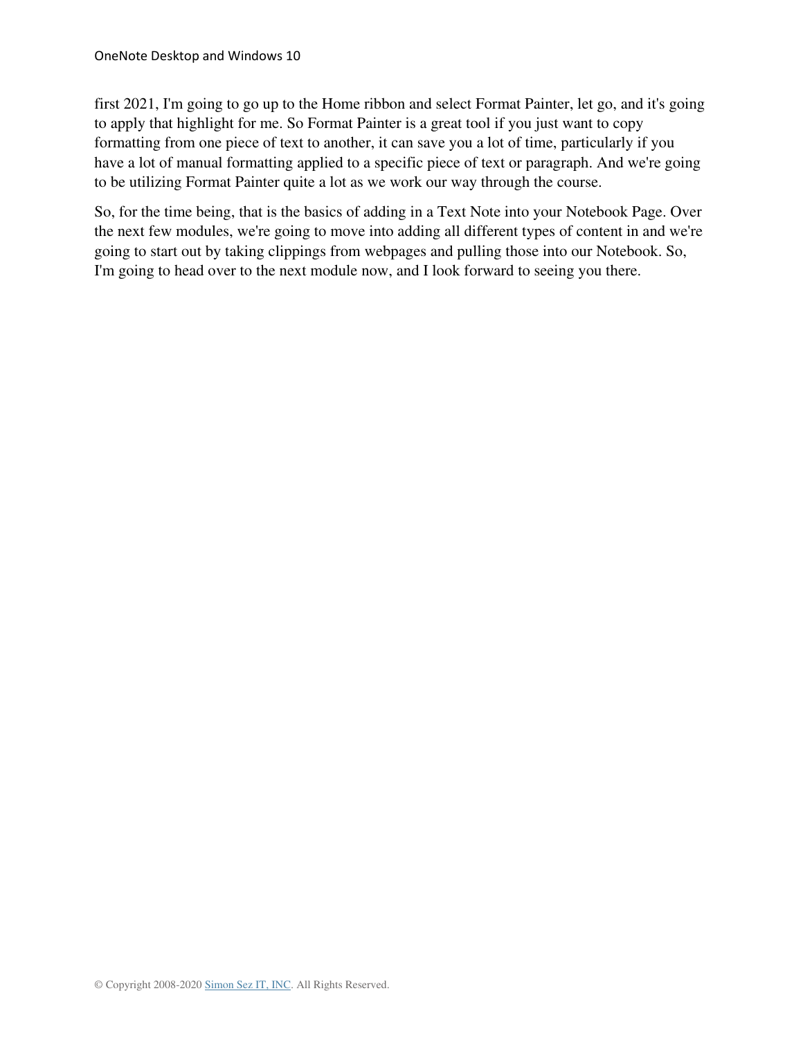first 2021, I'm going to go up to the Home ribbon and select Format Painter, let go, and it's going to apply that highlight for me. So Format Painter is a great tool if you just want to copy formatting from one piece of text to another, it can save you a lot of time, particularly if you have a lot of manual formatting applied to a specific piece of text or paragraph. And we're going to be utilizing Format Painter quite a lot as we work our way through the course.

So, for the time being, that is the basics of adding in a Text Note into your Notebook Page. Over the next few modules, we're going to move into adding all different types of content in and we're going to start out by taking clippings from webpages and pulling those into our Notebook. So, I'm going to head over to the next module now, and I look forward to seeing you there.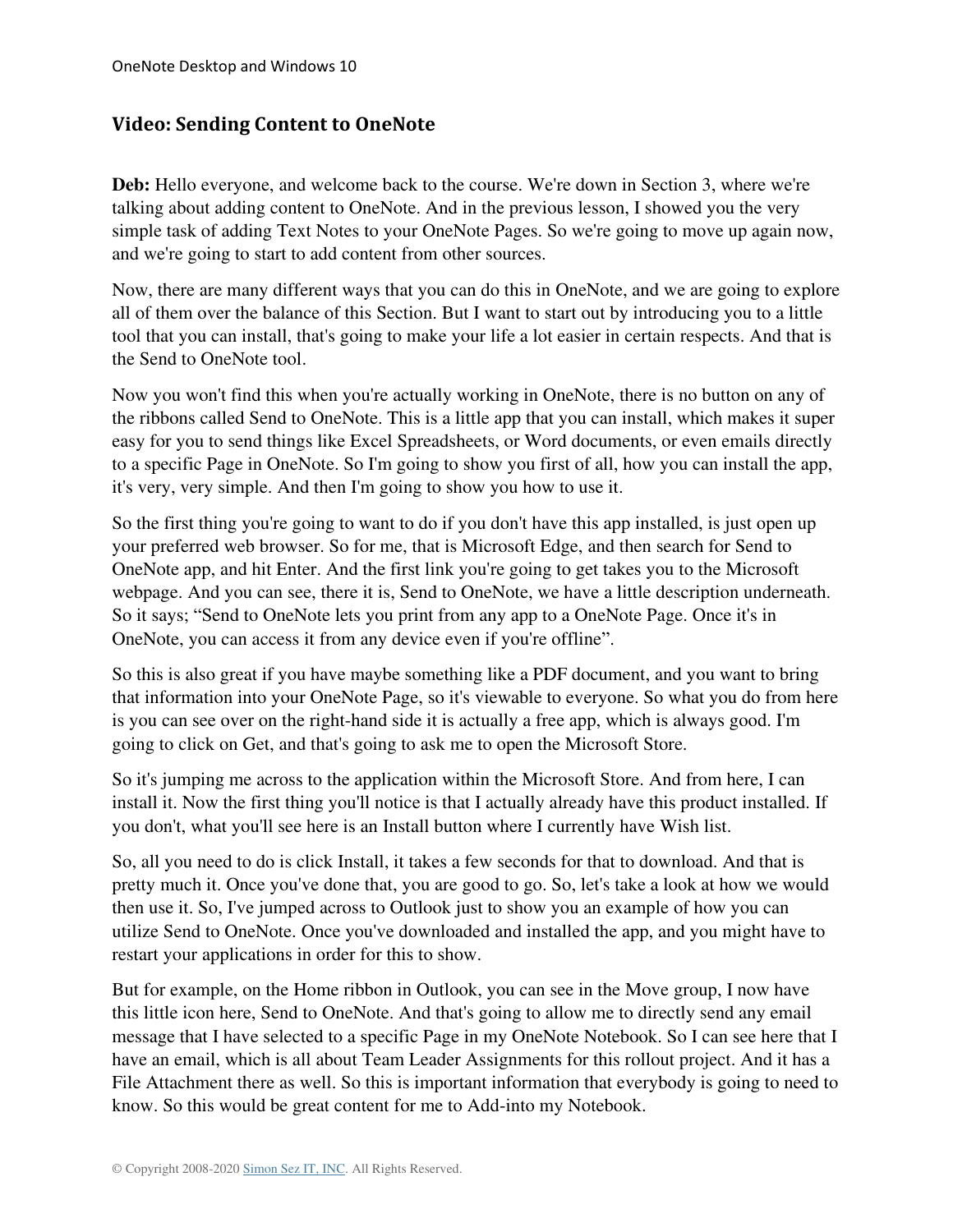## Video: Sending Content to OneNote

**Deb:** Hello everyone, and welcome back to the course. We're down in Section 3, where we're talking about adding content to OneNote. And in the previous lesson, I showed you the very simple task of adding Text Notes to your OneNote Pages. So we're going to move up again now, and we're going to start to add content from other sources.

Now, there are many different ways that you can do this in OneNote, and we are going to explore all of them over the balance of this Section. But I want to start out by introducing you to a little tool that you can install, that's going to make your life a lot easier in certain respects. And that is the Send to OneNote tool.

Now you won't find this when you're actually working in OneNote, there is no button on any of the ribbons called Send to OneNote. This is a little app that you can install, which makes it super easy for you to send things like Excel Spreadsheets, or Word documents, or even emails directly to a specific Page in OneNote. So I'm going to show you first of all, how you can install the app, it's very, very simple. And then I'm going to show you how to use it.

So the first thing you're going to want to do if you don't have this app installed, is just open up your preferred web browser. So for me, that is Microsoft Edge, and then search for Send to OneNote app, and hit Enter. And the first link you're going to get takes you to the Microsoft webpage. And you can see, there it is, Send to OneNote, we have a little description underneath. So it says; "Send to OneNote lets you print from any app to a OneNote Page. Once it's in OneNote, you can access it from any device even if you're offline".

So this is also great if you have maybe something like a PDF document, and you want to bring that information into your OneNote Page, so it's viewable to everyone. So what you do from here is you can see over on the right-hand side it is actually a free app, which is always good. I'm going to click on Get, and that's going to ask me to open the Microsoft Store.

So it's jumping me across to the application within the Microsoft Store. And from here, I can install it. Now the first thing you'll notice is that I actually already have this product installed. If you don't, what you'll see here is an Install button where I currently have Wish list.

So, all you need to do is click Install, it takes a few seconds for that to download. And that is pretty much it. Once you've done that, you are good to go. So, let's take a look at how we would then use it. So, I've jumped across to Outlook just to show you an example of how you can utilize Send to OneNote. Once you've downloaded and installed the app, and you might have to restart your applications in order for this to show.

But for example, on the Home ribbon in Outlook, you can see in the Move group, I now have this little icon here, Send to OneNote. And that's going to allow me to directly send any email message that I have selected to a specific Page in my OneNote Notebook. So I can see here that I have an email, which is all about Team Leader Assignments for this rollout project. And it has a File Attachment there as well. So this is important information that everybody is going to need to know. So this would be great content for me to Add-into my Notebook.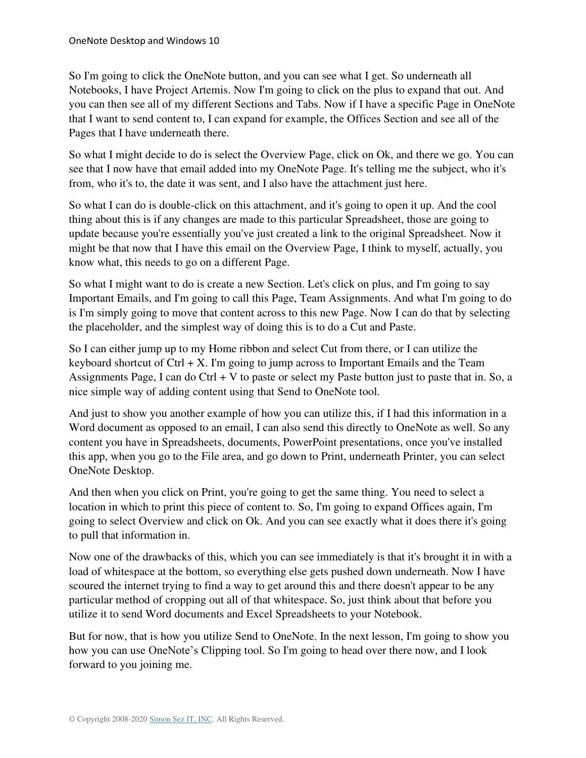So I'm going to click the OneNote button, and you can see what I get. So underneath all Notebooks, I have Project Artemis. Now I'm going to click on the plus to expand that out. And you can then see all of my different Sections and Tabs. Now if I have a specific Page in OneNote that I want to send content to, I can expand for example, the Offices Section and see all of the Pages that I have underneath there.

So what I might decide to do is select the Overview Page, click on Ok, and there we go. You can see that I now have that email added into my OneNote Page. It's telling me the subject, who it's from, who it's to, the date it was sent, and I also have the attachment just here.

So what I can do is double-click on this attachment, and it's going to open it up. And the cool thing about this is if any changes are made to this particular Spreadsheet, those are going to update because you're essentially you've just created a link to the original Spreadsheet. Now it might be that now that I have this email on the Overview Page, I think to myself, actually, you know what, this needs to go on a different Page.

So what I might want to do is create a new Section. Let's click on plus, and I'm going to say Important Emails, and I'm going to call this Page, Team Assignments. And what I'm going to do is I'm simply going to move that content across to this new Page. Now I can do that by selecting the placeholder, and the simplest way of doing this is to do a Cut and Paste.

So I can either jump up to my Home ribbon and select Cut from there, or I can utilize the keyboard shortcut of Ctrl + X. I'm going to jump across to Important Emails and the Team Assignments Page, I can do Ctrl + V to paste or select my Paste button just to paste that in. So, a nice simple way of adding content using that Send to OneNote tool.

And just to show you another example of how you can utilize this, if I had this information in a Word document as opposed to an email, I can also send this directly to OneNote as well. So any content you have in Spreadsheets, documents, PowerPoint presentations, once you've installed this app, when you go to the File area, and go down to Print, underneath Printer, you can select OneNote Desktop.

And then when you click on Print, you're going to get the same thing. You need to select a location in which to print this piece of content to. So, I'm going to expand Offices again, I'm going to select Overview and click on Ok. And you can see exactly what it does there it's going to pull that information in.

Now one of the drawbacks of this, which you can see immediately is that it's brought it in with a load of whitespace at the bottom, so everything else gets pushed down underneath. Now I have scoured the internet trying to find a way to get around this and there doesn't appear to be any particular method of cropping out all of that whitespace. So, just think about that before you utilize it to send Word documents and Excel Spreadsheets to your Notebook.

But for now, that is how you utilize Send to OneNote. In the next lesson, I'm going to show you how you can use OneNote's Clipping tool. So I'm going to head over there now, and I look forward to you joining me.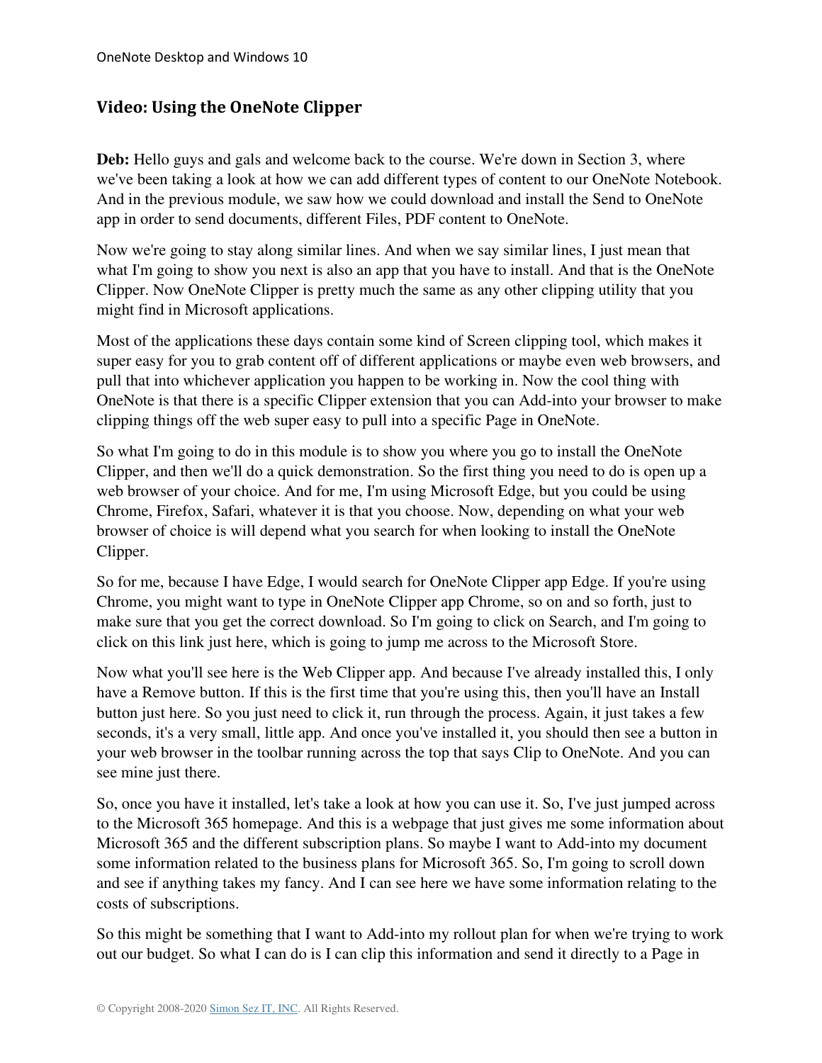## Video: Using the OneNote Clipper

**Deb:** Hello guys and gals and welcome back to the course. We're down in Section 3, where we've been taking a look at how we can add different types of content to our OneNote Notebook. And in the previous module, we saw how we could download and install the Send to OneNote app in order to send documents, different Files, PDF content to OneNote.

Now we're going to stay along similar lines. And when we say similar lines, I just mean that what I'm going to show you next is also an app that you have to install. And that is the OneNote Clipper. Now OneNote Clipper is pretty much the same as any other clipping utility that you might find in Microsoft applications.

Most of the applications these days contain some kind of Screen clipping tool, which makes it super easy for you to grab content off of different applications or maybe even web browsers, and pull that into whichever application you happen to be working in. Now the cool thing with OneNote is that there is a specific Clipper extension that you can Add-into your browser to make clipping things off the web super easy to pull into a specific Page in OneNote.

So what I'm going to do in this module is to show you where you go to install the OneNote Clipper, and then we'll do a quick demonstration. So the first thing you need to do is open up a web browser of your choice. And for me, I'm using Microsoft Edge, but you could be using Chrome, Firefox, Safari, whatever it is that you choose. Now, depending on what your web browser of choice is will depend what you search for when looking to install the OneNote Clipper.

So for me, because I have Edge, I would search for OneNote Clipper app Edge. If you're using Chrome, you might want to type in OneNote Clipper app Chrome, so on and so forth, just to make sure that you get the correct download. So I'm going to click on Search, and I'm going to click on this link just here, which is going to jump me across to the Microsoft Store.

Now what you'll see here is the Web Clipper app. And because I've already installed this, I only have a Remove button. If this is the first time that you're using this, then you'll have an Install button just here. So you just need to click it, run through the process. Again, it just takes a few seconds, it's a very small, little app. And once you've installed it, you should then see a button in your web browser in the toolbar running across the top that says Clip to OneNote. And you can see mine just there.

So, once you have it installed, let's take a look at how you can use it. So, I've just jumped across to the Microsoft 365 homepage. And this is a webpage that just gives me some information about Microsoft 365 and the different subscription plans. So maybe I want to Add-into my document some information related to the business plans for Microsoft 365. So, I'm going to scroll down and see if anything takes my fancy. And I can see here we have some information relating to the costs of subscriptions.

So this might be something that I want to Add-into my rollout plan for when we're trying to work out our budget. So what I can do is I can clip this information and send it directly to a Page in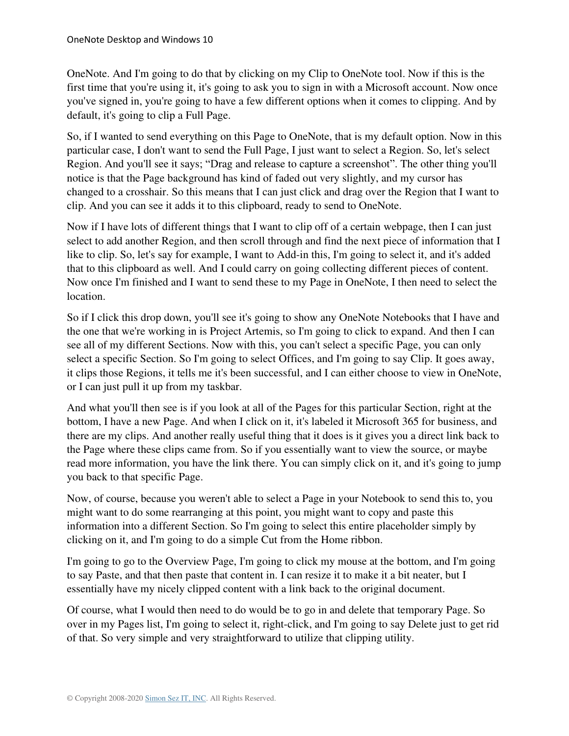OneNote. And I'm going to do that by clicking on my Clip to OneNote tool. Now if this is the first time that you're using it, it's going to ask you to sign in with a Microsoft account. Now once you've signed in, you're going to have a few different options when it comes to clipping. And by default, it's going to clip a Full Page.

So, if I wanted to send everything on this Page to OneNote, that is my default option. Now in this particular case, I don't want to send the Full Page, I just want to select a Region. So, let's select Region. And you'll see it says; "Drag and release to capture a screenshot". The other thing you'll notice is that the Page background has kind of faded out very slightly, and my cursor has changed to a crosshair. So this means that I can just click and drag over the Region that I want to clip. And you can see it adds it to this clipboard, ready to send to OneNote.

Now if I have lots of different things that I want to clip off of a certain webpage, then I can just select to add another Region, and then scroll through and find the next piece of information that I like to clip. So, let's say for example, I want to Add-in this, I'm going to select it, and it's added that to this clipboard as well. And I could carry on going collecting different pieces of content. Now once I'm finished and I want to send these to my Page in OneNote, I then need to select the location.

So if I click this drop down, you'll see it's going to show any OneNote Notebooks that I have and the one that we're working in is Project Artemis, so I'm going to click to expand. And then I can see all of my different Sections. Now with this, you can't select a specific Page, you can only select a specific Section. So I'm going to select Offices, and I'm going to say Clip. It goes away, it clips those Regions, it tells me it's been successful, and I can either choose to view in OneNote, or I can just pull it up from my taskbar.

And what you'll then see is if you look at all of the Pages for this particular Section, right at the bottom, I have a new Page. And when I click on it, it's labeled it Microsoft 365 for business, and there are my clips. And another really useful thing that it does is it gives you a direct link back to the Page where these clips came from. So if you essentially want to view the source, or maybe read more information, you have the link there. You can simply click on it, and it's going to jump you back to that specific Page.

Now, of course, because you weren't able to select a Page in your Notebook to send this to, you might want to do some rearranging at this point, you might want to copy and paste this information into a different Section. So I'm going to select this entire placeholder simply by clicking on it, and I'm going to do a simple Cut from the Home ribbon.

I'm going to go to the Overview Page, I'm going to click my mouse at the bottom, and I'm going to say Paste, and that then paste that content in. I can resize it to make it a bit neater, but I essentially have my nicely clipped content with a link back to the original document.

Of course, what I would then need to do would be to go in and delete that temporary Page. So over in my Pages list, I'm going to select it, right-click, and I'm going to say Delete just to get rid of that. So very simple and very straightforward to utilize that clipping utility.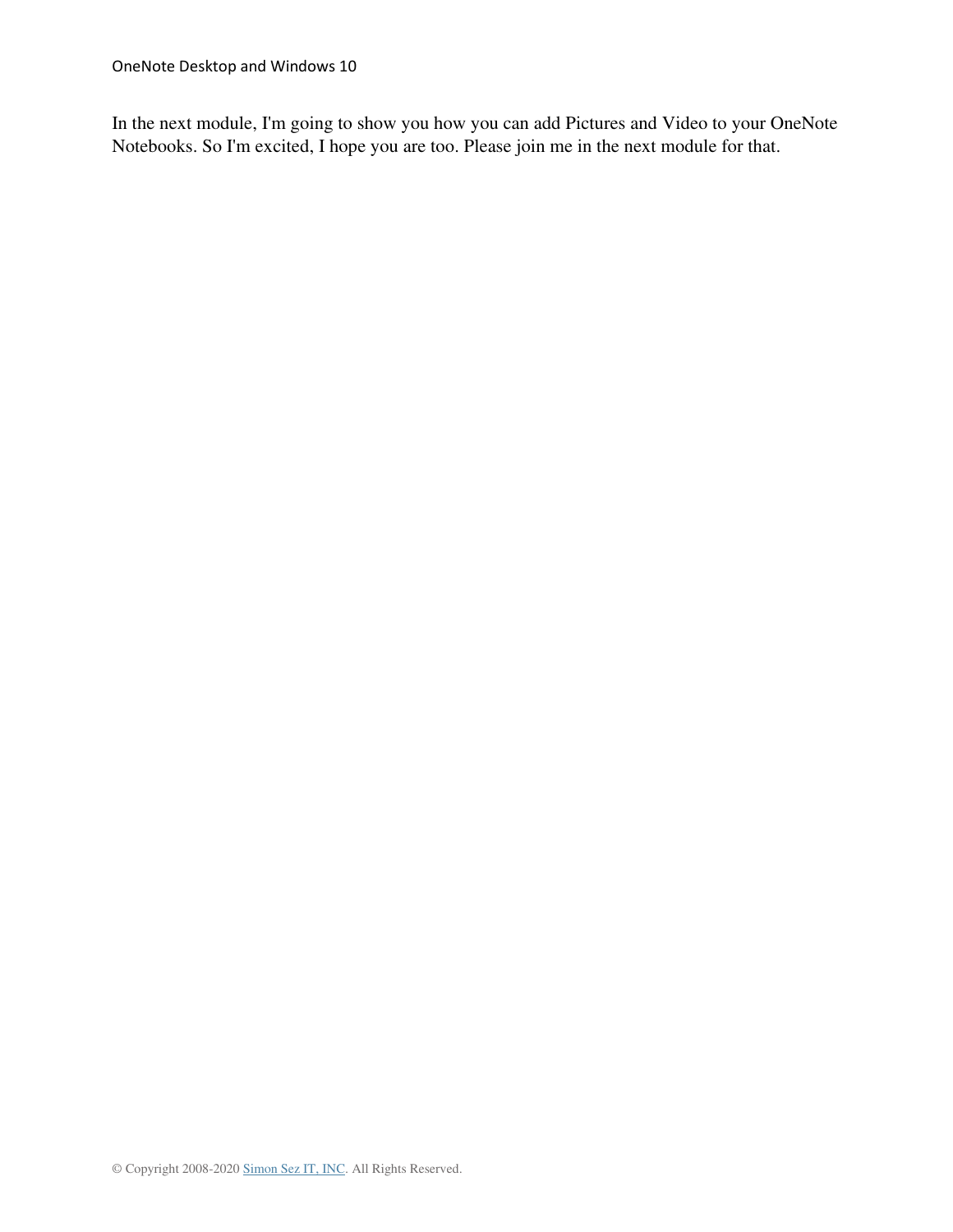In the next module, I'm going to show you how you can add Pictures and Video to your OneNote Notebooks. So I'm excited, I hope you are too. Please join me in the next module for that.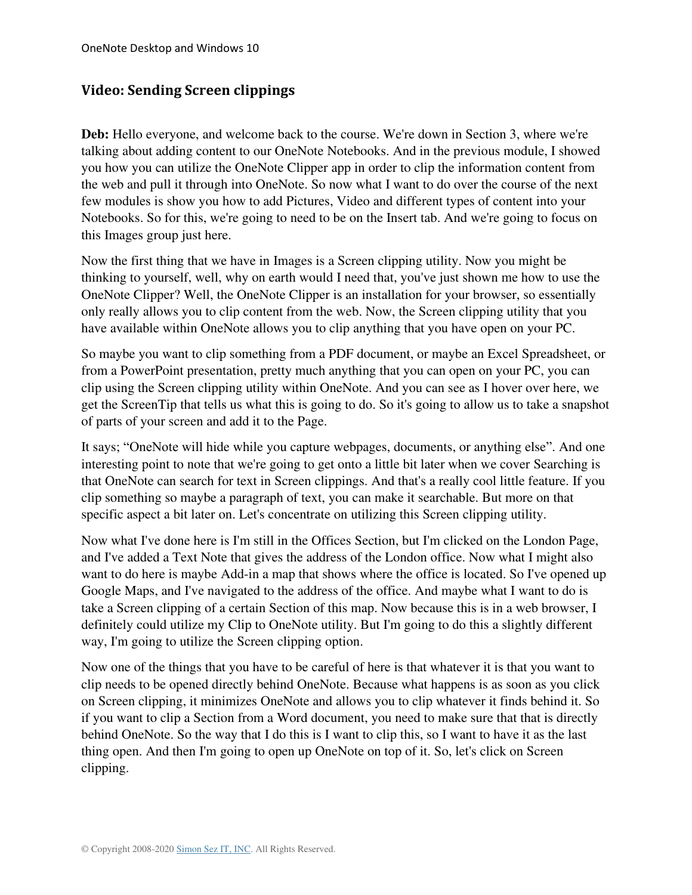## Video: Sending Screen clippings

**Deb:** Hello everyone, and welcome back to the course. We're down in Section 3, where we're talking about adding content to our OneNote Notebooks. And in the previous module, I showed you how you can utilize the OneNote Clipper app in order to clip the information content from the web and pull it through into OneNote. So now what I want to do over the course of the next few modules is show you how to add Pictures, Video and different types of content into your Notebooks. So for this, we're going to need to be on the Insert tab. And we're going to focus on this Images group just here.

Now the first thing that we have in Images is a Screen clipping utility. Now you might be thinking to yourself, well, why on earth would I need that, you've just shown me how to use the OneNote Clipper? Well, the OneNote Clipper is an installation for your browser, so essentially only really allows you to clip content from the web. Now, the Screen clipping utility that you have available within OneNote allows you to clip anything that you have open on your PC.

So maybe you want to clip something from a PDF document, or maybe an Excel Spreadsheet, or from a PowerPoint presentation, pretty much anything that you can open on your PC, you can clip using the Screen clipping utility within OneNote. And you can see as I hover over here, we get the ScreenTip that tells us what this is going to do. So it's going to allow us to take a snapshot of parts of your screen and add it to the Page.

It says; "OneNote will hide while you capture webpages, documents, or anything else". And one interesting point to note that we're going to get onto a little bit later when we cover Searching is that OneNote can search for text in Screen clippings. And that's a really cool little feature. If you clip something so maybe a paragraph of text, you can make it searchable. But more on that specific aspect a bit later on. Let's concentrate on utilizing this Screen clipping utility.

Now what I've done here is I'm still in the Offices Section, but I'm clicked on the London Page, and I've added a Text Note that gives the address of the London office. Now what I might also want to do here is maybe Add-in a map that shows where the office is located. So I've opened up Google Maps, and I've navigated to the address of the office. And maybe what I want to do is take a Screen clipping of a certain Section of this map. Now because this is in a web browser, I definitely could utilize my Clip to OneNote utility. But I'm going to do this a slightly different way, I'm going to utilize the Screen clipping option.

Now one of the things that you have to be careful of here is that whatever it is that you want to clip needs to be opened directly behind OneNote. Because what happens is as soon as you click on Screen clipping, it minimizes OneNote and allows you to clip whatever it finds behind it. So if you want to clip a Section from a Word document, you need to make sure that that is directly behind OneNote. So the way that I do this is I want to clip this, so I want to have it as the last thing open. And then I'm going to open up OneNote on top of it. So, let's click on Screen clipping.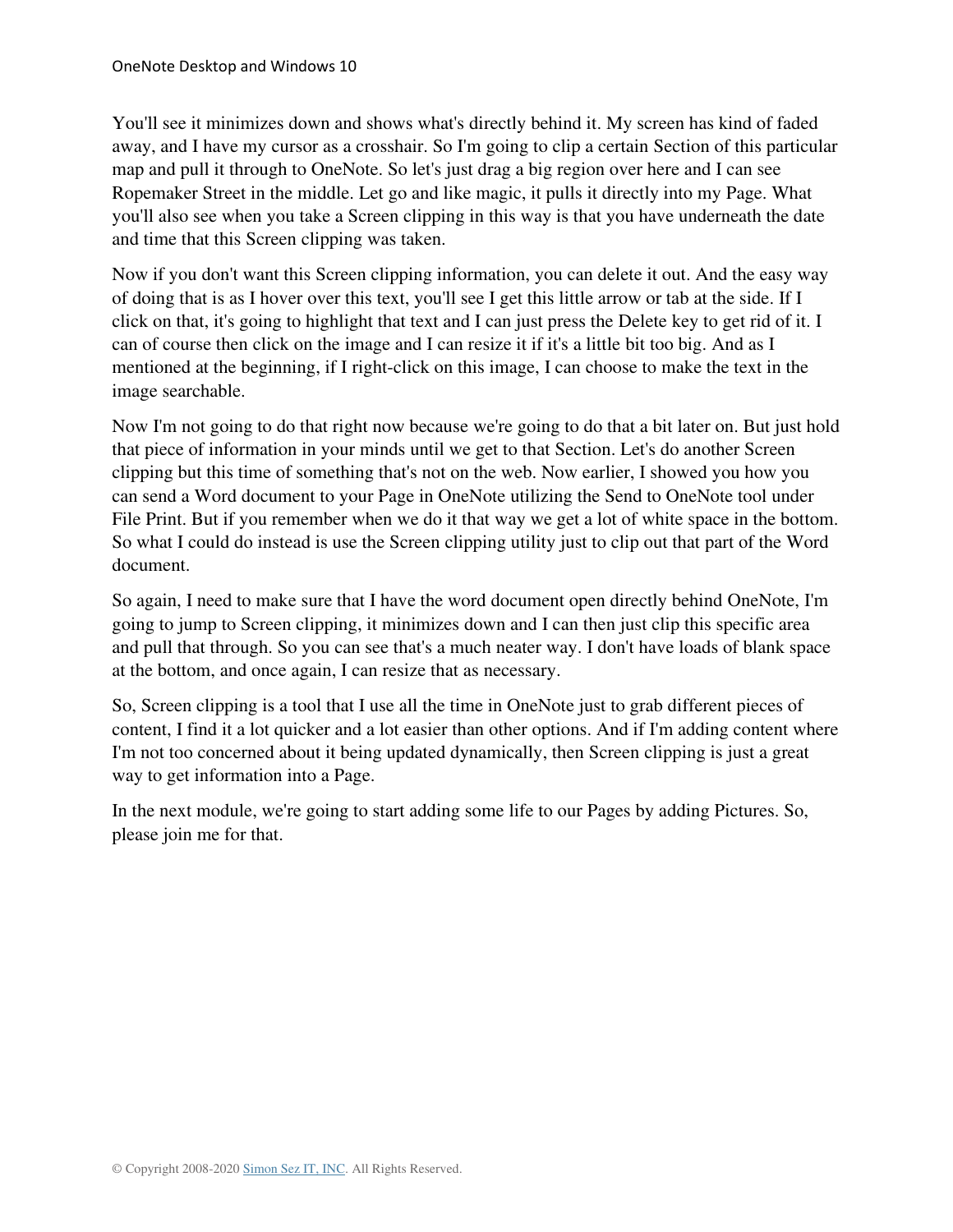You'll see it minimizes down and shows what's directly behind it. My screen has kind of faded away, and I have my cursor as a crosshair. So I'm going to clip a certain Section of this particular map and pull it through to OneNote. So let's just drag a big region over here and I can see Ropemaker Street in the middle. Let go and like magic, it pulls it directly into my Page. What you'll also see when you take a Screen clipping in this way is that you have underneath the date and time that this Screen clipping was taken.

Now if you don't want this Screen clipping information, you can delete it out. And the easy way of doing that is as I hover over this text, you'll see I get this little arrow or tab at the side. If I click on that, it's going to highlight that text and I can just press the Delete key to get rid of it. I can of course then click on the image and I can resize it if it's a little bit too big. And as I mentioned at the beginning, if I right-click on this image, I can choose to make the text in the image searchable.

Now I'm not going to do that right now because we're going to do that a bit later on. But just hold that piece of information in your minds until we get to that Section. Let's do another Screen clipping but this time of something that's not on the web. Now earlier, I showed you how you can send a Word document to your Page in OneNote utilizing the Send to OneNote tool under File Print. But if you remember when we do it that way we get a lot of white space in the bottom. So what I could do instead is use the Screen clipping utility just to clip out that part of the Word document.

So again, I need to make sure that I have the word document open directly behind OneNote, I'm going to jump to Screen clipping, it minimizes down and I can then just clip this specific area and pull that through. So you can see that's a much neater way. I don't have loads of blank space at the bottom, and once again, I can resize that as necessary.

So, Screen clipping is a tool that I use all the time in OneNote just to grab different pieces of content, I find it a lot quicker and a lot easier than other options. And if I'm adding content where I'm not too concerned about it being updated dynamically, then Screen clipping is just a great way to get information into a Page.

In the next module, we're going to start adding some life to our Pages by adding Pictures. So, please join me for that.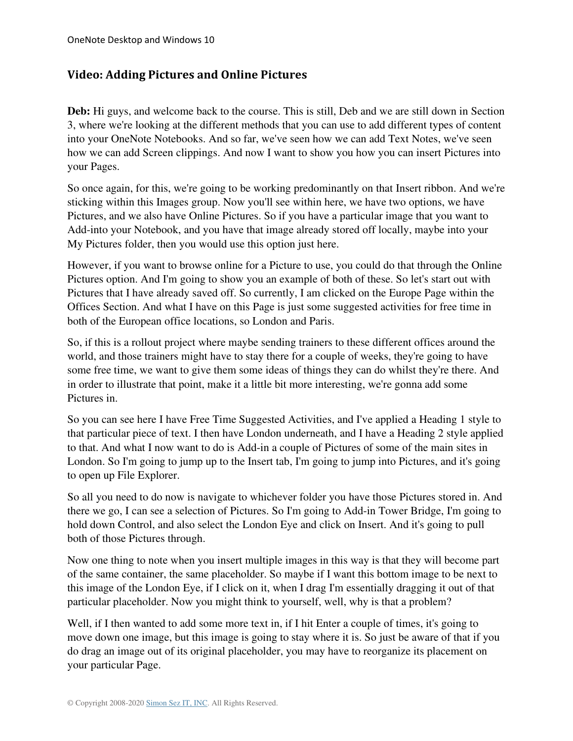## Video: Adding Pictures and Online Pictures

**Deb:** Hi guys, and welcome back to the course. This is still, Deb and we are still down in Section 3, where we're looking at the different methods that you can use to add different types of content into your OneNote Notebooks. And so far, we've seen how we can add Text Notes, we've seen how we can add Screen clippings. And now I want to show you how you can insert Pictures into your Pages.

So once again, for this, we're going to be working predominantly on that Insert ribbon. And we're sticking within this Images group. Now you'll see within here, we have two options, we have Pictures, and we also have Online Pictures. So if you have a particular image that you want to Add-into your Notebook, and you have that image already stored off locally, maybe into your My Pictures folder, then you would use this option just here.

However, if you want to browse online for a Picture to use, you could do that through the Online Pictures option. And I'm going to show you an example of both of these. So let's start out with Pictures that I have already saved off. So currently, I am clicked on the Europe Page within the Offices Section. And what I have on this Page is just some suggested activities for free time in both of the European office locations, so London and Paris.

So, if this is a rollout project where maybe sending trainers to these different offices around the world, and those trainers might have to stay there for a couple of weeks, they're going to have some free time, we want to give them some ideas of things they can do whilst they're there. And in order to illustrate that point, make it a little bit more interesting, we're gonna add some Pictures in.

So you can see here I have Free Time Suggested Activities, and I've applied a Heading 1 style to that particular piece of text. I then have London underneath, and I have a Heading 2 style applied to that. And what I now want to do is Add-in a couple of Pictures of some of the main sites in London. So I'm going to jump up to the Insert tab, I'm going to jump into Pictures, and it's going to open up File Explorer.

So all you need to do now is navigate to whichever folder you have those Pictures stored in. And there we go, I can see a selection of Pictures. So I'm going to Add-in Tower Bridge, I'm going to hold down Control, and also select the London Eye and click on Insert. And it's going to pull both of those Pictures through.

Now one thing to note when you insert multiple images in this way is that they will become part of the same container, the same placeholder. So maybe if I want this bottom image to be next to this image of the London Eye, if I click on it, when I drag I'm essentially dragging it out of that particular placeholder. Now you might think to yourself, well, why is that a problem?

Well, if I then wanted to add some more text in, if I hit Enter a couple of times, it's going to move down one image, but this image is going to stay where it is. So just be aware of that if you do drag an image out of its original placeholder, you may have to reorganize its placement on your particular Page.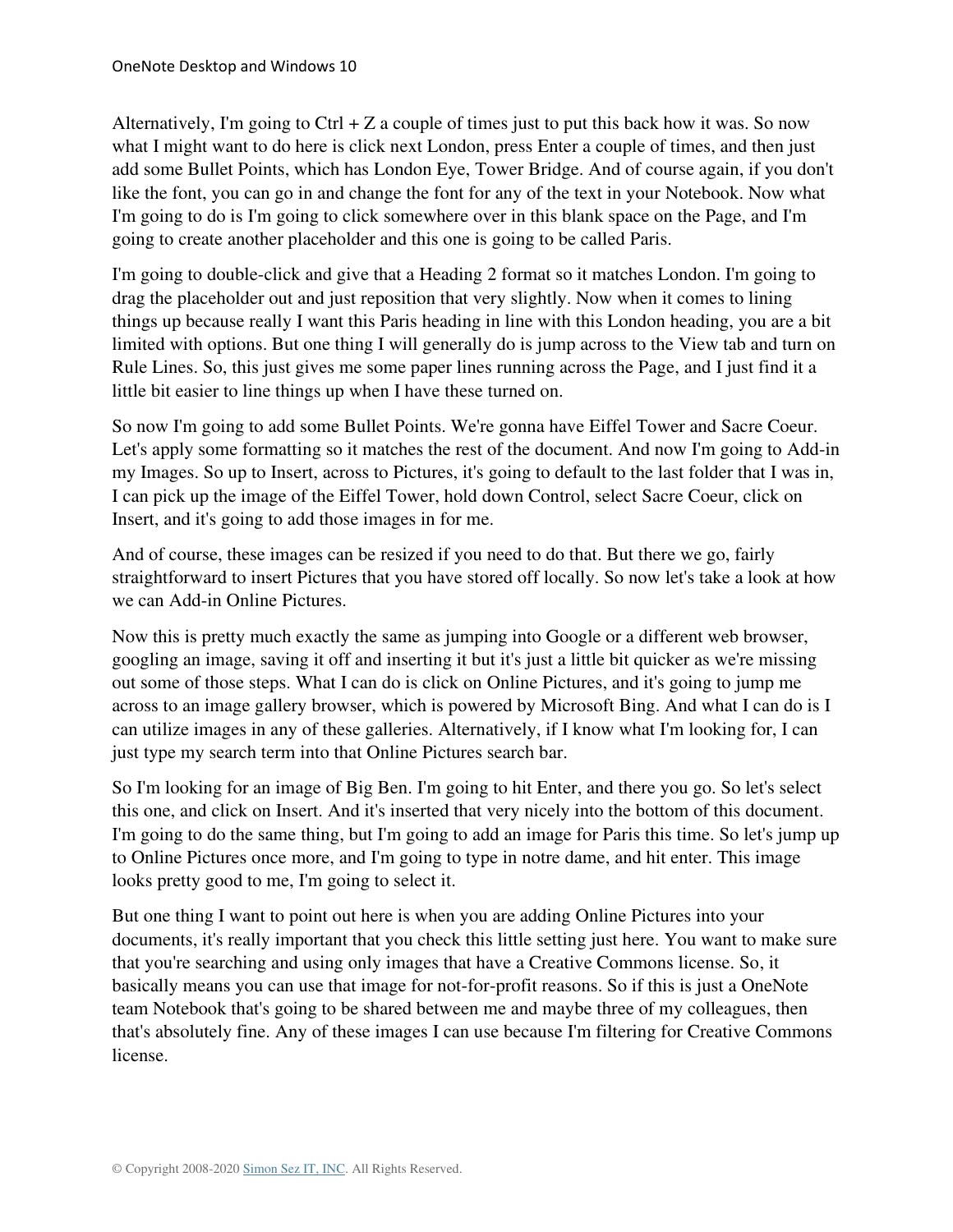Alternatively, I'm going to Ctrl + Z a couple of times just to put this back how it was. So now what I might want to do here is click next London, press Enter a couple of times, and then just add some Bullet Points, which has London Eye, Tower Bridge. And of course again, if you don't like the font, you can go in and change the font for any of the text in your Notebook. Now what I'm going to do is I'm going to click somewhere over in this blank space on the Page, and I'm going to create another placeholder and this one is going to be called Paris.

I'm going to double-click and give that a Heading 2 format so it matches London. I'm going to drag the placeholder out and just reposition that very slightly. Now when it comes to lining things up because really I want this Paris heading in line with this London heading, you are a bit limited with options. But one thing I will generally do is jump across to the View tab and turn on Rule Lines. So, this just gives me some paper lines running across the Page, and I just find it a little bit easier to line things up when I have these turned on.

So now I'm going to add some Bullet Points. We're gonna have Eiffel Tower and Sacre Coeur. Let's apply some formatting so it matches the rest of the document. And now I'm going to Add-in my Images. So up to Insert, across to Pictures, it's going to default to the last folder that I was in, I can pick up the image of the Eiffel Tower, hold down Control, select Sacre Coeur, click on Insert, and it's going to add those images in for me.

And of course, these images can be resized if you need to do that. But there we go, fairly straightforward to insert Pictures that you have stored off locally. So now let's take a look at how we can Add-in Online Pictures.

Now this is pretty much exactly the same as jumping into Google or a different web browser, googling an image, saving it off and inserting it but it's just a little bit quicker as we're missing out some of those steps. What I can do is click on Online Pictures, and it's going to jump me across to an image gallery browser, which is powered by Microsoft Bing. And what I can do is I can utilize images in any of these galleries. Alternatively, if I know what I'm looking for, I can just type my search term into that Online Pictures search bar.

So I'm looking for an image of Big Ben. I'm going to hit Enter, and there you go. So let's select this one, and click on Insert. And it's inserted that very nicely into the bottom of this document. I'm going to do the same thing, but I'm going to add an image for Paris this time. So let's jump up to Online Pictures once more, and I'm going to type in notre dame, and hit enter. This image looks pretty good to me, I'm going to select it.

But one thing I want to point out here is when you are adding Online Pictures into your documents, it's really important that you check this little setting just here. You want to make sure that you're searching and using only images that have a Creative Commons license. So, it basically means you can use that image for not-for-profit reasons. So if this is just a OneNote team Notebook that's going to be shared between me and maybe three of my colleagues, then that's absolutely fine. Any of these images I can use because I'm filtering for Creative Commons license.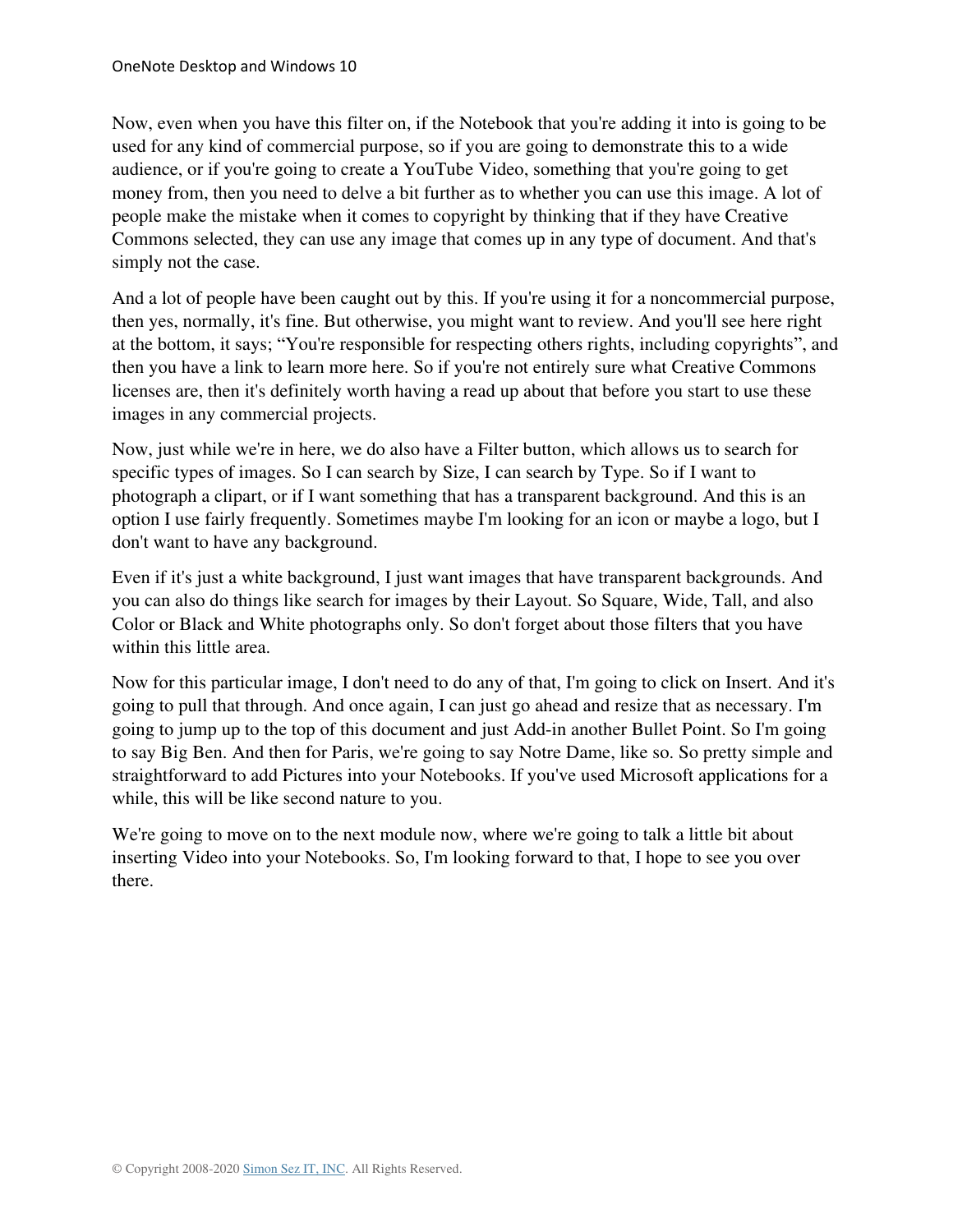Now, even when you have this filter on, if the Notebook that you're adding it into is going to be used for any kind of commercial purpose, so if you are going to demonstrate this to a wide audience, or if you're going to create a YouTube Video, something that you're going to get money from, then you need to delve a bit further as to whether you can use this image. A lot of people make the mistake when it comes to copyright by thinking that if they have Creative Commons selected, they can use any image that comes up in any type of document. And that's simply not the case.

And a lot of people have been caught out by this. If you're using it for a noncommercial purpose, then yes, normally, it's fine. But otherwise, you might want to review. And you'll see here right at the bottom, it says; "You're responsible for respecting others rights, including copyrights", and then you have a link to learn more here. So if you're not entirely sure what Creative Commons licenses are, then it's definitely worth having a read up about that before you start to use these images in any commercial projects.

Now, just while we're in here, we do also have a Filter button, which allows us to search for specific types of images. So I can search by Size, I can search by Type. So if I want to photograph a clipart, or if I want something that has a transparent background. And this is an option I use fairly frequently. Sometimes maybe I'm looking for an icon or maybe a logo, but I don't want to have any background.

Even if it's just a white background, I just want images that have transparent backgrounds. And you can also do things like search for images by their Layout. So Square, Wide, Tall, and also Color or Black and White photographs only. So don't forget about those filters that you have within this little area.

Now for this particular image, I don't need to do any of that, I'm going to click on Insert. And it's going to pull that through. And once again, I can just go ahead and resize that as necessary. I'm going to jump up to the top of this document and just Add-in another Bullet Point. So I'm going to say Big Ben. And then for Paris, we're going to say Notre Dame, like so. So pretty simple and straightforward to add Pictures into your Notebooks. If you've used Microsoft applications for a while, this will be like second nature to you.

We're going to move on to the next module now, where we're going to talk a little bit about inserting Video into your Notebooks. So, I'm looking forward to that, I hope to see you over there.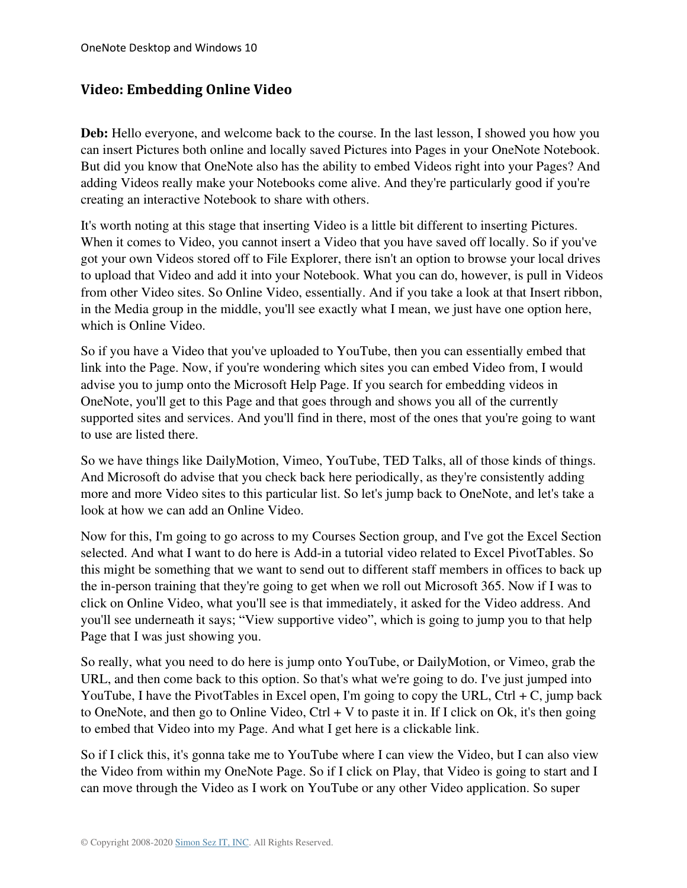## Video: Embedding Online Video

**Deb:** Hello everyone, and welcome back to the course. In the last lesson, I showed you how you can insert Pictures both online and locally saved Pictures into Pages in your OneNote Notebook. But did you know that OneNote also has the ability to embed Videos right into your Pages? And adding Videos really make your Notebooks come alive. And they're particularly good if you're creating an interactive Notebook to share with others.

It's worth noting at this stage that inserting Video is a little bit different to inserting Pictures. When it comes to Video, you cannot insert a Video that you have saved off locally. So if you've got your own Videos stored off to File Explorer, there isn't an option to browse your local drives to upload that Video and add it into your Notebook. What you can do, however, is pull in Videos from other Video sites. So Online Video, essentially. And if you take a look at that Insert ribbon, in the Media group in the middle, you'll see exactly what I mean, we just have one option here, which is Online Video.

So if you have a Video that you've uploaded to YouTube, then you can essentially embed that link into the Page. Now, if you're wondering which sites you can embed Video from, I would advise you to jump onto the Microsoft Help Page. If you search for embedding videos in OneNote, you'll get to this Page and that goes through and shows you all of the currently supported sites and services. And you'll find in there, most of the ones that you're going to want to use are listed there.

So we have things like DailyMotion, Vimeo, YouTube, TED Talks, all of those kinds of things. And Microsoft do advise that you check back here periodically, as they're consistently adding more and more Video sites to this particular list. So let's jump back to OneNote, and let's take a look at how we can add an Online Video.

Now for this, I'm going to go across to my Courses Section group, and I've got the Excel Section selected. And what I want to do here is Add-in a tutorial video related to Excel PivotTables. So this might be something that we want to send out to different staff members in offices to back up the in-person training that they're going to get when we roll out Microsoft 365. Now if I was to click on Online Video, what you'll see is that immediately, it asked for the Video address. And you'll see underneath it says; "View supportive video", which is going to jump you to that help Page that I was just showing you.

So really, what you need to do here is jump onto YouTube, or DailyMotion, or Vimeo, grab the URL, and then come back to this option. So that's what we're going to do. I've just jumped into YouTube, I have the PivotTables in Excel open, I'm going to copy the URL, Ctrl + C, jump back to OneNote, and then go to Online Video, Ctrl + V to paste it in. If I click on Ok, it's then going to embed that Video into my Page. And what I get here is a clickable link.

So if I click this, it's gonna take me to YouTube where I can view the Video, but I can also view the Video from within my OneNote Page. So if I click on Play, that Video is going to start and I can move through the Video as I work on YouTube or any other Video application. So super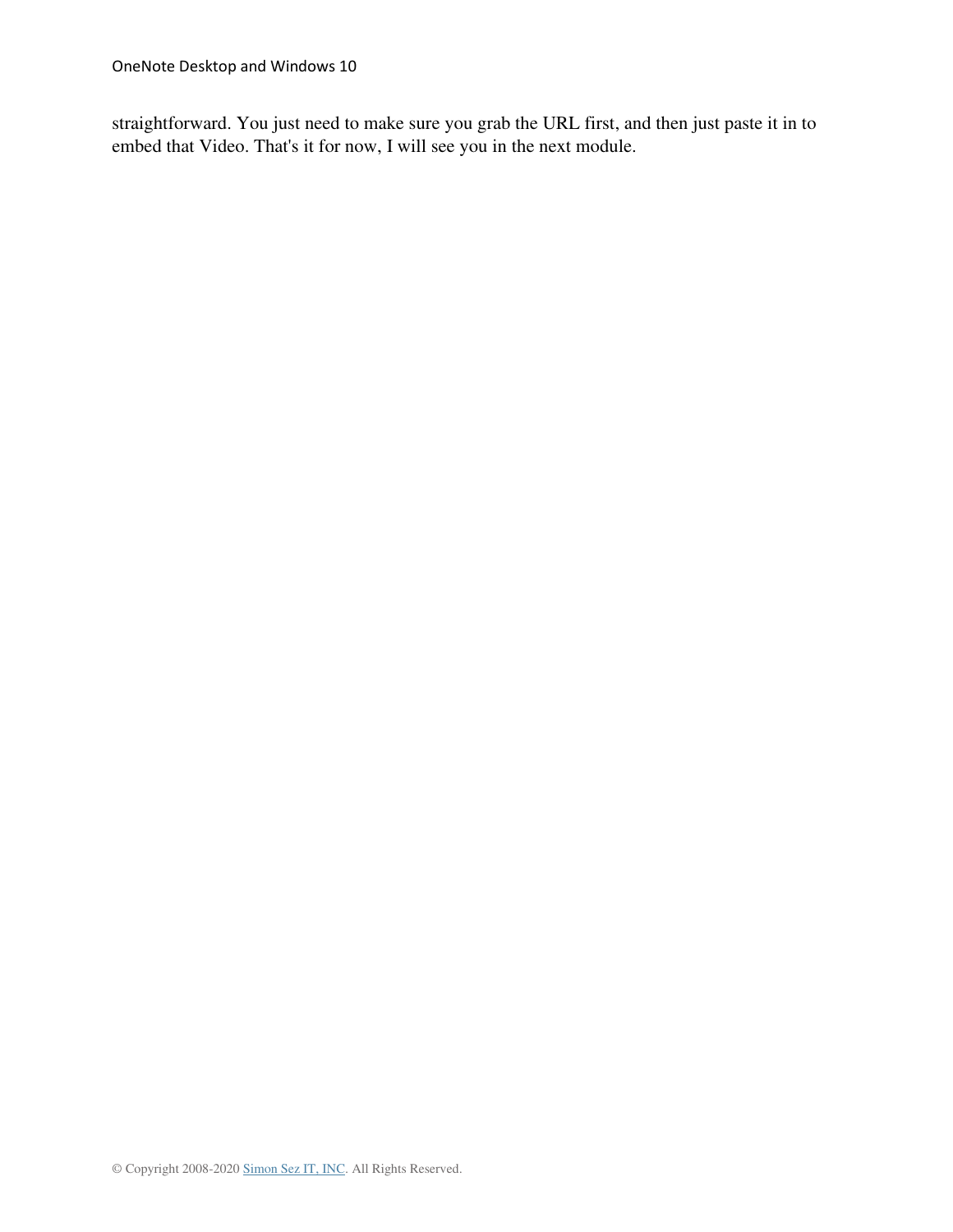straightforward. You just need to make sure you grab the URL first, and then just paste it in to embed that Video. That's it for now, I will see you in the next module.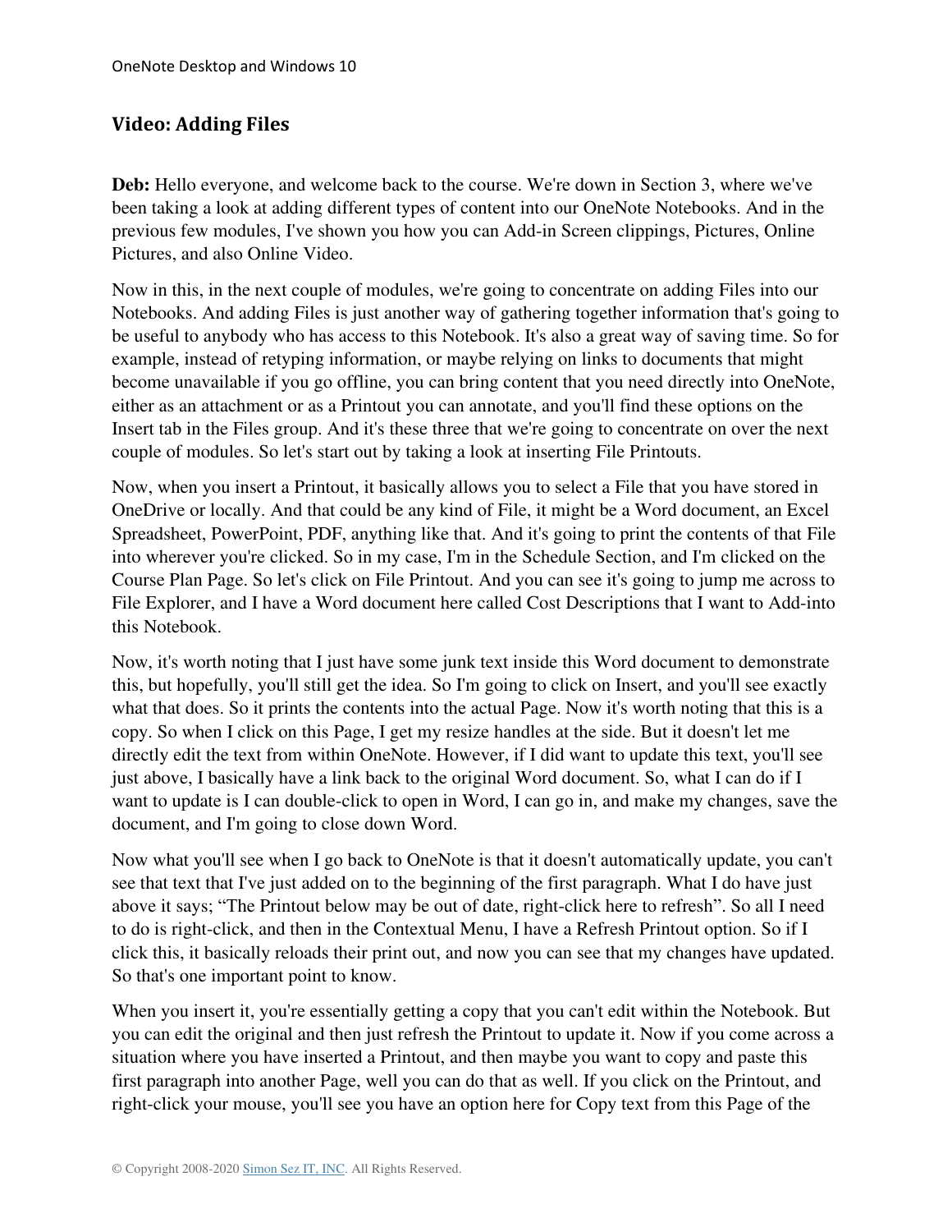## Video: Adding Files

**Deb:** Hello everyone, and welcome back to the course. We're down in Section 3, where we've been taking a look at adding different types of content into our OneNote Notebooks. And in the previous few modules, I've shown you how you can Add-in Screen clippings, Pictures, Online Pictures, and also Online Video.

Now in this, in the next couple of modules, we're going to concentrate on adding Files into our Notebooks. And adding Files is just another way of gathering together information that's going to be useful to anybody who has access to this Notebook. It's also a great way of saving time. So for example, instead of retyping information, or maybe relying on links to documents that might become unavailable if you go offline, you can bring content that you need directly into OneNote, either as an attachment or as a Printout you can annotate, and you'll find these options on the Insert tab in the Files group. And it's these three that we're going to concentrate on over the next couple of modules. So let's start out by taking a look at inserting File Printouts.

Now, when you insert a Printout, it basically allows you to select a File that you have stored in OneDrive or locally. And that could be any kind of File, it might be a Word document, an Excel Spreadsheet, PowerPoint, PDF, anything like that. And it's going to print the contents of that File into wherever you're clicked. So in my case, I'm in the Schedule Section, and I'm clicked on the Course Plan Page. So let's click on File Printout. And you can see it's going to jump me across to File Explorer, and I have a Word document here called Cost Descriptions that I want to Add-into this Notebook.

Now, it's worth noting that I just have some junk text inside this Word document to demonstrate this, but hopefully, you'll still get the idea. So I'm going to click on Insert, and you'll see exactly what that does. So it prints the contents into the actual Page. Now it's worth noting that this is a copy. So when I click on this Page, I get my resize handles at the side. But it doesn't let me directly edit the text from within OneNote. However, if I did want to update this text, you'll see just above, I basically have a link back to the original Word document. So, what I can do if I want to update is I can double-click to open in Word, I can go in, and make my changes, save the document, and I'm going to close down Word.

Now what you'll see when I go back to OneNote is that it doesn't automatically update, you can't see that text that I've just added on to the beginning of the first paragraph. What I do have just above it says; "The Printout below may be out of date, right-click here to refresh". So all I need to do is right-click, and then in the Contextual Menu, I have a Refresh Printout option. So if I click this, it basically reloads their print out, and now you can see that my changes have updated. So that's one important point to know.

When you insert it, you're essentially getting a copy that you can't edit within the Notebook. But you can edit the original and then just refresh the Printout to update it. Now if you come across a situation where you have inserted a Printout, and then maybe you want to copy and paste this first paragraph into another Page, well you can do that as well. If you click on the Printout, and right-click your mouse, you'll see you have an option here for Copy text from this Page of the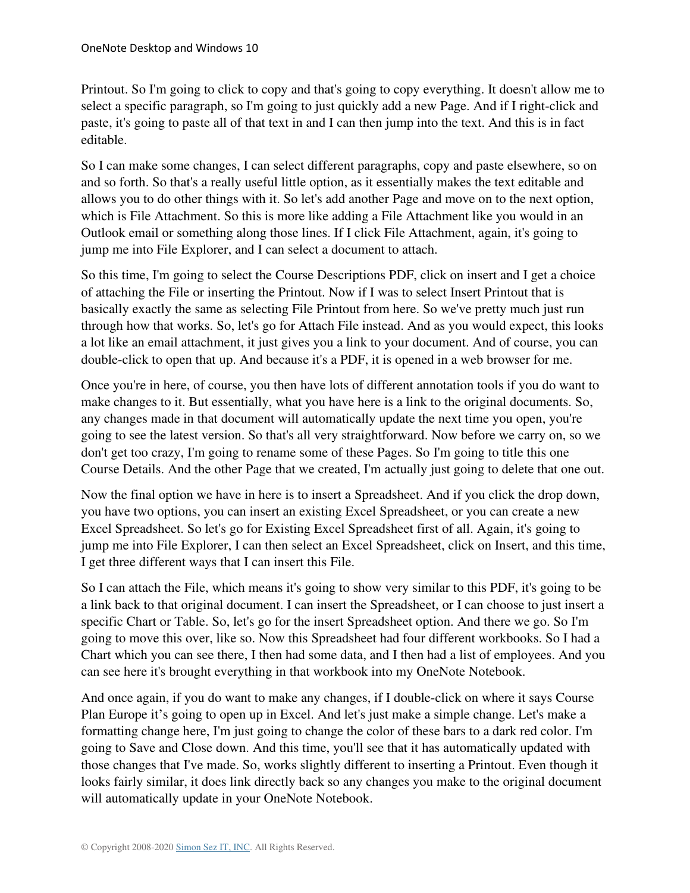Printout. So I'm going to click to copy and that's going to copy everything. It doesn't allow me to select a specific paragraph, so I'm going to just quickly add a new Page. And if I right-click and paste, it's going to paste all of that text in and I can then jump into the text. And this is in fact editable.

So I can make some changes, I can select different paragraphs, copy and paste elsewhere, so on and so forth. So that's a really useful little option, as it essentially makes the text editable and allows you to do other things with it. So let's add another Page and move on to the next option, which is File Attachment. So this is more like adding a File Attachment like you would in an Outlook email or something along those lines. If I click File Attachment, again, it's going to jump me into File Explorer, and I can select a document to attach.

So this time, I'm going to select the Course Descriptions PDF, click on insert and I get a choice of attaching the File or inserting the Printout. Now if I was to select Insert Printout that is basically exactly the same as selecting File Printout from here. So we've pretty much just run through how that works. So, let's go for Attach File instead. And as you would expect, this looks a lot like an email attachment, it just gives you a link to your document. And of course, you can double-click to open that up. And because it's a PDF, it is opened in a web browser for me.

Once you're in here, of course, you then have lots of different annotation tools if you do want to make changes to it. But essentially, what you have here is a link to the original documents. So, any changes made in that document will automatically update the next time you open, you're going to see the latest version. So that's all very straightforward. Now before we carry on, so we don't get too crazy, I'm going to rename some of these Pages. So I'm going to title this one Course Details. And the other Page that we created, I'm actually just going to delete that one out.

Now the final option we have in here is to insert a Spreadsheet. And if you click the drop down, you have two options, you can insert an existing Excel Spreadsheet, or you can create a new Excel Spreadsheet. So let's go for Existing Excel Spreadsheet first of all. Again, it's going to jump me into File Explorer, I can then select an Excel Spreadsheet, click on Insert, and this time, I get three different ways that I can insert this File.

So I can attach the File, which means it's going to show very similar to this PDF, it's going to be a link back to that original document. I can insert the Spreadsheet, or I can choose to just insert a specific Chart or Table. So, let's go for the insert Spreadsheet option. And there we go. So I'm going to move this over, like so. Now this Spreadsheet had four different workbooks. So I had a Chart which you can see there, I then had some data, and I then had a list of employees. And you can see here it's brought everything in that workbook into my OneNote Notebook.

And once again, if you do want to make any changes, if I double-click on where it says Course Plan Europe it's going to open up in Excel. And let's just make a simple change. Let's make a formatting change here, I'm just going to change the color of these bars to a dark red color. I'm going to Save and Close down. And this time, you'll see that it has automatically updated with those changes that I've made. So, works slightly different to inserting a Printout. Even though it looks fairly similar, it does link directly back so any changes you make to the original document will automatically update in your OneNote Notebook.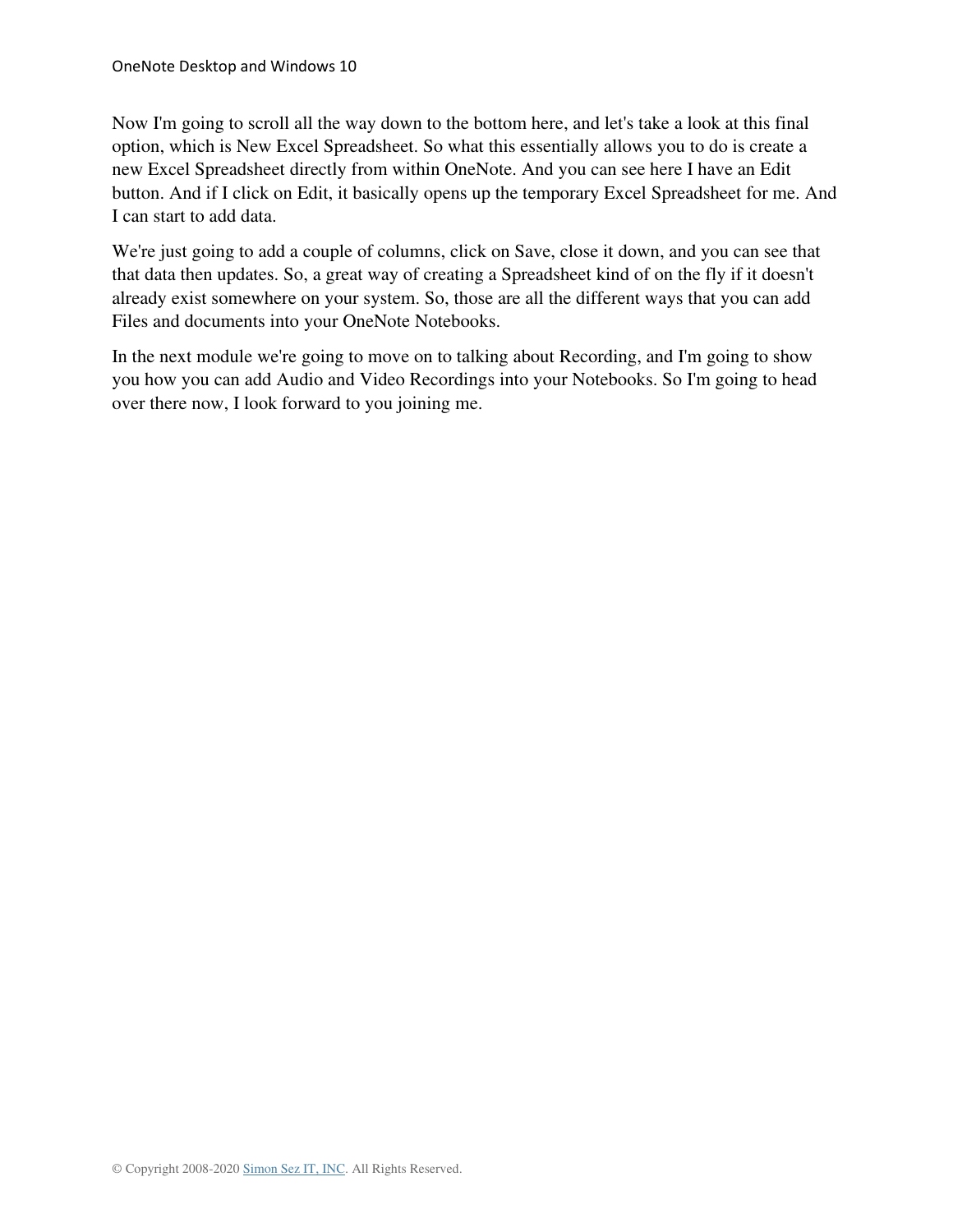Now I'm going to scroll all the way down to the bottom here, and let's take a look at this final option, which is New Excel Spreadsheet. So what this essentially allows you to do is create a new Excel Spreadsheet directly from within OneNote. And you can see here I have an Edit button. And if I click on Edit, it basically opens up the temporary Excel Spreadsheet for me. And I can start to add data.

We're just going to add a couple of columns, click on Save, close it down, and you can see that that data then updates. So, a great way of creating a Spreadsheet kind of on the fly if it doesn't already exist somewhere on your system. So, those are all the different ways that you can add Files and documents into your OneNote Notebooks.

In the next module we're going to move on to talking about Recording, and I'm going to show you how you can add Audio and Video Recordings into your Notebooks. So I'm going to head over there now, I look forward to you joining me.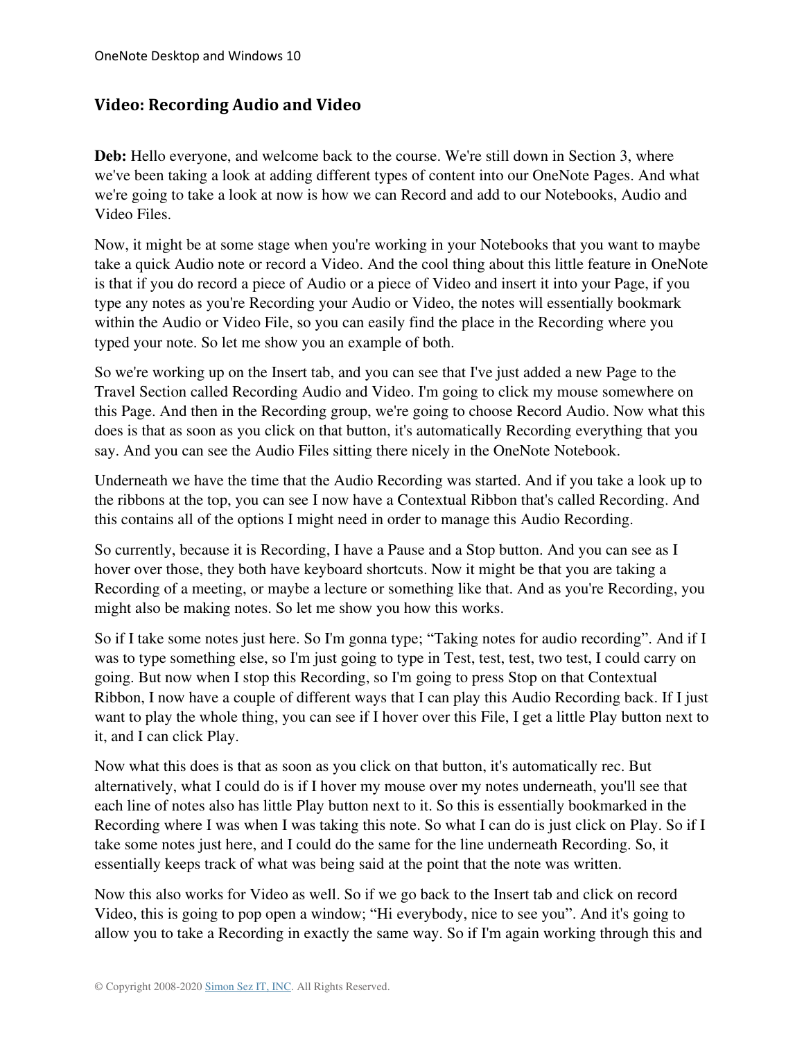## Video: Recording Audio and Video

**Deb:** Hello everyone, and welcome back to the course. We're still down in Section 3, where we've been taking a look at adding different types of content into our OneNote Pages. And what we're going to take a look at now is how we can Record and add to our Notebooks, Audio and Video Files.

Now, it might be at some stage when you're working in your Notebooks that you want to maybe take a quick Audio note or record a Video. And the cool thing about this little feature in OneNote is that if you do record a piece of Audio or a piece of Video and insert it into your Page, if you type any notes as you're Recording your Audio or Video, the notes will essentially bookmark within the Audio or Video File, so you can easily find the place in the Recording where you typed your note. So let me show you an example of both.

So we're working up on the Insert tab, and you can see that I've just added a new Page to the Travel Section called Recording Audio and Video. I'm going to click my mouse somewhere on this Page. And then in the Recording group, we're going to choose Record Audio. Now what this does is that as soon as you click on that button, it's automatically Recording everything that you say. And you can see the Audio Files sitting there nicely in the OneNote Notebook.

Underneath we have the time that the Audio Recording was started. And if you take a look up to the ribbons at the top, you can see I now have a Contextual Ribbon that's called Recording. And this contains all of the options I might need in order to manage this Audio Recording.

So currently, because it is Recording, I have a Pause and a Stop button. And you can see as I hover over those, they both have keyboard shortcuts. Now it might be that you are taking a Recording of a meeting, or maybe a lecture or something like that. And as you're Recording, you might also be making notes. So let me show you how this works.

So if I take some notes just here. So I'm gonna type; "Taking notes for audio recording". And if I was to type something else, so I'm just going to type in Test, test, test, two test, I could carry on going. But now when I stop this Recording, so I'm going to press Stop on that Contextual Ribbon, I now have a couple of different ways that I can play this Audio Recording back. If I just want to play the whole thing, you can see if I hover over this File, I get a little Play button next to it, and I can click Play.

Now what this does is that as soon as you click on that button, it's automatically rec. But alternatively, what I could do is if I hover my mouse over my notes underneath, you'll see that each line of notes also has little Play button next to it. So this is essentially bookmarked in the Recording where I was when I was taking this note. So what I can do is just click on Play. So if I take some notes just here, and I could do the same for the line underneath Recording. So, it essentially keeps track of what was being said at the point that the note was written.

Now this also works for Video as well. So if we go back to the Insert tab and click on record Video, this is going to pop open a window; "Hi everybody, nice to see you". And it's going to allow you to take a Recording in exactly the same way. So if I'm again working through this and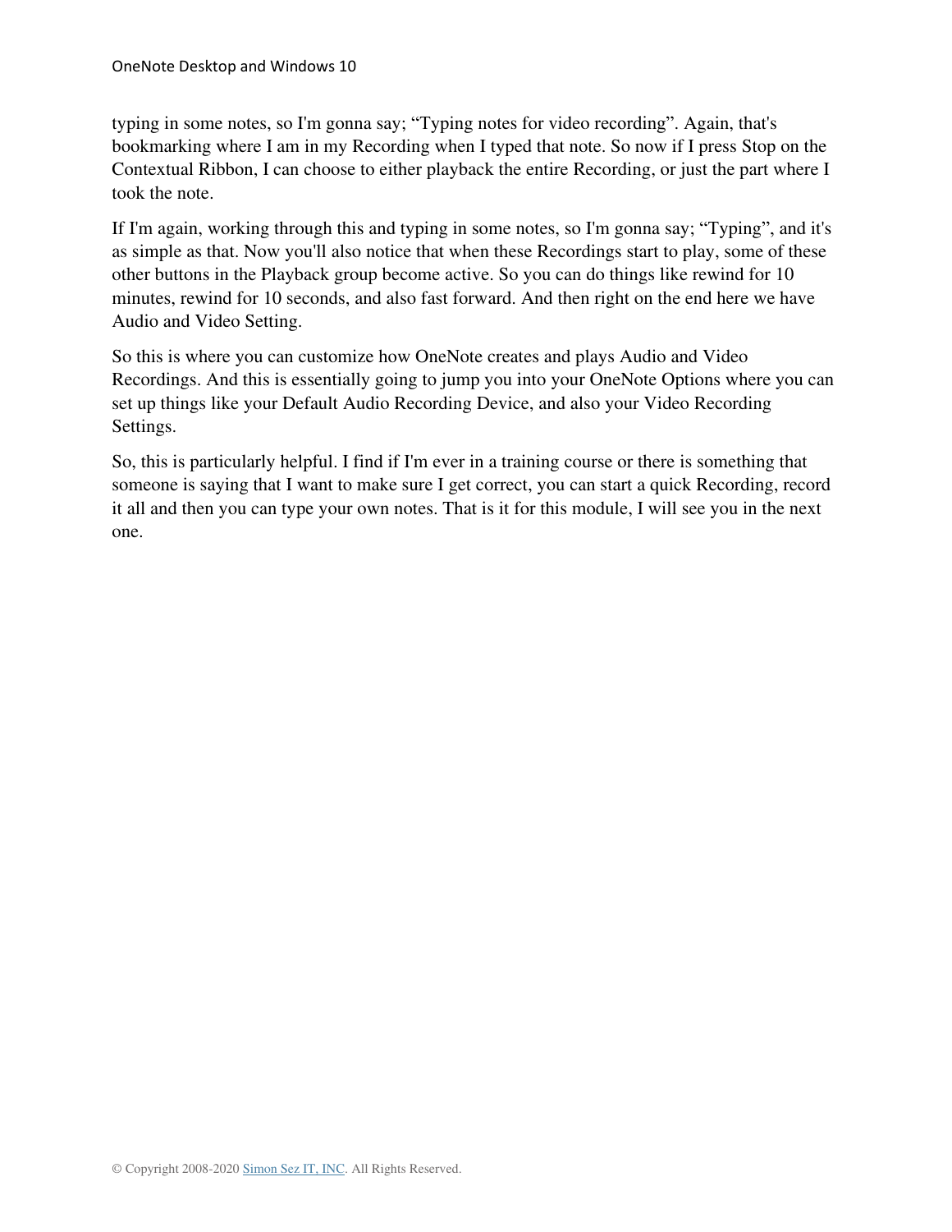typing in some notes, so I'm gonna say; "Typing notes for video recording". Again, that's bookmarking where I am in my Recording when I typed that note. So now if I press Stop on the Contextual Ribbon, I can choose to either playback the entire Recording, or just the part where I took the note.

If I'm again, working through this and typing in some notes, so I'm gonna say; "Typing", and it's as simple as that. Now you'll also notice that when these Recordings start to play, some of these other buttons in the Playback group become active. So you can do things like rewind for 10 minutes, rewind for 10 seconds, and also fast forward. And then right on the end here we have Audio and Video Setting.

So this is where you can customize how OneNote creates and plays Audio and Video Recordings. And this is essentially going to jump you into your OneNote Options where you can set up things like your Default Audio Recording Device, and also your Video Recording Settings.

So, this is particularly helpful. I find if I'm ever in a training course or there is something that someone is saying that I want to make sure I get correct, you can start a quick Recording, record it all and then you can type your own notes. That is it for this module, I will see you in the next one.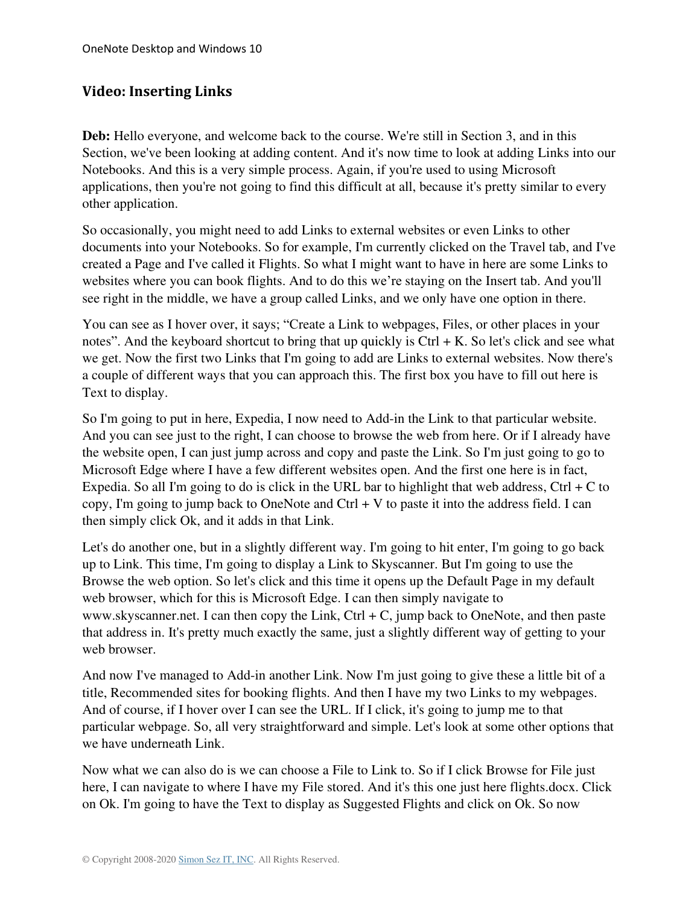## Video: Inserting Links

**Deb:** Hello everyone, and welcome back to the course. We're still in Section 3, and in this Section, we've been looking at adding content. And it's now time to look at adding Links into our Notebooks. And this is a very simple process. Again, if you're used to using Microsoft applications, then you're not going to find this difficult at all, because it's pretty similar to every other application.

So occasionally, you might need to add Links to external websites or even Links to other documents into your Notebooks. So for example, I'm currently clicked on the Travel tab, and I've created a Page and I've called it Flights. So what I might want to have in here are some Links to websites where you can book flights. And to do this we're staying on the Insert tab. And you'll see right in the middle, we have a group called Links, and we only have one option in there.

You can see as I hover over, it says; "Create a Link to webpages, Files, or other places in your notes". And the keyboard shortcut to bring that up quickly is Ctrl + K. So let's click and see what we get. Now the first two Links that I'm going to add are Links to external websites. Now there's a couple of different ways that you can approach this. The first box you have to fill out here is Text to display.

So I'm going to put in here, Expedia, I now need to Add-in the Link to that particular website. And you can see just to the right, I can choose to browse the web from here. Or if I already have the website open, I can just jump across and copy and paste the Link. So I'm just going to go to Microsoft Edge where I have a few different websites open. And the first one here is in fact, Expedia. So all I'm going to do is click in the URL bar to highlight that web address, Ctrl + C to copy, I'm going to jump back to OneNote and Ctrl + V to paste it into the address field. I can then simply click Ok, and it adds in that Link.

Let's do another one, but in a slightly different way. I'm going to hit enter, I'm going to go back up to Link. This time, I'm going to display a Link to Skyscanner. But I'm going to use the Browse the web option. So let's click and this time it opens up the Default Page in my default web browser, which for this is Microsoft Edge. I can then simply navigate to www.skyscanner.net. I can then copy the Link, Ctrl + C, jump back to OneNote, and then paste that address in. It's pretty much exactly the same, just a slightly different way of getting to your web browser.

And now I've managed to Add-in another Link. Now I'm just going to give these a little bit of a title, Recommended sites for booking flights. And then I have my two Links to my webpages. And of course, if I hover over I can see the URL. If I click, it's going to jump me to that particular webpage. So, all very straightforward and simple. Let's look at some other options that we have underneath Link.

Now what we can also do is we can choose a File to Link to. So if I click Browse for File just here, I can navigate to where I have my File stored. And it's this one just here flights.docx. Click on Ok. I'm going to have the Text to display as Suggested Flights and click on Ok. So now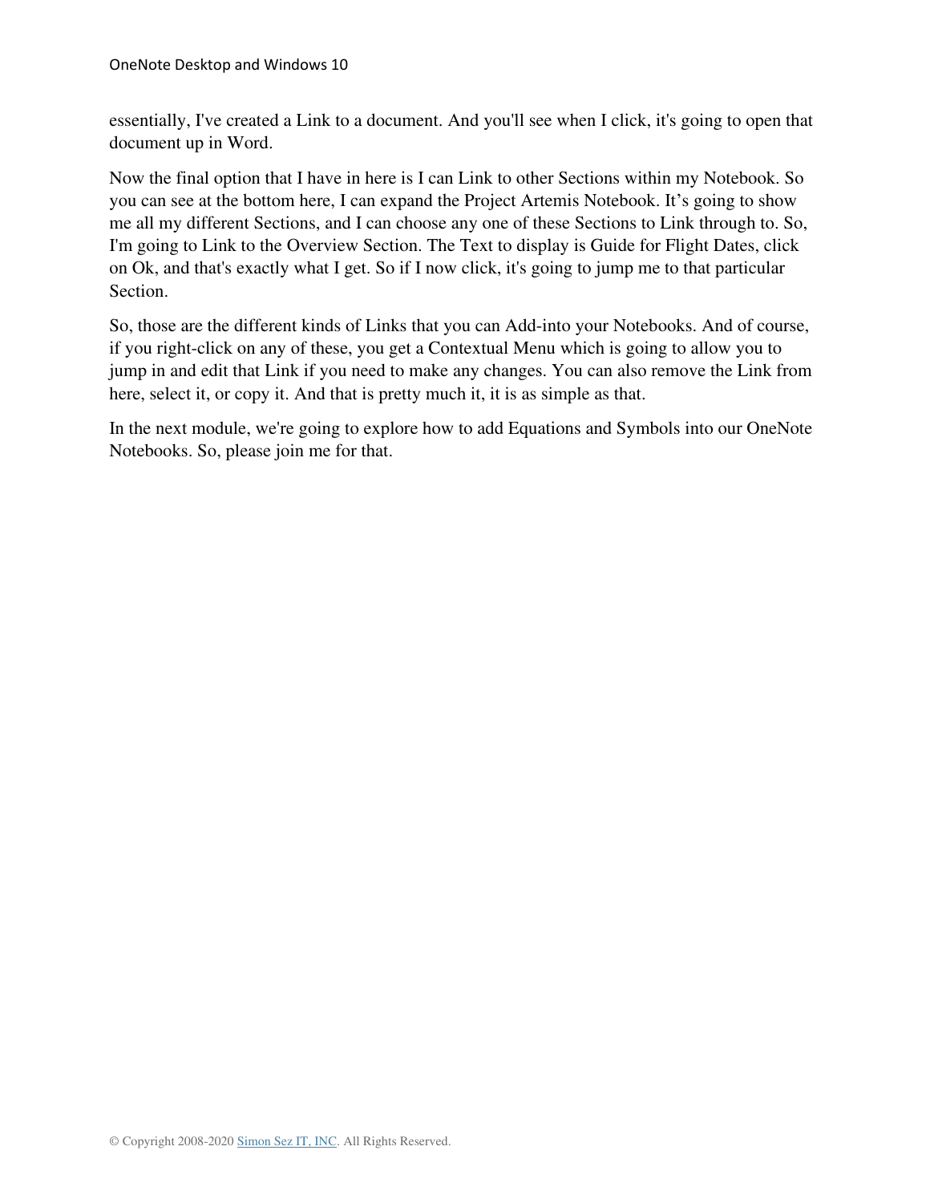essentially, I've created a Link to a document. And you'll see when I click, it's going to open that document up in Word.

Now the final option that I have in here is I can Link to other Sections within my Notebook. So you can see at the bottom here, I can expand the Project Artemis Notebook. It's going to show me all my different Sections, and I can choose any one of these Sections to Link through to. So, I'm going to Link to the Overview Section. The Text to display is Guide for Flight Dates, click on Ok, and that's exactly what I get. So if I now click, it's going to jump me to that particular Section.

So, those are the different kinds of Links that you can Add-into your Notebooks. And of course, if you right-click on any of these, you get a Contextual Menu which is going to allow you to jump in and edit that Link if you need to make any changes. You can also remove the Link from here, select it, or copy it. And that is pretty much it, it is as simple as that.

In the next module, we're going to explore how to add Equations and Symbols into our OneNote Notebooks. So, please join me for that.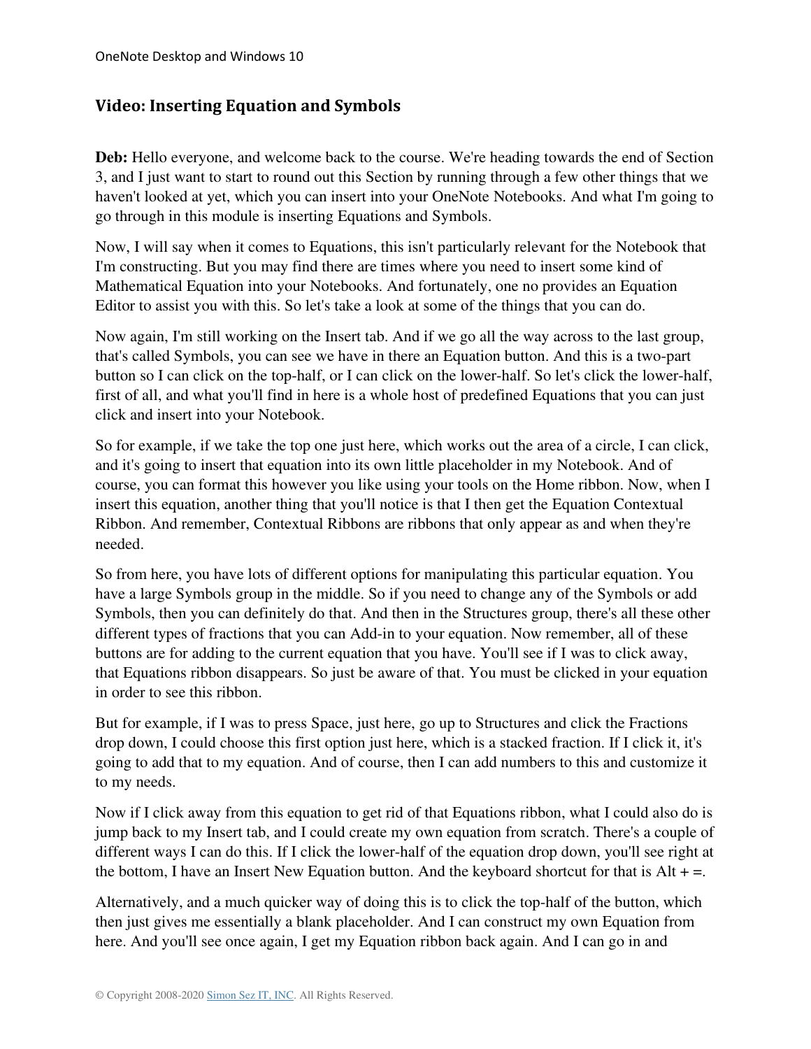## Video: Inserting Equation and Symbols

**Deb:** Hello everyone, and welcome back to the course. We're heading towards the end of Section 3, and I just want to start to round out this Section by running through a few other things that we haven't looked at yet, which you can insert into your OneNote Notebooks. And what I'm going to go through in this module is inserting Equations and Symbols.

Now, I will say when it comes to Equations, this isn't particularly relevant for the Notebook that I'm constructing. But you may find there are times where you need to insert some kind of Mathematical Equation into your Notebooks. And fortunately, one no provides an Equation Editor to assist you with this. So let's take a look at some of the things that you can do.

Now again, I'm still working on the Insert tab. And if we go all the way across to the last group, that's called Symbols, you can see we have in there an Equation button. And this is a two-part button so I can click on the top-half, or I can click on the lower-half. So let's click the lower-half, first of all, and what you'll find in here is a whole host of predefined Equations that you can just click and insert into your Notebook.

So for example, if we take the top one just here, which works out the area of a circle, I can click, and it's going to insert that equation into its own little placeholder in my Notebook. And of course, you can format this however you like using your tools on the Home ribbon. Now, when I insert this equation, another thing that you'll notice is that I then get the Equation Contextual Ribbon. And remember, Contextual Ribbons are ribbons that only appear as and when they're needed.

So from here, you have lots of different options for manipulating this particular equation. You have a large Symbols group in the middle. So if you need to change any of the Symbols or add Symbols, then you can definitely do that. And then in the Structures group, there's all these other different types of fractions that you can Add-in to your equation. Now remember, all of these buttons are for adding to the current equation that you have. You'll see if I was to click away, that Equations ribbon disappears. So just be aware of that. You must be clicked in your equation in order to see this ribbon.

But for example, if I was to press Space, just here, go up to Structures and click the Fractions drop down, I could choose this first option just here, which is a stacked fraction. If I click it, it's going to add that to my equation. And of course, then I can add numbers to this and customize it to my needs.

Now if I click away from this equation to get rid of that Equations ribbon, what I could also do is jump back to my Insert tab, and I could create my own equation from scratch. There's a couple of different ways I can do this. If I click the lower-half of the equation drop down, you'll see right at the bottom, I have an Insert New Equation button. And the keyboard shortcut for that is Alt + =.

Alternatively, and a much quicker way of doing this is to click the top-half of the button, which then just gives me essentially a blank placeholder. And I can construct my own Equation from here. And you'll see once again, I get my Equation ribbon back again. And I can go in and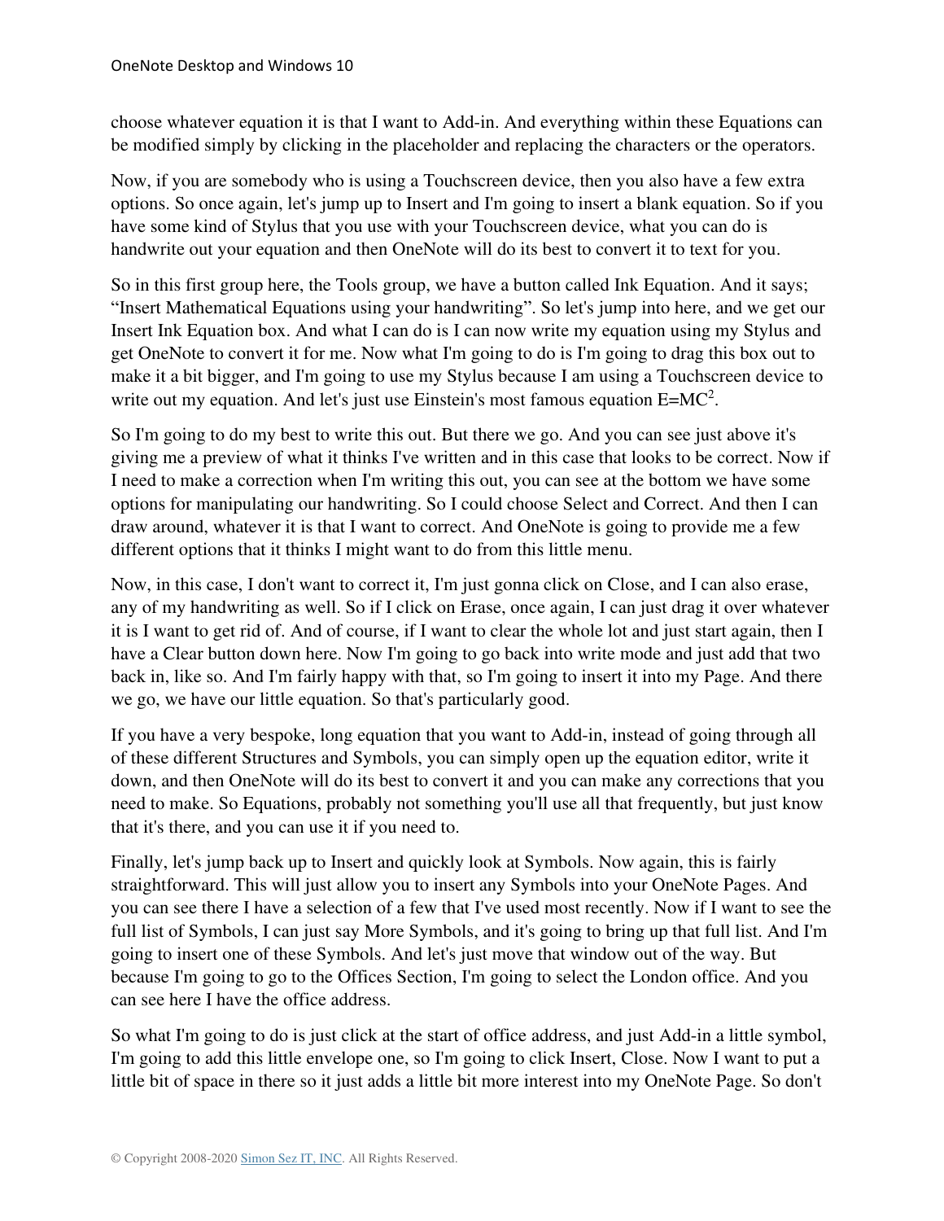choose whatever equation it is that I want to Add-in. And everything within these Equations can be modified simply by clicking in the placeholder and replacing the characters or the operators.

Now, if you are somebody who is using a Touchscreen device, then you also have a few extra options. So once again, let's jump up to Insert and I'm going to insert a blank equation. So if you have some kind of Stylus that you use with your Touchscreen device, what you can do is handwrite out your equation and then OneNote will do its best to convert it to text for you.

So in this first group here, the Tools group, we have a button called Ink Equation. And it says; "Insert Mathematical Equations using your handwriting". So let's jump into here, and we get our Insert Ink Equation box. And what I can do is I can now write my equation using my Stylus and get OneNote to convert it for me. Now what I'm going to do is I'm going to drag this box out to make it a bit bigger, and I'm going to use my Stylus because I am using a Touchscreen device to write out my equation. And let's just use Einstein's most famous equation $E=MC^2$.

So I'm going to do my best to write this out. But there we go. And you can see just above it's giving me a preview of what it thinks I've written and in this case that looks to be correct. Now if I need to make a correction when I'm writing this out, you can see at the bottom we have some options for manipulating our handwriting. So I could choose Select and Correct. And then I can draw around, whatever it is that I want to correct. And OneNote is going to provide me a few different options that it thinks I might want to do from this little menu.

Now, in this case, I don't want to correct it, I'm just gonna click on Close, and I can also erase, any of my handwriting as well. So if I click on Erase, once again, I can just drag it over whatever it is I want to get rid of. And of course, if I want to clear the whole lot and just start again, then I have a Clear button down here. Now I'm going to go back into write mode and just add that two back in, like so. And I'm fairly happy with that, so I'm going to insert it into my Page. And there we go, we have our little equation. So that's particularly good.

If you have a very bespoke, long equation that you want to Add-in, instead of going through all of these different Structures and Symbols, you can simply open up the equation editor, write it down, and then OneNote will do its best to convert it and you can make any corrections that you need to make. So Equations, probably not something you'll use all that frequently, but just know that it's there, and you can use it if you need to.

Finally, let's jump back up to Insert and quickly look at Symbols. Now again, this is fairly straightforward. This will just allow you to insert any Symbols into your OneNote Pages. And you can see there I have a selection of a few that I've used most recently. Now if I want to see the full list of Symbols, I can just say More Symbols, and it's going to bring up that full list. And I'm going to insert one of these Symbols. And let's just move that window out of the way. But because I'm going to go to the Offices Section, I'm going to select the London office. And you can see here I have the office address.

So what I'm going to do is just click at the start of office address, and just Add-in a little symbol, I'm going to add this little envelope one, so I'm going to click Insert, Close. Now I want to put a little bit of space in there so it just adds a little bit more interest into my OneNote Page. So don't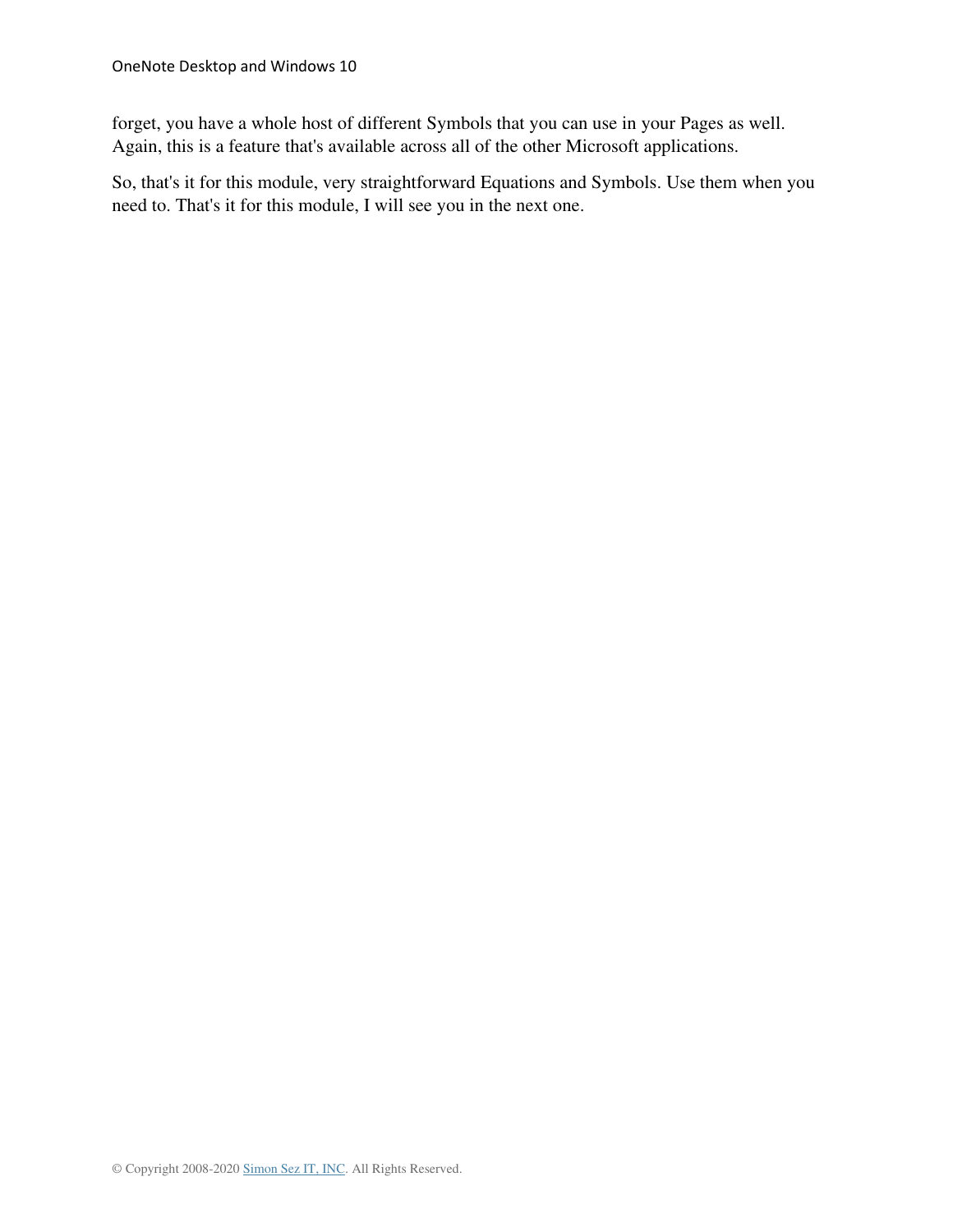forget, you have a whole host of different Symbols that you can use in your Pages as well. Again, this is a feature that's available across all of the other Microsoft applications.

So, that's it for this module, very straightforward Equations and Symbols. Use them when you need to. That's it for this module, I will see you in the next one.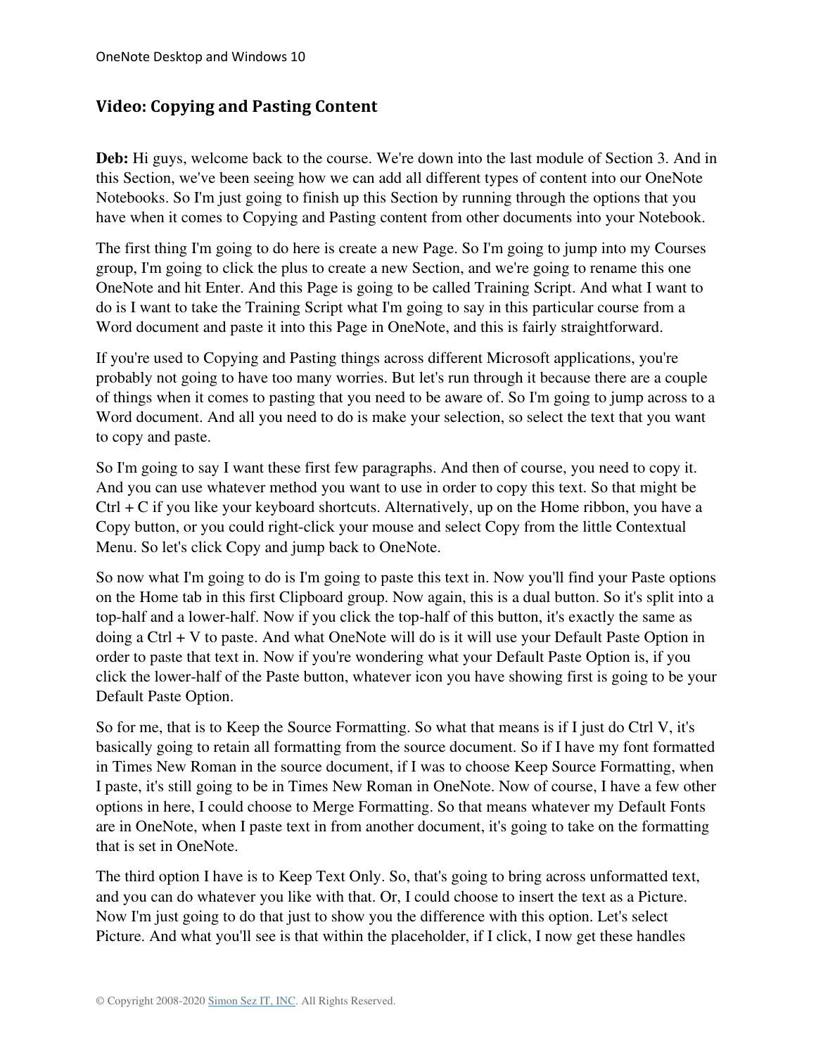## Video: Copying and Pasting Content

**Deb:** Hi guys, welcome back to the course. We're down into the last module of Section 3. And in this Section, we've been seeing how we can add all different types of content into our OneNote Notebooks. So I'm just going to finish up this Section by running through the options that you have when it comes to Copying and Pasting content from other documents into your Notebook.

The first thing I'm going to do here is create a new Page. So I'm going to jump into my Courses group, I'm going to click the plus to create a new Section, and we're going to rename this one OneNote and hit Enter. And this Page is going to be called Training Script. And what I want to do is I want to take the Training Script what I'm going to say in this particular course from a Word document and paste it into this Page in OneNote, and this is fairly straightforward.

If you're used to Copying and Pasting things across different Microsoft applications, you're probably not going to have too many worries. But let's run through it because there are a couple of things when it comes to pasting that you need to be aware of. So I'm going to jump across to a Word document. And all you need to do is make your selection, so select the text that you want to copy and paste.

So I'm going to say I want these first few paragraphs. And then of course, you need to copy it. And you can use whatever method you want to use in order to copy this text. So that might be Ctrl + C if you like your keyboard shortcuts. Alternatively, up on the Home ribbon, you have a Copy button, or you could right-click your mouse and select Copy from the little Contextual Menu. So let's click Copy and jump back to OneNote.

So now what I'm going to do is I'm going to paste this text in. Now you'll find your Paste options on the Home tab in this first Clipboard group. Now again, this is a dual button. So it's split into a top-half and a lower-half. Now if you click the top-half of this button, it's exactly the same as doing a Ctrl + V to paste. And what OneNote will do is it will use your Default Paste Option in order to paste that text in. Now if you're wondering what your Default Paste Option is, if you click the lower-half of the Paste button, whatever icon you have showing first is going to be your Default Paste Option.

So for me, that is to Keep the Source Formatting. So what that means is if I just do Ctrl V, it's basically going to retain all formatting from the source document. So if I have my font formatted in Times New Roman in the source document, if I was to choose Keep Source Formatting, when I paste, it's still going to be in Times New Roman in OneNote. Now of course, I have a few other options in here, I could choose to Merge Formatting. So that means whatever my Default Fonts are in OneNote, when I paste text in from another document, it's going to take on the formatting that is set in OneNote.

The third option I have is to Keep Text Only. So, that's going to bring across unformatted text, and you can do whatever you like with that. Or, I could choose to insert the text as a Picture. Now I'm just going to do that just to show you the difference with this option. Let's select Picture. And what you'll see is that within the placeholder, if I click, I now get these handles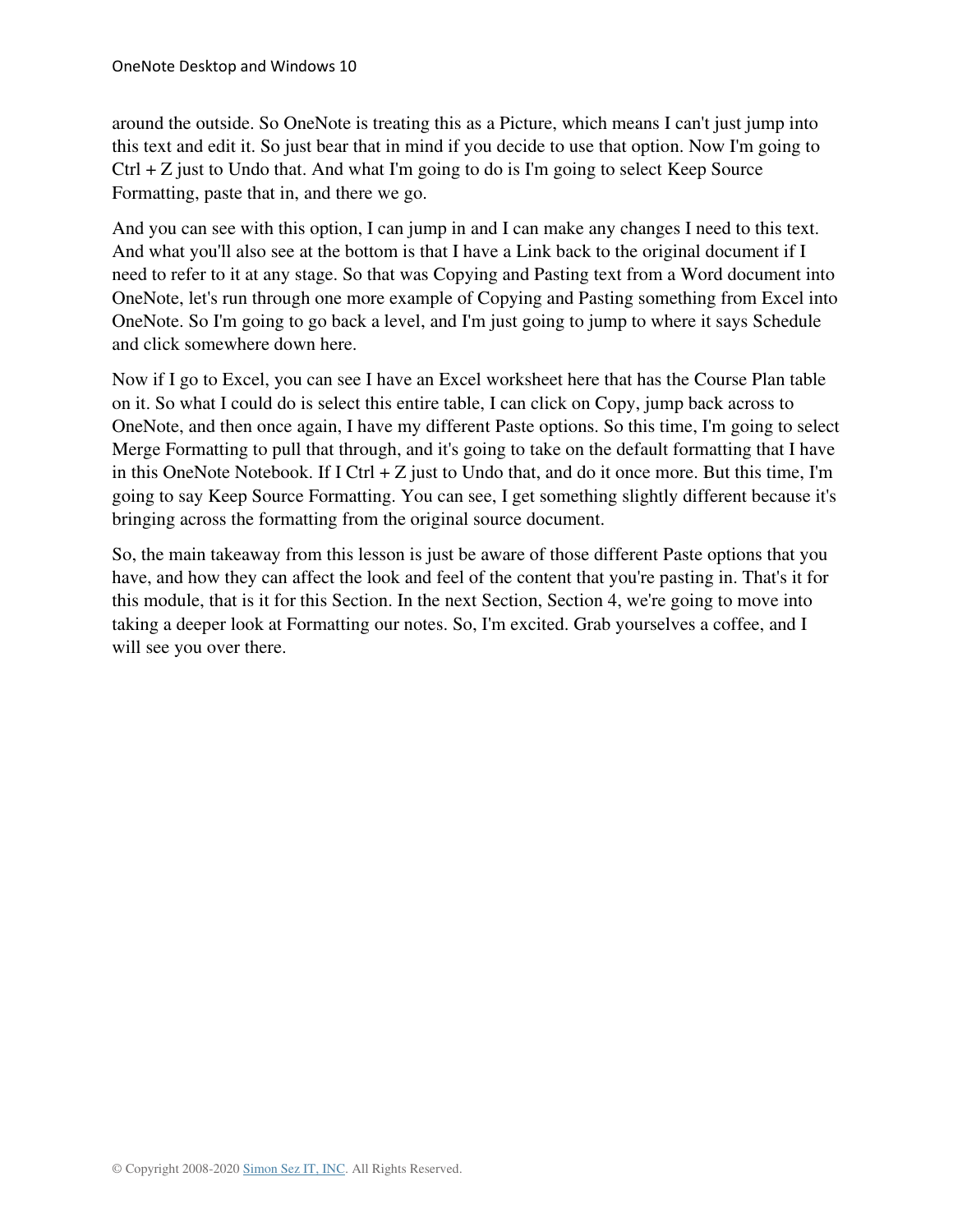around the outside. So OneNote is treating this as a Picture, which means I can't just jump into this text and edit it. So just bear that in mind if you decide to use that option. Now I'm going to Ctrl + Z just to Undo that. And what I'm going to do is I'm going to select Keep Source Formatting, paste that in, and there we go.

And you can see with this option, I can jump in and I can make any changes I need to this text. And what you'll also see at the bottom is that I have a Link back to the original document if I need to refer to it at any stage. So that was Copying and Pasting text from a Word document into OneNote, let's run through one more example of Copying and Pasting something from Excel into OneNote. So I'm going to go back a level, and I'm just going to jump to where it says Schedule and click somewhere down here.

Now if I go to Excel, you can see I have an Excel worksheet here that has the Course Plan table on it. So what I could do is select this entire table, I can click on Copy, jump back across to OneNote, and then once again, I have my different Paste options. So this time, I'm going to select Merge Formatting to pull that through, and it's going to take on the default formatting that I have in this OneNote Notebook. If I Ctrl + Z just to Undo that, and do it once more. But this time, I'm going to say Keep Source Formatting. You can see, I get something slightly different because it's bringing across the formatting from the original source document.

So, the main takeaway from this lesson is just be aware of those different Paste options that you have, and how they can affect the look and feel of the content that you're pasting in. That's it for this module, that is it for this Section. In the next Section, Section 4, we're going to move into taking a deeper look at Formatting our notes. So, I'm excited. Grab yourselves a coffee, and I will see you over there.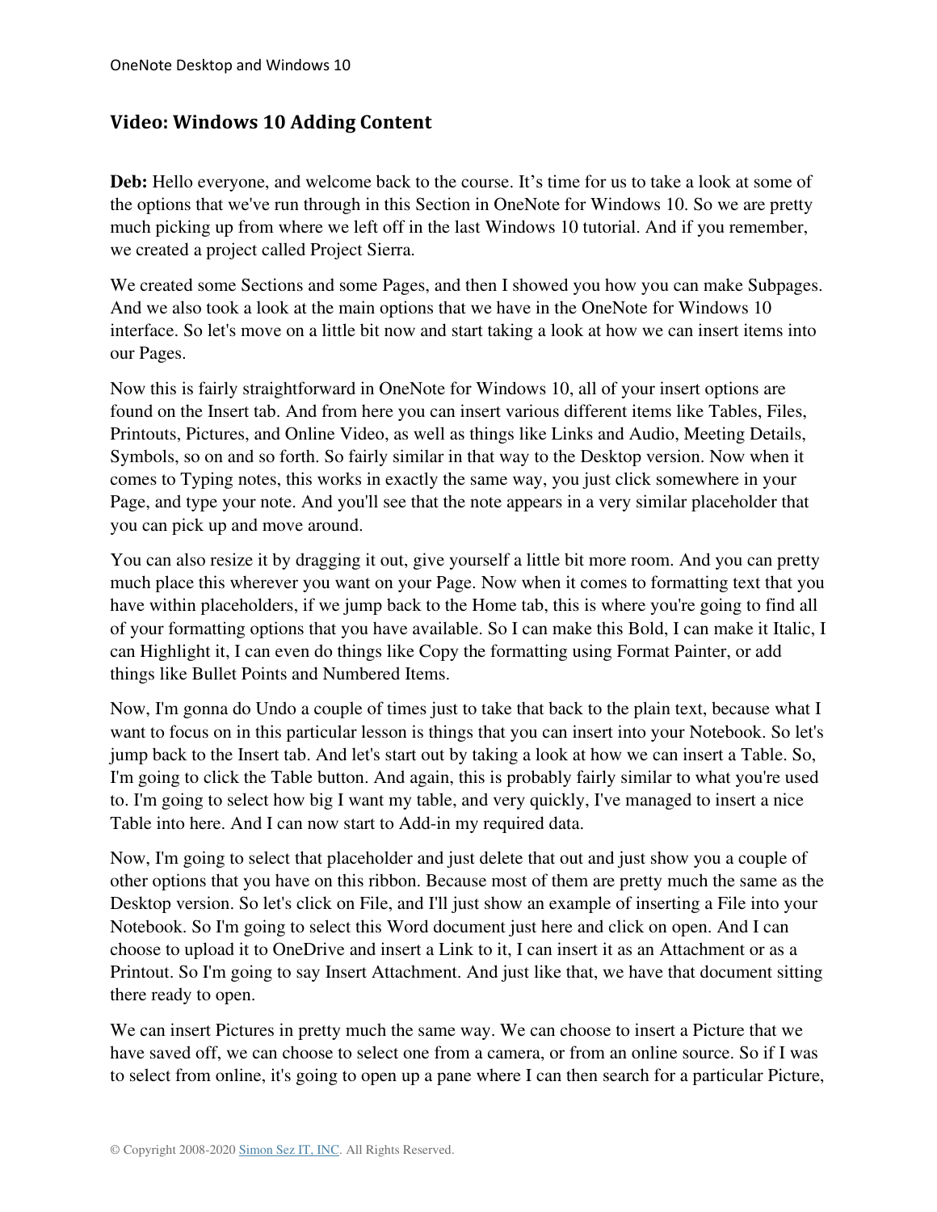## Video: Windows 10 Adding Content

**Deb:** Hello everyone, and welcome back to the course. It's time for us to take a look at some of the options that we've run through in this Section in OneNote for Windows 10. So we are pretty much picking up from where we left off in the last Windows 10 tutorial. And if you remember, we created a project called Project Sierra.

We created some Sections and some Pages, and then I showed you how you can make Subpages. And we also took a look at the main options that we have in the OneNote for Windows 10 interface. So let's move on a little bit now and start taking a look at how we can insert items into our Pages.

Now this is fairly straightforward in OneNote for Windows 10, all of your insert options are found on the Insert tab. And from here you can insert various different items like Tables, Files, Printouts, Pictures, and Online Video, as well as things like Links and Audio, Meeting Details, Symbols, so on and so forth. So fairly similar in that way to the Desktop version. Now when it comes to Typing notes, this works in exactly the same way, you just click somewhere in your Page, and type your note. And you'll see that the note appears in a very similar placeholder that you can pick up and move around.

You can also resize it by dragging it out, give yourself a little bit more room. And you can pretty much place this wherever you want on your Page. Now when it comes to formatting text that you have within placeholders, if we jump back to the Home tab, this is where you're going to find all of your formatting options that you have available. So I can make this Bold, I can make it Italic, I can Highlight it, I can even do things like Copy the formatting using Format Painter, or add things like Bullet Points and Numbered Items.

Now, I'm gonna do Undo a couple of times just to take that back to the plain text, because what I want to focus on in this particular lesson is things that you can insert into your Notebook. So let's jump back to the Insert tab. And let's start out by taking a look at how we can insert a Table. So, I'm going to click the Table button. And again, this is probably fairly similar to what you're used to. I'm going to select how big I want my table, and very quickly, I've managed to insert a nice Table into here. And I can now start to Add-in my required data.

Now, I'm going to select that placeholder and just delete that out and just show you a couple of other options that you have on this ribbon. Because most of them are pretty much the same as the Desktop version. So let's click on File, and I'll just show an example of inserting a File into your Notebook. So I'm going to select this Word document just here and click on open. And I can choose to upload it to OneDrive and insert a Link to it, I can insert it as an Attachment or as a Printout. So I'm going to say Insert Attachment. And just like that, we have that document sitting there ready to open.

We can insert Pictures in pretty much the same way. We can choose to insert a Picture that we have saved off, we can choose to select one from a camera, or from an online source. So if I was to select from online, it's going to open up a pane where I can then search for a particular Picture,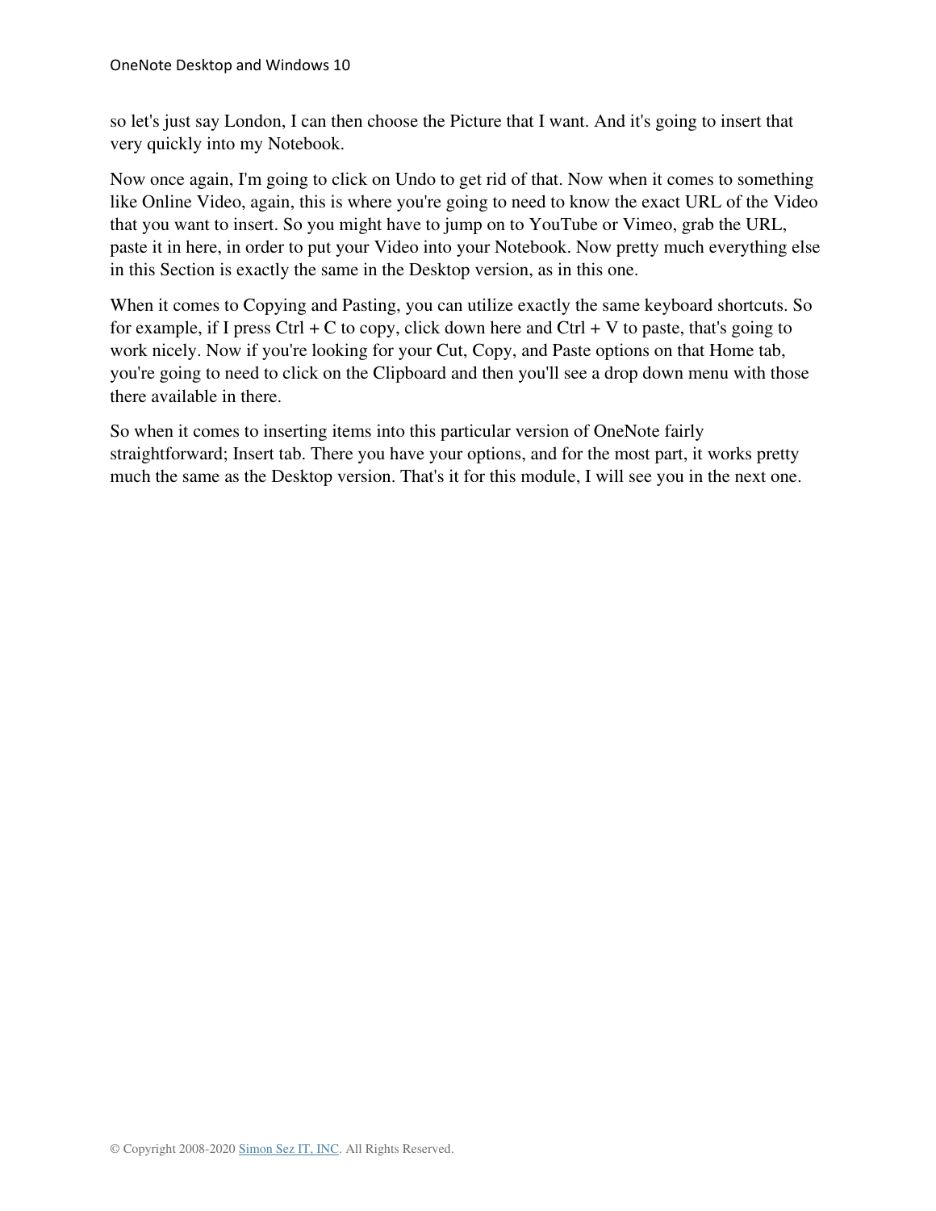so let's just say London, I can then choose the Picture that I want. And it's going to insert that very quickly into my Notebook.

Now once again, I'm going to click on Undo to get rid of that. Now when it comes to something like Online Video, again, this is where you're going to need to know the exact URL of the Video that you want to insert. So you might have to jump on to YouTube or Vimeo, grab the URL, paste it in here, in order to put your Video into your Notebook. Now pretty much everything else in this Section is exactly the same in the Desktop version, as in this one.

When it comes to Copying and Pasting, you can utilize exactly the same keyboard shortcuts. So for example, if I press Ctrl + C to copy, click down here and Ctrl + V to paste, that's going to work nicely. Now if you're looking for your Cut, Copy, and Paste options on that Home tab, you're going to need to click on the Clipboard and then you'll see a drop down menu with those there available in there.

So when it comes to inserting items into this particular version of OneNote fairly straightforward; Insert tab. There you have your options, and for the most part, it works pretty much the same as the Desktop version. That's it for this module, I will see you in the next one.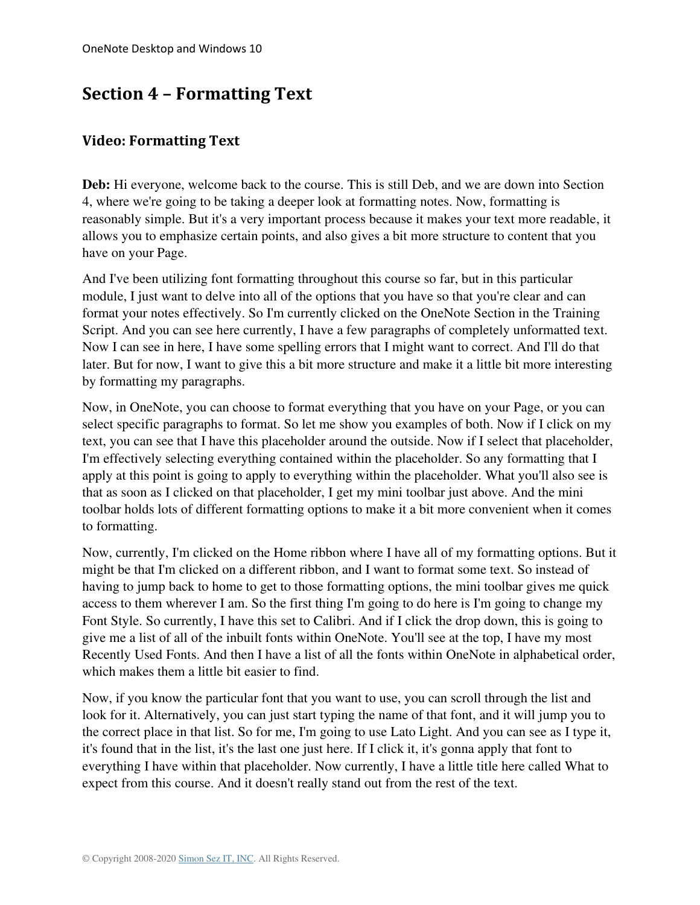# Section 4 – Formatting Text

## Video: Formatting Text

**Deb:** Hi everyone, welcome back to the course. This is still Deb, and we are down into Section 4, where we're going to be taking a deeper look at formatting notes. Now, formatting is reasonably simple. But it's a very important process because it makes your text more readable, it allows you to emphasize certain points, and also gives a bit more structure to content that you have on your Page.

And I've been utilizing font formatting throughout this course so far, but in this particular module, I just want to delve into all of the options that you have so that you're clear and can format your notes effectively. So I'm currently clicked on the OneNote Section in the Training Script. And you can see here currently, I have a few paragraphs of completely unformatted text. Now I can see in here, I have some spelling errors that I might want to correct. And I'll do that later. But for now, I want to give this a bit more structure and make it a little bit more interesting by formatting my paragraphs.

Now, in OneNote, you can choose to format everything that you have on your Page, or you can select specific paragraphs to format. So let me show you examples of both. Now if I click on my text, you can see that I have this placeholder around the outside. Now if I select that placeholder, I'm effectively selecting everything contained within the placeholder. So any formatting that I apply at this point is going to apply to everything within the placeholder. What you'll also see is that as soon as I clicked on that placeholder, I get my mini toolbar just above. And the mini toolbar holds lots of different formatting options to make it a bit more convenient when it comes to formatting.

Now, currently, I'm clicked on the Home ribbon where I have all of my formatting options. But it might be that I'm clicked on a different ribbon, and I want to format some text. So instead of having to jump back to home to get to those formatting options, the mini toolbar gives me quick access to them wherever I am. So the first thing I'm going to do here is I'm going to change my Font Style. So currently, I have this set to Calibri. And if I click the drop down, this is going to give me a list of all of the inbuilt fonts within OneNote. You'll see at the top, I have my most Recently Used Fonts. And then I have a list of all the fonts within OneNote in alphabetical order, which makes them a little bit easier to find.

Now, if you know the particular font that you want to use, you can scroll through the list and look for it. Alternatively, you can just start typing the name of that font, and it will jump you to the correct place in that list. So for me, I'm going to use Lato Light. And you can see as I type it, it's found that in the list, it's the last one just here. If I click it, it's gonna apply that font to everything I have within that placeholder. Now currently, I have a little title here called What to expect from this course. And it doesn't really stand out from the rest of the text.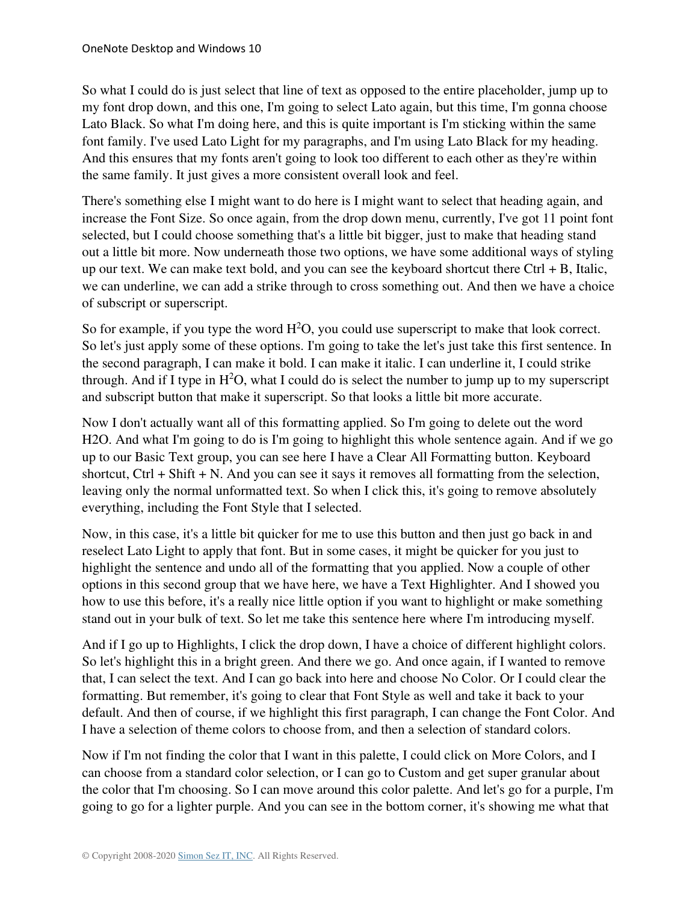So what I could do is just select that line of text as opposed to the entire placeholder, jump up to my font drop down, and this one, I'm going to select Lato again, but this time, I'm gonna choose Lato Black. So what I'm doing here, and this is quite important is I'm sticking within the same font family. I've used Lato Light for my paragraphs, and I'm using Lato Black for my heading. And this ensures that my fonts aren't going to look too different to each other as they're within the same family. It just gives a more consistent overall look and feel.

There's something else I might want to do here is I might want to select that heading again, and increase the Font Size. So once again, from the drop down menu, currently, I've got 11 point font selected, but I could choose something that's a little bit bigger, just to make that heading stand out a little bit more. Now underneath those two options, we have some additional ways of styling up our text. We can make text bold, and you can see the keyboard shortcut there Ctrl + B, Italic, we can underline, we can add a strike through to cross something out. And then we have a choice of subscript or superscript.

So for example, if you type the word $H^2O$, you could use superscript to make that look correct. So let's just apply some of these options. I'm going to take the let's just take this first sentence. In the second paragraph, I can make it bold. I can make it italic. I can underline it, I could strike through. And if I type in $H^2O$, what I could do is select the number to jump up to my superscript and subscript button that make it superscript. So that looks a little bit more accurate.

Now I don't actually want all of this formatting applied. So I'm going to delete out the word H2O. And what I'm going to do is I'm going to highlight this whole sentence again. And if we go up to our Basic Text group, you can see here I have a Clear All Formatting button. Keyboard shortcut, Ctrl + Shift + N. And you can see it says it removes all formatting from the selection, leaving only the normal unformatted text. So when I click this, it's going to remove absolutely everything, including the Font Style that I selected.

Now, in this case, it's a little bit quicker for me to use this button and then just go back in and reselect Lato Light to apply that font. But in some cases, it might be quicker for you just to highlight the sentence and undo all of the formatting that you applied. Now a couple of other options in this second group that we have here, we have a Text Highlighter. And I showed you how to use this before, it's a really nice little option if you want to highlight or make something stand out in your bulk of text. So let me take this sentence here where I'm introducing myself.

And if I go up to Highlights, I click the drop down, I have a choice of different highlight colors. So let's highlight this in a bright green. And there we go. And once again, if I wanted to remove that, I can select the text. And I can go back into here and choose No Color. Or I could clear the formatting. But remember, it's going to clear that Font Style as well and take it back to your default. And then of course, if we highlight this first paragraph, I can change the Font Color. And I have a selection of theme colors to choose from, and then a selection of standard colors.

Now if I'm not finding the color that I want in this palette, I could click on More Colors, and I can choose from a standard color selection, or I can go to Custom and get super granular about the color that I'm choosing. So I can move around this color palette. And let's go for a purple, I'm going to go for a lighter purple. And you can see in the bottom corner, it's showing me what that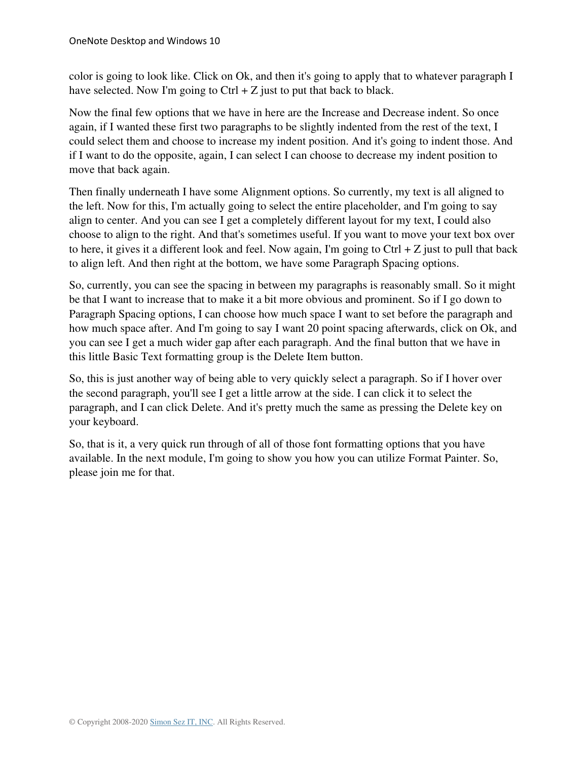color is going to look like. Click on Ok, and then it's going to apply that to whatever paragraph I have selected. Now I'm going to Ctrl + Z just to put that back to black.

Now the final few options that we have in here are the Increase and Decrease indent. So once again, if I wanted these first two paragraphs to be slightly indented from the rest of the text, I could select them and choose to increase my indent position. And it's going to indent those. And if I want to do the opposite, again, I can select I can choose to decrease my indent position to move that back again.

Then finally underneath I have some Alignment options. So currently, my text is all aligned to the left. Now for this, I'm actually going to select the entire placeholder, and I'm going to say align to center. And you can see I get a completely different layout for my text, I could also choose to align to the right. And that's sometimes useful. If you want to move your text box over to here, it gives it a different look and feel. Now again, I'm going to Ctrl + Z just to pull that back to align left. And then right at the bottom, we have some Paragraph Spacing options.

So, currently, you can see the spacing in between my paragraphs is reasonably small. So it might be that I want to increase that to make it a bit more obvious and prominent. So if I go down to Paragraph Spacing options, I can choose how much space I want to set before the paragraph and how much space after. And I'm going to say I want 20 point spacing afterwards, click on Ok, and you can see I get a much wider gap after each paragraph. And the final button that we have in this little Basic Text formatting group is the Delete Item button.

So, this is just another way of being able to very quickly select a paragraph. So if I hover over the second paragraph, you'll see I get a little arrow at the side. I can click it to select the paragraph, and I can click Delete. And it's pretty much the same as pressing the Delete key on your keyboard.

So, that is it, a very quick run through of all of those font formatting options that you have available. In the next module, I'm going to show you how you can utilize Format Painter. So, please join me for that.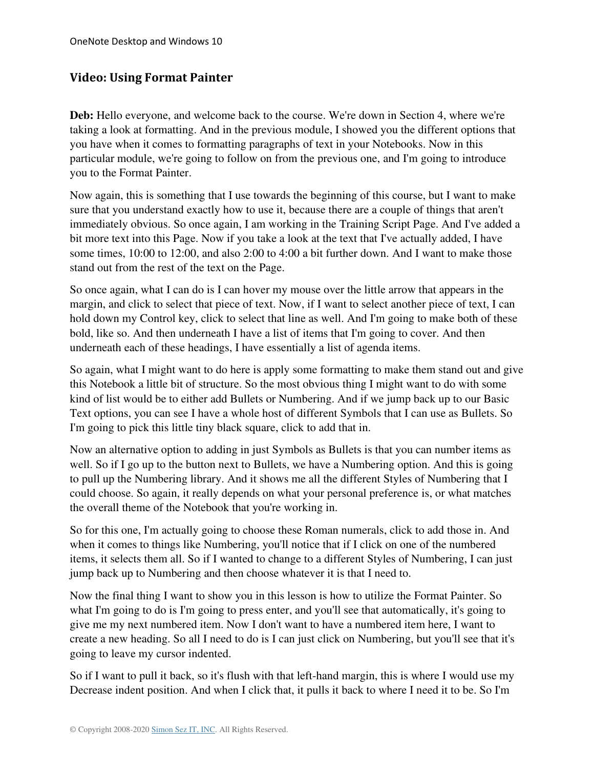## Video: Using Format Painter

**Deb:** Hello everyone, and welcome back to the course. We're down in Section 4, where we're taking a look at formatting. And in the previous module, I showed you the different options that you have when it comes to formatting paragraphs of text in your Notebooks. Now in this particular module, we're going to follow on from the previous one, and I'm going to introduce you to the Format Painter.

Now again, this is something that I use towards the beginning of this course, but I want to make sure that you understand exactly how to use it, because there are a couple of things that aren't immediately obvious. So once again, I am working in the Training Script Page. And I've added a bit more text into this Page. Now if you take a look at the text that I've actually added, I have some times, 10:00 to 12:00, and also 2:00 to 4:00 a bit further down. And I want to make those stand out from the rest of the text on the Page.

So once again, what I can do is I can hover my mouse over the little arrow that appears in the margin, and click to select that piece of text. Now, if I want to select another piece of text, I can hold down my Control key, click to select that line as well. And I'm going to make both of these bold, like so. And then underneath I have a list of items that I'm going to cover. And then underneath each of these headings, I have essentially a list of agenda items.

So again, what I might want to do here is apply some formatting to make them stand out and give this Notebook a little bit of structure. So the most obvious thing I might want to do with some kind of list would be to either add Bullets or Numbering. And if we jump back up to our Basic Text options, you can see I have a whole host of different Symbols that I can use as Bullets. So I'm going to pick this little tiny black square, click to add that in.

Now an alternative option to adding in just Symbols as Bullets is that you can number items as well. So if I go up to the button next to Bullets, we have a Numbering option. And this is going to pull up the Numbering library. And it shows me all the different Styles of Numbering that I could choose. So again, it really depends on what your personal preference is, or what matches the overall theme of the Notebook that you're working in.

So for this one, I'm actually going to choose these Roman numerals, click to add those in. And when it comes to things like Numbering, you'll notice that if I click on one of the numbered items, it selects them all. So if I wanted to change to a different Styles of Numbering, I can just jump back up to Numbering and then choose whatever it is that I need to.

Now the final thing I want to show you in this lesson is how to utilize the Format Painter. So what I'm going to do is I'm going to press enter, and you'll see that automatically, it's going to give me my next numbered item. Now I don't want to have a numbered item here, I want to create a new heading. So all I need to do is I can just click on Numbering, but you'll see that it's going to leave my cursor indented.

So if I want to pull it back, so it's flush with that left-hand margin, this is where I would use my Decrease indent position. And when I click that, it pulls it back to where I need it to be. So I'm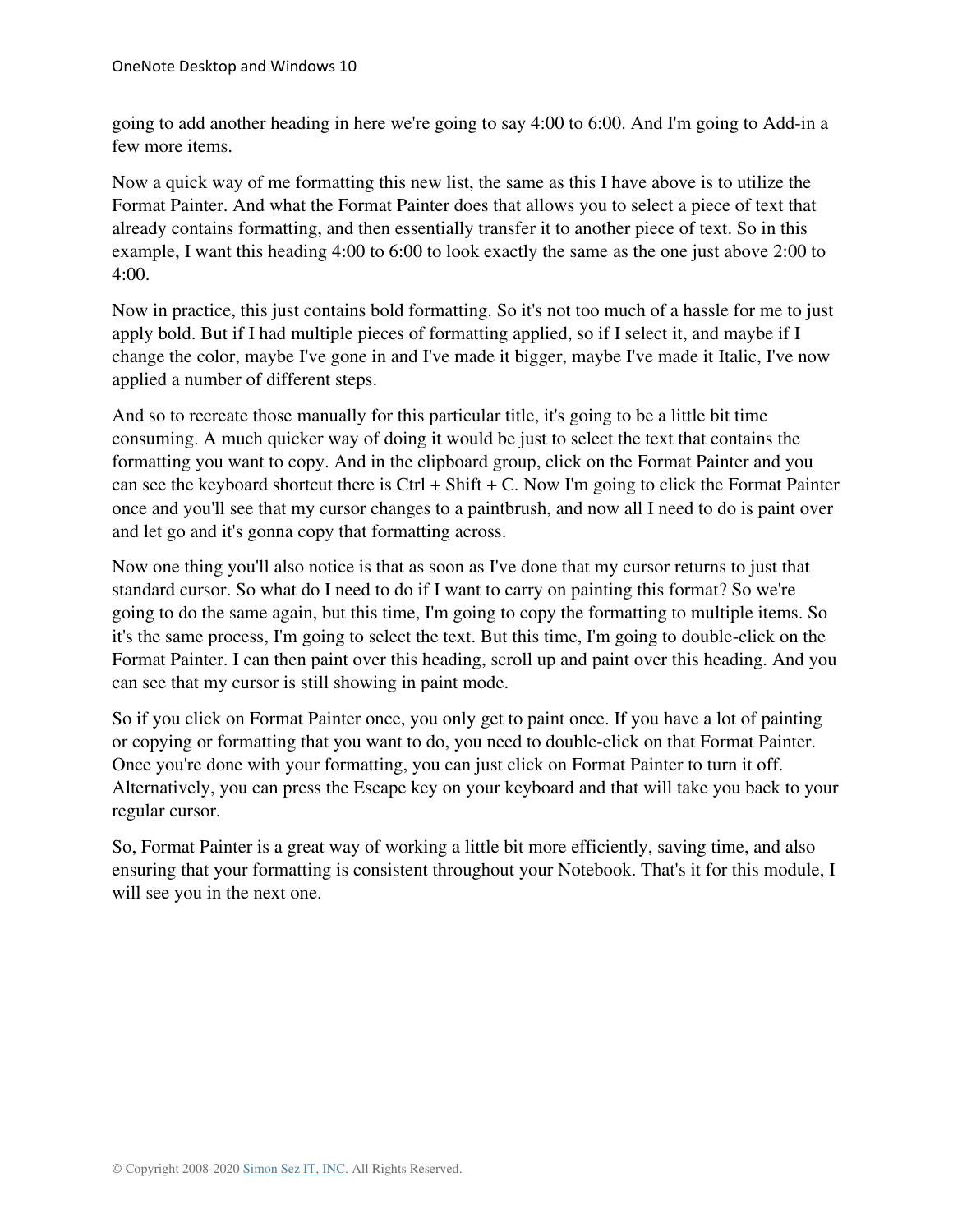going to add another heading in here we're going to say 4:00 to 6:00. And I'm going to Add-in a few more items.

Now a quick way of me formatting this new list, the same as this I have above is to utilize the Format Painter. And what the Format Painter does that allows you to select a piece of text that already contains formatting, and then essentially transfer it to another piece of text. So in this example, I want this heading 4:00 to 6:00 to look exactly the same as the one just above 2:00 to 4:00.

Now in practice, this just contains bold formatting. So it's not too much of a hassle for me to just apply bold. But if I had multiple pieces of formatting applied, so if I select it, and maybe if I change the color, maybe I've gone in and I've made it bigger, maybe I've made it Italic, I've now applied a number of different steps.

And so to recreate those manually for this particular title, it's going to be a little bit time consuming. A much quicker way of doing it would be just to select the text that contains the formatting you want to copy. And in the clipboard group, click on the Format Painter and you can see the keyboard shortcut there is Ctrl + Shift + C. Now I'm going to click the Format Painter once and you'll see that my cursor changes to a paintbrush, and now all I need to do is paint over and let go and it's gonna copy that formatting across.

Now one thing you'll also notice is that as soon as I've done that my cursor returns to just that standard cursor. So what do I need to do if I want to carry on painting this format? So we're going to do the same again, but this time, I'm going to copy the formatting to multiple items. So it's the same process, I'm going to select the text. But this time, I'm going to double-click on the Format Painter. I can then paint over this heading, scroll up and paint over this heading. And you can see that my cursor is still showing in paint mode.

So if you click on Format Painter once, you only get to paint once. If you have a lot of painting or copying or formatting that you want to do, you need to double-click on that Format Painter. Once you're done with your formatting, you can just click on Format Painter to turn it off. Alternatively, you can press the Escape key on your keyboard and that will take you back to your regular cursor.

So, Format Painter is a great way of working a little bit more efficiently, saving time, and also ensuring that your formatting is consistent throughout your Notebook. That's it for this module, I will see you in the next one.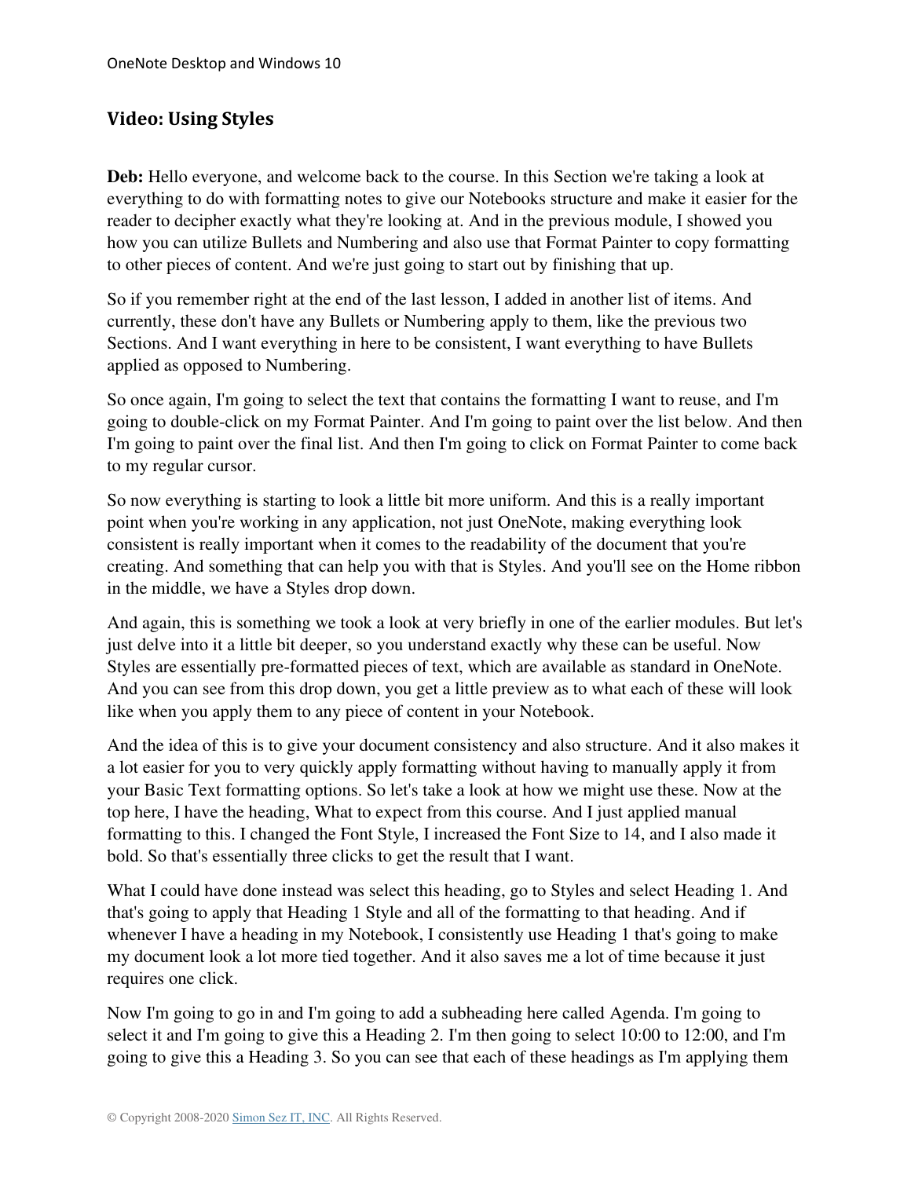## Video: Using Styles

**Deb:** Hello everyone, and welcome back to the course. In this Section we're taking a look at everything to do with formatting notes to give our Notebooks structure and make it easier for the reader to decipher exactly what they're looking at. And in the previous module, I showed you how you can utilize Bullets and Numbering and also use that Format Painter to copy formatting to other pieces of content. And we're just going to start out by finishing that up.

So if you remember right at the end of the last lesson, I added in another list of items. And currently, these don't have any Bullets or Numbering apply to them, like the previous two Sections. And I want everything in here to be consistent, I want everything to have Bullets applied as opposed to Numbering.

So once again, I'm going to select the text that contains the formatting I want to reuse, and I'm going to double-click on my Format Painter. And I'm going to paint over the list below. And then I'm going to paint over the final list. And then I'm going to click on Format Painter to come back to my regular cursor.

So now everything is starting to look a little bit more uniform. And this is a really important point when you're working in any application, not just OneNote, making everything look consistent is really important when it comes to the readability of the document that you're creating. And something that can help you with that is Styles. And you'll see on the Home ribbon in the middle, we have a Styles drop down.

And again, this is something we took a look at very briefly in one of the earlier modules. But let's just delve into it a little bit deeper, so you understand exactly why these can be useful. Now Styles are essentially pre-formatted pieces of text, which are available as standard in OneNote. And you can see from this drop down, you get a little preview as to what each of these will look like when you apply them to any piece of content in your Notebook.

And the idea of this is to give your document consistency and also structure. And it also makes it a lot easier for you to very quickly apply formatting without having to manually apply it from your Basic Text formatting options. So let's take a look at how we might use these. Now at the top here, I have the heading, What to expect from this course. And I just applied manual formatting to this. I changed the Font Style, I increased the Font Size to 14, and I also made it bold. So that's essentially three clicks to get the result that I want.

What I could have done instead was select this heading, go to Styles and select Heading 1. And that's going to apply that Heading 1 Style and all of the formatting to that heading. And if whenever I have a heading in my Notebook, I consistently use Heading 1 that's going to make my document look a lot more tied together. And it also saves me a lot of time because it just requires one click.

Now I'm going to go in and I'm going to add a subheading here called Agenda. I'm going to select it and I'm going to give this a Heading 2. I'm then going to select 10:00 to 12:00, and I'm going to give this a Heading 3. So you can see that each of these headings as I'm applying them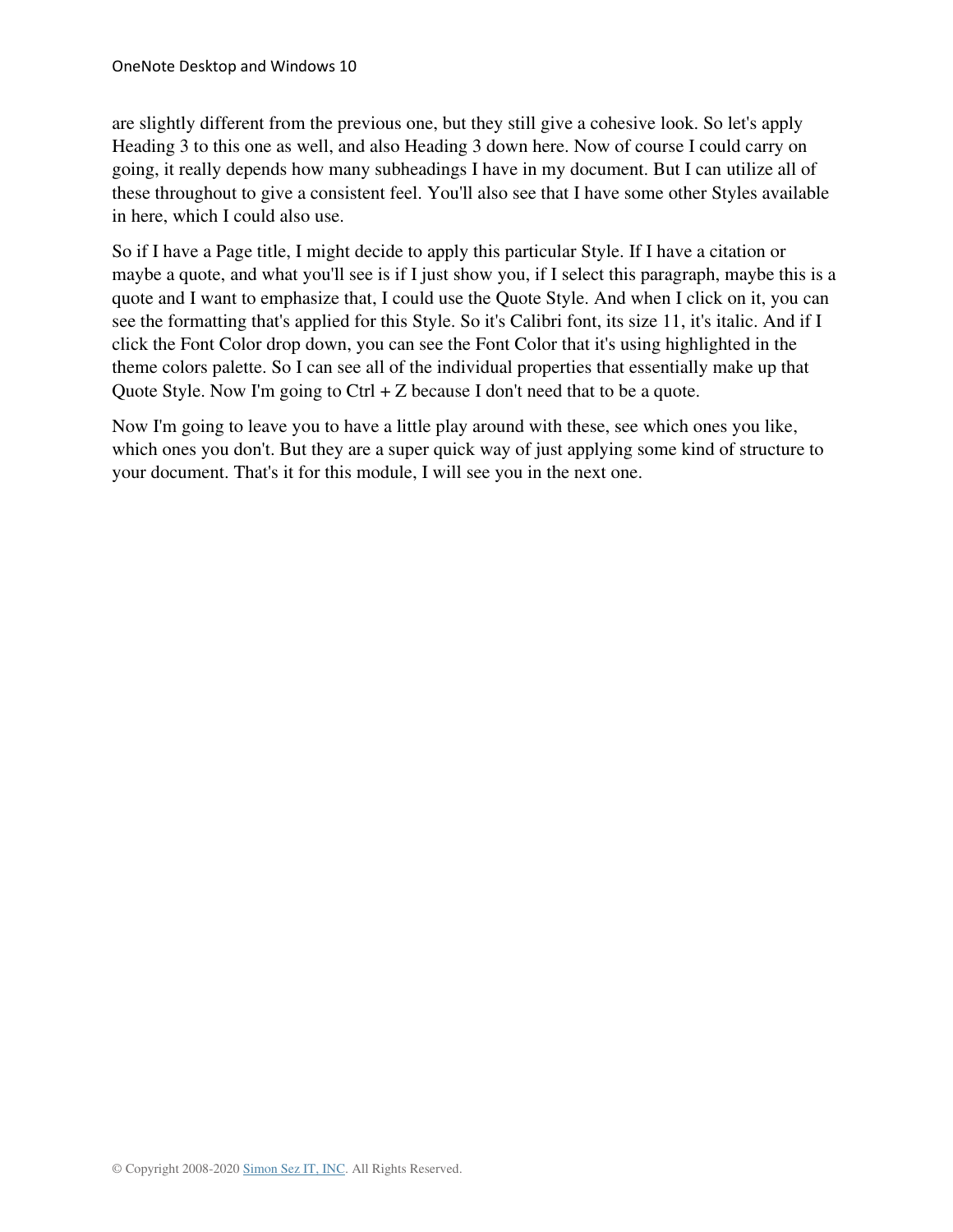are slightly different from the previous one, but they still give a cohesive look. So let's apply Heading 3 to this one as well, and also Heading 3 down here. Now of course I could carry on going, it really depends how many subheadings I have in my document. But I can utilize all of these throughout to give a consistent feel. You'll also see that I have some other Styles available in here, which I could also use.

So if I have a Page title, I might decide to apply this particular Style. If I have a citation or maybe a quote, and what you'll see is if I just show you, if I select this paragraph, maybe this is a quote and I want to emphasize that, I could use the Quote Style. And when I click on it, you can see the formatting that's applied for this Style. So it's Calibri font, its size 11, it's italic. And if I click the Font Color drop down, you can see the Font Color that it's using highlighted in the theme colors palette. So I can see all of the individual properties that essentially make up that Quote Style. Now I'm going to Ctrl + Z because I don't need that to be a quote.

Now I'm going to leave you to have a little play around with these, see which ones you like, which ones you don't. But they are a super quick way of just applying some kind of structure to your document. That's it for this module, I will see you in the next one.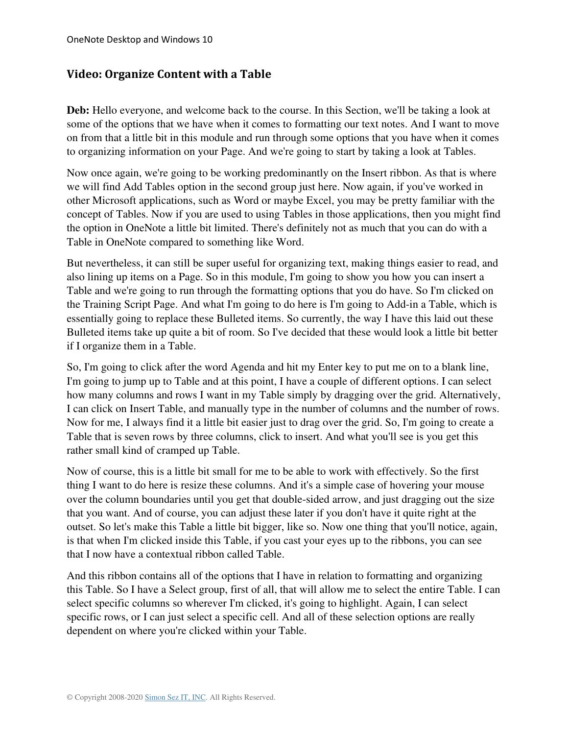## Video: Organize Content with a Table

**Deb:** Hello everyone, and welcome back to the course. In this Section, we'll be taking a look at some of the options that we have when it comes to formatting our text notes. And I want to move on from that a little bit in this module and run through some options that you have when it comes to organizing information on your Page. And we're going to start by taking a look at Tables.

Now once again, we're going to be working predominantly on the Insert ribbon. As that is where we will find Add Tables option in the second group just here. Now again, if you've worked in other Microsoft applications, such as Word or maybe Excel, you may be pretty familiar with the concept of Tables. Now if you are used to using Tables in those applications, then you might find the option in OneNote a little bit limited. There's definitely not as much that you can do with a Table in OneNote compared to something like Word.

But nevertheless, it can still be super useful for organizing text, making things easier to read, and also lining up items on a Page. So in this module, I'm going to show you how you can insert a Table and we're going to run through the formatting options that you do have. So I'm clicked on the Training Script Page. And what I'm going to do here is I'm going to Add-in a Table, which is essentially going to replace these Bulleted items. So currently, the way I have this laid out these Bulleted items take up quite a bit of room. So I've decided that these would look a little bit better if I organize them in a Table.

So, I'm going to click after the word Agenda and hit my Enter key to put me on to a blank line, I'm going to jump up to Table and at this point, I have a couple of different options. I can select how many columns and rows I want in my Table simply by dragging over the grid. Alternatively, I can click on Insert Table, and manually type in the number of columns and the number of rows. Now for me, I always find it a little bit easier just to drag over the grid. So, I'm going to create a Table that is seven rows by three columns, click to insert. And what you'll see is you get this rather small kind of cramped up Table.

Now of course, this is a little bit small for me to be able to work with effectively. So the first thing I want to do here is resize these columns. And it's a simple case of hovering your mouse over the column boundaries until you get that double-sided arrow, and just dragging out the size that you want. And of course, you can adjust these later if you don't have it quite right at the outset. So let's make this Table a little bit bigger, like so. Now one thing that you'll notice, again, is that when I'm clicked inside this Table, if you cast your eyes up to the ribbons, you can see that I now have a contextual ribbon called Table.

And this ribbon contains all of the options that I have in relation to formatting and organizing this Table. So I have a Select group, first of all, that will allow me to select the entire Table. I can select specific columns so wherever I'm clicked, it's going to highlight. Again, I can select specific rows, or I can just select a specific cell. And all of these selection options are really dependent on where you're clicked within your Table.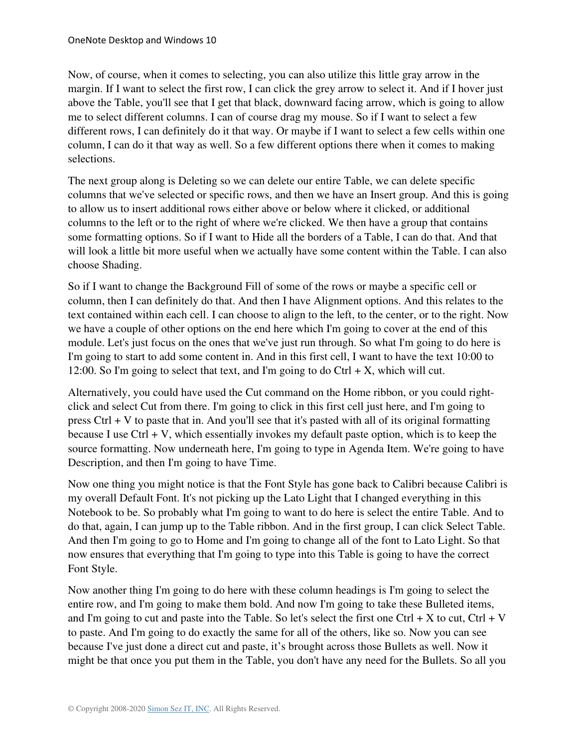Now, of course, when it comes to selecting, you can also utilize this little gray arrow in the margin. If I want to select the first row, I can click the grey arrow to select it. And if I hover just above the Table, you'll see that I get that black, downward facing arrow, which is going to allow me to select different columns. I can of course drag my mouse. So if I want to select a few different rows, I can definitely do it that way. Or maybe if I want to select a few cells within one column, I can do it that way as well. So a few different options there when it comes to making selections.

The next group along is Deleting so we can delete our entire Table, we can delete specific columns that we've selected or specific rows, and then we have an Insert group. And this is going to allow us to insert additional rows either above or below where it clicked, or additional columns to the left or to the right of where we're clicked. We then have a group that contains some formatting options. So if I want to Hide all the borders of a Table, I can do that. And that will look a little bit more useful when we actually have some content within the Table. I can also choose Shading.

So if I want to change the Background Fill of some of the rows or maybe a specific cell or column, then I can definitely do that. And then I have Alignment options. And this relates to the text contained within each cell. I can choose to align to the left, to the center, or to the right. Now we have a couple of other options on the end here which I'm going to cover at the end of this module. Let's just focus on the ones that we've just run through. So what I'm going to do here is I'm going to start to add some content in. And in this first cell, I want to have the text 10:00 to 12:00. So I'm going to select that text, and I'm going to do Ctrl + X, which will cut.

Alternatively, you could have used the Cut command on the Home ribbon, or you could right-click and select Cut from there. I'm going to click in this first cell just here, and I'm going to press Ctrl + V to paste that in. And you'll see that it's pasted with all of its original formatting because I use Ctrl + V, which essentially invokes my default paste option, which is to keep the source formatting. Now underneath here, I'm going to type in Agenda Item. We're going to have Description, and then I'm going to have Time.

Now one thing you might notice is that the Font Style has gone back to Calibri because Calibri is my overall Default Font. It's not picking up the Lato Light that I changed everything in this Notebook to be. So probably what I'm going to want to do here is select the entire Table. And to do that, again, I can jump up to the Table ribbon. And in the first group, I can click Select Table. And then I'm going to go to Home and I'm going to change all of the font to Lato Light. So that now ensures that everything that I'm going to type into this Table is going to have the correct Font Style.

Now another thing I'm going to do here with these column headings is I'm going to select the entire row, and I'm going to make them bold. And now I'm going to take these Bulleted items, and I'm going to cut and paste into the Table. So let's select the first one Ctrl + X to cut, Ctrl + V to paste. And I'm going to do exactly the same for all of the others, like so. Now you can see because I've just done a direct cut and paste, it's brought across those Bullets as well. Now it might be that once you put them in the Table, you don't have any need for the Bullets. So all you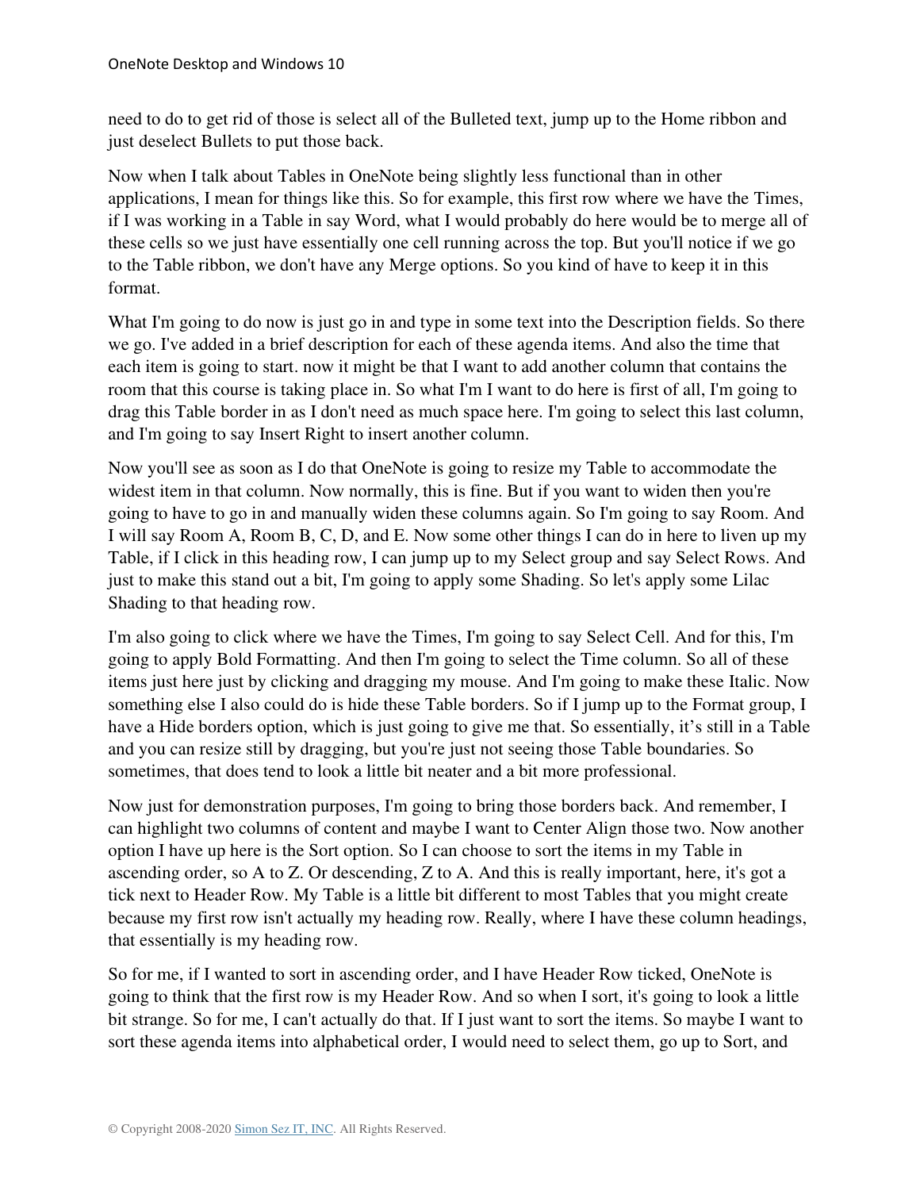need to do to get rid of those is select all of the Bulleted text, jump up to the Home ribbon and just deselect Bullets to put those back.

Now when I talk about Tables in OneNote being slightly less functional than in other applications, I mean for things like this. So for example, this first row where we have the Times, if I was working in a Table in say Word, what I would probably do here would be to merge all of these cells so we just have essentially one cell running across the top. But you'll notice if we go to the Table ribbon, we don't have any Merge options. So you kind of have to keep it in this format.

What I'm going to do now is just go in and type in some text into the Description fields. So there we go. I've added in a brief description for each of these agenda items. And also the time that each item is going to start. now it might be that I want to add another column that contains the room that this course is taking place in. So what I'm I want to do here is first of all, I'm going to drag this Table border in as I don't need as much space here. I'm going to select this last column, and I'm going to say Insert Right to insert another column.

Now you'll see as soon as I do that OneNote is going to resize my Table to accommodate the widest item in that column. Now normally, this is fine. But if you want to widen then you're going to have to go in and manually widen these columns again. So I'm going to say Room. And I will say Room A, Room B, C, D, and E. Now some other things I can do in here to liven up my Table, if I click in this heading row, I can jump up to my Select group and say Select Rows. And just to make this stand out a bit, I'm going to apply some Shading. So let's apply some Lilac Shading to that heading row.

I'm also going to click where we have the Times, I'm going to say Select Cell. And for this, I'm going to apply Bold Formatting. And then I'm going to select the Time column. So all of these items just here just by clicking and dragging my mouse. And I'm going to make these Italic. Now something else I also could do is hide these Table borders. So if I jump up to the Format group, I have a Hide borders option, which is just going to give me that. So essentially, it's still in a Table and you can resize still by dragging, but you're just not seeing those Table boundaries. So sometimes, that does tend to look a little bit neater and a bit more professional.

Now just for demonstration purposes, I'm going to bring those borders back. And remember, I can highlight two columns of content and maybe I want to Center Align those two. Now another option I have up here is the Sort option. So I can choose to sort the items in my Table in ascending order, so A to Z. Or descending, Z to A. And this is really important, here, it's got a tick next to Header Row. My Table is a little bit different to most Tables that you might create because my first row isn't actually my heading row. Really, where I have these column headings, that essentially is my heading row.

So for me, if I wanted to sort in ascending order, and I have Header Row ticked, OneNote is going to think that the first row is my Header Row. And so when I sort, it's going to look a little bit strange. So for me, I can't actually do that. If I just want to sort the items. So maybe I want to sort these agenda items into alphabetical order, I would need to select them, go up to Sort, and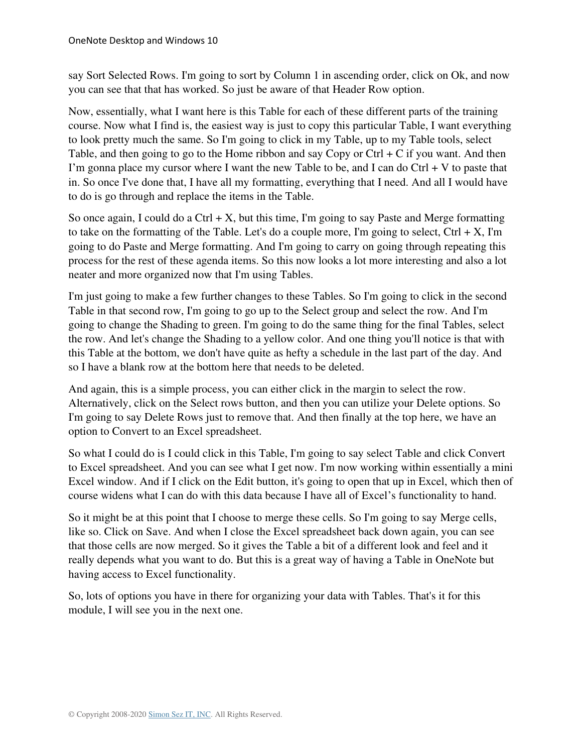say Sort Selected Rows. I'm going to sort by Column 1 in ascending order, click on Ok, and now you can see that that has worked. So just be aware of that Header Row option.

Now, essentially, what I want here is this Table for each of these different parts of the training course. Now what I find is, the easiest way is just to copy this particular Table, I want everything to look pretty much the same. So I'm going to click in my Table, up to my Table tools, select Table, and then going to go to the Home ribbon and say Copy or Ctrl + C if you want. And then I'm gonna place my cursor where I want the new Table to be, and I can do Ctrl + V to paste that in. So once I've done that, I have all my formatting, everything that I need. And all I would have to do is go through and replace the items in the Table.

So once again, I could do a Ctrl + X, but this time, I'm going to say Paste and Merge formatting to take on the formatting of the Table. Let's do a couple more, I'm going to select, Ctrl + X, I'm going to do Paste and Merge formatting. And I'm going to carry on going through repeating this process for the rest of these agenda items. So this now looks a lot more interesting and also a lot neater and more organized now that I'm using Tables.

I'm just going to make a few further changes to these Tables. So I'm going to click in the second Table in that second row, I'm going to go up to the Select group and select the row. And I'm going to change the Shading to green. I'm going to do the same thing for the final Tables, select the row. And let's change the Shading to a yellow color. And one thing you'll notice is that with this Table at the bottom, we don't have quite as hefty a schedule in the last part of the day. And so I have a blank row at the bottom here that needs to be deleted.

And again, this is a simple process, you can either click in the margin to select the row. Alternatively, click on the Select rows button, and then you can utilize your Delete options. So I'm going to say Delete Rows just to remove that. And then finally at the top here, we have an option to Convert to an Excel spreadsheet.

So what I could do is I could click in this Table, I'm going to say select Table and click Convert to Excel spreadsheet. And you can see what I get now. I'm now working within essentially a mini Excel window. And if I click on the Edit button, it's going to open that up in Excel, which then of course widens what I can do with this data because I have all of Excel's functionality to hand.

So it might be at this point that I choose to merge these cells. So I'm going to say Merge cells, like so. Click on Save. And when I close the Excel spreadsheet back down again, you can see that those cells are now merged. So it gives the Table a bit of a different look and feel and it really depends what you want to do. But this is a great way of having a Table in OneNote but having access to Excel functionality.

So, lots of options you have in there for organizing your data with Tables. That's it for this module, I will see you in the next one.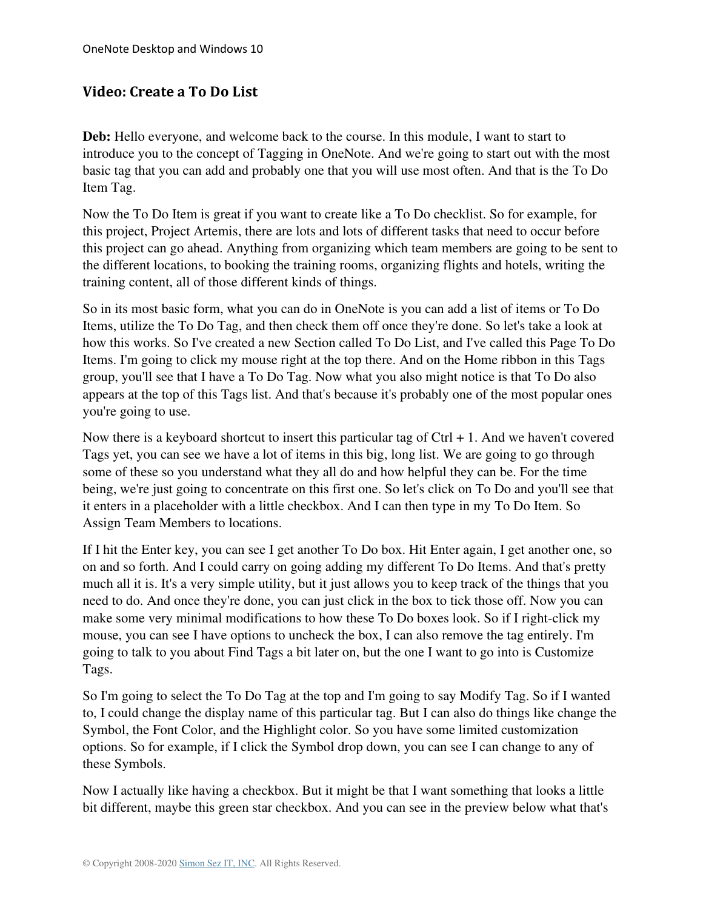## Video: Create a To Do List

**Deb:** Hello everyone, and welcome back to the course. In this module, I want to start to introduce you to the concept of Tagging in OneNote. And we're going to start out with the most basic tag that you can add and probably one that you will use most often. And that is the To Do Item Tag.

Now the To Do Item is great if you want to create like a To Do checklist. So for example, for this project, Project Artemis, there are lots and lots of different tasks that need to occur before this project can go ahead. Anything from organizing which team members are going to be sent to the different locations, to booking the training rooms, organizing flights and hotels, writing the training content, all of those different kinds of things.

So in its most basic form, what you can do in OneNote is you can add a list of items or To Do Items, utilize the To Do Tag, and then check them off once they're done. So let's take a look at how this works. So I've created a new Section called To Do List, and I've called this Page To Do Items. I'm going to click my mouse right at the top there. And on the Home ribbon in this Tags group, you'll see that I have a To Do Tag. Now what you also might notice is that To Do also appears at the top of this Tags list. And that's because it's probably one of the most popular ones you're going to use.

Now there is a keyboard shortcut to insert this particular tag of Ctrl + 1. And we haven't covered Tags yet, you can see we have a lot of items in this big, long list. We are going to go through some of these so you understand what they all do and how helpful they can be. For the time being, we're just going to concentrate on this first one. So let's click on To Do and you'll see that it enters in a placeholder with a little checkbox. And I can then type in my To Do Item. So Assign Team Members to locations.

If I hit the Enter key, you can see I get another To Do box. Hit Enter again, I get another one, so on and so forth. And I could carry on going adding my different To Do Items. And that's pretty much all it is. It's a very simple utility, but it just allows you to keep track of the things that you need to do. And once they're done, you can just click in the box to tick those off. Now you can make some very minimal modifications to how these To Do boxes look. So if I right-click my mouse, you can see I have options to uncheck the box, I can also remove the tag entirely. I'm going to talk to you about Find Tags a bit later on, but the one I want to go into is Customize Tags.

So I'm going to select the To Do Tag at the top and I'm going to say Modify Tag. So if I wanted to, I could change the display name of this particular tag. But I can also do things like change the Symbol, the Font Color, and the Highlight color. So you have some limited customization options. So for example, if I click the Symbol drop down, you can see I can change to any of these Symbols.

Now I actually like having a checkbox. But it might be that I want something that looks a little bit different, maybe this green star checkbox. And you can see in the preview below what that's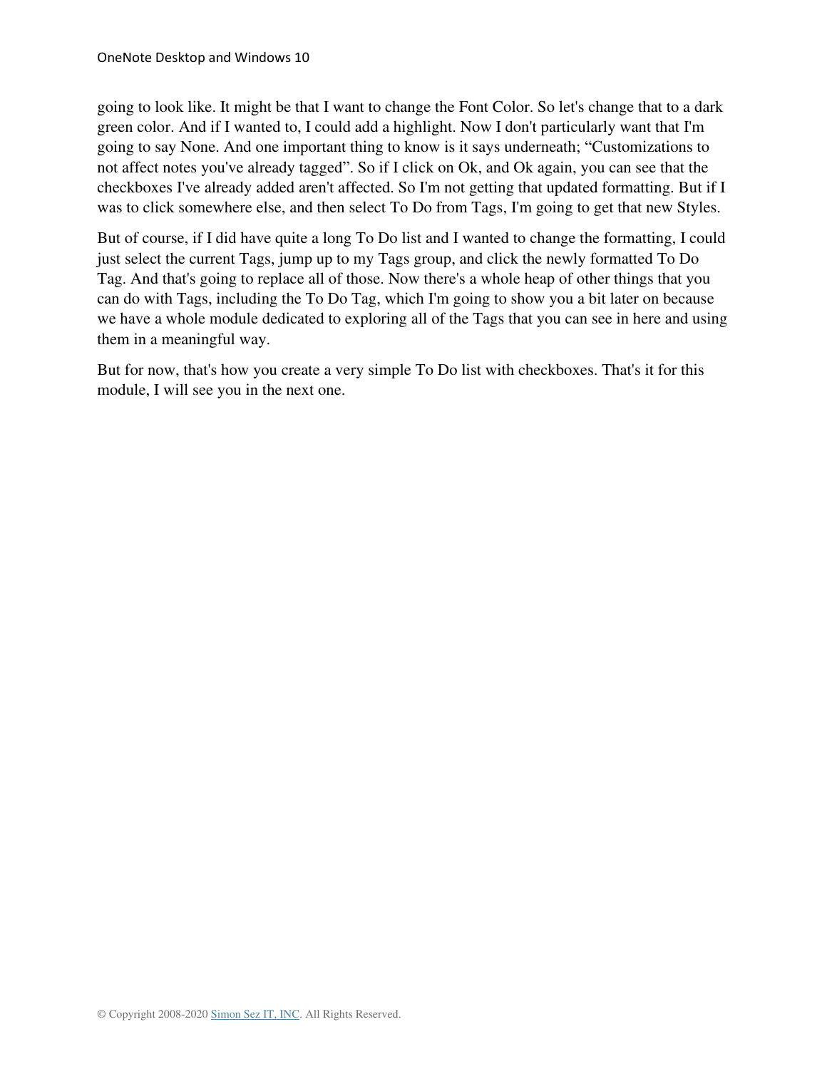going to look like. It might be that I want to change the Font Color. So let's change that to a dark green color. And if I wanted to, I could add a highlight. Now I don't particularly want that I'm going to say None. And one important thing to know is it says underneath; "Customizations to not affect notes you've already tagged". So if I click on Ok, and Ok again, you can see that the checkboxes I've already added aren't affected. So I'm not getting that updated formatting. But if I was to click somewhere else, and then select To Do from Tags, I'm going to get that new Styles.

But of course, if I did have quite a long To Do list and I wanted to change the formatting, I could just select the current Tags, jump up to my Tags group, and click the newly formatted To Do Tag. And that's going to replace all of those. Now there's a whole heap of other things that you can do with Tags, including the To Do Tag, which I'm going to show you a bit later on because we have a whole module dedicated to exploring all of the Tags that you can see in here and using them in a meaningful way.

But for now, that's how you create a very simple To Do list with checkboxes. That's it for this module, I will see you in the next one.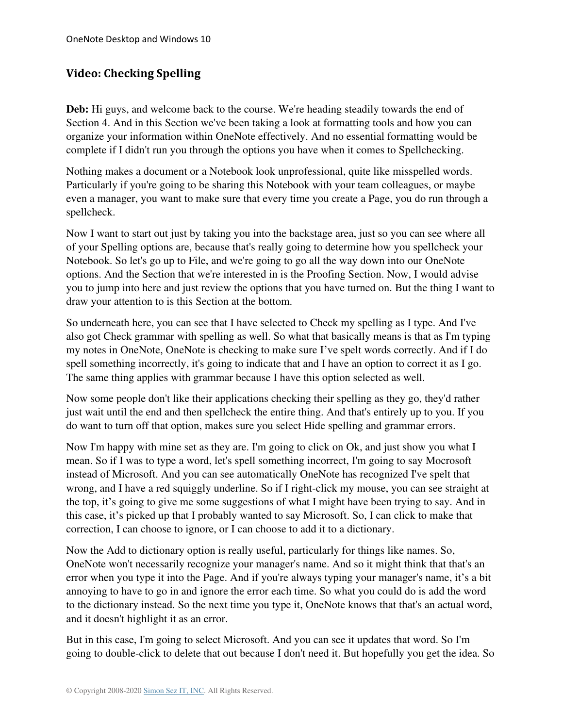## Video: Checking Spelling

**Deb:** Hi guys, and welcome back to the course. We're heading steadily towards the end of Section 4. And in this Section we've been taking a look at formatting tools and how you can organize your information within OneNote effectively. And no essential formatting would be complete if I didn't run you through the options you have when it comes to Spellchecking.

Nothing makes a document or a Notebook look unprofessional, quite like misspelled words. Particularly if you're going to be sharing this Notebook with your team colleagues, or maybe even a manager, you want to make sure that every time you create a Page, you do run through a spellcheck.

Now I want to start out just by taking you into the backstage area, just so you can see where all of your Spelling options are, because that's really going to determine how you spellcheck your Notebook. So let's go up to File, and we're going to go all the way down into our OneNote options. And the Section that we're interested in is the Proofing Section. Now, I would advise you to jump into here and just review the options that you have turned on. But the thing I want to draw your attention to is this Section at the bottom.

So underneath here, you can see that I have selected to Check my spelling as I type. And I've also got Check grammar with spelling as well. So what that basically means is that as I'm typing my notes in OneNote, OneNote is checking to make sure I've spelt words correctly. And if I do spell something incorrectly, it's going to indicate that and I have an option to correct it as I go. The same thing applies with grammar because I have this option selected as well.

Now some people don't like their applications checking their spelling as they go, they'd rather just wait until the end and then spellcheck the entire thing. And that's entirely up to you. If you do want to turn off that option, makes sure you select Hide spelling and grammar errors.

Now I'm happy with mine set as they are. I'm going to click on Ok, and just show you what I mean. So if I was to type a word, let's spell something incorrect, I'm going to say Mocrosoft instead of Microsoft. And you can see automatically OneNote has recognized I've spelt that wrong, and I have a red squiggly underline. So if I right-click my mouse, you can see straight at the top, it's going to give me some suggestions of what I might have been trying to say. And in this case, it's picked up that I probably wanted to say Microsoft. So, I can click to make that correction, I can choose to ignore, or I can choose to add it to a dictionary.

Now the Add to dictionary option is really useful, particularly for things like names. So, OneNote won't necessarily recognize your manager's name. And so it might think that that's an error when you type it into the Page. And if you're always typing your manager's name, it's a bit annoying to have to go in and ignore the error each time. So what you could do is add the word to the dictionary instead. So the next time you type it, OneNote knows that that's an actual word, and it doesn't highlight it as an error.

But in this case, I'm going to select Microsoft. And you can see it updates that word. So I'm going to double-click to delete that out because I don't need it. But hopefully you get the idea. So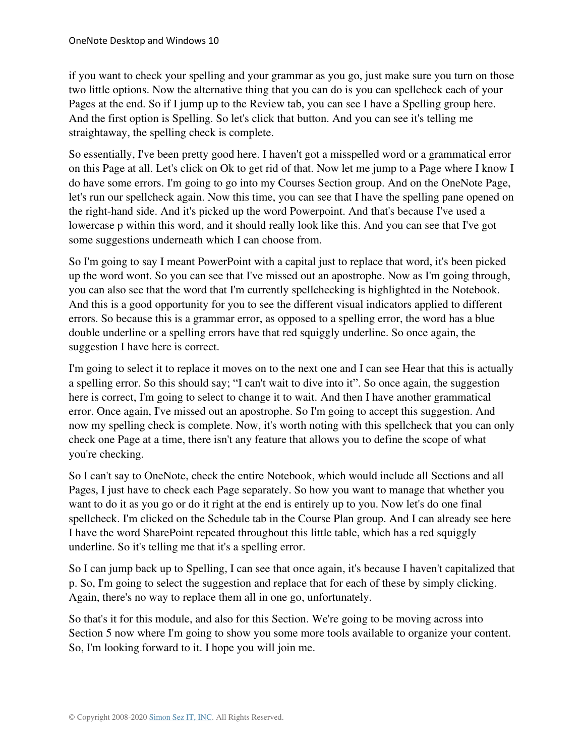if you want to check your spelling and your grammar as you go, just make sure you turn on those two little options. Now the alternative thing that you can do is you can spellcheck each of your Pages at the end. So if I jump up to the Review tab, you can see I have a Spelling group here. And the first option is Spelling. So let's click that button. And you can see it's telling me straightaway, the spelling check is complete.

So essentially, I've been pretty good here. I haven't got a misspelled word or a grammatical error on this Page at all. Let's click on Ok to get rid of that. Now let me jump to a Page where I know I do have some errors. I'm going to go into my Courses Section group. And on the OneNote Page, let's run our spellcheck again. Now this time, you can see that I have the spelling pane opened on the right-hand side. And it's picked up the word Powerpoint. And that's because I've used a lowercase p within this word, and it should really look like this. And you can see that I've got some suggestions underneath which I can choose from.

So I'm going to say I meant PowerPoint with a capital just to replace that word, it's been picked up the word wont. So you can see that I've missed out an apostrophe. Now as I'm going through, you can also see that the word that I'm currently spellchecking is highlighted in the Notebook. And this is a good opportunity for you to see the different visual indicators applied to different errors. So because this is a grammar error, as opposed to a spelling error, the word has a blue double underline or a spelling errors have that red squiggly underline. So once again, the suggestion I have here is correct.

I'm going to select it to replace it moves on to the next one and I can see Hear that this is actually a spelling error. So this should say; "I can't wait to dive into it". So once again, the suggestion here is correct, I'm going to select to change it to wait. And then I have another grammatical error. Once again, I've missed out an apostrophe. So I'm going to accept this suggestion. And now my spelling check is complete. Now, it's worth noting with this spellcheck that you can only check one Page at a time, there isn't any feature that allows you to define the scope of what you're checking.

So I can't say to OneNote, check the entire Notebook, which would include all Sections and all Pages, I just have to check each Page separately. So how you want to manage that whether you want to do it as you go or do it right at the end is entirely up to you. Now let's do one final spellcheck. I'm clicked on the Schedule tab in the Course Plan group. And I can already see here I have the word SharePoint repeated throughout this little table, which has a red squiggly underline. So it's telling me that it's a spelling error.

So I can jump back up to Spelling, I can see that once again, it's because I haven't capitalized that p. So, I'm going to select the suggestion and replace that for each of these by simply clicking. Again, there's no way to replace them all in one go, unfortunately.

So that's it for this module, and also for this Section. We're going to be moving across into Section 5 now where I'm going to show you some more tools available to organize your content. So, I'm looking forward to it. I hope you will join me.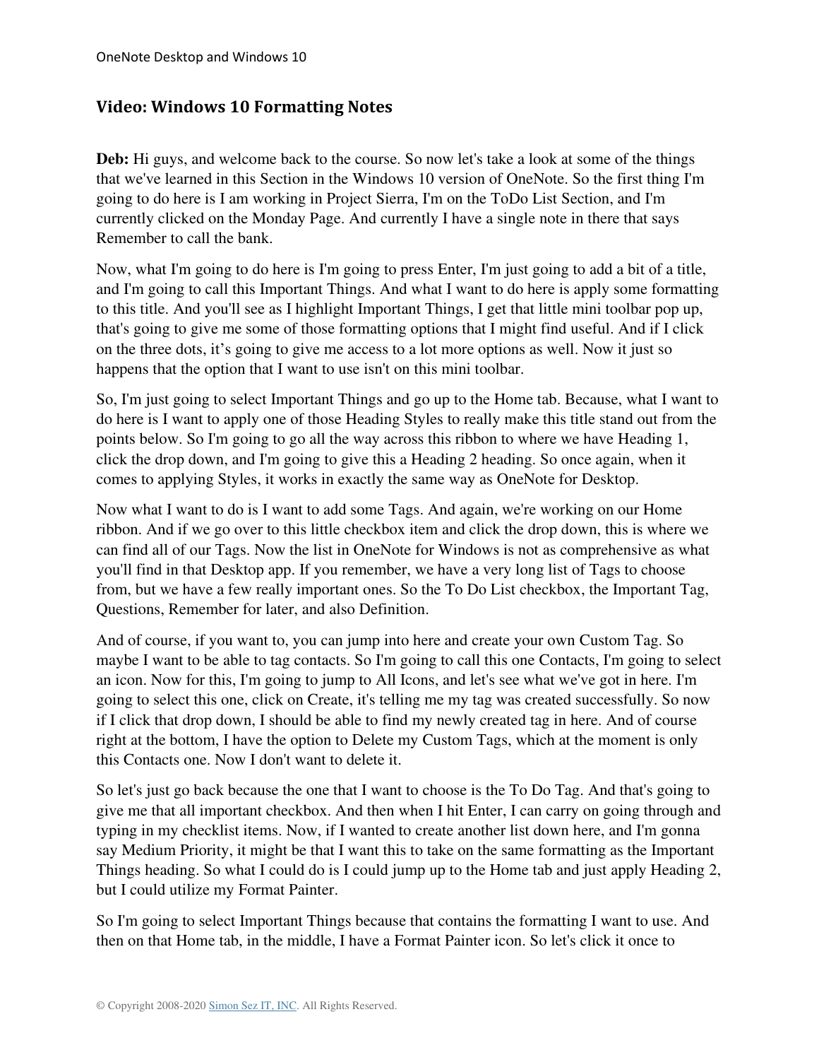## Video: Windows 10 Formatting Notes

**Deb:** Hi guys, and welcome back to the course. So now let's take a look at some of the things that we've learned in this Section in the Windows 10 version of OneNote. So the first thing I'm going to do here is I am working in Project Sierra, I'm on the ToDo List Section, and I'm currently clicked on the Monday Page. And currently I have a single note in there that says Remember to call the bank.

Now, what I'm going to do here is I'm going to press Enter, I'm just going to add a bit of a title, and I'm going to call this Important Things. And what I want to do here is apply some formatting to this title. And you'll see as I highlight Important Things, I get that little mini toolbar pop up, that's going to give me some of those formatting options that I might find useful. And if I click on the three dots, it's going to give me access to a lot more options as well. Now it just so happens that the option that I want to use isn't on this mini toolbar.

So, I'm just going to select Important Things and go up to the Home tab. Because, what I want to do here is I want to apply one of those Heading Styles to really make this title stand out from the points below. So I'm going to go all the way across this ribbon to where we have Heading 1, click the drop down, and I'm going to give this a Heading 2 heading. So once again, when it comes to applying Styles, it works in exactly the same way as OneNote for Desktop.

Now what I want to do is I want to add some Tags. And again, we're working on our Home ribbon. And if we go over to this little checkbox item and click the drop down, this is where we can find all of our Tags. Now the list in OneNote for Windows is not as comprehensive as what you'll find in that Desktop app. If you remember, we have a very long list of Tags to choose from, but we have a few really important ones. So the To Do List checkbox, the Important Tag, Questions, Remember for later, and also Definition.

And of course, if you want to, you can jump into here and create your own Custom Tag. So maybe I want to be able to tag contacts. So I'm going to call this one Contacts, I'm going to select an icon. Now for this, I'm going to jump to All Icons, and let's see what we've got in here. I'm going to select this one, click on Create, it's telling me my tag was created successfully. So now if I click that drop down, I should be able to find my newly created tag in here. And of course right at the bottom, I have the option to Delete my Custom Tags, which at the moment is only this Contacts one. Now I don't want to delete it.

So let's just go back because the one that I want to choose is the To Do Tag. And that's going to give me that all important checkbox. And then when I hit Enter, I can carry on going through and typing in my checklist items. Now, if I wanted to create another list down here, and I'm gonna say Medium Priority, it might be that I want this to take on the same formatting as the Important Things heading. So what I could do is I could jump up to the Home tab and just apply Heading 2, but I could utilize my Format Painter.

So I'm going to select Important Things because that contains the formatting I want to use. And then on that Home tab, in the middle, I have a Format Painter icon. So let's click it once to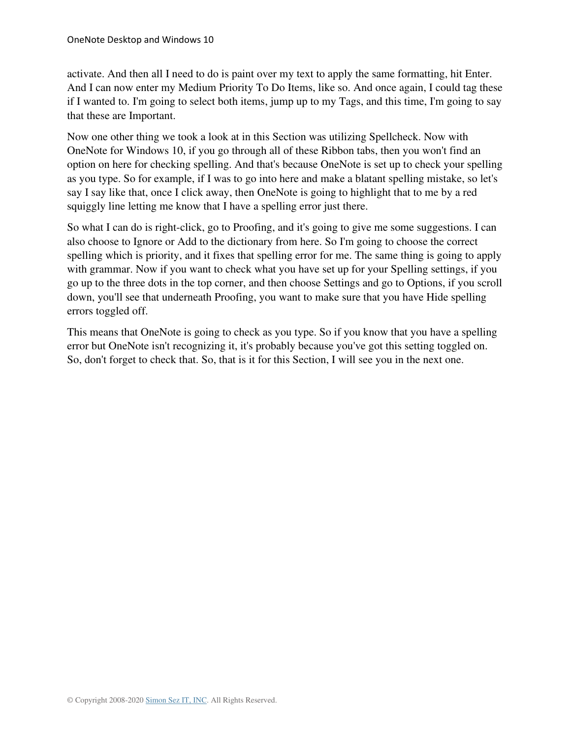activate. And then all I need to do is paint over my text to apply the same formatting, hit Enter. And I can now enter my Medium Priority To Do Items, like so. And once again, I could tag these if I wanted to. I'm going to select both items, jump up to my Tags, and this time, I'm going to say that these are Important.

Now one other thing we took a look at in this Section was utilizing Spellcheck. Now with OneNote for Windows 10, if you go through all of these Ribbon tabs, then you won't find an option on here for checking spelling. And that's because OneNote is set up to check your spelling as you type. So for example, if I was to go into here and make a blatant spelling mistake, so let's say I say like that, once I click away, then OneNote is going to highlight that to me by a red squiggly line letting me know that I have a spelling error just there.

So what I can do is right-click, go to Proofing, and it's going to give me some suggestions. I can also choose to Ignore or Add to the dictionary from here. So I'm going to choose the correct spelling which is priority, and it fixes that spelling error for me. The same thing is going to apply with grammar. Now if you want to check what you have set up for your Spelling settings, if you go up to the three dots in the top corner, and then choose Settings and go to Options, if you scroll down, you'll see that underneath Proofing, you want to make sure that you have Hide spelling errors toggled off.

This means that OneNote is going to check as you type. So if you know that you have a spelling error but OneNote isn't recognizing it, it's probably because you've got this setting toggled on. So, don't forget to check that. So, that is it for this Section, I will see you in the next one.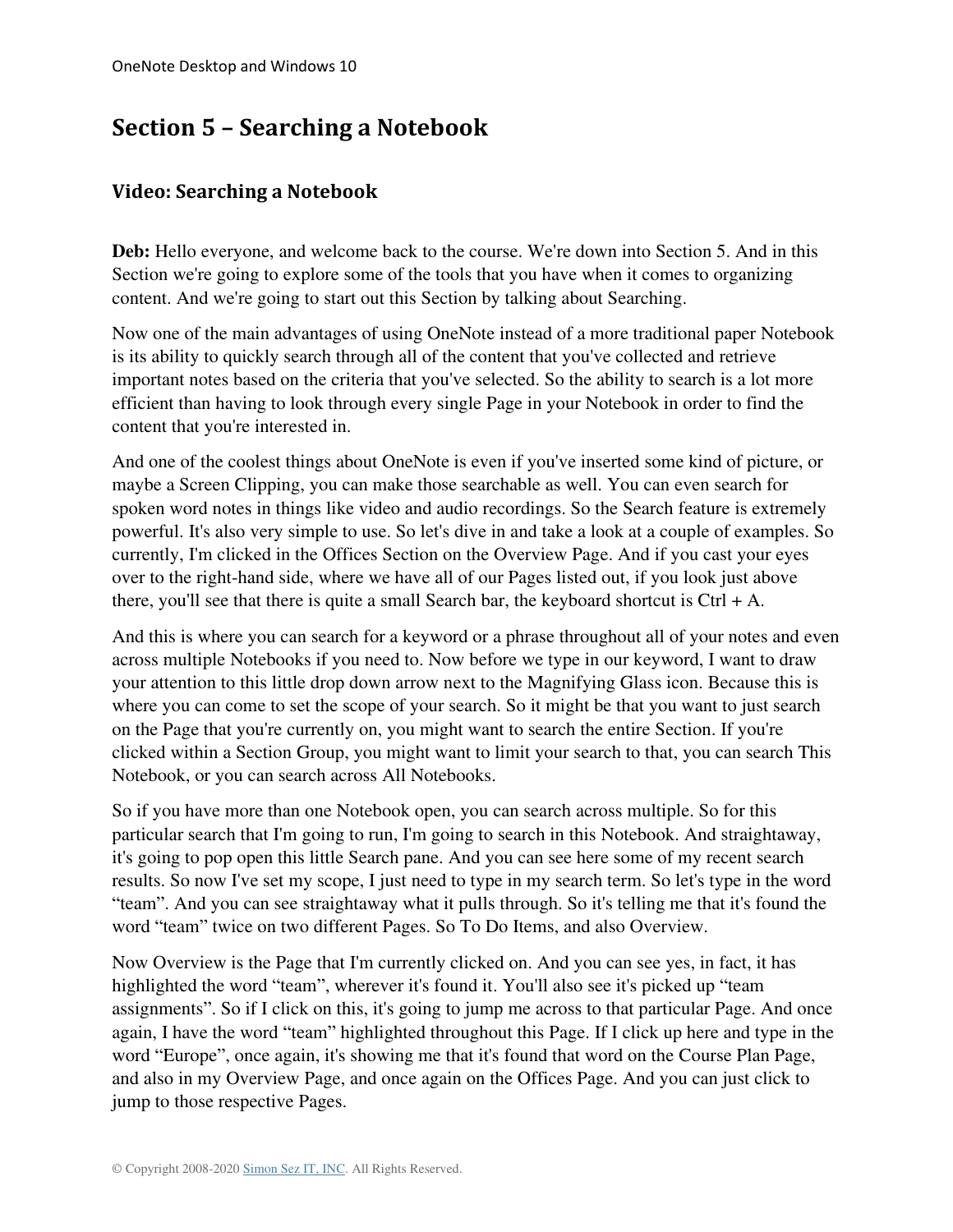# Section 5 – Searching a Notebook

## Video: Searching a Notebook

**Deb:** Hello everyone, and welcome back to the course. We're down into Section 5. And in this Section we're going to explore some of the tools that you have when it comes to organizing content. And we're going to start out this Section by talking about Searching.

Now one of the main advantages of using OneNote instead of a more traditional paper Notebook is its ability to quickly search through all of the content that you've collected and retrieve important notes based on the criteria that you've selected. So the ability to search is a lot more efficient than having to look through every single Page in your Notebook in order to find the content that you're interested in.

And one of the coolest things about OneNote is even if you've inserted some kind of picture, or maybe a Screen Clipping, you can make those searchable as well. You can even search for spoken word notes in things like video and audio recordings. So the Search feature is extremely powerful. It's also very simple to use. So let's dive in and take a look at a couple of examples. So currently, I'm clicked in the Offices Section on the Overview Page. And if you cast your eyes over to the right-hand side, where we have all of our Pages listed out, if you look just above there, you'll see that there is quite a small Search bar, the keyboard shortcut is Ctrl + A.

And this is where you can search for a keyword or a phrase throughout all of your notes and even across multiple Notebooks if you need to. Now before we type in our keyword, I want to draw your attention to this little drop down arrow next to the Magnifying Glass icon. Because this is where you can come to set the scope of your search. So it might be that you want to just search on the Page that you're currently on, you might want to search the entire Section. If you're clicked within a Section Group, you might want to limit your search to that, you can search This Notebook, or you can search across All Notebooks.

So if you have more than one Notebook open, you can search across multiple. So for this particular search that I'm going to run, I'm going to search in this Notebook. And straightaway, it's going to pop open this little Search pane. And you can see here some of my recent search results. So now I've set my scope, I just need to type in my search term. So let's type in the word "team". And you can see straightaway what it pulls through. So it's telling me that it's found the word "team" twice on two different Pages. So To Do Items, and also Overview.

Now Overview is the Page that I'm currently clicked on. And you can see yes, in fact, it has highlighted the word "team", wherever it's found it. You'll also see it's picked up "team assignments". So if I click on this, it's going to jump me across to that particular Page. And once again, I have the word "team" highlighted throughout this Page. If I click up here and type in the word "Europe", once again, it's showing me that it's found that word on the Course Plan Page, and also in my Overview Page, and once again on the Offices Page. And you can just click to jump to those respective Pages.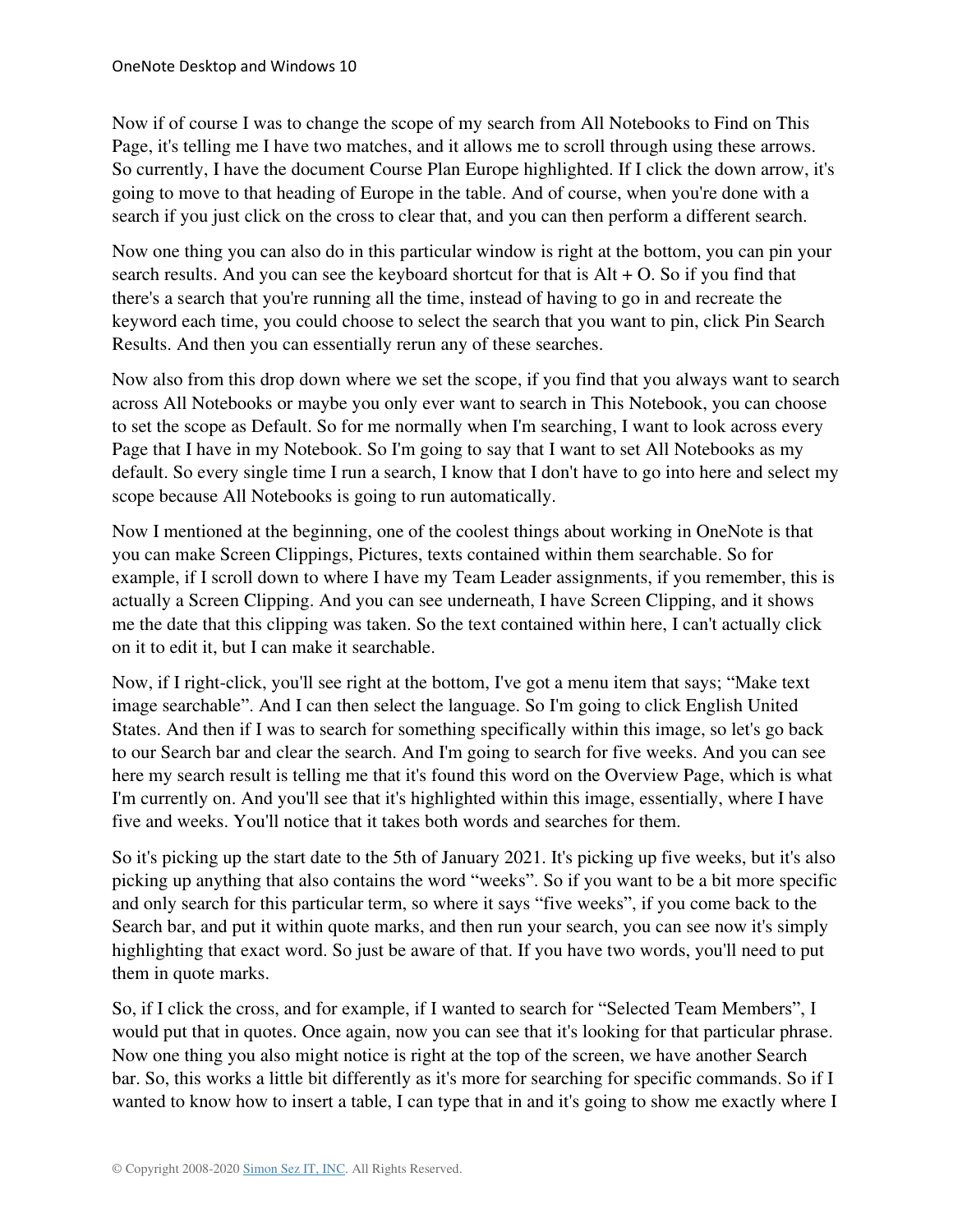Now if of course I was to change the scope of my search from All Notebooks to Find on This Page, it's telling me I have two matches, and it allows me to scroll through using these arrows. So currently, I have the document Course Plan Europe highlighted. If I click the down arrow, it's going to move to that heading of Europe in the table. And of course, when you're done with a search if you just click on the cross to clear that, and you can then perform a different search.

Now one thing you can also do in this particular window is right at the bottom, you can pin your search results. And you can see the keyboard shortcut for that is Alt + O. So if you find that there's a search that you're running all the time, instead of having to go in and recreate the keyword each time, you could choose to select the search that you want to pin, click Pin Search Results. And then you can essentially rerun any of these searches.

Now also from this drop down where we set the scope, if you find that you always want to search across All Notebooks or maybe you only ever want to search in This Notebook, you can choose to set the scope as Default. So for me normally when I'm searching, I want to look across every Page that I have in my Notebook. So I'm going to say that I want to set All Notebooks as my default. So every single time I run a search, I know that I don't have to go into here and select my scope because All Notebooks is going to run automatically.

Now I mentioned at the beginning, one of the coolest things about working in OneNote is that you can make Screen Clippings, Pictures, texts contained within them searchable. So for example, if I scroll down to where I have my Team Leader assignments, if you remember, this is actually a Screen Clipping. And you can see underneath, I have Screen Clipping, and it shows me the date that this clipping was taken. So the text contained within here, I can't actually click on it to edit it, but I can make it searchable.

Now, if I right-click, you'll see right at the bottom, I've got a menu item that says; "Make text image searchable". And I can then select the language. So I'm going to click English United States. And then if I was to search for something specifically within this image, so let's go back to our Search bar and clear the search. And I'm going to search for five weeks. And you can see here my search result is telling me that it's found this word on the Overview Page, which is what I'm currently on. And you'll see that it's highlighted within this image, essentially, where I have five and weeks. You'll notice that it takes both words and searches for them.

So it's picking up the start date to the 5th of January 2021. It's picking up five weeks, but it's also picking up anything that also contains the word "weeks". So if you want to be a bit more specific and only search for this particular term, so where it says "five weeks", if you come back to the Search bar, and put it within quote marks, and then run your search, you can see now it's simply highlighting that exact word. So just be aware of that. If you have two words, you'll need to put them in quote marks.

So, if I click the cross, and for example, if I wanted to search for "Selected Team Members", I would put that in quotes. Once again, now you can see that it's looking for that particular phrase. Now one thing you also might notice is right at the top of the screen, we have another Search bar. So, this works a little bit differently as it's more for searching for specific commands. So if I wanted to know how to insert a table, I can type that in and it's going to show me exactly where I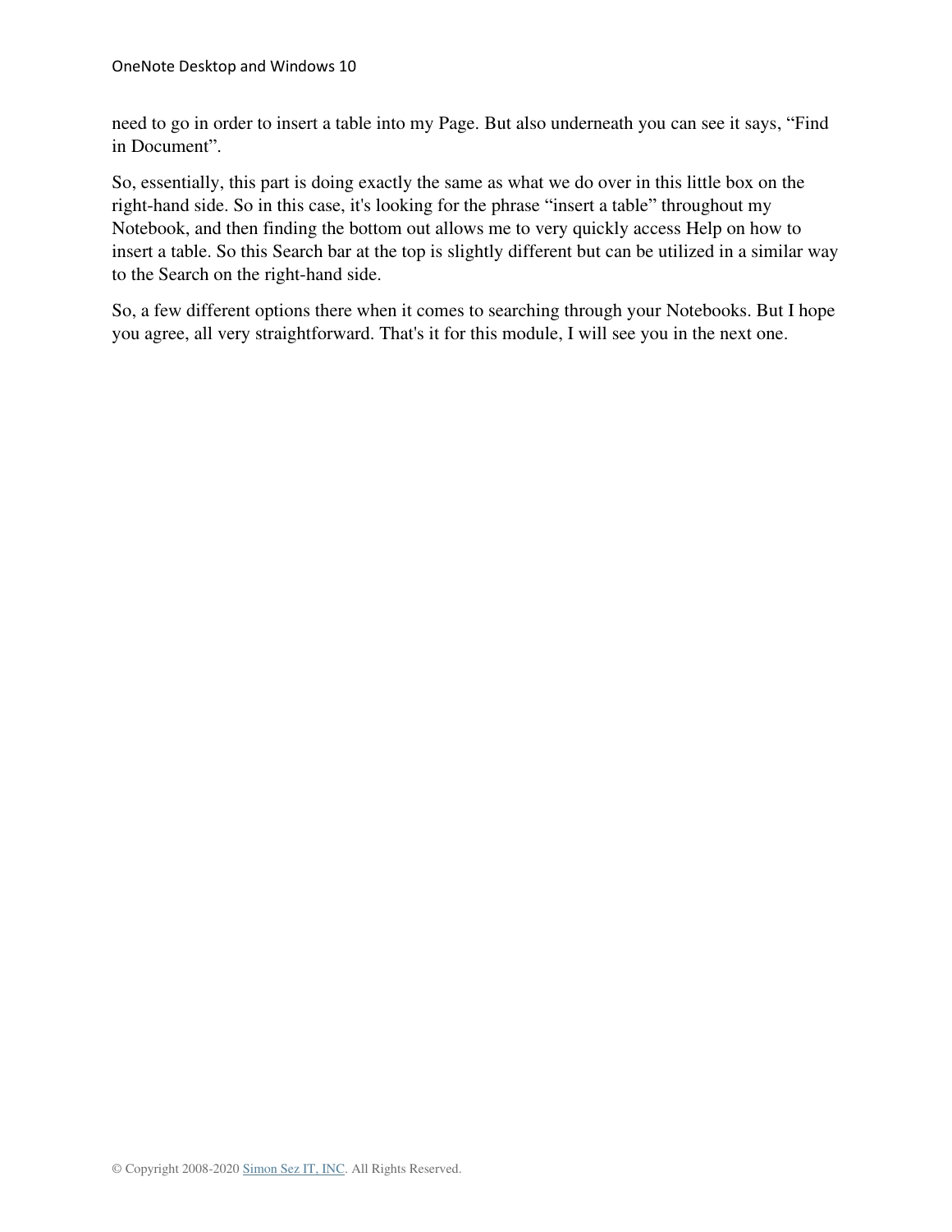need to go in order to insert a table into my Page. But also underneath you can see it says, “Find in Document”.

So, essentially, this part is doing exactly the same as what we do over in this little box on the right-hand side. So in this case, it's looking for the phrase “insert a table” throughout my Notebook, and then finding the bottom out allows me to very quickly access Help on how to insert a table. So this Search bar at the top is slightly different but can be utilized in a similar way to the Search on the right-hand side.

So, a few different options there when it comes to searching through your Notebooks. But I hope you agree, all very straightforward. That's it for this module, I will see you in the next one.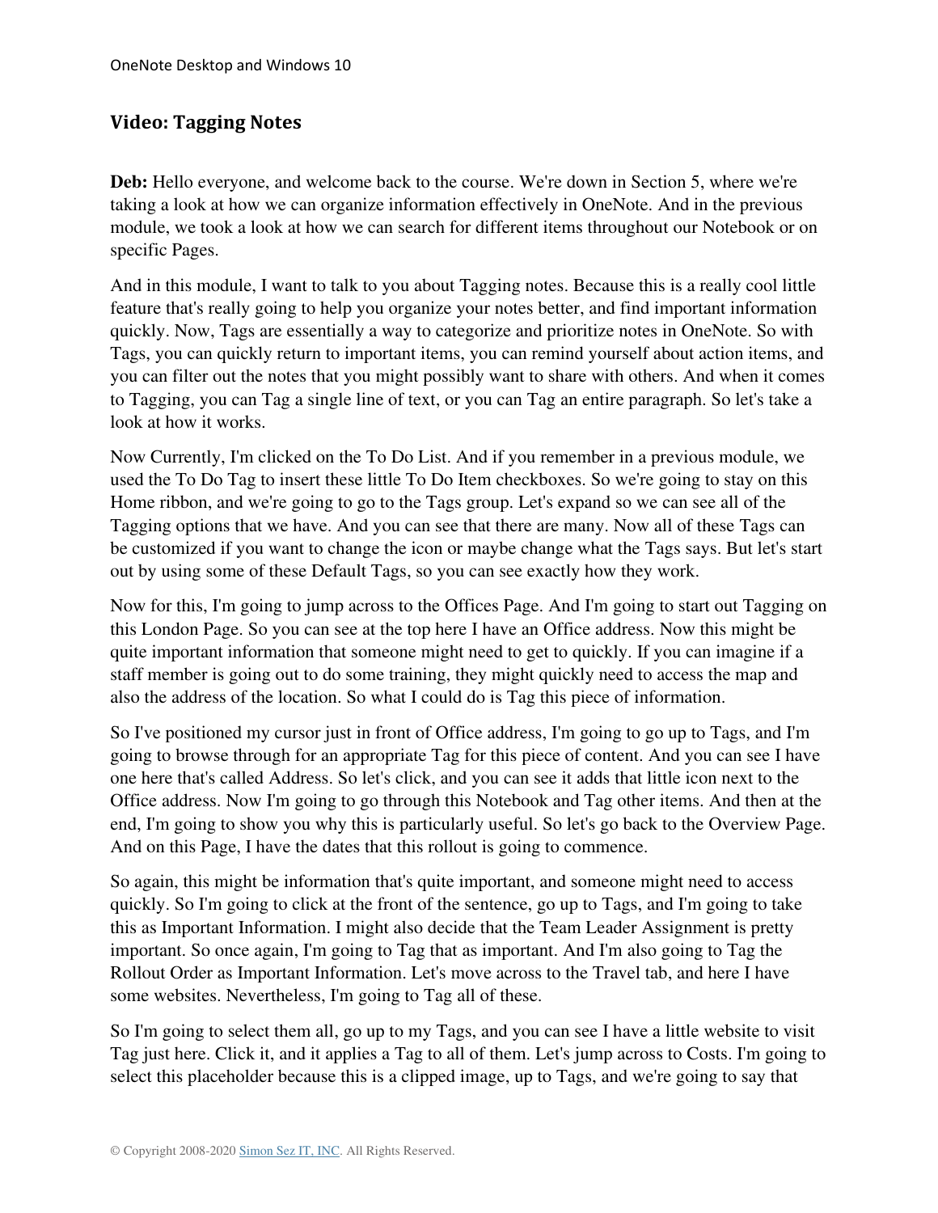## Video: Tagging Notes

**Deb:** Hello everyone, and welcome back to the course. We're down in Section 5, where we're taking a look at how we can organize information effectively in OneNote. And in the previous module, we took a look at how we can search for different items throughout our Notebook or on specific Pages.

And in this module, I want to talk to you about Tagging notes. Because this is a really cool little feature that's really going to help you organize your notes better, and find important information quickly. Now, Tags are essentially a way to categorize and prioritize notes in OneNote. So with Tags, you can quickly return to important items, you can remind yourself about action items, and you can filter out the notes that you might possibly want to share with others. And when it comes to Tagging, you can Tag a single line of text, or you can Tag an entire paragraph. So let's take a look at how it works.

Now Currently, I'm clicked on the To Do List. And if you remember in a previous module, we used the To Do Tag to insert these little To Do Item checkboxes. So we're going to stay on this Home ribbon, and we're going to go to the Tags group. Let's expand so we can see all of the Tagging options that we have. And you can see that there are many. Now all of these Tags can be customized if you want to change the icon or maybe change what the Tags says. But let's start out by using some of these Default Tags, so you can see exactly how they work.

Now for this, I'm going to jump across to the Offices Page. And I'm going to start out Tagging on this London Page. So you can see at the top here I have an Office address. Now this might be quite important information that someone might need to get to quickly. If you can imagine if a staff member is going out to do some training, they might quickly need to access the map and also the address of the location. So what I could do is Tag this piece of information.

So I've positioned my cursor just in front of Office address, I'm going to go up to Tags, and I'm going to browse through for an appropriate Tag for this piece of content. And you can see I have one here that's called Address. So let's click, and you can see it adds that little icon next to the Office address. Now I'm going to go through this Notebook and Tag other items. And then at the end, I'm going to show you why this is particularly useful. So let's go back to the Overview Page. And on this Page, I have the dates that this rollout is going to commence.

So again, this might be information that's quite important, and someone might need to access quickly. So I'm going to click at the front of the sentence, go up to Tags, and I'm going to take this as Important Information. I might also decide that the Team Leader Assignment is pretty important. So once again, I'm going to Tag that as important. And I'm also going to Tag the Rollout Order as Important Information. Let's move across to the Travel tab, and here I have some websites. Nevertheless, I'm going to Tag all of these.

So I'm going to select them all, go up to my Tags, and you can see I have a little website to visit Tag just here. Click it, and it applies a Tag to all of them. Let's jump across to Costs. I'm going to select this placeholder because this is a clipped image, up to Tags, and we're going to say that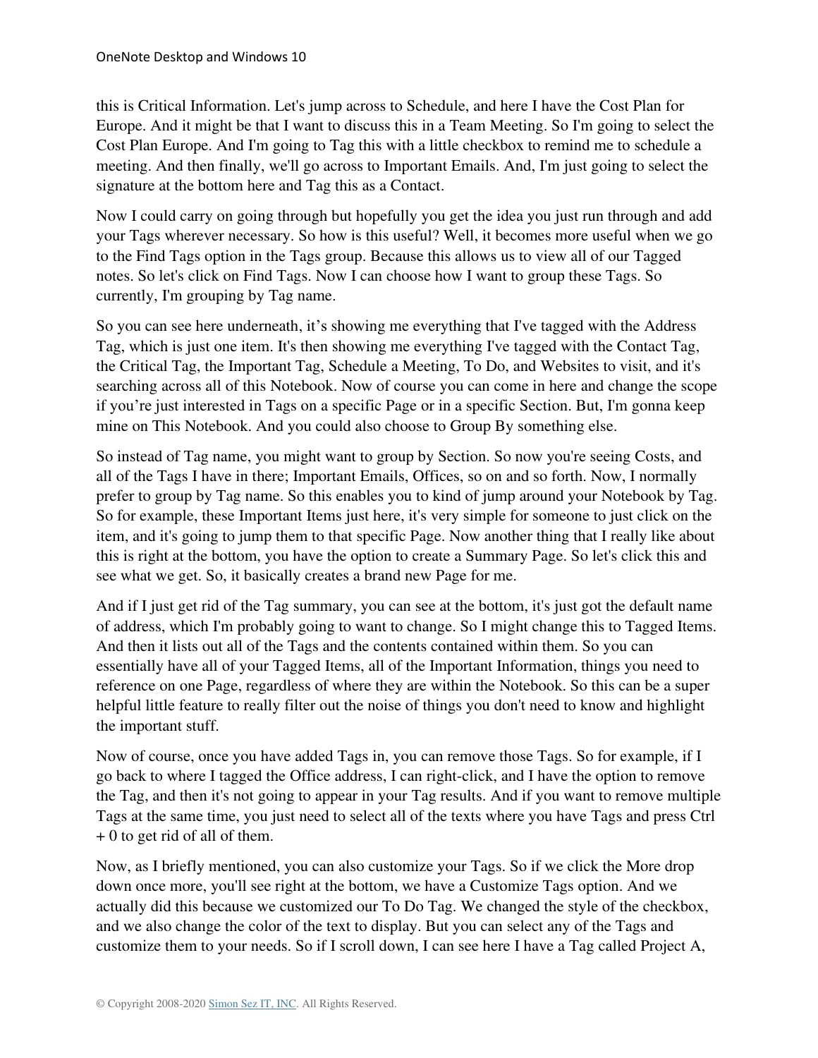this is Critical Information. Let's jump across to Schedule, and here I have the Cost Plan for Europe. And it might be that I want to discuss this in a Team Meeting. So I'm going to select the Cost Plan Europe. And I'm going to Tag this with a little checkbox to remind me to schedule a meeting. And then finally, we'll go across to Important Emails. And, I'm just going to select the signature at the bottom here and Tag this as a Contact.

Now I could carry on going through but hopefully you get the idea you just run through and add your Tags wherever necessary. So how is this useful? Well, it becomes more useful when we go to the Find Tags option in the Tags group. Because this allows us to view all of our Tagged notes. So let's click on Find Tags. Now I can choose how I want to group these Tags. So currently, I'm grouping by Tag name.

So you can see here underneath, it's showing me everything that I've tagged with the Address Tag, which is just one item. It's then showing me everything I've tagged with the Contact Tag, the Critical Tag, the Important Tag, Schedule a Meeting, To Do, and Websites to visit, and it's searching across all of this Notebook. Now of course you can come in here and change the scope if you're just interested in Tags on a specific Page or in a specific Section. But, I'm gonna keep mine on This Notebook. And you could also choose to Group By something else.

So instead of Tag name, you might want to group by Section. So now you're seeing Costs, and all of the Tags I have in there; Important Emails, Offices, so on and so forth. Now, I normally prefer to group by Tag name. So this enables you to kind of jump around your Notebook by Tag. So for example, these Important Items just here, it's very simple for someone to just click on the item, and it's going to jump them to that specific Page. Now another thing that I really like about this is right at the bottom, you have the option to create a Summary Page. So let's click this and see what we get. So, it basically creates a brand new Page for me.

And if I just get rid of the Tag summary, you can see at the bottom, it's just got the default name of address, which I'm probably going to want to change. So I might change this to Tagged Items. And then it lists out all of the Tags and the contents contained within them. So you can essentially have all of your Tagged Items, all of the Important Information, things you need to reference on one Page, regardless of where they are within the Notebook. So this can be a super helpful little feature to really filter out the noise of things you don't need to know and highlight the important stuff.

Now of course, once you have added Tags in, you can remove those Tags. So for example, if I go back to where I tagged the Office address, I can right-click, and I have the option to remove the Tag, and then it's not going to appear in your Tag results. And if you want to remove multiple Tags at the same time, you just need to select all of the texts where you have Tags and press Ctrl + 0 to get rid of all of them.

Now, as I briefly mentioned, you can also customize your Tags. So if we click the More drop down once more, you'll see right at the bottom, we have a Customize Tags option. And we actually did this because we customized our To Do Tag. We changed the style of the checkbox, and we also change the color of the text to display. But you can select any of the Tags and customize them to your needs. So if I scroll down, I can see here I have a Tag called Project A,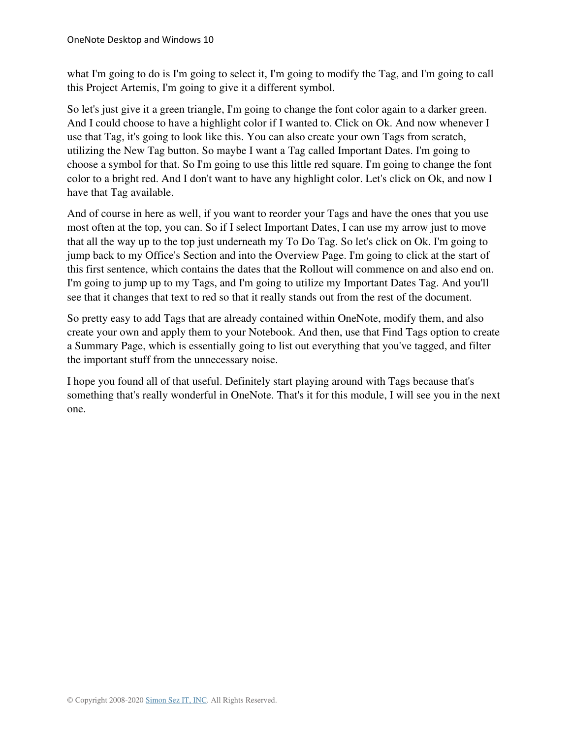what I'm going to do is I'm going to select it, I'm going to modify the Tag, and I'm going to call this Project Artemis, I'm going to give it a different symbol.

So let's just give it a green triangle, I'm going to change the font color again to a darker green. And I could choose to have a highlight color if I wanted to. Click on Ok. And now whenever I use that Tag, it's going to look like this. You can also create your own Tags from scratch, utilizing the New Tag button. So maybe I want a Tag called Important Dates. I'm going to choose a symbol for that. So I'm going to use this little red square. I'm going to change the font color to a bright red. And I don't want to have any highlight color. Let's click on Ok, and now I have that Tag available.

And of course in here as well, if you want to reorder your Tags and have the ones that you use most often at the top, you can. So if I select Important Dates, I can use my arrow just to move that all the way up to the top just underneath my To Do Tag. So let's click on Ok. I'm going to jump back to my Office's Section and into the Overview Page. I'm going to click at the start of this first sentence, which contains the dates that the Rollout will commence on and also end on. I'm going to jump up to my Tags, and I'm going to utilize my Important Dates Tag. And you'll see that it changes that text to red so that it really stands out from the rest of the document.

So pretty easy to add Tags that are already contained within OneNote, modify them, and also create your own and apply them to your Notebook. And then, use that Find Tags option to create a Summary Page, which is essentially going to list out everything that you've tagged, and filter the important stuff from the unnecessary noise.

I hope you found all of that useful. Definitely start playing around with Tags because that's something that's really wonderful in OneNote. That's it for this module, I will see you in the next one.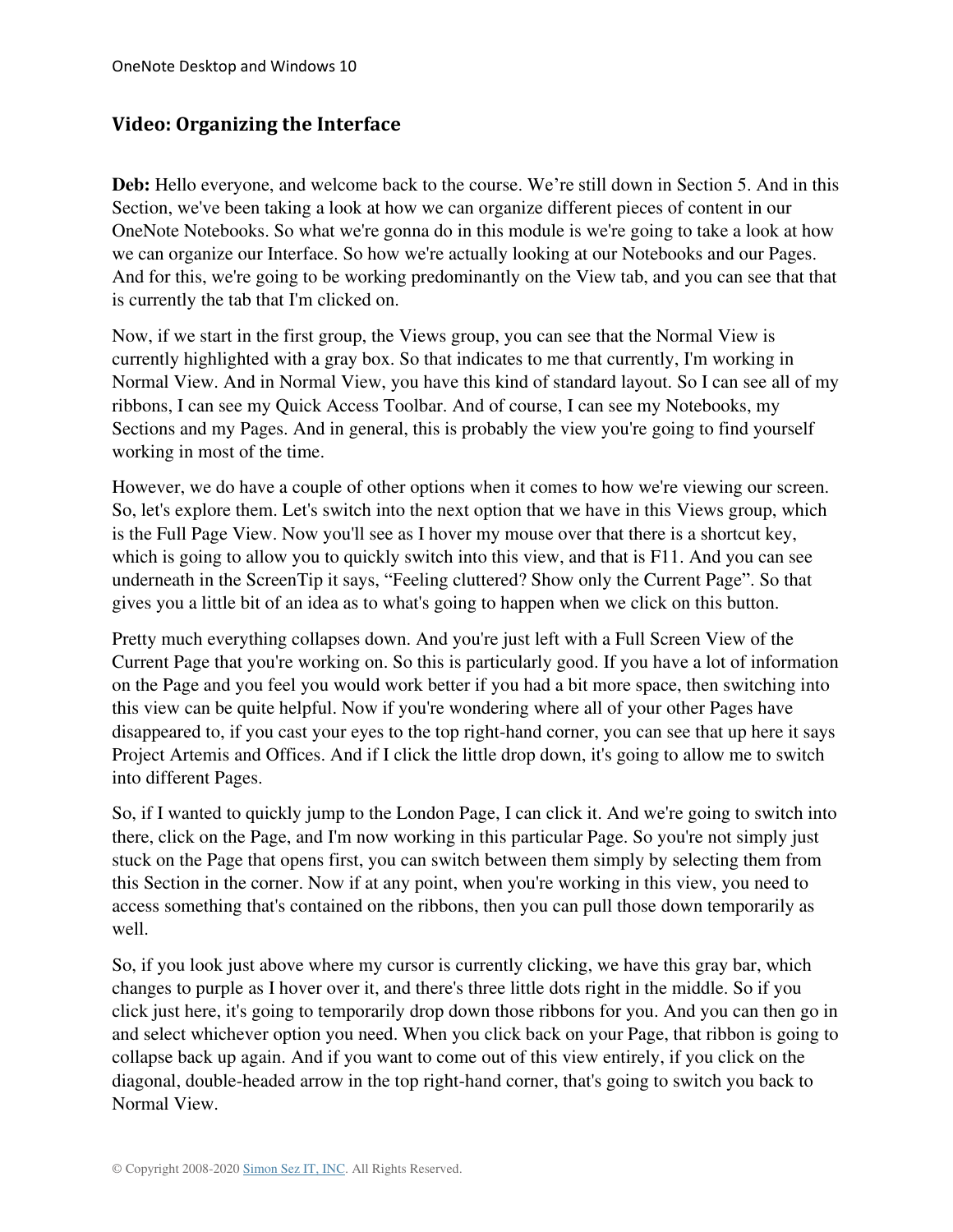## Video: Organizing the Interface

**Deb:** Hello everyone, and welcome back to the course. We're still down in Section 5. And in this Section, we've been taking a look at how we can organize different pieces of content in our OneNote Notebooks. So what we're gonna do in this module is we're going to take a look at how we can organize our Interface. So how we're actually looking at our Notebooks and our Pages. And for this, we're going to be working predominantly on the View tab, and you can see that that is currently the tab that I'm clicked on.

Now, if we start in the first group, the Views group, you can see that the Normal View is currently highlighted with a gray box. So that indicates to me that currently, I'm working in Normal View. And in Normal View, you have this kind of standard layout. So I can see all of my ribbons, I can see my Quick Access Toolbar. And of course, I can see my Notebooks, my Sections and my Pages. And in general, this is probably the view you're going to find yourself working in most of the time.

However, we do have a couple of other options when it comes to how we're viewing our screen. So, let's explore them. Let's switch into the next option that we have in this Views group, which is the Full Page View. Now you'll see as I hover my mouse over that there is a shortcut key, which is going to allow you to quickly switch into this view, and that is F11. And you can see underneath in the ScreenTip it says, "Feeling cluttered? Show only the Current Page". So that gives you a little bit of an idea as to what's going to happen when we click on this button.

Pretty much everything collapses down. And you're just left with a Full Screen View of the Current Page that you're working on. So this is particularly good. If you have a lot of information on the Page and you feel you would work better if you had a bit more space, then switching into this view can be quite helpful. Now if you're wondering where all of your other Pages have disappeared to, if you cast your eyes to the top right-hand corner, you can see that up here it says Project Artemis and Offices. And if I click the little drop down, it's going to allow me to switch into different Pages.

So, if I wanted to quickly jump to the London Page, I can click it. And we're going to switch into there, click on the Page, and I'm now working in this particular Page. So you're not simply just stuck on the Page that opens first, you can switch between them simply by selecting them from this Section in the corner. Now if at any point, when you're working in this view, you need to access something that's contained on the ribbons, then you can pull those down temporarily as well.

So, if you look just above where my cursor is currently clicking, we have this gray bar, which changes to purple as I hover over it, and there's three little dots right in the middle. So if you click just here, it's going to temporarily drop down those ribbons for you. And you can then go in and select whichever option you need. When you click back on your Page, that ribbon is going to collapse back up again. And if you want to come out of this view entirely, if you click on the diagonal, double-headed arrow in the top right-hand corner, that's going to switch you back to Normal View.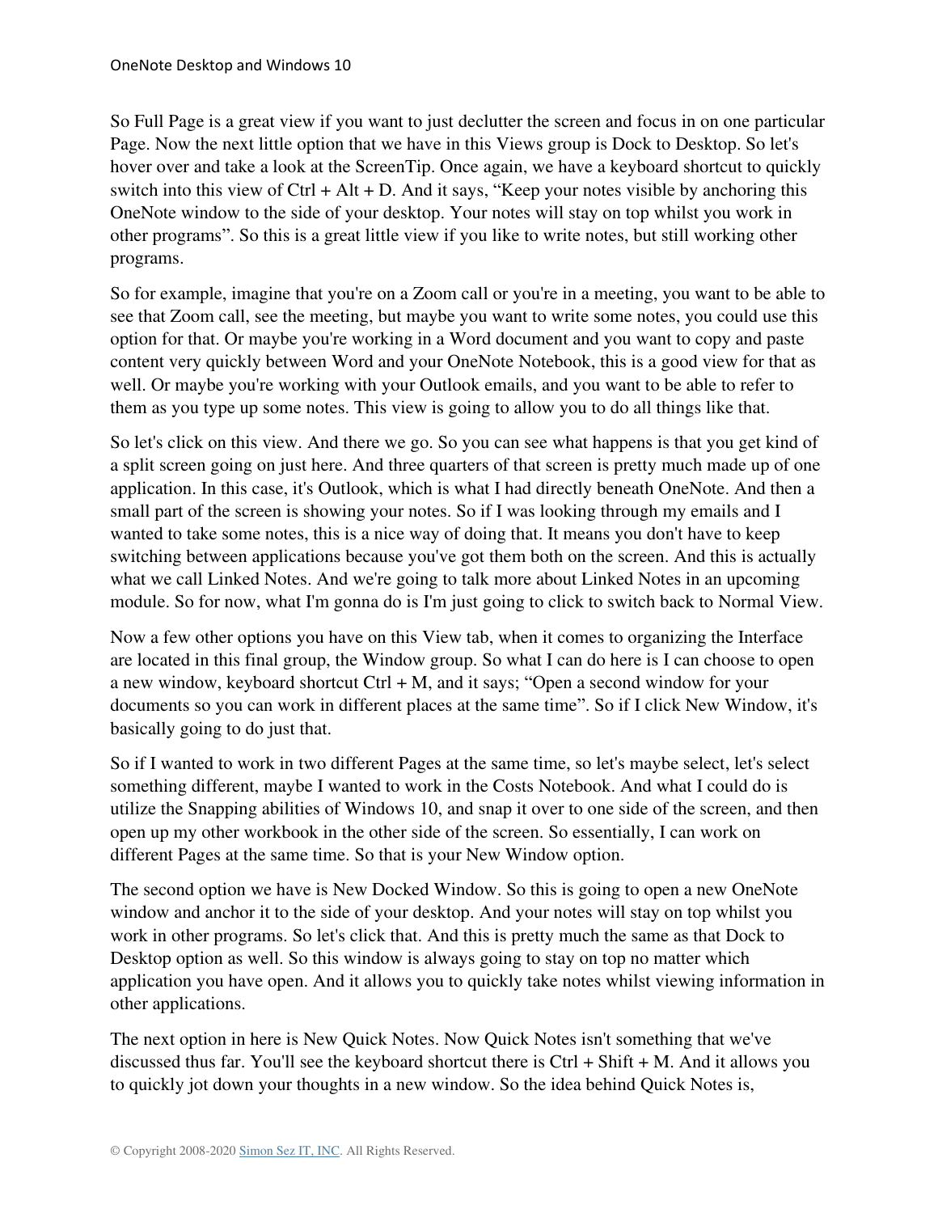So Full Page is a great view if you want to just declutter the screen and focus in on one particular Page. Now the next little option that we have in this Views group is Dock to Desktop. So let's hover over and take a look at the ScreenTip. Once again, we have a keyboard shortcut to quickly switch into this view of Ctrl + Alt + D. And it says, "Keep your notes visible by anchoring this OneNote window to the side of your desktop. Your notes will stay on top whilst you work in other programs". So this is a great little view if you like to write notes, but still working other programs.

So for example, imagine that you're on a Zoom call or you're in a meeting, you want to be able to see that Zoom call, see the meeting, but maybe you want to write some notes, you could use this option for that. Or maybe you're working in a Word document and you want to copy and paste content very quickly between Word and your OneNote Notebook, this is a good view for that as well. Or maybe you're working with your Outlook emails, and you want to be able to refer to them as you type up some notes. This view is going to allow you to do all things like that.

So let's click on this view. And there we go. So you can see what happens is that you get kind of a split screen going on just here. And three quarters of that screen is pretty much made up of one application. In this case, it's Outlook, which is what I had directly beneath OneNote. And then a small part of the screen is showing your notes. So if I was looking through my emails and I wanted to take some notes, this is a nice way of doing that. It means you don't have to keep switching between applications because you've got them both on the screen. And this is actually what we call Linked Notes. And we're going to talk more about Linked Notes in an upcoming module. So for now, what I'm gonna do is I'm just going to click to switch back to Normal View.

Now a few other options you have on this View tab, when it comes to organizing the Interface are located in this final group, the Window group. So what I can do here is I can choose to open a new window, keyboard shortcut Ctrl + M, and it says; "Open a second window for your documents so you can work in different places at the same time". So if I click New Window, it's basically going to do just that.

So if I wanted to work in two different Pages at the same time, so let's maybe select, let's select something different, maybe I wanted to work in the Costs Notebook. And what I could do is utilize the Snapping abilities of Windows 10, and snap it over to one side of the screen, and then open up my other workbook in the other side of the screen. So essentially, I can work on different Pages at the same time. So that is your New Window option.

The second option we have is New Docked Window. So this is going to open a new OneNote window and anchor it to the side of your desktop. And your notes will stay on top whilst you work in other programs. So let's click that. And this is pretty much the same as that Dock to Desktop option as well. So this window is always going to stay on top no matter which application you have open. And it allows you to quickly take notes whilst viewing information in other applications.

The next option in here is New Quick Notes. Now Quick Notes isn't something that we've discussed thus far. You'll see the keyboard shortcut there is Ctrl + Shift + M. And it allows you to quickly jot down your thoughts in a new window. So the idea behind Quick Notes is,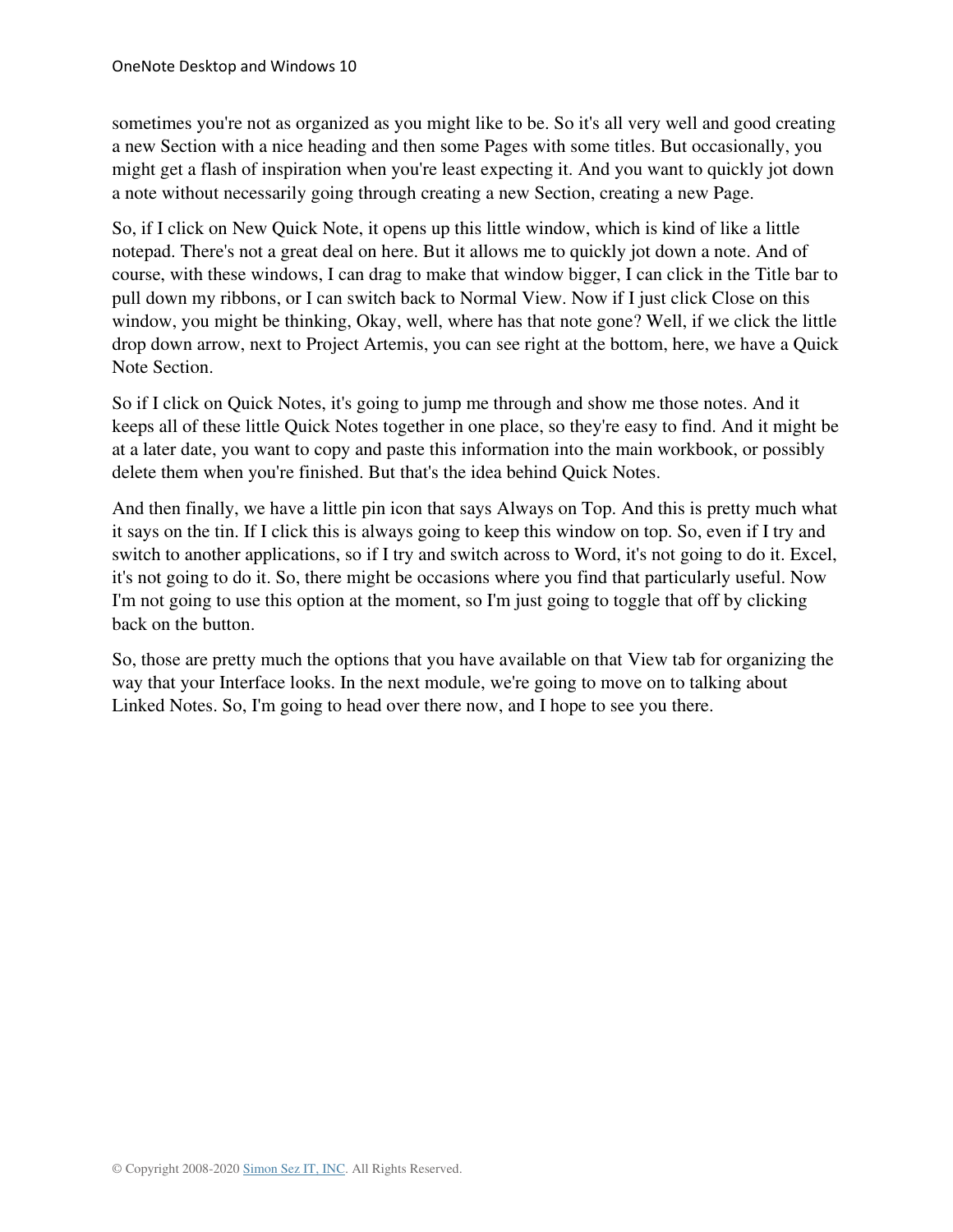sometimes you're not as organized as you might like to be. So it's all very well and good creating a new Section with a nice heading and then some Pages with some titles. But occasionally, you might get a flash of inspiration when you're least expecting it. And you want to quickly jot down a note without necessarily going through creating a new Section, creating a new Page.

So, if I click on New Quick Note, it opens up this little window, which is kind of like a little notepad. There's not a great deal on here. But it allows me to quickly jot down a note. And of course, with these windows, I can drag to make that window bigger, I can click in the Title bar to pull down my ribbons, or I can switch back to Normal View. Now if I just click Close on this window, you might be thinking, Okay, well, where has that note gone? Well, if we click the little drop down arrow, next to Project Artemis, you can see right at the bottom, here, we have a Quick Note Section.

So if I click on Quick Notes, it's going to jump me through and show me those notes. And it keeps all of these little Quick Notes together in one place, so they're easy to find. And it might be at a later date, you want to copy and paste this information into the main workbook, or possibly delete them when you're finished. But that's the idea behind Quick Notes.

And then finally, we have a little pin icon that says Always on Top. And this is pretty much what it says on the tin. If I click this is always going to keep this window on top. So, even if I try and switch to another applications, so if I try and switch across to Word, it's not going to do it. Excel, it's not going to do it. So, there might be occasions where you find that particularly useful. Now I'm not going to use this option at the moment, so I'm just going to toggle that off by clicking back on the button.

So, those are pretty much the options that you have available on that View tab for organizing the way that your Interface looks. In the next module, we're going to move on to talking about Linked Notes. So, I'm going to head over there now, and I hope to see you there.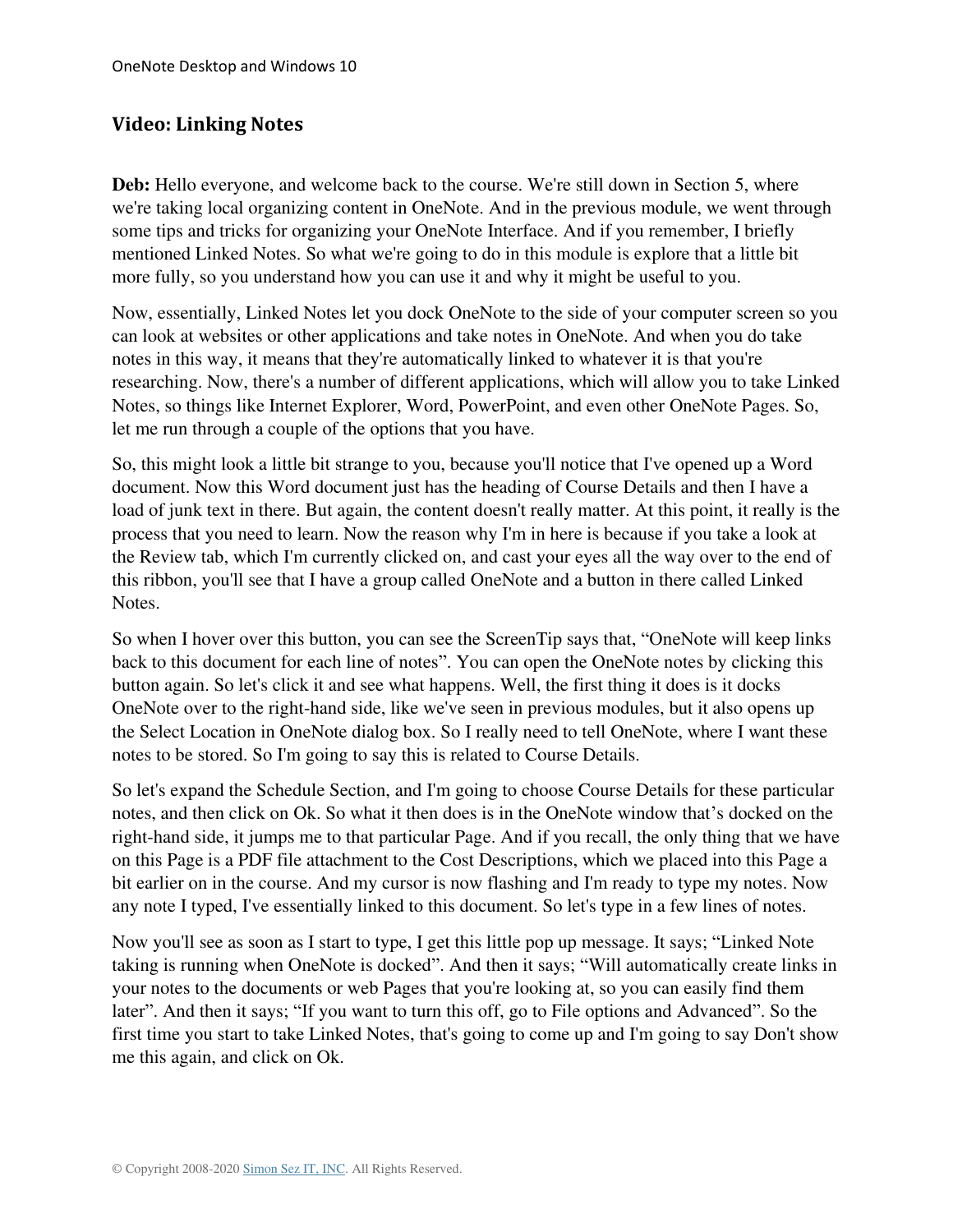## Video: Linking Notes

**Deb:** Hello everyone, and welcome back to the course. We're still down in Section 5, where we're taking local organizing content in OneNote. And in the previous module, we went through some tips and tricks for organizing your OneNote Interface. And if you remember, I briefly mentioned Linked Notes. So what we're going to do in this module is explore that a little bit more fully, so you understand how you can use it and why it might be useful to you.

Now, essentially, Linked Notes let you dock OneNote to the side of your computer screen so you can look at websites or other applications and take notes in OneNote. And when you do take notes in this way, it means that they're automatically linked to whatever it is that you're researching. Now, there's a number of different applications, which will allow you to take Linked Notes, so things like Internet Explorer, Word, PowerPoint, and even other OneNote Pages. So, let me run through a couple of the options that you have.

So, this might look a little bit strange to you, because you'll notice that I've opened up a Word document. Now this Word document just has the heading of Course Details and then I have a load of junk text in there. But again, the content doesn't really matter. At this point, it really is the process that you need to learn. Now the reason why I'm in here is because if you take a look at the Review tab, which I'm currently clicked on, and cast your eyes all the way over to the end of this ribbon, you'll see that I have a group called OneNote and a button in there called Linked Notes.

So when I hover over this button, you can see the ScreenTip says that, "OneNote will keep links back to this document for each line of notes". You can open the OneNote notes by clicking this button again. So let's click it and see what happens. Well, the first thing it does is it docks OneNote over to the right-hand side, like we've seen in previous modules, but it also opens up the Select Location in OneNote dialog box. So I really need to tell OneNote, where I want these notes to be stored. So I'm going to say this is related to Course Details.

So let's expand the Schedule Section, and I'm going to choose Course Details for these particular notes, and then click on Ok. So what it then does is in the OneNote window that's docked on the right-hand side, it jumps me to that particular Page. And if you recall, the only thing that we have on this Page is a PDF file attachment to the Cost Descriptions, which we placed into this Page a bit earlier on in the course. And my cursor is now flashing and I'm ready to type my notes. Now any note I typed, I've essentially linked to this document. So let's type in a few lines of notes.

Now you'll see as soon as I start to type, I get this little pop up message. It says; "Linked Note taking is running when OneNote is docked". And then it says; "Will automatically create links in your notes to the documents or web Pages that you're looking at, so you can easily find them later". And then it says; "If you want to turn this off, go to File options and Advanced". So the first time you start to take Linked Notes, that's going to come up and I'm going to say Don't show me this again, and click on Ok.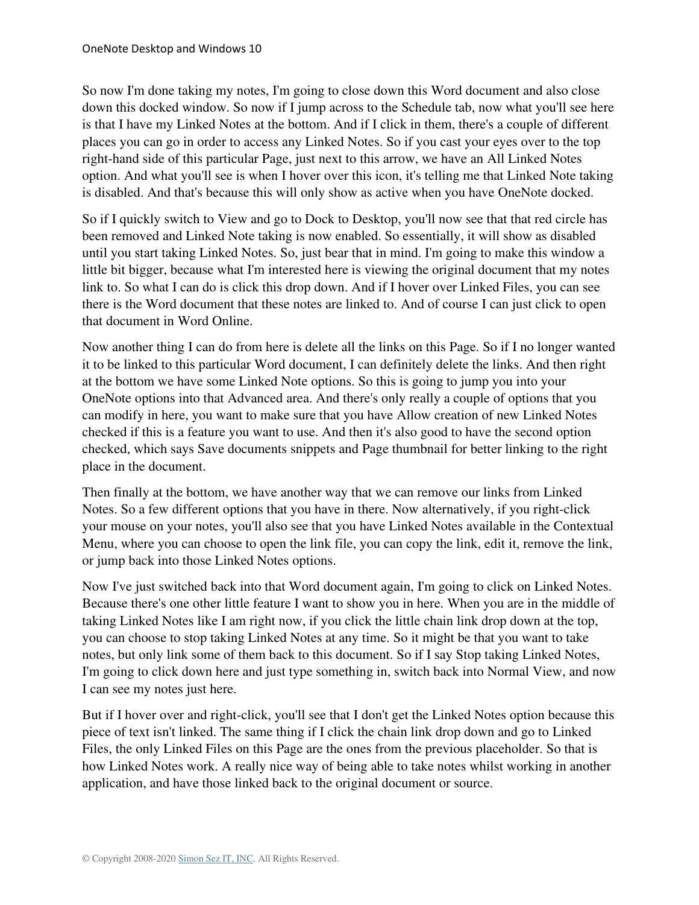So now I'm done taking my notes, I'm going to close down this Word document and also close down this docked window. So now if I jump across to the Schedule tab, now what you'll see here is that I have my Linked Notes at the bottom. And if I click in them, there's a couple of different places you can go in order to access any Linked Notes. So if you cast your eyes over to the top right-hand side of this particular Page, just next to this arrow, we have an All Linked Notes option. And what you'll see is when I hover over this icon, it's telling me that Linked Note taking is disabled. And that's because this will only show as active when you have OneNote docked.

So if I quickly switch to View and go to Dock to Desktop, you'll now see that that red circle has been removed and Linked Note taking is now enabled. So essentially, it will show as disabled until you start taking Linked Notes. So, just bear that in mind. I'm going to make this window a little bit bigger, because what I'm interested here is viewing the original document that my notes link to. So what I can do is click this drop down. And if I hover over Linked Files, you can see there is the Word document that these notes are linked to. And of course I can just click to open that document in Word Online.

Now another thing I can do from here is delete all the links on this Page. So if I no longer wanted it to be linked to this particular Word document, I can definitely delete the links. And then right at the bottom we have some Linked Note options. So this is going to jump you into your OneNote options into that Advanced area. And there's only really a couple of options that you can modify in here, you want to make sure that you have Allow creation of new Linked Notes checked if this is a feature you want to use. And then it's also good to have the second option checked, which says Save documents snippets and Page thumbnail for better linking to the right place in the document.

Then finally at the bottom, we have another way that we can remove our links from Linked Notes. So a few different options that you have in there. Now alternatively, if you right-click your mouse on your notes, you'll also see that you have Linked Notes available in the Contextual Menu, where you can choose to open the link file, you can copy the link, edit it, remove the link, or jump back into those Linked Notes options.

Now I've just switched back into that Word document again, I'm going to click on Linked Notes. Because there's one other little feature I want to show you in here. When you are in the middle of taking Linked Notes like I am right now, if you click the little chain link drop down at the top, you can choose to stop taking Linked Notes at any time. So it might be that you want to take notes, but only link some of them back to this document. So if I say Stop taking Linked Notes, I'm going to click down here and just type something in, switch back into Normal View, and now I can see my notes just here.

But if I hover over and right-click, you'll see that I don't get the Linked Notes option because this piece of text isn't linked. The same thing if I click the chain link drop down and go to Linked Files, the only Linked Files on this Page are the ones from the previous placeholder. So that is how Linked Notes work. A really nice way of being able to take notes whilst working in another application, and have those linked back to the original document or source.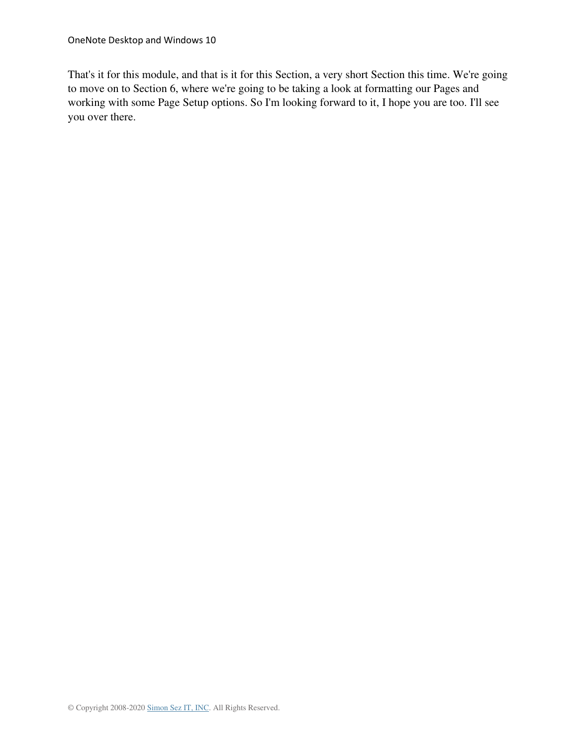That's it for this module, and that is it for this Section, a very short Section this time. We're going to move on to Section 6, where we're going to be taking a look at formatting our Pages and working with some Page Setup options. So I'm looking forward to it, I hope you are too. I'll see you over there.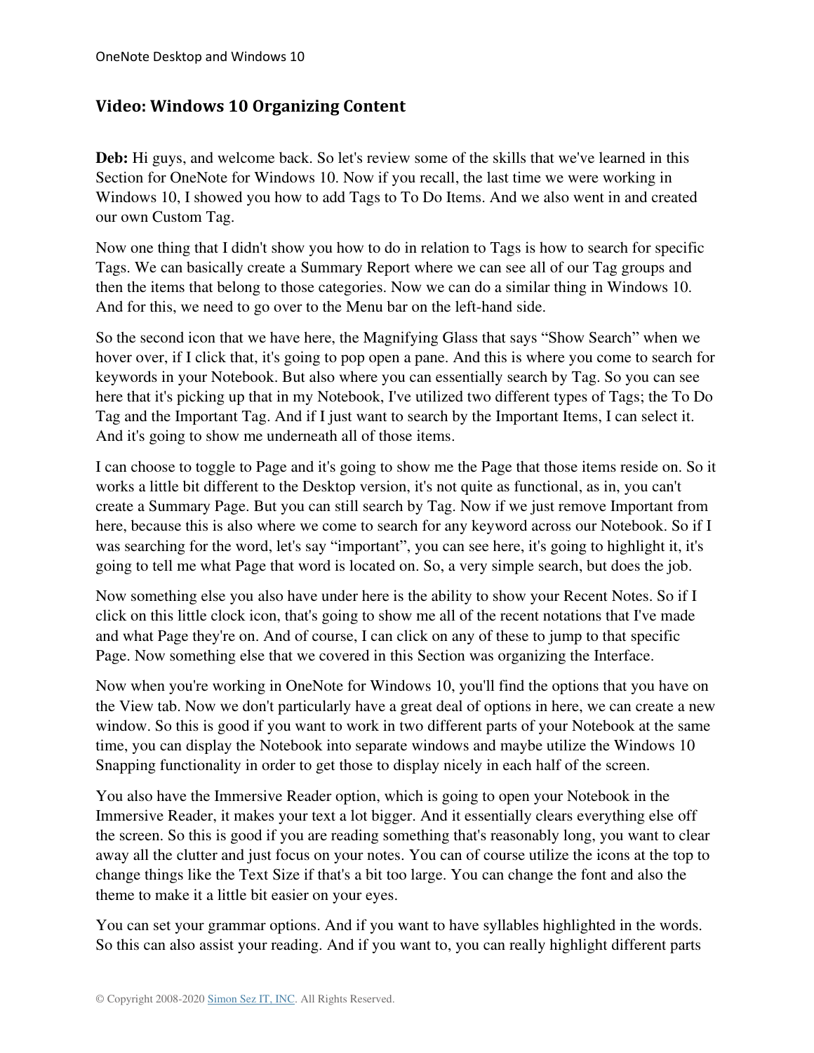## Video: Windows 10 Organizing Content

**Deb:** Hi guys, and welcome back. So let's review some of the skills that we've learned in this Section for OneNote for Windows 10. Now if you recall, the last time we were working in Windows 10, I showed you how to add Tags to To Do Items. And we also went in and created our own Custom Tag.

Now one thing that I didn't show you how to do in relation to Tags is how to search for specific Tags. We can basically create a Summary Report where we can see all of our Tag groups and then the items that belong to those categories. Now we can do a similar thing in Windows 10. And for this, we need to go over to the Menu bar on the left-hand side.

So the second icon that we have here, the Magnifying Glass that says "Show Search" when we hover over, if I click that, it's going to pop open a pane. And this is where you come to search for keywords in your Notebook. But also where you can essentially search by Tag. So you can see here that it's picking up that in my Notebook, I've utilized two different types of Tags; the To Do Tag and the Important Tag. And if I just want to search by the Important Items, I can select it. And it's going to show me underneath all of those items.

I can choose to toggle to Page and it's going to show me the Page that those items reside on. So it works a little bit different to the Desktop version, it's not quite as functional, as in, you can't create a Summary Page. But you can still search by Tag. Now if we just remove Important from here, because this is also where we come to search for any keyword across our Notebook. So if I was searching for the word, let's say "important", you can see here, it's going to highlight it, it's going to tell me what Page that word is located on. So, a very simple search, but does the job.

Now something else you also have under here is the ability to show your Recent Notes. So if I click on this little clock icon, that's going to show me all of the recent notations that I've made and what Page they're on. And of course, I can click on any of these to jump to that specific Page. Now something else that we covered in this Section was organizing the Interface.

Now when you're working in OneNote for Windows 10, you'll find the options that you have on the View tab. Now we don't particularly have a great deal of options in here, we can create a new window. So this is good if you want to work in two different parts of your Notebook at the same time, you can display the Notebook into separate windows and maybe utilize the Windows 10 Snapping functionality in order to get those to display nicely in each half of the screen.

You also have the Immersive Reader option, which is going to open your Notebook in the Immersive Reader, it makes your text a lot bigger. And it essentially clears everything else off the screen. So this is good if you are reading something that's reasonably long, you want to clear away all the clutter and just focus on your notes. You can of course utilize the icons at the top to change things like the Text Size if that's a bit too large. You can change the font and also the theme to make it a little bit easier on your eyes.

You can set your grammar options. And if you want to have syllables highlighted in the words. So this can also assist your reading. And if you want to, you can really highlight different parts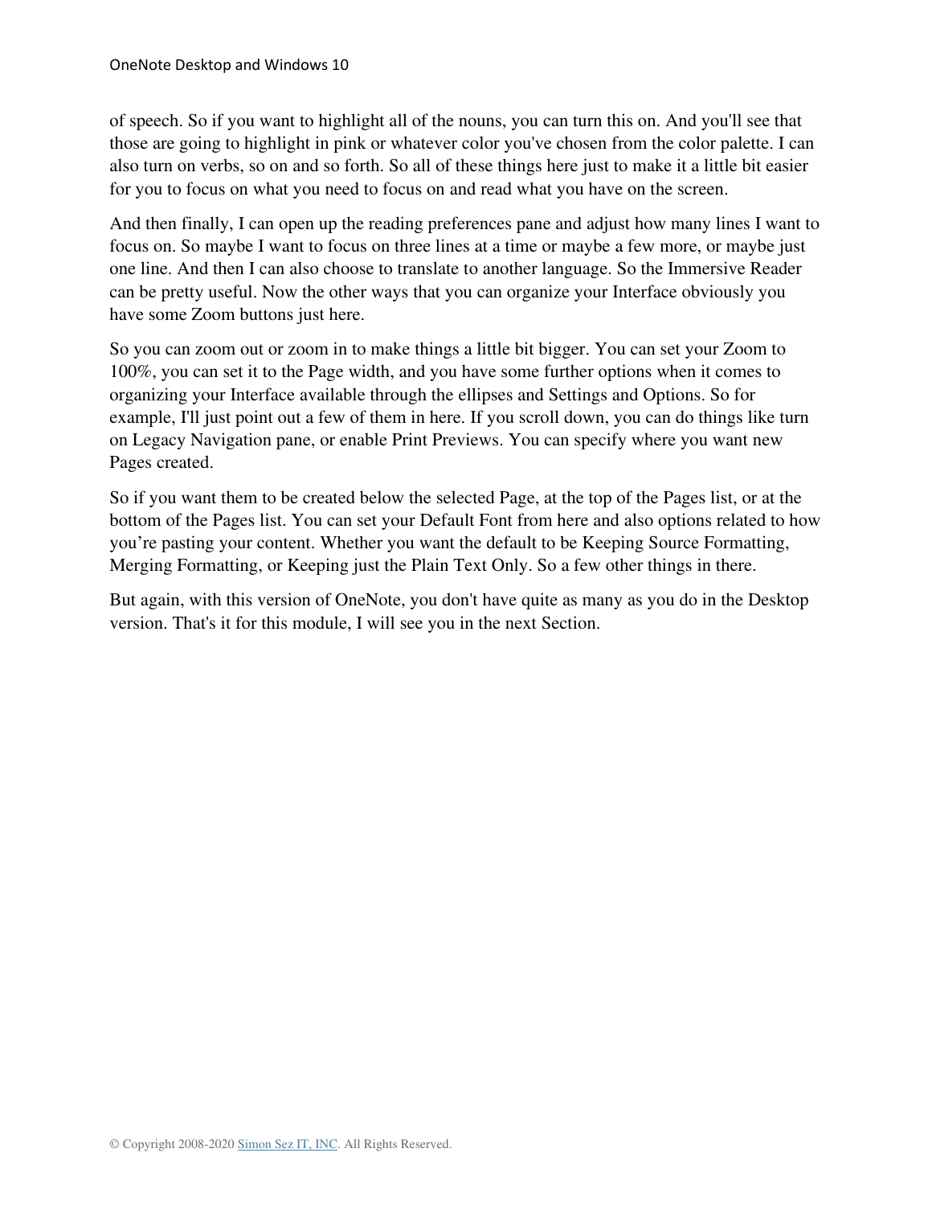of speech. So if you want to highlight all of the nouns, you can turn this on. And you'll see that those are going to highlight in pink or whatever color you've chosen from the color palette. I can also turn on verbs, so on and so forth. So all of these things here just to make it a little bit easier for you to focus on what you need to focus on and read what you have on the screen.

And then finally, I can open up the reading preferences pane and adjust how many lines I want to focus on. So maybe I want to focus on three lines at a time or maybe a few more, or maybe just one line. And then I can also choose to translate to another language. So the Immersive Reader can be pretty useful. Now the other ways that you can organize your Interface obviously you have some Zoom buttons just here.

So you can zoom out or zoom in to make things a little bit bigger. You can set your Zoom to 100%, you can set it to the Page width, and you have some further options when it comes to organizing your Interface available through the ellipses and Settings and Options. So for example, I'll just point out a few of them in here. If you scroll down, you can do things like turn on Legacy Navigation pane, or enable Print Previews. You can specify where you want new Pages created.

So if you want them to be created below the selected Page, at the top of the Pages list, or at the bottom of the Pages list. You can set your Default Font from here and also options related to how you're pasting your content. Whether you want the default to be Keeping Source Formatting, Merging Formatting, or Keeping just the Plain Text Only. So a few other things in there.

But again, with this version of OneNote, you don't have quite as many as you do in the Desktop version. That's it for this module, I will see you in the next Section.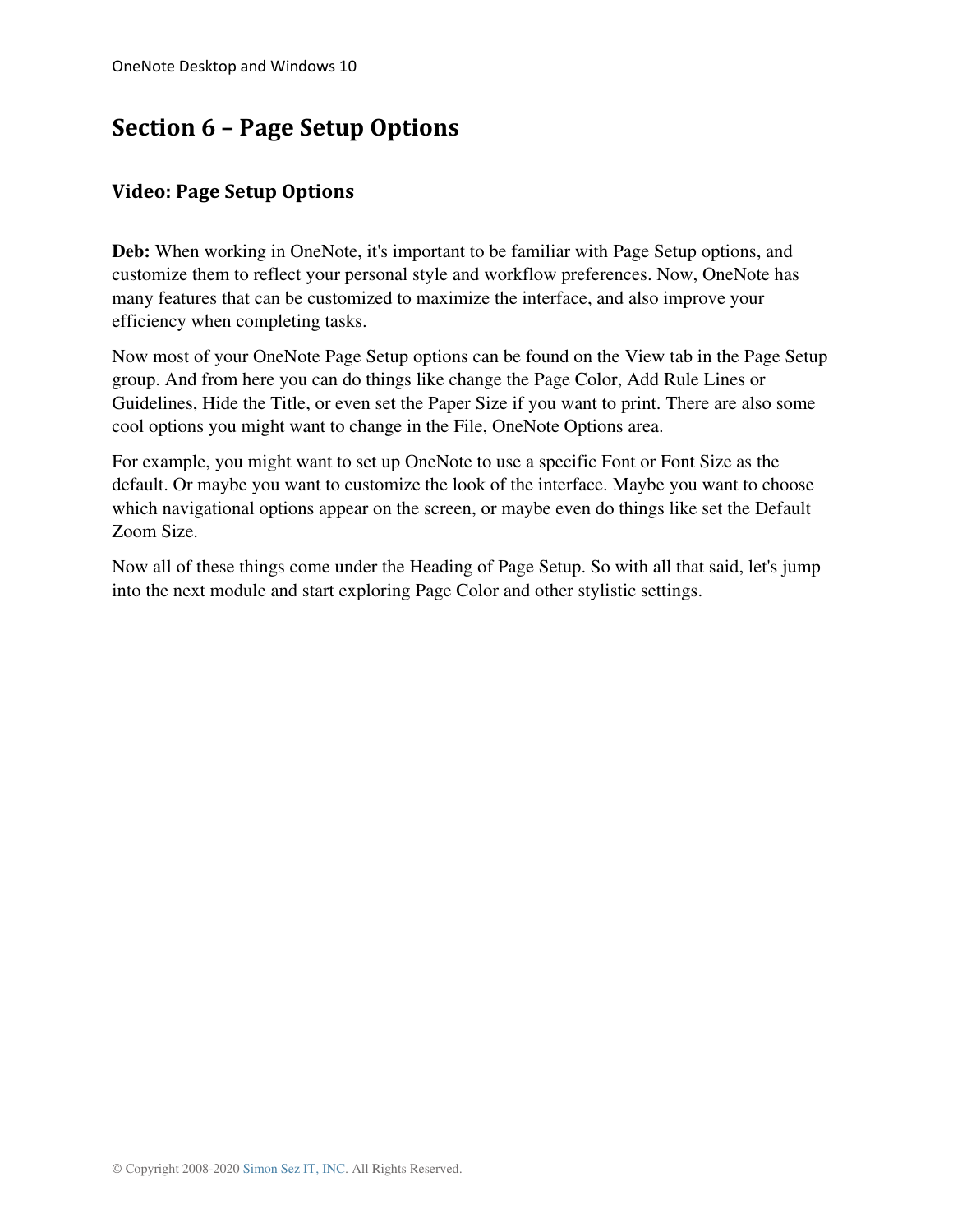# Section 6 – Page Setup Options

## Video: Page Setup Options

**Deb:** When working in OneNote, it's important to be familiar with Page Setup options, and customize them to reflect your personal style and workflow preferences. Now, OneNote has many features that can be customized to maximize the interface, and also improve your efficiency when completing tasks.

Now most of your OneNote Page Setup options can be found on the View tab in the Page Setup group. And from here you can do things like change the Page Color, Add Rule Lines or Guidelines, Hide the Title, or even set the Paper Size if you want to print. There are also some cool options you might want to change in the File, OneNote Options area.

For example, you might want to set up OneNote to use a specific Font or Font Size as the default. Or maybe you want to customize the look of the interface. Maybe you want to choose which navigational options appear on the screen, or maybe even do things like set the Default Zoom Size.

Now all of these things come under the Heading of Page Setup. So with all that said, let's jump into the next module and start exploring Page Color and other stylistic settings.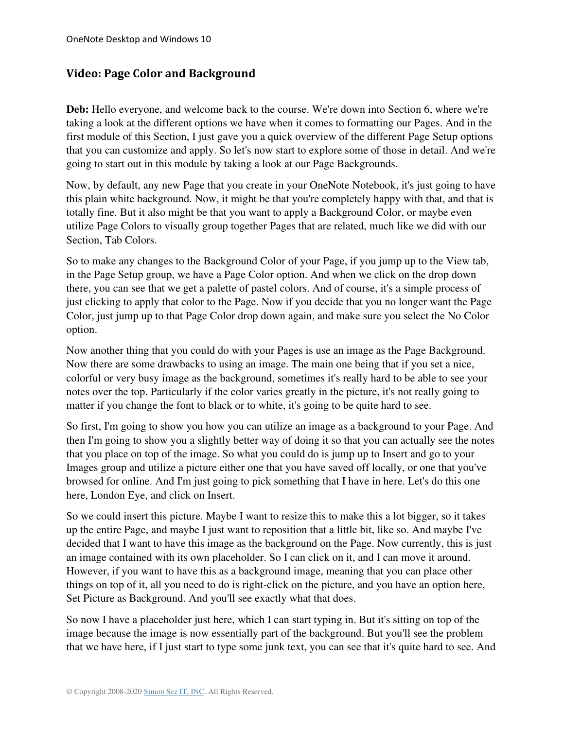## Video: Page Color and Background

**Deb:** Hello everyone, and welcome back to the course. We're down into Section 6, where we're taking a look at the different options we have when it comes to formatting our Pages. And in the first module of this Section, I just gave you a quick overview of the different Page Setup options that you can customize and apply. So let's now start to explore some of those in detail. And we're going to start out in this module by taking a look at our Page Backgrounds.

Now, by default, any new Page that you create in your OneNote Notebook, it's just going to have this plain white background. Now, it might be that you're completely happy with that, and that is totally fine. But it also might be that you want to apply a Background Color, or maybe even utilize Page Colors to visually group together Pages that are related, much like we did with our Section, Tab Colors.

So to make any changes to the Background Color of your Page, if you jump up to the View tab, in the Page Setup group, we have a Page Color option. And when we click on the drop down there, you can see that we get a palette of pastel colors. And of course, it's a simple process of just clicking to apply that color to the Page. Now if you decide that you no longer want the Page Color, just jump up to that Page Color drop down again, and make sure you select the No Color option.

Now another thing that you could do with your Pages is use an image as the Page Background. Now there are some drawbacks to using an image. The main one being that if you set a nice, colorful or very busy image as the background, sometimes it's really hard to be able to see your notes over the top. Particularly if the color varies greatly in the picture, it's not really going to matter if you change the font to black or to white, it's going to be quite hard to see.

So first, I'm going to show you how you can utilize an image as a background to your Page. And then I'm going to show you a slightly better way of doing it so that you can actually see the notes that you place on top of the image. So what you could do is jump up to Insert and go to your Images group and utilize a picture either one that you have saved off locally, or one that you've browsed for online. And I'm just going to pick something that I have in here. Let's do this one here, London Eye, and click on Insert.

So we could insert this picture. Maybe I want to resize this to make this a lot bigger, so it takes up the entire Page, and maybe I just want to reposition that a little bit, like so. And maybe I've decided that I want to have this image as the background on the Page. Now currently, this is just an image contained with its own placeholder. So I can click on it, and I can move it around. However, if you want to have this as a background image, meaning that you can place other things on top of it, all you need to do is right-click on the picture, and you have an option here, Set Picture as Background. And you'll see exactly what that does.

So now I have a placeholder just here, which I can start typing in. But it's sitting on top of the image because the image is now essentially part of the background. But you'll see the problem that we have here, if I just start to type some junk text, you can see that it's quite hard to see. And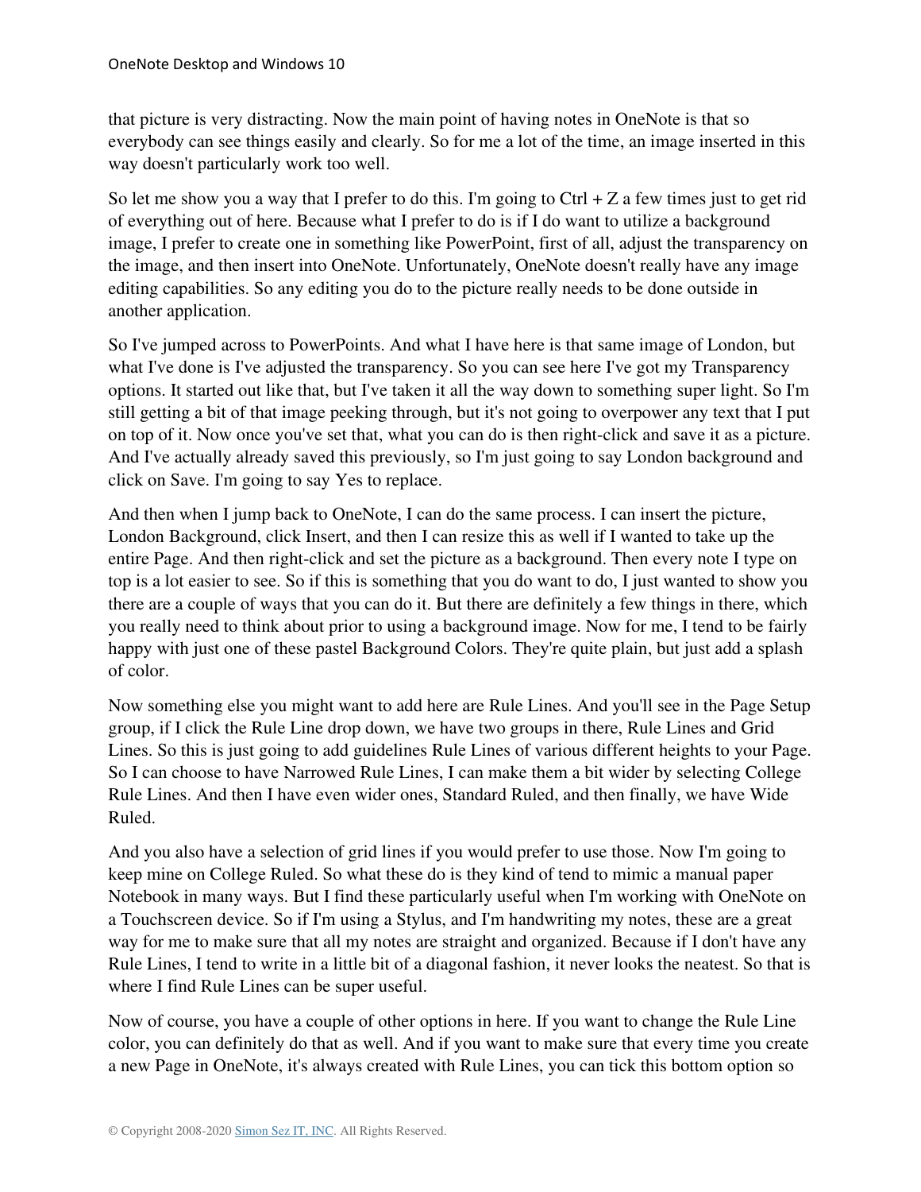that picture is very distracting. Now the main point of having notes in OneNote is that so everybody can see things easily and clearly. So for me a lot of the time, an image inserted in this way doesn't particularly work too well.

So let me show you a way that I prefer to do this. I'm going to Ctrl + Z a few times just to get rid of everything out of here. Because what I prefer to do is if I do want to utilize a background image, I prefer to create one in something like PowerPoint, first of all, adjust the transparency on the image, and then insert into OneNote. Unfortunately, OneNote doesn't really have any image editing capabilities. So any editing you do to the picture really needs to be done outside in another application.

So I've jumped across to PowerPoints. And what I have here is that same image of London, but what I've done is I've adjusted the transparency. So you can see here I've got my Transparency options. It started out like that, but I've taken it all the way down to something super light. So I'm still getting a bit of that image peeking through, but it's not going to overpower any text that I put on top of it. Now once you've set that, what you can do is then right-click and save it as a picture. And I've actually already saved this previously, so I'm just going to say London background and click on Save. I'm going to say Yes to replace.

And then when I jump back to OneNote, I can do the same process. I can insert the picture, London Background, click Insert, and then I can resize this as well if I wanted to take up the entire Page. And then right-click and set the picture as a background. Then every note I type on top is a lot easier to see. So if this is something that you do want to do, I just wanted to show you there are a couple of ways that you can do it. But there are definitely a few things in there, which you really need to think about prior to using a background image. Now for me, I tend to be fairly happy with just one of these pastel Background Colors. They're quite plain, but just add a splash of color.

Now something else you might want to add here are Rule Lines. And you'll see in the Page Setup group, if I click the Rule Line drop down, we have two groups in there, Rule Lines and Grid Lines. So this is just going to add guidelines Rule Lines of various different heights to your Page. So I can choose to have Narrowed Rule Lines, I can make them a bit wider by selecting College Rule Lines. And then I have even wider ones, Standard Ruled, and then finally, we have Wide Ruled.

And you also have a selection of grid lines if you would prefer to use those. Now I'm going to keep mine on College Ruled. So what these do is they kind of tend to mimic a manual paper Notebook in many ways. But I find these particularly useful when I'm working with OneNote on a Touchscreen device. So if I'm using a Stylus, and I'm handwriting my notes, these are a great way for me to make sure that all my notes are straight and organized. Because if I don't have any Rule Lines, I tend to write in a little bit of a diagonal fashion, it never looks the neatest. So that is where I find Rule Lines can be super useful.

Now of course, you have a couple of other options in here. If you want to change the Rule Line color, you can definitely do that as well. And if you want to make sure that every time you create a new Page in OneNote, it's always created with Rule Lines, you can tick this bottom option so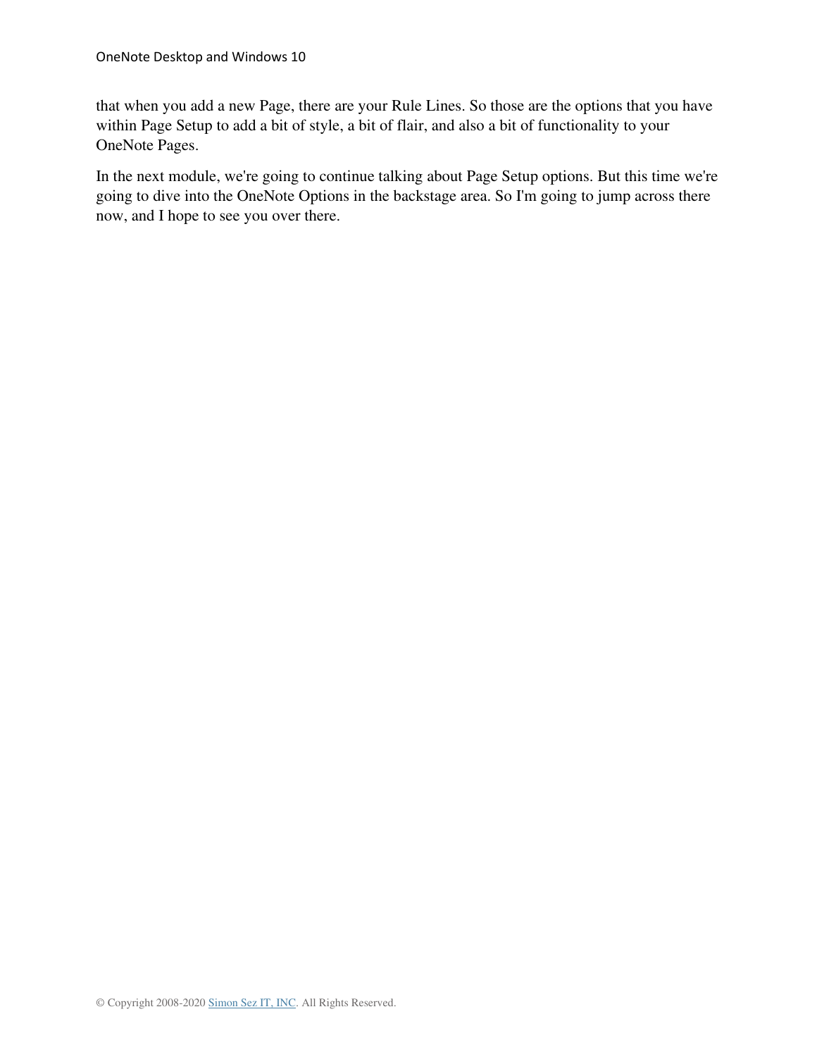that when you add a new Page, there are your Rule Lines. So those are the options that you have within Page Setup to add a bit of style, a bit of flair, and also a bit of functionality to your OneNote Pages.

In the next module, we're going to continue talking about Page Setup options. But this time we're going to dive into the OneNote Options in the backstage area. So I'm going to jump across there now, and I hope to see you over there.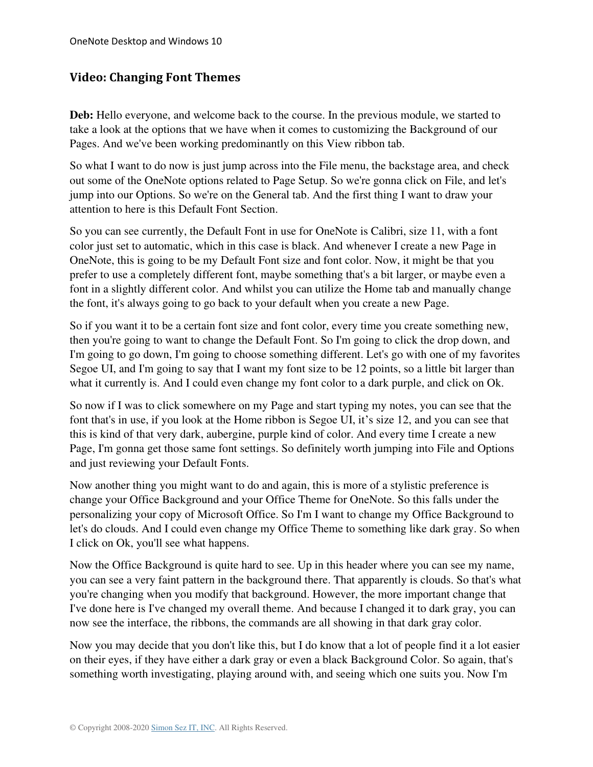## Video: Changing Font Themes

**Deb:** Hello everyone, and welcome back to the course. In the previous module, we started to take a look at the options that we have when it comes to customizing the Background of our Pages. And we've been working predominantly on this View ribbon tab.

So what I want to do now is just jump across into the File menu, the backstage area, and check out some of the OneNote options related to Page Setup. So we're gonna click on File, and let's jump into our Options. So we're on the General tab. And the first thing I want to draw your attention to here is this Default Font Section.

So you can see currently, the Default Font in use for OneNote is Calibri, size 11, with a font color just set to automatic, which in this case is black. And whenever I create a new Page in OneNote, this is going to be my Default Font size and font color. Now, it might be that you prefer to use a completely different font, maybe something that's a bit larger, or maybe even a font in a slightly different color. And whilst you can utilize the Home tab and manually change the font, it's always going to go back to your default when you create a new Page.

So if you want it to be a certain font size and font color, every time you create something new, then you're going to want to change the Default Font. So I'm going to click the drop down, and I'm going to go down, I'm going to choose something different. Let's go with one of my favorites Segoe UI, and I'm going to say that I want my font size to be 12 points, so a little bit larger than what it currently is. And I could even change my font color to a dark purple, and click on Ok.

So now if I was to click somewhere on my Page and start typing my notes, you can see that the font that's in use, if you look at the Home ribbon is Segoe UI, it's size 12, and you can see that this is kind of that very dark, aubergine, purple kind of color. And every time I create a new Page, I'm gonna get those same font settings. So definitely worth jumping into File and Options and just reviewing your Default Fonts.

Now another thing you might want to do and again, this is more of a stylistic preference is change your Office Background and your Office Theme for OneNote. So this falls under the personalizing your copy of Microsoft Office. So I'm I want to change my Office Background to let's do clouds. And I could even change my Office Theme to something like dark gray. So when I click on Ok, you'll see what happens.

Now the Office Background is quite hard to see. Up in this header where you can see my name, you can see a very faint pattern in the background there. That apparently is clouds. So that's what you're changing when you modify that background. However, the more important change that I've done here is I've changed my overall theme. And because I changed it to dark gray, you can now see the interface, the ribbons, the commands are all showing in that dark gray color.

Now you may decide that you don't like this, but I do know that a lot of people find it a lot easier on their eyes, if they have either a dark gray or even a black Background Color. So again, that's something worth investigating, playing around with, and seeing which one suits you. Now I'm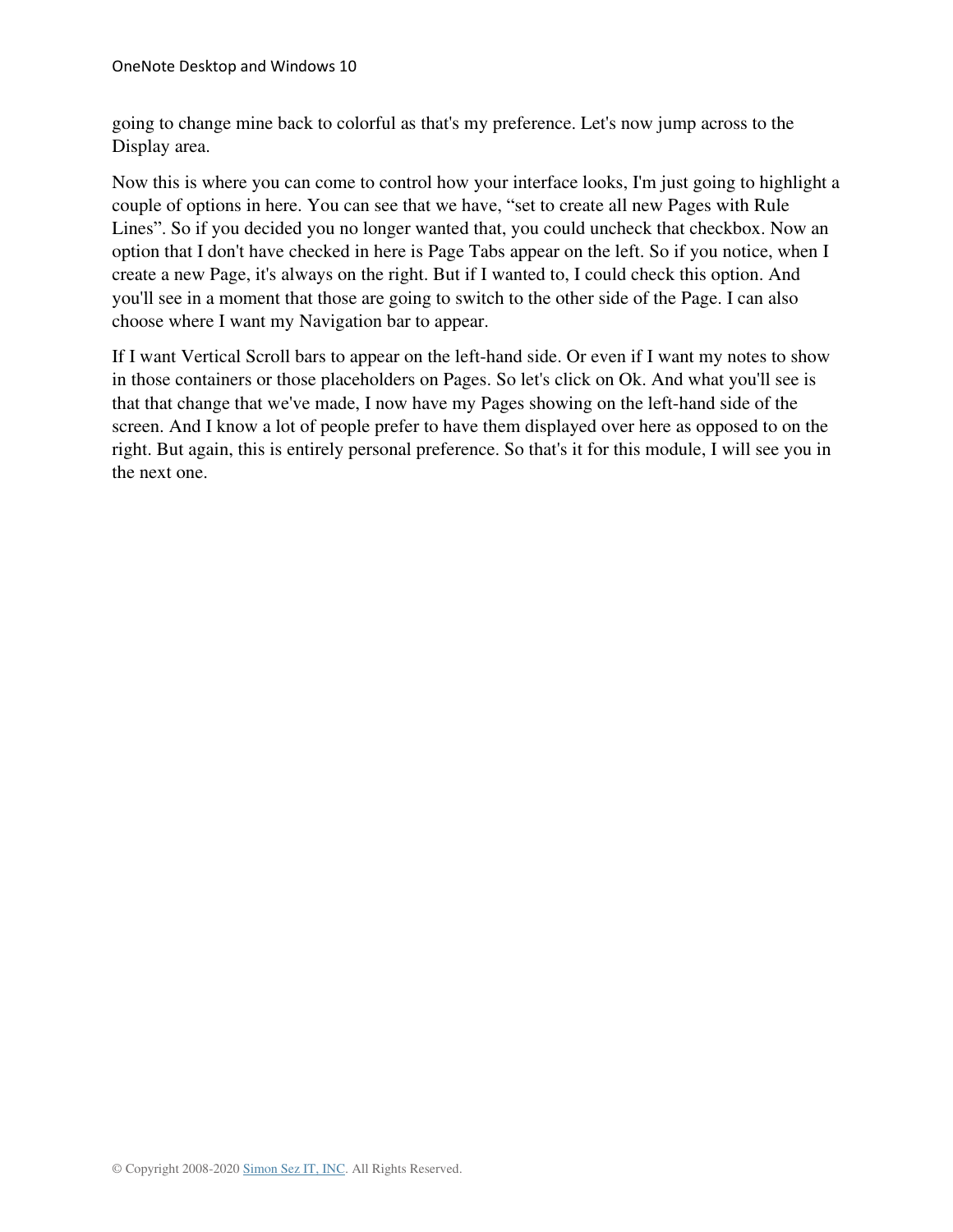going to change mine back to colorful as that's my preference. Let's now jump across to the Display area.

Now this is where you can come to control how your interface looks, I'm just going to highlight a couple of options in here. You can see that we have, "set to create all new Pages with Rule Lines". So if you decided you no longer wanted that, you could uncheck that checkbox. Now an option that I don't have checked in here is Page Tabs appear on the left. So if you notice, when I create a new Page, it's always on the right. But if I wanted to, I could check this option. And you'll see in a moment that those are going to switch to the other side of the Page. I can also choose where I want my Navigation bar to appear.

If I want Vertical Scroll bars to appear on the left-hand side. Or even if I want my notes to show in those containers or those placeholders on Pages. So let's click on Ok. And what you'll see is that that change that we've made, I now have my Pages showing on the left-hand side of the screen. And I know a lot of people prefer to have them displayed over here as opposed to on the right. But again, this is entirely personal preference. So that's it for this module, I will see you in the next one.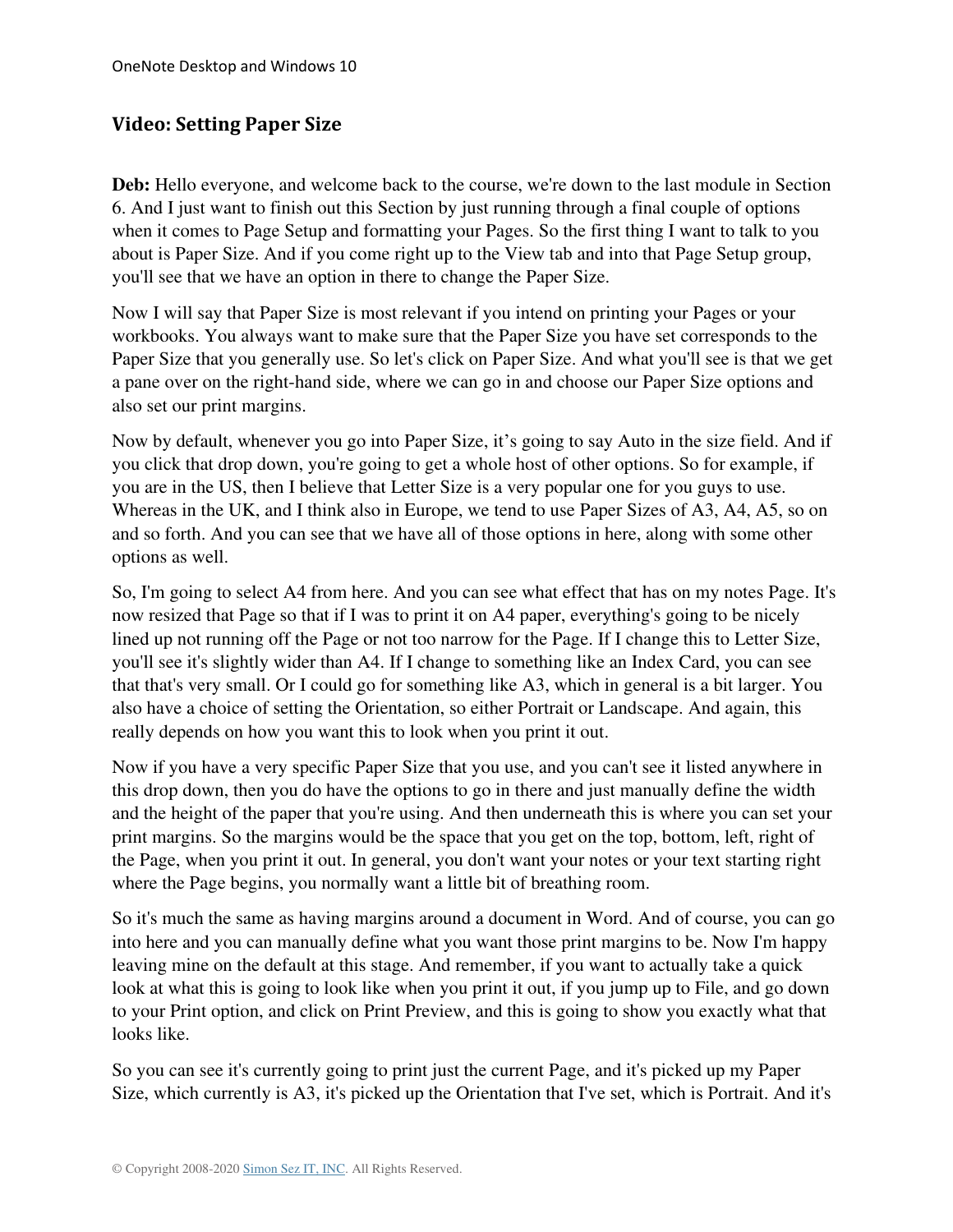## Video: Setting Paper Size

**Deb:** Hello everyone, and welcome back to the course, we're down to the last module in Section 6. And I just want to finish out this Section by just running through a final couple of options when it comes to Page Setup and formatting your Pages. So the first thing I want to talk to you about is Paper Size. And if you come right up to the View tab and into that Page Setup group, you'll see that we have an option in there to change the Paper Size.

Now I will say that Paper Size is most relevant if you intend on printing your Pages or your workbooks. You always want to make sure that the Paper Size you have set corresponds to the Paper Size that you generally use. So let's click on Paper Size. And what you'll see is that we get a pane over on the right-hand side, where we can go in and choose our Paper Size options and also set our print margins.

Now by default, whenever you go into Paper Size, it's going to say Auto in the size field. And if you click that drop down, you're going to get a whole host of other options. So for example, if you are in the US, then I believe that Letter Size is a very popular one for you guys to use. Whereas in the UK, and I think also in Europe, we tend to use Paper Sizes of A3, A4, A5, so on and so forth. And you can see that we have all of those options in here, along with some other options as well.

So, I'm going to select A4 from here. And you can see what effect that has on my notes Page. It's now resized that Page so that if I was to print it on A4 paper, everything's going to be nicely lined up not running off the Page or not too narrow for the Page. If I change this to Letter Size, you'll see it's slightly wider than A4. If I change to something like an Index Card, you can see that that's very small. Or I could go for something like A3, which in general is a bit larger. You also have a choice of setting the Orientation, so either Portrait or Landscape. And again, this really depends on how you want this to look when you print it out.

Now if you have a very specific Paper Size that you use, and you can't see it listed anywhere in this drop down, then you do have the options to go in there and just manually define the width and the height of the paper that you're using. And then underneath this is where you can set your print margins. So the margins would be the space that you get on the top, bottom, left, right of the Page, when you print it out. In general, you don't want your notes or your text starting right where the Page begins, you normally want a little bit of breathing room.

So it's much the same as having margins around a document in Word. And of course, you can go into here and you can manually define what you want those print margins to be. Now I'm happy leaving mine on the default at this stage. And remember, if you want to actually take a quick look at what this is going to look like when you print it out, if you jump up to File, and go down to your Print option, and click on Print Preview, and this is going to show you exactly what that looks like.

So you can see it's currently going to print just the current Page, and it's picked up my Paper Size, which currently is A3, it's picked up the Orientation that I've set, which is Portrait. And it's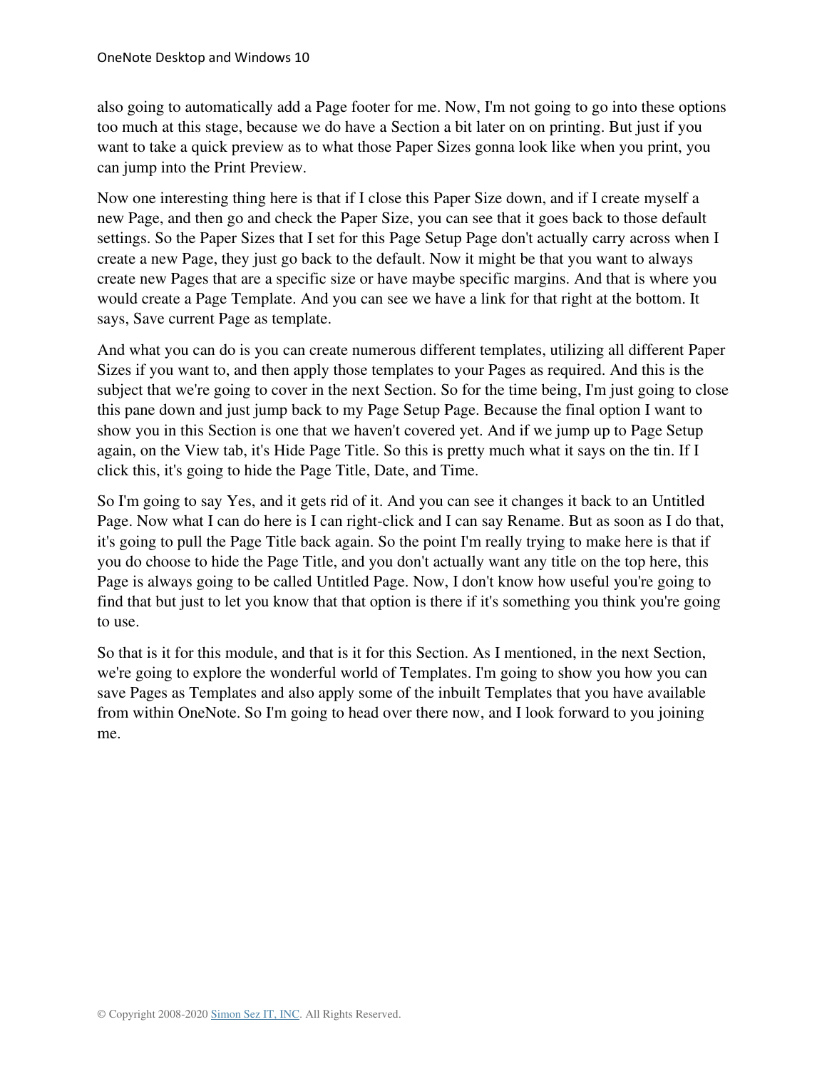also going to automatically add a Page footer for me. Now, I'm not going to go into these options too much at this stage, because we do have a Section a bit later on on printing. But just if you want to take a quick preview as to what those Paper Sizes gonna look like when you print, you can jump into the Print Preview.

Now one interesting thing here is that if I close this Paper Size down, and if I create myself a new Page, and then go and check the Paper Size, you can see that it goes back to those default settings. So the Paper Sizes that I set for this Page Setup Page don't actually carry across when I create a new Page, they just go back to the default. Now it might be that you want to always create new Pages that are a specific size or have maybe specific margins. And that is where you would create a Page Template. And you can see we have a link for that right at the bottom. It says, Save current Page as template.

And what you can do is you can create numerous different templates, utilizing all different Paper Sizes if you want to, and then apply those templates to your Pages as required. And this is the subject that we're going to cover in the next Section. So for the time being, I'm just going to close this pane down and just jump back to my Page Setup Page. Because the final option I want to show you in this Section is one that we haven't covered yet. And if we jump up to Page Setup again, on the View tab, it's Hide Page Title. So this is pretty much what it says on the tin. If I click this, it's going to hide the Page Title, Date, and Time.

So I'm going to say Yes, and it gets rid of it. And you can see it changes it back to an Untitled Page. Now what I can do here is I can right-click and I can say Rename. But as soon as I do that, it's going to pull the Page Title back again. So the point I'm really trying to make here is that if you do choose to hide the Page Title, and you don't actually want any title on the top here, this Page is always going to be called Untitled Page. Now, I don't know how useful you're going to find that but just to let you know that that option is there if it's something you think you're going to use.

So that is it for this module, and that is it for this Section. As I mentioned, in the next Section, we're going to explore the wonderful world of Templates. I'm going to show you how you can save Pages as Templates and also apply some of the inbuilt Templates that you have available from within OneNote. So I'm going to head over there now, and I look forward to you joining me.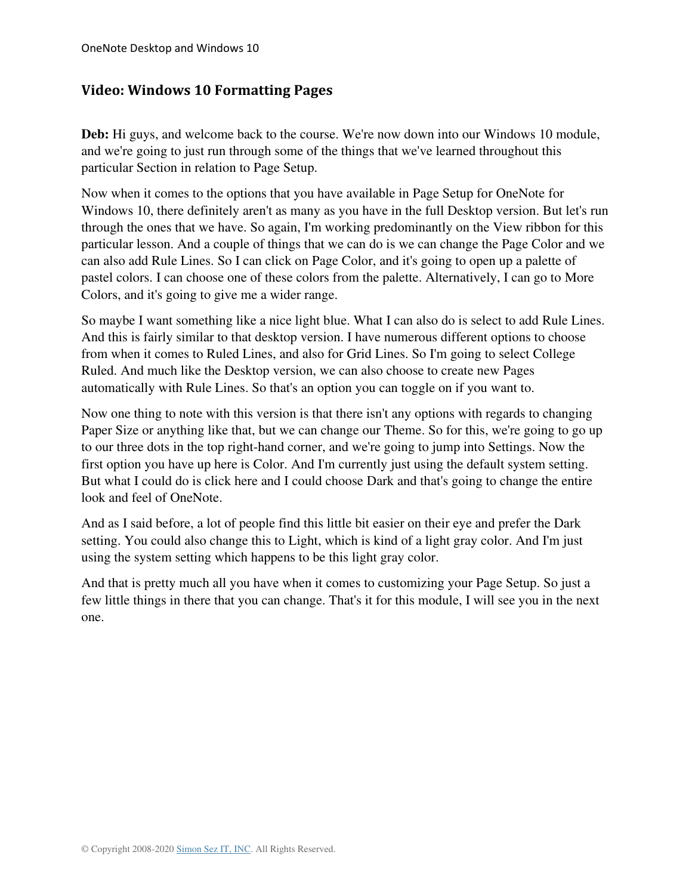## Video: Windows 10 Formatting Pages

**Deb:** Hi guys, and welcome back to the course. We're now down into our Windows 10 module, and we're going to just run through some of the things that we've learned throughout this particular Section in relation to Page Setup.

Now when it comes to the options that you have available in Page Setup for OneNote for Windows 10, there definitely aren't as many as you have in the full Desktop version. But let's run through the ones that we have. So again, I'm working predominantly on the View ribbon for this particular lesson. And a couple of things that we can do is we can change the Page Color and we can also add Rule Lines. So I can click on Page Color, and it's going to open up a palette of pastel colors. I can choose one of these colors from the palette. Alternatively, I can go to More Colors, and it's going to give me a wider range.

So maybe I want something like a nice light blue. What I can also do is select to add Rule Lines. And this is fairly similar to that desktop version. I have numerous different options to choose from when it comes to Ruled Lines, and also for Grid Lines. So I'm going to select College Ruled. And much like the Desktop version, we can also choose to create new Pages automatically with Rule Lines. So that's an option you can toggle on if you want to.

Now one thing to note with this version is that there isn't any options with regards to changing Paper Size or anything like that, but we can change our Theme. So for this, we're going to go up to our three dots in the top right-hand corner, and we're going to jump into Settings. Now the first option you have up here is Color. And I'm currently just using the default system setting. But what I could do is click here and I could choose Dark and that's going to change the entire look and feel of OneNote.

And as I said before, a lot of people find this little bit easier on their eye and prefer the Dark setting. You could also change this to Light, which is kind of a light gray color. And I'm just using the system setting which happens to be this light gray color.

And that is pretty much all you have when it comes to customizing your Page Setup. So just a few little things in there that you can change. That's it for this module, I will see you in the next one.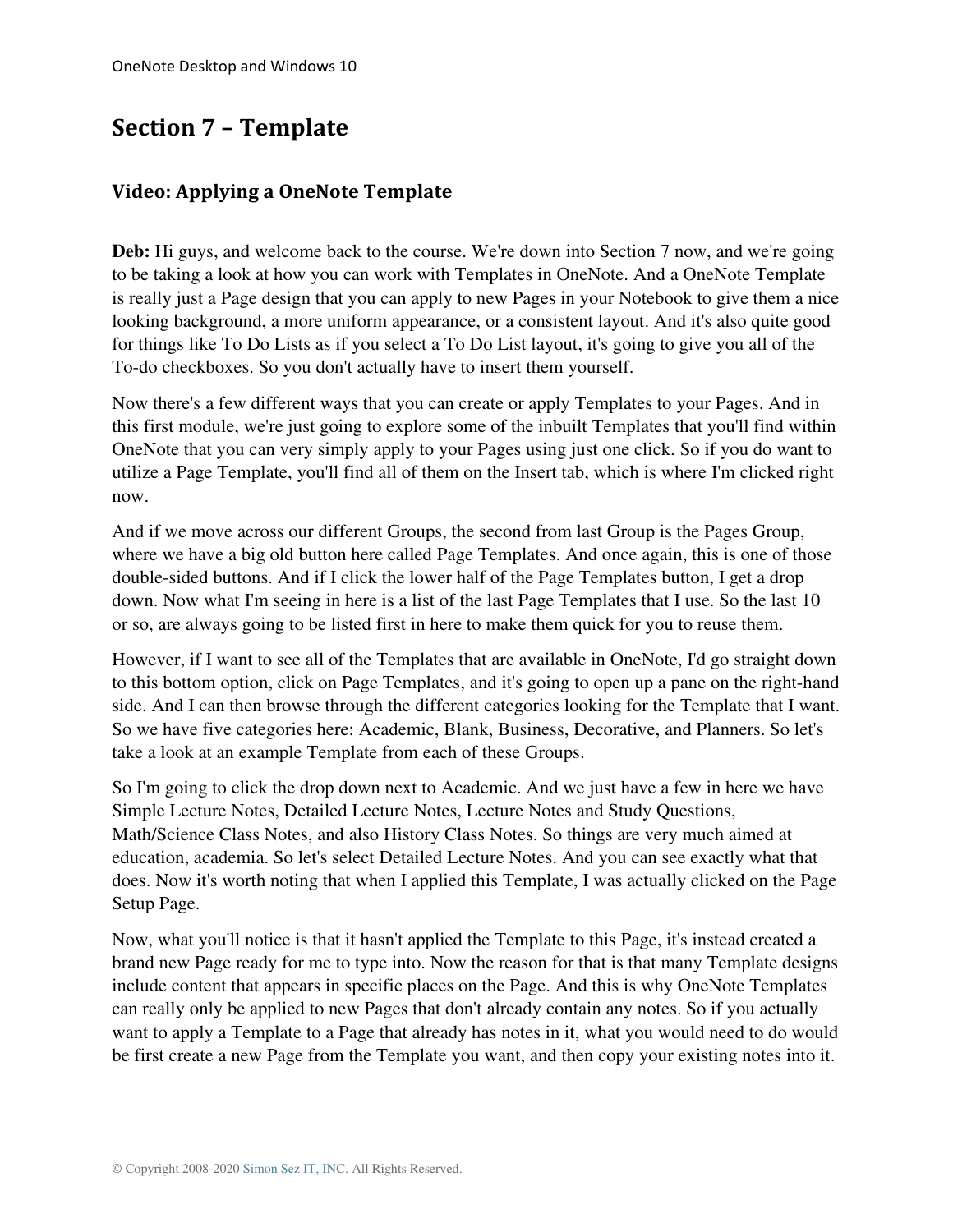# Section 7 – Template

## Video: Applying a OneNote Template

**Deb:** Hi guys, and welcome back to the course. We're down into Section 7 now, and we're going to be taking a look at how you can work with Templates in OneNote. And a OneNote Template is really just a Page design that you can apply to new Pages in your Notebook to give them a nice looking background, a more uniform appearance, or a consistent layout. And it's also quite good for things like To Do Lists as if you select a To Do List layout, it's going to give you all of the To-do checkboxes. So you don't actually have to insert them yourself.

Now there's a few different ways that you can create or apply Templates to your Pages. And in this first module, we're just going to explore some of the inbuilt Templates that you'll find within OneNote that you can very simply apply to your Pages using just one click. So if you do want to utilize a Page Template, you'll find all of them on the Insert tab, which is where I'm clicked right now.

And if we move across our different Groups, the second from last Group is the Pages Group, where we have a big old button here called Page Templates. And once again, this is one of those double-sided buttons. And if I click the lower half of the Page Templates button, I get a drop down. Now what I'm seeing in here is a list of the last Page Templates that I use. So the last 10 or so, are always going to be listed first in here to make them quick for you to reuse them.

However, if I want to see all of the Templates that are available in OneNote, I'd go straight down to this bottom option, click on Page Templates, and it's going to open up a pane on the right-hand side. And I can then browse through the different categories looking for the Template that I want. So we have five categories here: Academic, Blank, Business, Decorative, and Planners. So let's take a look at an example Template from each of these Groups.

So I'm going to click the drop down next to Academic. And we just have a few in here we have Simple Lecture Notes, Detailed Lecture Notes, Lecture Notes and Study Questions, Math/Science Class Notes, and also History Class Notes. So things are very much aimed at education, academia. So let's select Detailed Lecture Notes. And you can see exactly what that does. Now it's worth noting that when I applied this Template, I was actually clicked on the Page Setup Page.

Now, what you'll notice is that it hasn't applied the Template to this Page, it's instead created a brand new Page ready for me to type into. Now the reason for that is that many Template designs include content that appears in specific places on the Page. And this is why OneNote Templates can really only be applied to new Pages that don't already contain any notes. So if you actually want to apply a Template to a Page that already has notes in it, what you would need to do would be first create a new Page from the Template you want, and then copy your existing notes into it.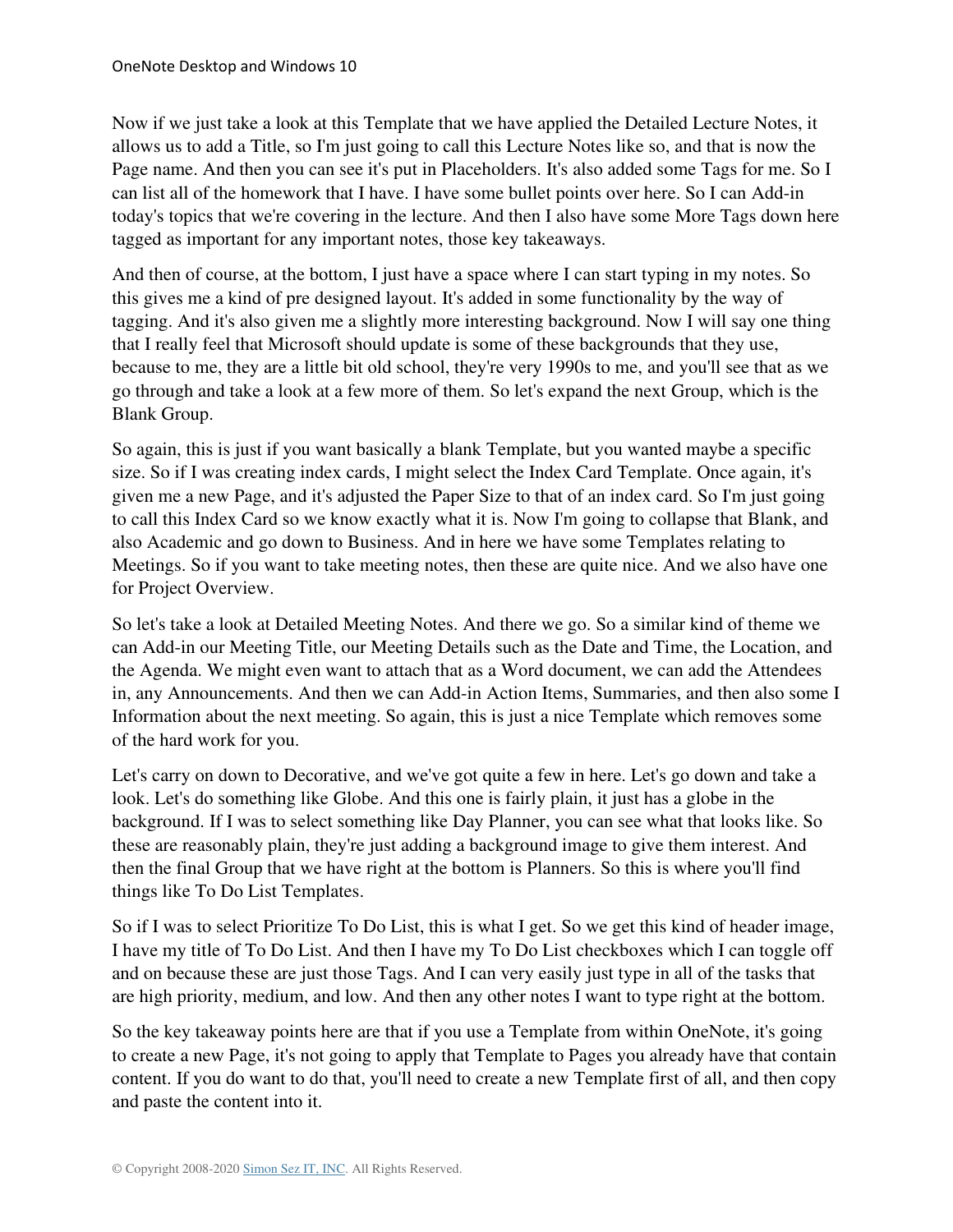Now if we just take a look at this Template that we have applied the Detailed Lecture Notes, it allows us to add a Title, so I'm just going to call this Lecture Notes like so, and that is now the Page name. And then you can see it's put in Placeholders. It's also added some Tags for me. So I can list all of the homework that I have. I have some bullet points over here. So I can Add-in today's topics that we're covering in the lecture. And then I also have some More Tags down here tagged as important for any important notes, those key takeaways.

And then of course, at the bottom, I just have a space where I can start typing in my notes. So this gives me a kind of pre designed layout. It's added in some functionality by the way of tagging. And it's also given me a slightly more interesting background. Now I will say one thing that I really feel that Microsoft should update is some of these backgrounds that they use, because to me, they are a little bit old school, they're very 1990s to me, and you'll see that as we go through and take a look at a few more of them. So let's expand the next Group, which is the Blank Group.

So again, this is just if you want basically a blank Template, but you wanted maybe a specific size. So if I was creating index cards, I might select the Index Card Template. Once again, it's given me a new Page, and it's adjusted the Paper Size to that of an index card. So I'm just going to call this Index Card so we know exactly what it is. Now I'm going to collapse that Blank, and also Academic and go down to Business. And in here we have some Templates relating to Meetings. So if you want to take meeting notes, then these are quite nice. And we also have one for Project Overview.

So let's take a look at Detailed Meeting Notes. And there we go. So a similar kind of theme we can Add-in our Meeting Title, our Meeting Details such as the Date and Time, the Location, and the Agenda. We might even want to attach that as a Word document, we can add the Attendees in, any Announcements. And then we can Add-in Action Items, Summaries, and then also some I Information about the next meeting. So again, this is just a nice Template which removes some of the hard work for you.

Let's carry on down to Decorative, and we've got quite a few in here. Let's go down and take a look. Let's do something like Globe. And this one is fairly plain, it just has a globe in the background. If I was to select something like Day Planner, you can see what that looks like. So these are reasonably plain, they're just adding a background image to give them interest. And then the final Group that we have right at the bottom is Planners. So this is where you'll find things like To Do List Templates.

So if I was to select Prioritize To Do List, this is what I get. So we get this kind of header image, I have my title of To Do List. And then I have my To Do List checkboxes which I can toggle off and on because these are just those Tags. And I can very easily just type in all of the tasks that are high priority, medium, and low. And then any other notes I want to type right at the bottom.

So the key takeaway points here are that if you use a Template from within OneNote, it's going to create a new Page, it's not going to apply that Template to Pages you already have that contain content. If you do want to do that, you'll need to create a new Template first of all, and then copy and paste the content into it.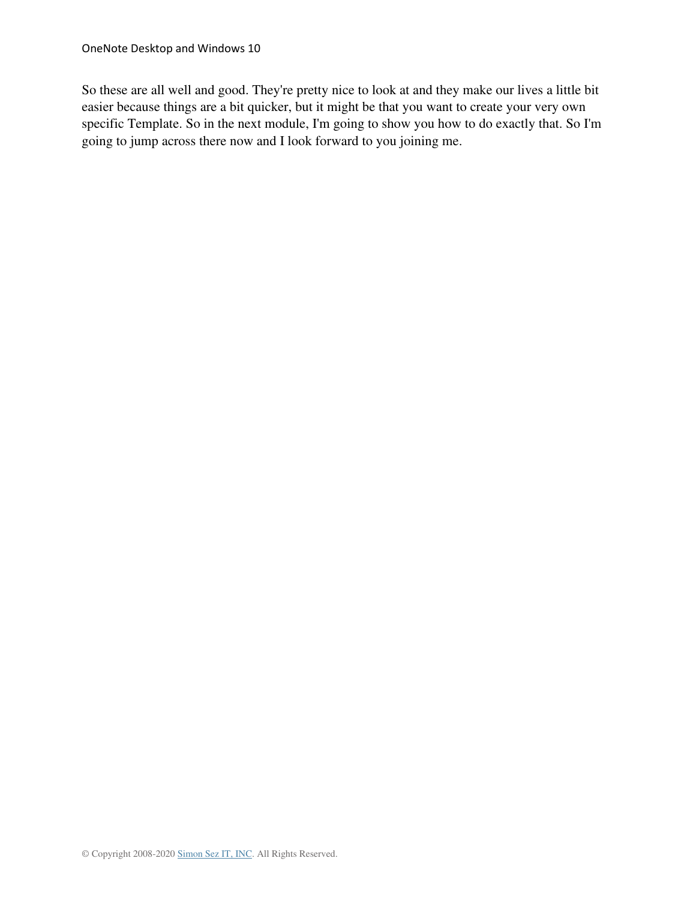So these are all well and good. They're pretty nice to look at and they make our lives a little bit easier because things are a bit quicker, but it might be that you want to create your very own specific Template. So in the next module, I'm going to show you how to do exactly that. So I'm going to jump across there now and I look forward to you joining me.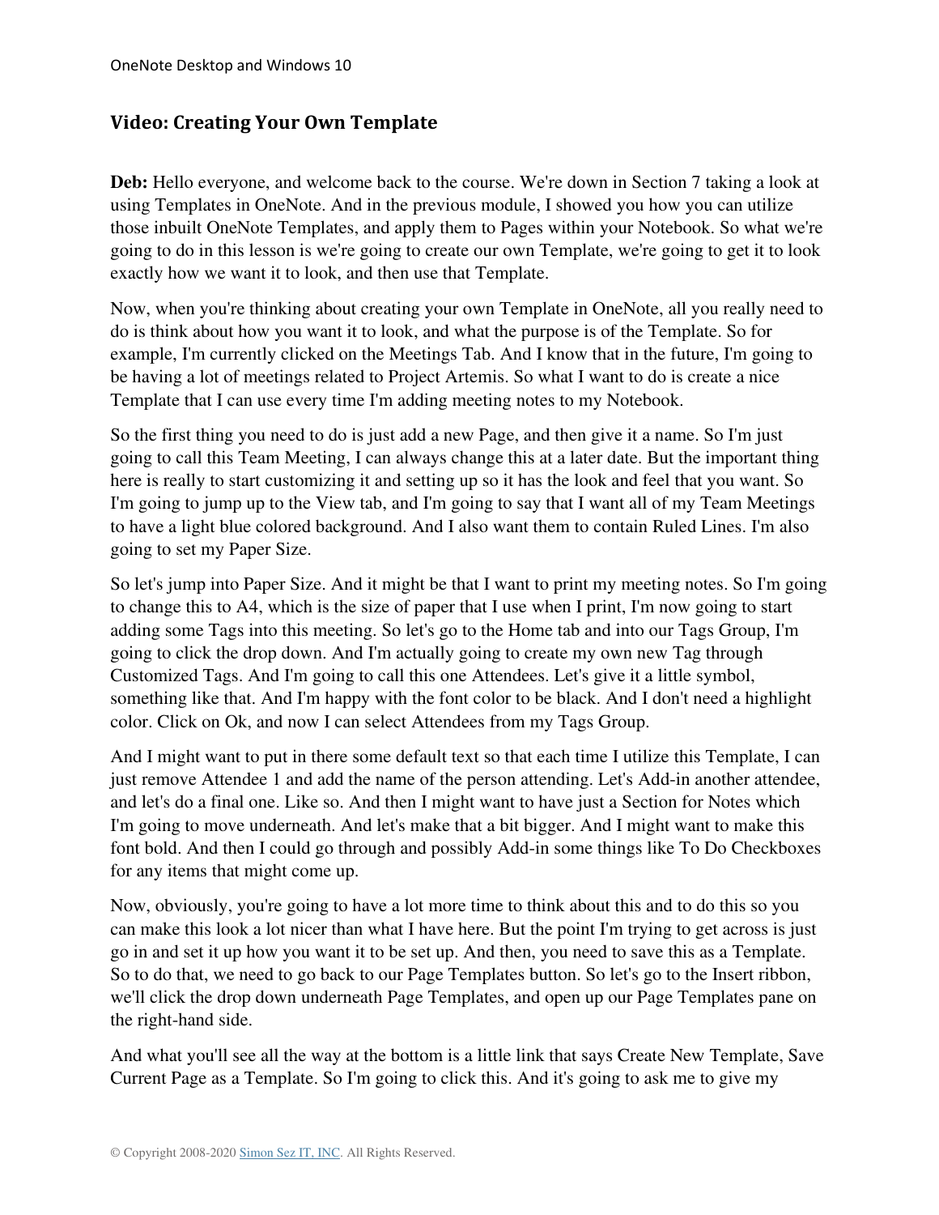## Video: Creating Your Own Template

**Deb:** Hello everyone, and welcome back to the course. We're down in Section 7 taking a look at using Templates in OneNote. And in the previous module, I showed you how you can utilize those inbuilt OneNote Templates, and apply them to Pages within your Notebook. So what we're going to do in this lesson is we're going to create our own Template, we're going to get it to look exactly how we want it to look, and then use that Template.

Now, when you're thinking about creating your own Template in OneNote, all you really need to do is think about how you want it to look, and what the purpose is of the Template. So for example, I'm currently clicked on the Meetings Tab. And I know that in the future, I'm going to be having a lot of meetings related to Project Artemis. So what I want to do is create a nice Template that I can use every time I'm adding meeting notes to my Notebook.

So the first thing you need to do is just add a new Page, and then give it a name. So I'm just going to call this Team Meeting, I can always change this at a later date. But the important thing here is really to start customizing it and setting up so it has the look and feel that you want. So I'm going to jump up to the View tab, and I'm going to say that I want all of my Team Meetings to have a light blue colored background. And I also want them to contain Ruled Lines. I'm also going to set my Paper Size.

So let's jump into Paper Size. And it might be that I want to print my meeting notes. So I'm going to change this to A4, which is the size of paper that I use when I print, I'm now going to start adding some Tags into this meeting. So let's go to the Home tab and into our Tags Group, I'm going to click the drop down. And I'm actually going to create my own new Tag through Customized Tags. And I'm going to call this one Attendees. Let's give it a little symbol, something like that. And I'm happy with the font color to be black. And I don't need a highlight color. Click on Ok, and now I can select Attendees from my Tags Group.

And I might want to put in there some default text so that each time I utilize this Template, I can just remove Attendee 1 and add the name of the person attending. Let's Add-in another attendee, and let's do a final one. Like so. And then I might want to have just a Section for Notes which I'm going to move underneath. And let's make that a bit bigger. And I might want to make this font bold. And then I could go through and possibly Add-in some things like To Do Checkboxes for any items that might come up.

Now, obviously, you're going to have a lot more time to think about this and to do this so you can make this look a lot nicer than what I have here. But the point I'm trying to get across is just go in and set it up how you want it to be set up. And then, you need to save this as a Template. So to do that, we need to go back to our Page Templates button. So let's go to the Insert ribbon, we'll click the drop down underneath Page Templates, and open up our Page Templates pane on the right-hand side.

And what you'll see all the way at the bottom is a little link that says Create New Template, Save Current Page as a Template. So I'm going to click this. And it's going to ask me to give my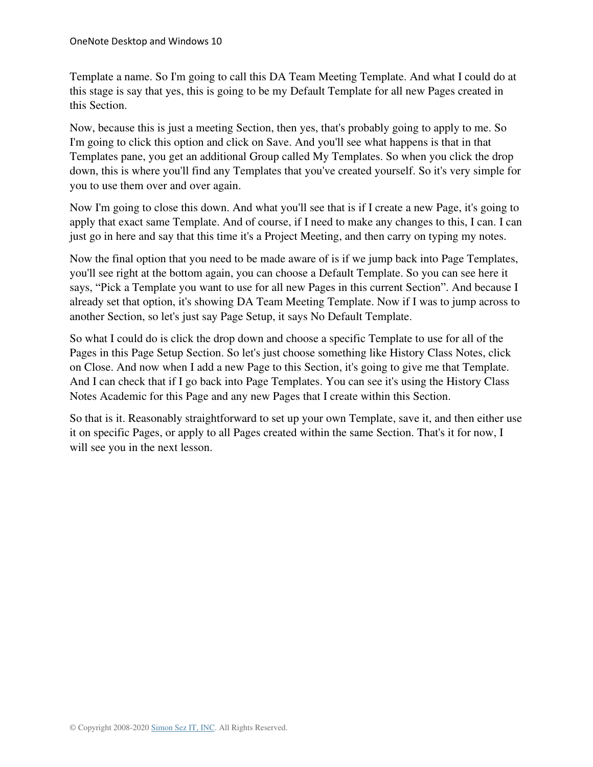Template a name. So I'm going to call this DA Team Meeting Template. And what I could do at this stage is say that yes, this is going to be my Default Template for all new Pages created in this Section.

Now, because this is just a meeting Section, then yes, that's probably going to apply to me. So I'm going to click this option and click on Save. And you'll see what happens is that in that Templates pane, you get an additional Group called My Templates. So when you click the drop down, this is where you'll find any Templates that you've created yourself. So it's very simple for you to use them over and over again.

Now I'm going to close this down. And what you'll see that is if I create a new Page, it's going to apply that exact same Template. And of course, if I need to make any changes to this, I can. I can just go in here and say that this time it's a Project Meeting, and then carry on typing my notes.

Now the final option that you need to be made aware of is if we jump back into Page Templates, you'll see right at the bottom again, you can choose a Default Template. So you can see here it says, "Pick a Template you want to use for all new Pages in this current Section". And because I already set that option, it's showing DA Team Meeting Template. Now if I was to jump across to another Section, so let's just say Page Setup, it says No Default Template.

So what I could do is click the drop down and choose a specific Template to use for all of the Pages in this Page Setup Section. So let's just choose something like History Class Notes, click on Close. And now when I add a new Page to this Section, it's going to give me that Template. And I can check that if I go back into Page Templates. You can see it's using the History Class Notes Academic for this Page and any new Pages that I create within this Section.

So that is it. Reasonably straightforward to set up your own Template, save it, and then either use it on specific Pages, or apply to all Pages created within the same Section. That's it for now, I will see you in the next lesson.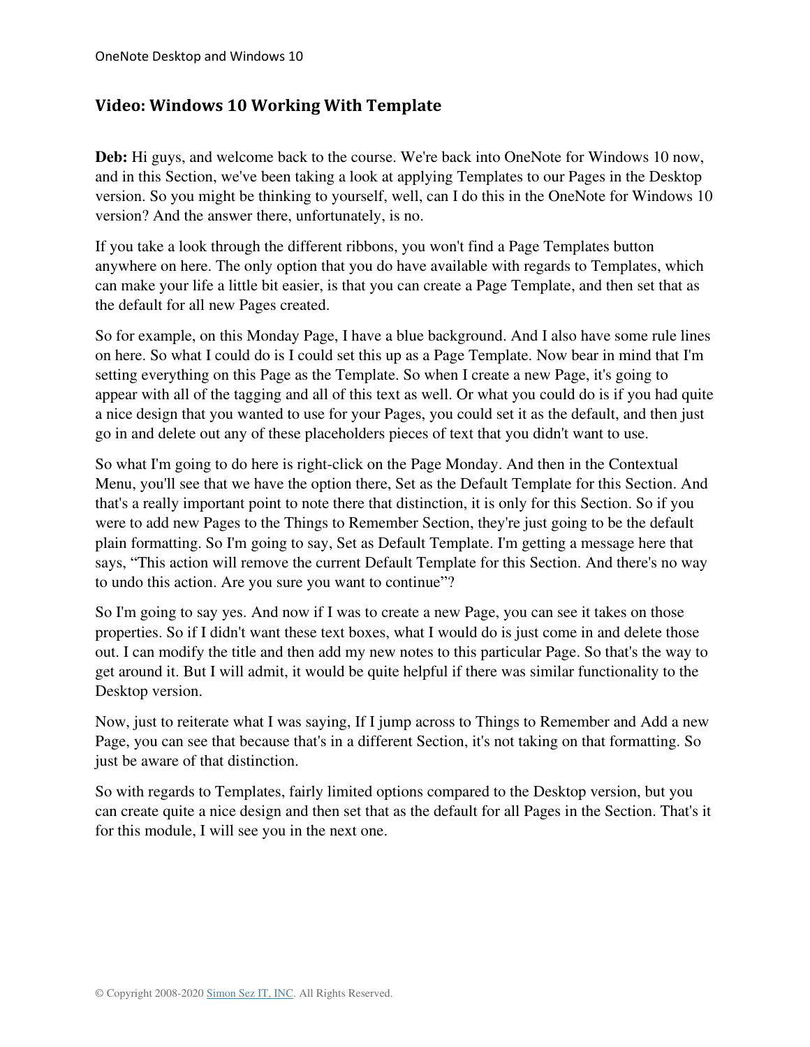## Video: Windows 10 Working With Template

**Deb:** Hi guys, and welcome back to the course. We're back into OneNote for Windows 10 now, and in this Section, we've been taking a look at applying Templates to our Pages in the Desktop version. So you might be thinking to yourself, well, can I do this in the OneNote for Windows 10 version? And the answer there, unfortunately, is no.

If you take a look through the different ribbons, you won't find a Page Templates button anywhere on here. The only option that you do have available with regards to Templates, which can make your life a little bit easier, is that you can create a Page Template, and then set that as the default for all new Pages created.

So for example, on this Monday Page, I have a blue background. And I also have some rule lines on here. So what I could do is I could set this up as a Page Template. Now bear in mind that I'm setting everything on this Page as the Template. So when I create a new Page, it's going to appear with all of the tagging and all of this text as well. Or what you could do is if you had quite a nice design that you wanted to use for your Pages, you could set it as the default, and then just go in and delete out any of these placeholders pieces of text that you didn't want to use.

So what I'm going to do here is right-click on the Page Monday. And then in the Contextual Menu, you'll see that we have the option there, Set as the Default Template for this Section. And that's a really important point to note there that distinction, it is only for this Section. So if you were to add new Pages to the Things to Remember Section, they're just going to be the default plain formatting. So I'm going to say, Set as Default Template. I'm getting a message here that says, "This action will remove the current Default Template for this Section. And there's no way to undo this action. Are you sure you want to continue"?

So I'm going to say yes. And now if I was to create a new Page, you can see it takes on those properties. So if I didn't want these text boxes, what I would do is just come in and delete those out. I can modify the title and then add my new notes to this particular Page. So that's the way to get around it. But I will admit, it would be quite helpful if there was similar functionality to the Desktop version.

Now, just to reiterate what I was saying, If I jump across to Things to Remember and Add a new Page, you can see that because that's in a different Section, it's not taking on that formatting. So just be aware of that distinction.

So with regards to Templates, fairly limited options compared to the Desktop version, but you can create quite a nice design and then set that as the default for all Pages in the Section. That's it for this module, I will see you in the next one.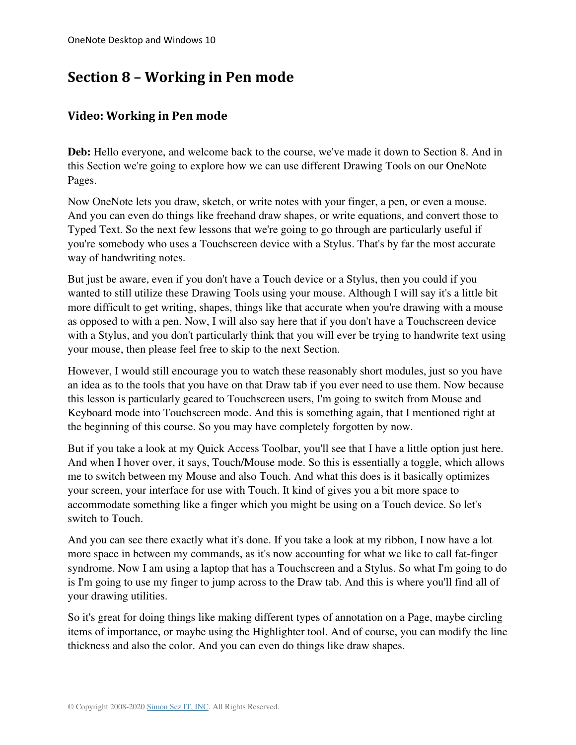# Section 8 – Working in Pen mode

## Video: Working in Pen mode

**Deb:** Hello everyone, and welcome back to the course, we've made it down to Section 8. And in this Section we're going to explore how we can use different Drawing Tools on our OneNote Pages.

Now OneNote lets you draw, sketch, or write notes with your finger, a pen, or even a mouse. And you can even do things like freehand draw shapes, or write equations, and convert those to Typed Text. So the next few lessons that we're going to go through are particularly useful if you're somebody who uses a Touchscreen device with a Stylus. That's by far the most accurate way of handwriting notes.

But just be aware, even if you don't have a Touch device or a Stylus, then you could if you wanted to still utilize these Drawing Tools using your mouse. Although I will say it's a little bit more difficult to get writing, shapes, things like that accurate when you're drawing with a mouse as opposed to with a pen. Now, I will also say here that if you don't have a Touchscreen device with a Stylus, and you don't particularly think that you will ever be trying to handwrite text using your mouse, then please feel free to skip to the next Section.

However, I would still encourage you to watch these reasonably short modules, just so you have an idea as to the tools that you have on that Draw tab if you ever need to use them. Now because this lesson is particularly geared to Touchscreen users, I'm going to switch from Mouse and Keyboard mode into Touchscreen mode. And this is something again, that I mentioned right at the beginning of this course. So you may have completely forgotten by now.

But if you take a look at my Quick Access Toolbar, you'll see that I have a little option just here. And when I hover over, it says, Touch/Mouse mode. So this is essentially a toggle, which allows me to switch between my Mouse and also Touch. And what this does is it basically optimizes your screen, your interface for use with Touch. It kind of gives you a bit more space to accommodate something like a finger which you might be using on a Touch device. So let's switch to Touch.

And you can see there exactly what it's done. If you take a look at my ribbon, I now have a lot more space in between my commands, as it's now accounting for what we like to call fat-finger syndrome. Now I am using a laptop that has a Touchscreen and a Stylus. So what I'm going to do is I'm going to use my finger to jump across to the Draw tab. And this is where you'll find all of your drawing utilities.

So it's great for doing things like making different types of annotation on a Page, maybe circling items of importance, or maybe using the Highlighter tool. And of course, you can modify the line thickness and also the color. And you can even do things like draw shapes.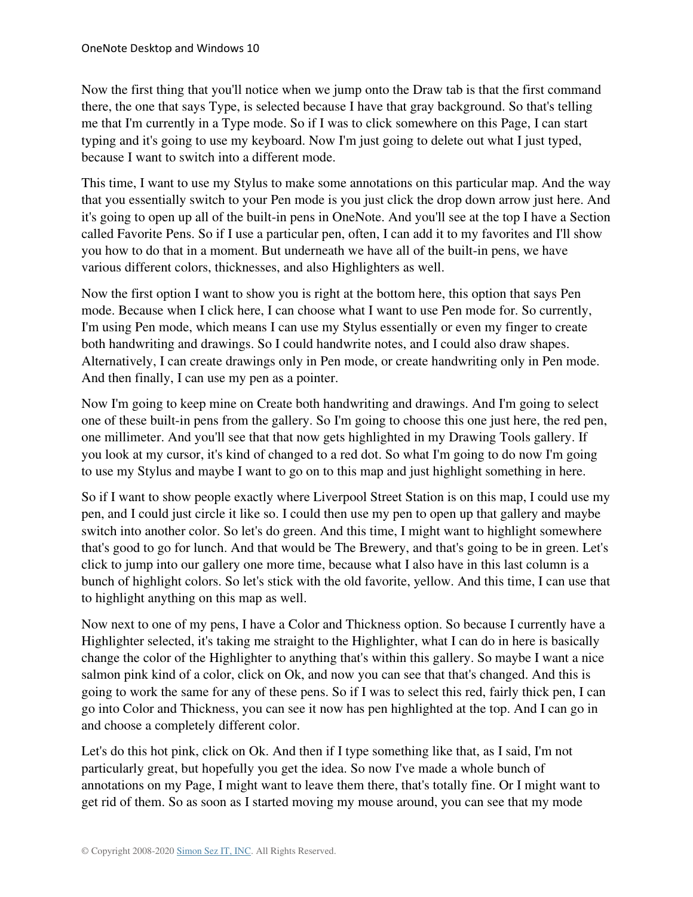Now the first thing that you'll notice when we jump onto the Draw tab is that the first command there, the one that says Type, is selected because I have that gray background. So that's telling me that I'm currently in a Type mode. So if I was to click somewhere on this Page, I can start typing and it's going to use my keyboard. Now I'm just going to delete out what I just typed, because I want to switch into a different mode.

This time, I want to use my Stylus to make some annotations on this particular map. And the way that you essentially switch to your Pen mode is you just click the drop down arrow just here. And it's going to open up all of the built-in pens in OneNote. And you'll see at the top I have a Section called Favorite Pens. So if I use a particular pen, often, I can add it to my favorites and I'll show you how to do that in a moment. But underneath we have all of the built-in pens, we have various different colors, thicknesses, and also Highlighters as well.

Now the first option I want to show you is right at the bottom here, this option that says Pen mode. Because when I click here, I can choose what I want to use Pen mode for. So currently, I'm using Pen mode, which means I can use my Stylus essentially or even my finger to create both handwriting and drawings. So I could handwrite notes, and I could also draw shapes. Alternatively, I can create drawings only in Pen mode, or create handwriting only in Pen mode. And then finally, I can use my pen as a pointer.

Now I'm going to keep mine on Create both handwriting and drawings. And I'm going to select one of these built-in pens from the gallery. So I'm going to choose this one just here, the red pen, one millimeter. And you'll see that that now gets highlighted in my Drawing Tools gallery. If you look at my cursor, it's kind of changed to a red dot. So what I'm going to do now I'm going to use my Stylus and maybe I want to go on to this map and just highlight something in here.

So if I want to show people exactly where Liverpool Street Station is on this map, I could use my pen, and I could just circle it like so. I could then use my pen to open up that gallery and maybe switch into another color. So let's do green. And this time, I might want to highlight somewhere that's good to go for lunch. And that would be The Brewery, and that's going to be in green. Let's click to jump into our gallery one more time, because what I also have in this last column is a bunch of highlight colors. So let's stick with the old favorite, yellow. And this time, I can use that to highlight anything on this map as well.

Now next to one of my pens, I have a Color and Thickness option. So because I currently have a Highlighter selected, it's taking me straight to the Highlighter, what I can do in here is basically change the color of the Highlighter to anything that's within this gallery. So maybe I want a nice salmon pink kind of a color, click on Ok, and now you can see that that's changed. And this is going to work the same for any of these pens. So if I was to select this red, fairly thick pen, I can go into Color and Thickness, you can see it now has pen highlighted at the top. And I can go in and choose a completely different color.

Let's do this hot pink, click on Ok. And then if I type something like that, as I said, I'm not particularly great, but hopefully you get the idea. So now I've made a whole bunch of annotations on my Page, I might want to leave them there, that's totally fine. Or I might want to get rid of them. So as soon as I started moving my mouse around, you can see that my mode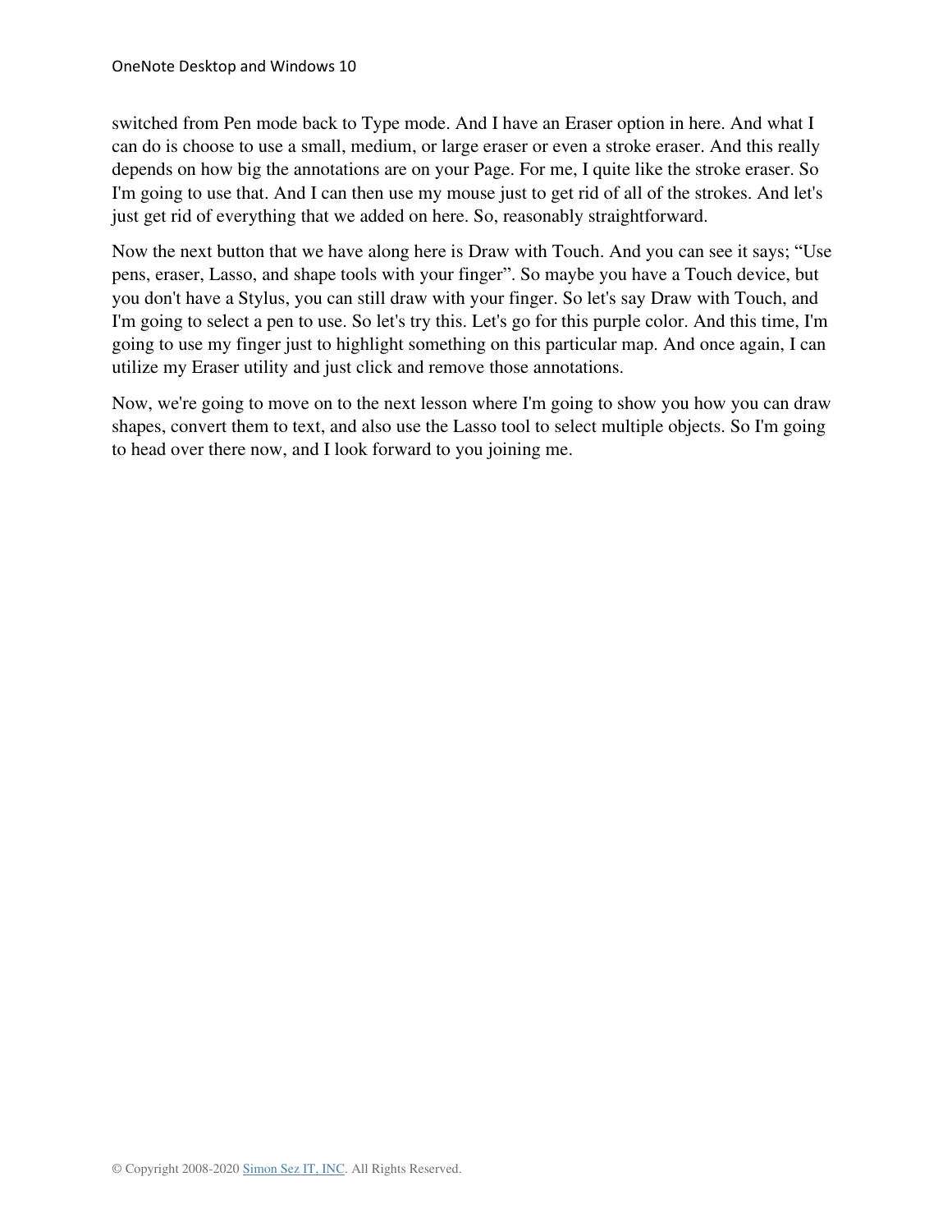switched from Pen mode back to Type mode. And I have an Eraser option in here. And what I can do is choose to use a small, medium, or large eraser or even a stroke eraser. And this really depends on how big the annotations are on your Page. For me, I quite like the stroke eraser. So I'm going to use that. And I can then use my mouse just to get rid of all of the strokes. And let's just get rid of everything that we added on here. So, reasonably straightforward.

Now the next button that we have along here is Draw with Touch. And you can see it says; "Use pens, eraser, Lasso, and shape tools with your finger". So maybe you have a Touch device, but you don't have a Stylus, you can still draw with your finger. So let's say Draw with Touch, and I'm going to select a pen to use. So let's try this. Let's go for this purple color. And this time, I'm going to use my finger just to highlight something on this particular map. And once again, I can utilize my Eraser utility and just click and remove those annotations.

Now, we're going to move on to the next lesson where I'm going to show you how you can draw shapes, convert them to text, and also use the Lasso tool to select multiple objects. So I'm going to head over there now, and I look forward to you joining me.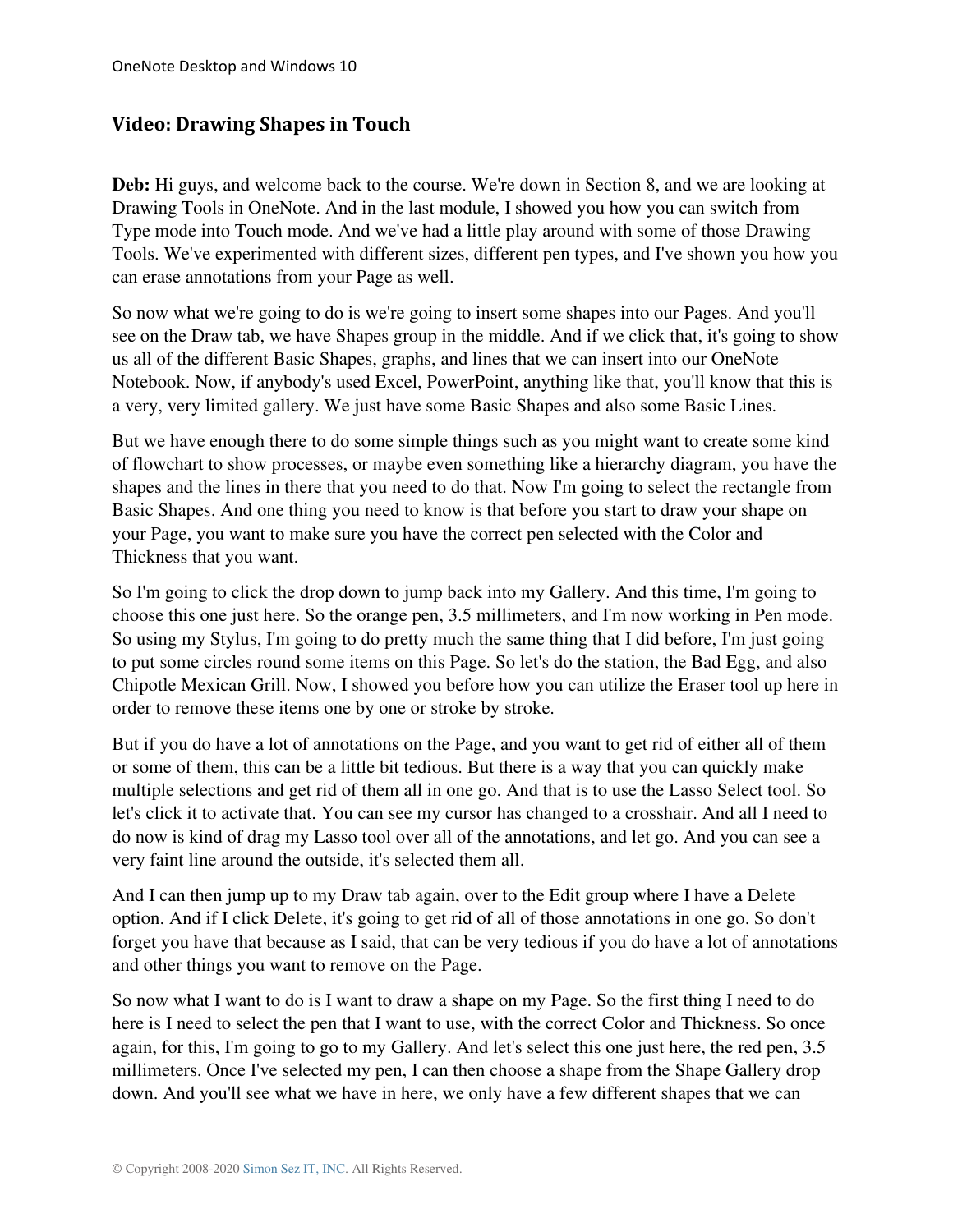## Video: Drawing Shapes in Touch

**Deb:** Hi guys, and welcome back to the course. We're down in Section 8, and we are looking at Drawing Tools in OneNote. And in the last module, I showed you how you can switch from Type mode into Touch mode. And we've had a little play around with some of those Drawing Tools. We've experimented with different sizes, different pen types, and I've shown you how you can erase annotations from your Page as well.

So now what we're going to do is we're going to insert some shapes into our Pages. And you'll see on the Draw tab, we have Shapes group in the middle. And if we click that, it's going to show us all of the different Basic Shapes, graphs, and lines that we can insert into our OneNote Notebook. Now, if anybody's used Excel, PowerPoint, anything like that, you'll know that this is a very, very limited gallery. We just have some Basic Shapes and also some Basic Lines.

But we have enough there to do some simple things such as you might want to create some kind of flowchart to show processes, or maybe even something like a hierarchy diagram, you have the shapes and the lines in there that you need to do that. Now I'm going to select the rectangle from Basic Shapes. And one thing you need to know is that before you start to draw your shape on your Page, you want to make sure you have the correct pen selected with the Color and Thickness that you want.

So I'm going to click the drop down to jump back into my Gallery. And this time, I'm going to choose this one just here. So the orange pen, 3.5 millimeters, and I'm now working in Pen mode. So using my Stylus, I'm going to do pretty much the same thing that I did before, I'm just going to put some circles round some items on this Page. So let's do the station, the Bad Egg, and also Chipotle Mexican Grill. Now, I showed you before how you can utilize the Eraser tool up here in order to remove these items one by one or stroke by stroke.

But if you do have a lot of annotations on the Page, and you want to get rid of either all of them or some of them, this can be a little bit tedious. But there is a way that you can quickly make multiple selections and get rid of them all in one go. And that is to use the Lasso Select tool. So let's click it to activate that. You can see my cursor has changed to a crosshair. And all I need to do now is kind of drag my Lasso tool over all of the annotations, and let go. And you can see a very faint line around the outside, it's selected them all.

And I can then jump up to my Draw tab again, over to the Edit group where I have a Delete option. And if I click Delete, it's going to get rid of all of those annotations in one go. So don't forget you have that because as I said, that can be very tedious if you do have a lot of annotations and other things you want to remove on the Page.

So now what I want to do is I want to draw a shape on my Page. So the first thing I need to do here is I need to select the pen that I want to use, with the correct Color and Thickness. So once again, for this, I'm going to go to my Gallery. And let's select this one just here, the red pen, 3.5 millimeters. Once I've selected my pen, I can then choose a shape from the Shape Gallery drop down. And you'll see what we have in here, we only have a few different shapes that we can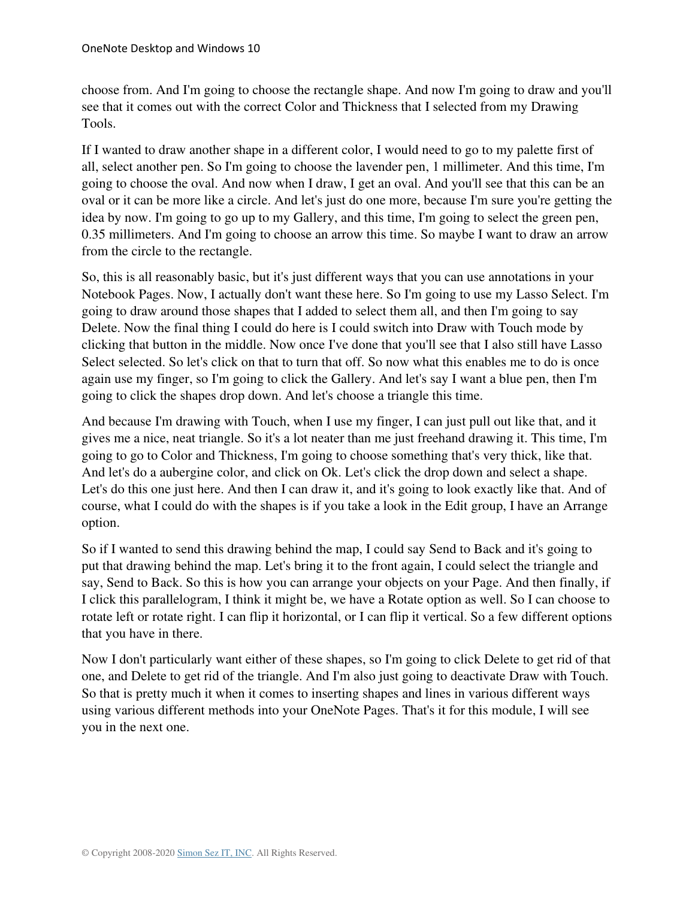choose from. And I'm going to choose the rectangle shape. And now I'm going to draw and you'll see that it comes out with the correct Color and Thickness that I selected from my Drawing Tools.

If I wanted to draw another shape in a different color, I would need to go to my palette first of all, select another pen. So I'm going to choose the lavender pen, 1 millimeter. And this time, I'm going to choose the oval. And now when I draw, I get an oval. And you'll see that this can be an oval or it can be more like a circle. And let's just do one more, because I'm sure you're getting the idea by now. I'm going to go up to my Gallery, and this time, I'm going to select the green pen, 0.35 millimeters. And I'm going to choose an arrow this time. So maybe I want to draw an arrow from the circle to the rectangle.

So, this is all reasonably basic, but it's just different ways that you can use annotations in your Notebook Pages. Now, I actually don't want these here. So I'm going to use my Lasso Select. I'm going to draw around those shapes that I added to select them all, and then I'm going to say Delete. Now the final thing I could do here is I could switch into Draw with Touch mode by clicking that button in the middle. Now once I've done that you'll see that I also still have Lasso Select selected. So let's click on that to turn that off. So now what this enables me to do is once again use my finger, so I'm going to click the Gallery. And let's say I want a blue pen, then I'm going to click the shapes drop down. And let's choose a triangle this time.

And because I'm drawing with Touch, when I use my finger, I can just pull out like that, and it gives me a nice, neat triangle. So it's a lot neater than me just freehand drawing it. This time, I'm going to go to Color and Thickness, I'm going to choose something that's very thick, like that. And let's do a aubergine color, and click on Ok. Let's click the drop down and select a shape. Let's do this one just here. And then I can draw it, and it's going to look exactly like that. And of course, what I could do with the shapes is if you take a look in the Edit group, I have an Arrange option.

So if I wanted to send this drawing behind the map, I could say Send to Back and it's going to put that drawing behind the map. Let's bring it to the front again, I could select the triangle and say, Send to Back. So this is how you can arrange your objects on your Page. And then finally, if I click this parallelogram, I think it might be, we have a Rotate option as well. So I can choose to rotate left or rotate right. I can flip it horizontal, or I can flip it vertical. So a few different options that you have in there.

Now I don't particularly want either of these shapes, so I'm going to click Delete to get rid of that one, and Delete to get rid of the triangle. And I'm also just going to deactivate Draw with Touch. So that is pretty much it when it comes to inserting shapes and lines in various different ways using various different methods into your OneNote Pages. That's it for this module, I will see you in the next one.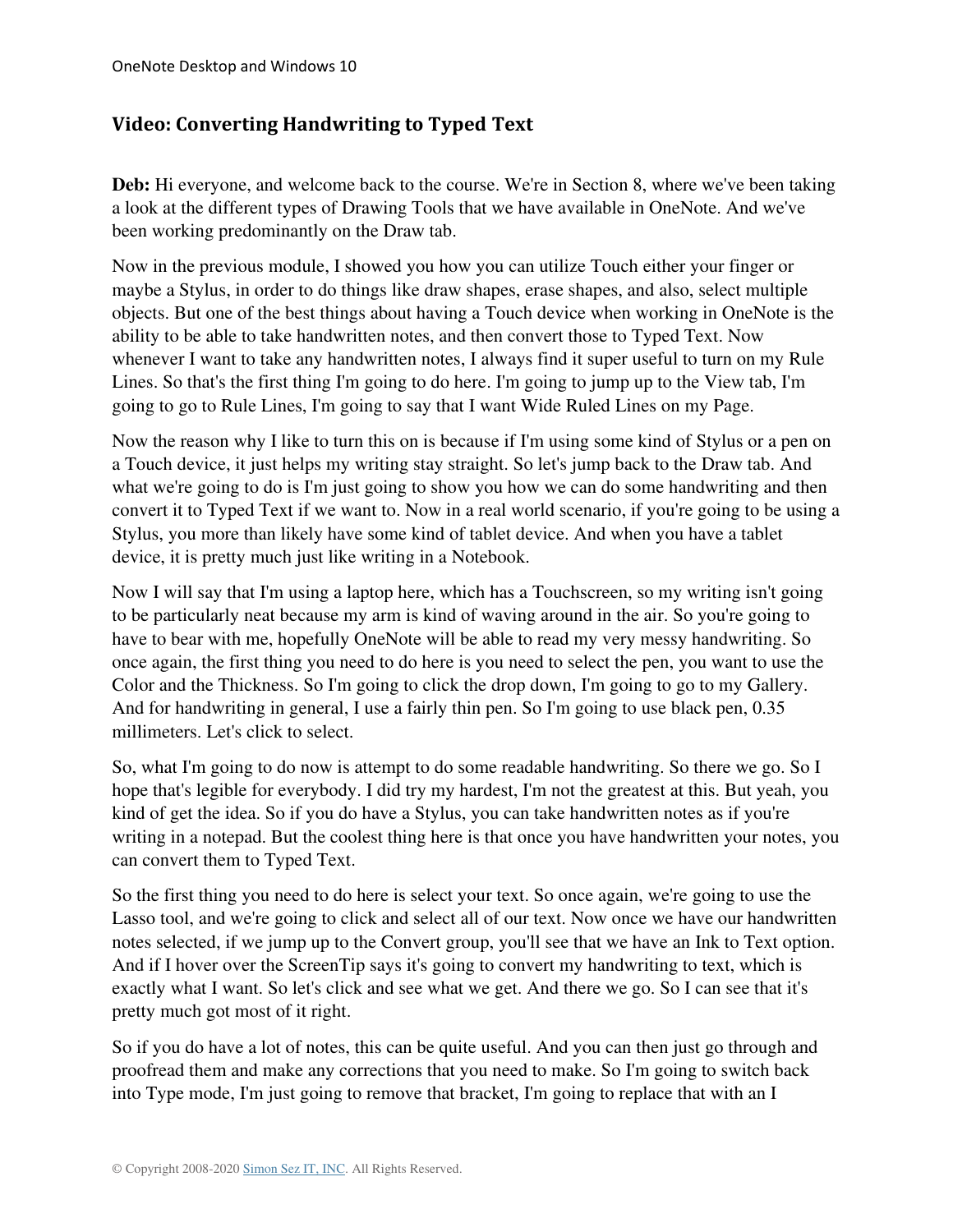## Video: Converting Handwriting to Typed Text

**Deb:** Hi everyone, and welcome back to the course. We're in Section 8, where we've been taking a look at the different types of Drawing Tools that we have available in OneNote. And we've been working predominantly on the Draw tab.

Now in the previous module, I showed you how you can utilize Touch either your finger or maybe a Stylus, in order to do things like draw shapes, erase shapes, and also, select multiple objects. But one of the best things about having a Touch device when working in OneNote is the ability to be able to take handwritten notes, and then convert those to Typed Text. Now whenever I want to take any handwritten notes, I always find it super useful to turn on my Rule Lines. So that's the first thing I'm going to do here. I'm going to jump up to the View tab, I'm going to go to Rule Lines, I'm going to say that I want Wide Ruled Lines on my Page.

Now the reason why I like to turn this on is because if I'm using some kind of Stylus or a pen on a Touch device, it just helps my writing stay straight. So let's jump back to the Draw tab. And what we're going to do is I'm just going to show you how we can do some handwriting and then convert it to Typed Text if we want to. Now in a real world scenario, if you're going to be using a Stylus, you more than likely have some kind of tablet device. And when you have a tablet device, it is pretty much just like writing in a Notebook.

Now I will say that I'm using a laptop here, which has a Touchscreen, so my writing isn't going to be particularly neat because my arm is kind of waving around in the air. So you're going to have to bear with me, hopefully OneNote will be able to read my very messy handwriting. So once again, the first thing you need to do here is you need to select the pen, you want to use the Color and the Thickness. So I'm going to click the drop down, I'm going to go to my Gallery. And for handwriting in general, I use a fairly thin pen. So I'm going to use black pen, 0.35 millimeters. Let's click to select.

So, what I'm going to do now is attempt to do some readable handwriting. So there we go. So I hope that's legible for everybody. I did try my hardest, I'm not the greatest at this. But yeah, you kind of get the idea. So if you do have a Stylus, you can take handwritten notes as if you're writing in a notepad. But the coolest thing here is that once you have handwritten your notes, you can convert them to Typed Text.

So the first thing you need to do here is select your text. So once again, we're going to use the Lasso tool, and we're going to click and select all of our text. Now once we have our handwritten notes selected, if we jump up to the Convert group, you'll see that we have an Ink to Text option. And if I hover over the ScreenTip says it's going to convert my handwriting to text, which is exactly what I want. So let's click and see what we get. And there we go. So I can see that it's pretty much got most of it right.

So if you do have a lot of notes, this can be quite useful. And you can then just go through and proofread them and make any corrections that you need to make. So I'm going to switch back into Type mode, I'm just going to remove that bracket, I'm going to replace that with an I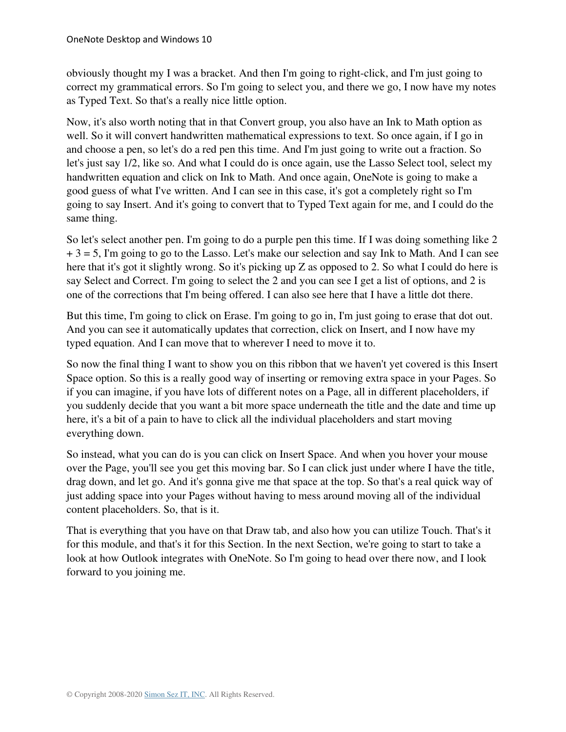obviously thought my I was a bracket. And then I'm going to right-click, and I'm just going to correct my grammatical errors. So I'm going to select you, and there we go, I now have my notes as Typed Text. So that's a really nice little option.

Now, it's also worth noting that in that Convert group, you also have an Ink to Math option as well. So it will convert handwritten mathematical expressions to text. So once again, if I go in and choose a pen, so let's do a red pen this time. And I'm just going to write out a fraction. So let's just say 1/2, like so. And what I could do is once again, use the Lasso Select tool, select my handwritten equation and click on Ink to Math. And once again, OneNote is going to make a good guess of what I've written. And I can see in this case, it's got a completely right so I'm going to say Insert. And it's going to convert that to Typed Text again for me, and I could do the same thing.

So let's select another pen. I'm going to do a purple pen this time. If I was doing something like 2 + 3 = 5, I'm going to go to the Lasso. Let's make our selection and say Ink to Math. And I can see here that it's got it slightly wrong. So it's picking up Z as opposed to 2. So what I could do here is say Select and Correct. I'm going to select the 2 and you can see I get a list of options, and 2 is one of the corrections that I'm being offered. I can also see here that I have a little dot there.

But this time, I'm going to click on Erase. I'm going to go in, I'm just going to erase that dot out. And you can see it automatically updates that correction, click on Insert, and I now have my typed equation. And I can move that to wherever I need to move it to.

So now the final thing I want to show you on this ribbon that we haven't yet covered is this Insert Space option. So this is a really good way of inserting or removing extra space in your Pages. So if you can imagine, if you have lots of different notes on a Page, all in different placeholders, if you suddenly decide that you want a bit more space underneath the title and the date and time up here, it's a bit of a pain to have to click all the individual placeholders and start moving everything down.

So instead, what you can do is you can click on Insert Space. And when you hover your mouse over the Page, you'll see you get this moving bar. So I can click just under where I have the title, drag down, and let go. And it's gonna give me that space at the top. So that's a real quick way of just adding space into your Pages without having to mess around moving all of the individual content placeholders. So, that is it.

That is everything that you have on that Draw tab, and also how you can utilize Touch. That's it for this module, and that's it for this Section. In the next Section, we're going to start to take a look at how Outlook integrates with OneNote. So I'm going to head over there now, and I look forward to you joining me.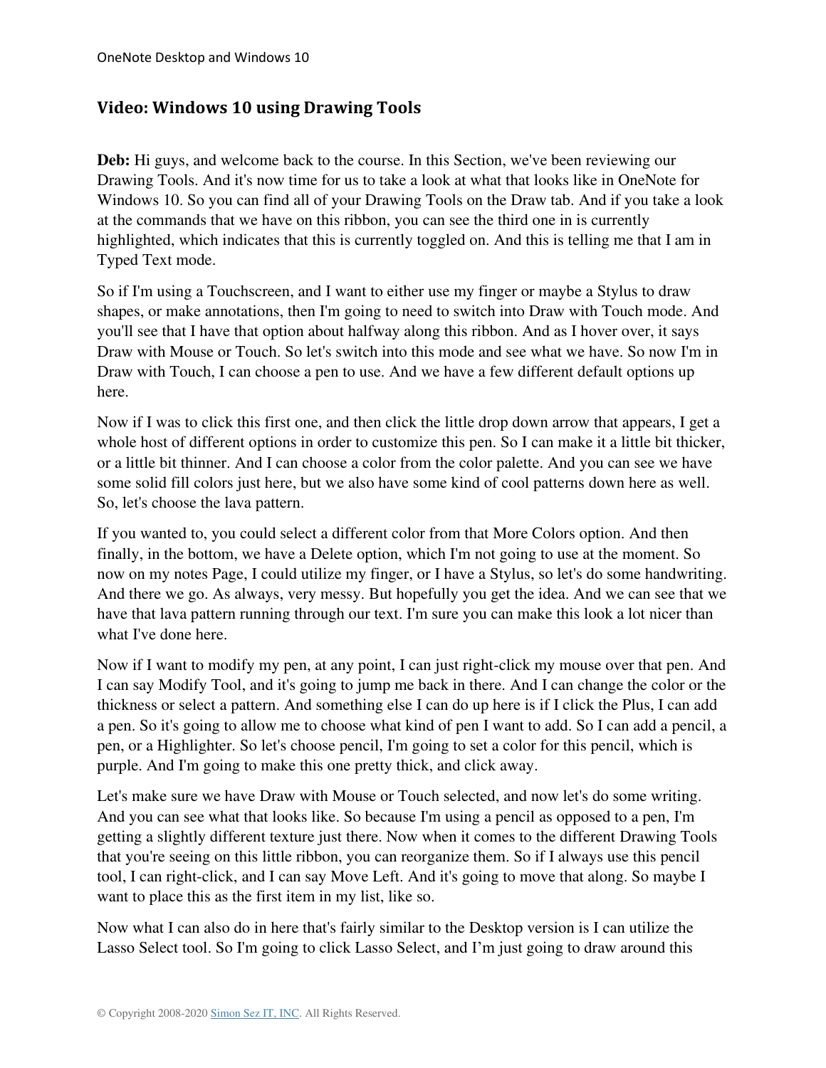## Video: Windows 10 using Drawing Tools

**Deb:** Hi guys, and welcome back to the course. In this Section, we've been reviewing our Drawing Tools. And it's now time for us to take a look at what that looks like in OneNote for Windows 10. So you can find all of your Drawing Tools on the Draw tab. And if you take a look at the commands that we have on this ribbon, you can see the third one in is currently highlighted, which indicates that this is currently toggled on. And this is telling me that I am in Typed Text mode.

So if I'm using a Touchscreen, and I want to either use my finger or maybe a Stylus to draw shapes, or make annotations, then I'm going to need to switch into Draw with Touch mode. And you'll see that I have that option about halfway along this ribbon. And as I hover over, it says Draw with Mouse or Touch. So let's switch into this mode and see what we have. So now I'm in Draw with Touch, I can choose a pen to use. And we have a few different default options up here.

Now if I was to click this first one, and then click the little drop down arrow that appears, I get a whole host of different options in order to customize this pen. So I can make it a little bit thicker, or a little bit thinner. And I can choose a color from the color palette. And you can see we have some solid fill colors just here, but we also have some kind of cool patterns down here as well. So, let's choose the lava pattern.

If you wanted to, you could select a different color from that More Colors option. And then finally, in the bottom, we have a Delete option, which I'm not going to use at the moment. So now on my notes Page, I could utilize my finger, or I have a Stylus, so let's do some handwriting. And there we go. As always, very messy. But hopefully you get the idea. And we can see that we have that lava pattern running through our text. I'm sure you can make this look a lot nicer than what I've done here.

Now if I want to modify my pen, at any point, I can just right-click my mouse over that pen. And I can say Modify Tool, and it's going to jump me back in there. And I can change the color or the thickness or select a pattern. And something else I can do up here is if I click the Plus, I can add a pen. So it's going to allow me to choose what kind of pen I want to add. So I can add a pencil, a pen, or a Highlighter. So let's choose pencil, I'm going to set a color for this pencil, which is purple. And I'm going to make this one pretty thick, and click away.

Let's make sure we have Draw with Mouse or Touch selected, and now let's do some writing. And you can see what that looks like. So because I'm using a pencil as opposed to a pen, I'm getting a slightly different texture just there. Now when it comes to the different Drawing Tools that you're seeing on this little ribbon, you can reorganize them. So if I always use this pencil tool, I can right-click, and I can say Move Left. And it's going to move that along. So maybe I want to place this as the first item in my list, like so.

Now what I can also do in here that's fairly similar to the Desktop version is I can utilize the Lasso Select tool. So I'm going to click Lasso Select, and I'm just going to draw around this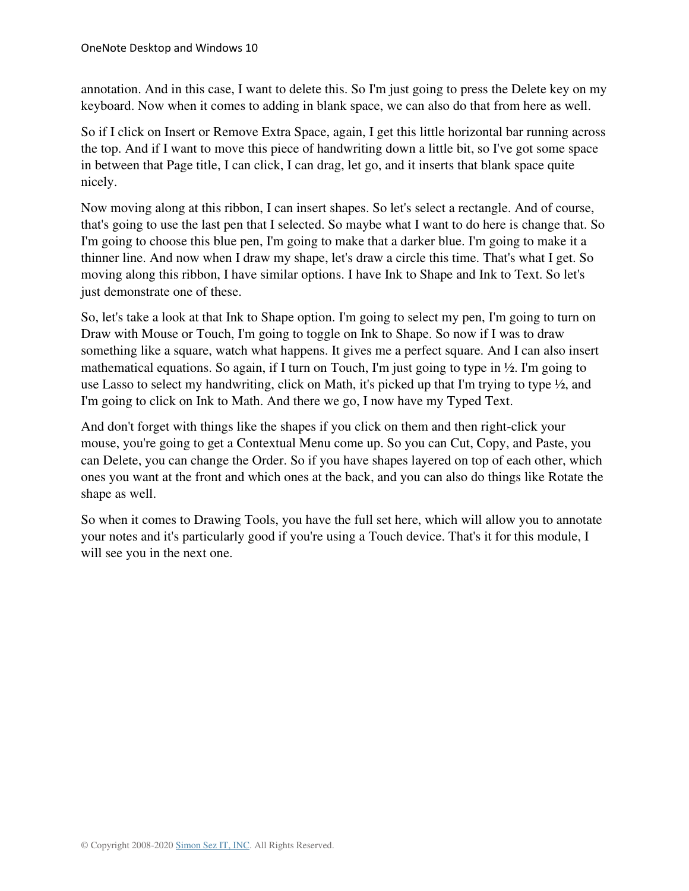annotation. And in this case, I want to delete this. So I'm just going to press the Delete key on my keyboard. Now when it comes to adding in blank space, we can also do that from here as well.

So if I click on Insert or Remove Extra Space, again, I get this little horizontal bar running across the top. And if I want to move this piece of handwriting down a little bit, so I've got some space in between that Page title, I can click, I can drag, let go, and it inserts that blank space quite nicely.

Now moving along at this ribbon, I can insert shapes. So let's select a rectangle. And of course, that's going to use the last pen that I selected. So maybe what I want to do here is change that. So I'm going to choose this blue pen, I'm going to make that a darker blue. I'm going to make it a thinner line. And now when I draw my shape, let's draw a circle this time. That's what I get. So moving along this ribbon, I have similar options. I have Ink to Shape and Ink to Text. So let's just demonstrate one of these.

So, let's take a look at that Ink to Shape option. I'm going to select my pen, I'm going to turn on Draw with Mouse or Touch, I'm going to toggle on Ink to Shape. So now if I was to draw something like a square, watch what happens. It gives me a perfect square. And I can also insert mathematical equations. So again, if I turn on Touch, I'm just going to type in ½. I'm going to use Lasso to select my handwriting, click on Math, it's picked up that I'm trying to type ½, and I'm going to click on Ink to Math. And there we go, I now have my Typed Text.

And don't forget with things like the shapes if you click on them and then right-click your mouse, you're going to get a Contextual Menu come up. So you can Cut, Copy, and Paste, you can Delete, you can change the Order. So if you have shapes layered on top of each other, which ones you want at the front and which ones at the back, and you can also do things like Rotate the shape as well.

So when it comes to Drawing Tools, you have the full set here, which will allow you to annotate your notes and it's particularly good if you're using a Touch device. That's it for this module, I will see you in the next one.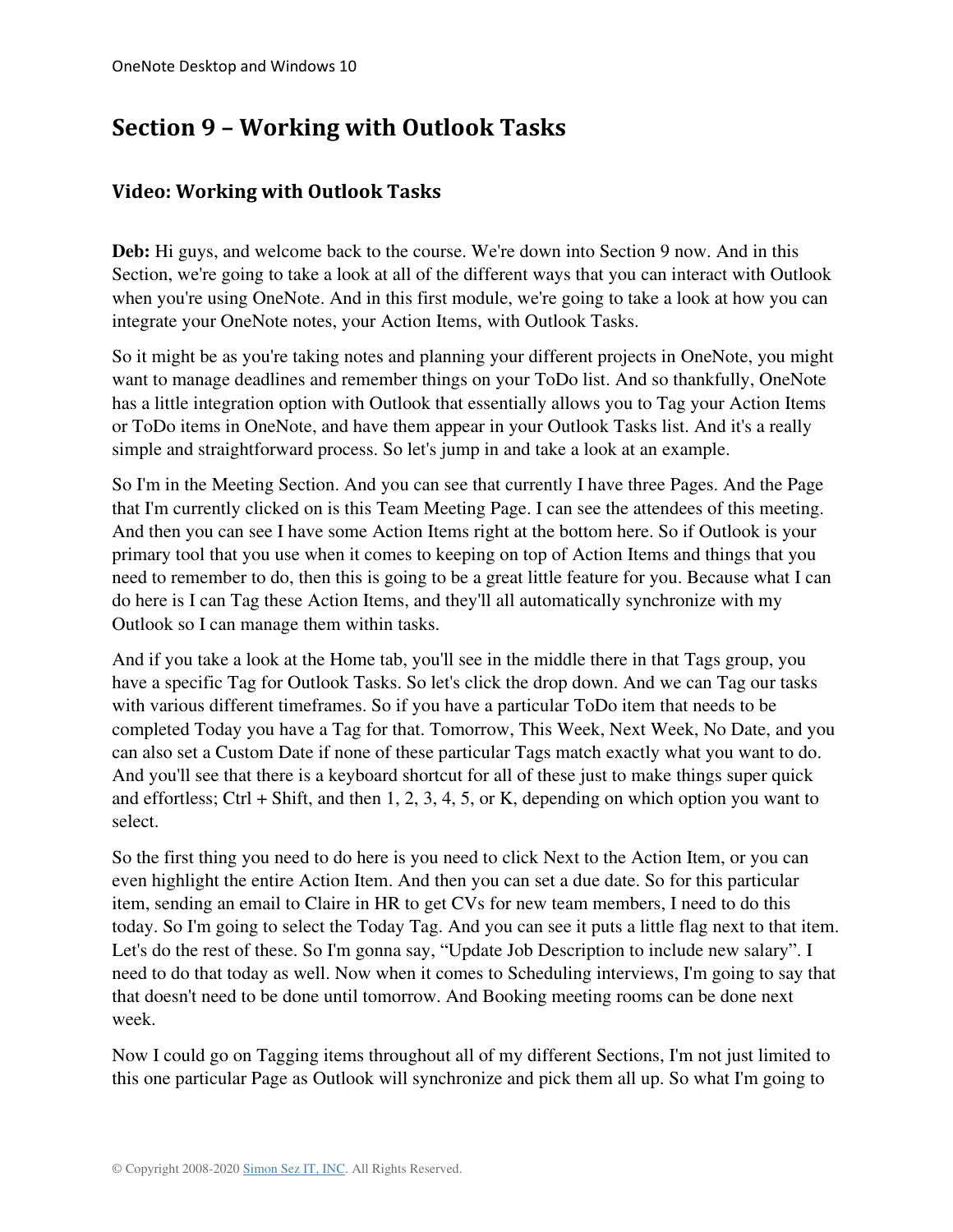# Section 9 – Working with Outlook Tasks

## Video: Working with Outlook Tasks

**Deb:** Hi guys, and welcome back to the course. We're down into Section 9 now. And in this Section, we're going to take a look at all of the different ways that you can interact with Outlook when you're using OneNote. And in this first module, we're going to take a look at how you can integrate your OneNote notes, your Action Items, with Outlook Tasks.

So it might be as you're taking notes and planning your different projects in OneNote, you might want to manage deadlines and remember things on your ToDo list. And so thankfully, OneNote has a little integration option with Outlook that essentially allows you to Tag your Action Items or ToDo items in OneNote, and have them appear in your Outlook Tasks list. And it's a really simple and straightforward process. So let's jump in and take a look at an example.

So I'm in the Meeting Section. And you can see that currently I have three Pages. And the Page that I'm currently clicked on is this Team Meeting Page. I can see the attendees of this meeting. And then you can see I have some Action Items right at the bottom here. So if Outlook is your primary tool that you use when it comes to keeping on top of Action Items and things that you need to remember to do, then this is going to be a great little feature for you. Because what I can do here is I can Tag these Action Items, and they'll all automatically synchronize with my Outlook so I can manage them within tasks.

And if you take a look at the Home tab, you'll see in the middle there in that Tags group, you have a specific Tag for Outlook Tasks. So let's click the drop down. And we can Tag our tasks with various different timeframes. So if you have a particular ToDo item that needs to be completed Today you have a Tag for that. Tomorrow, This Week, Next Week, No Date, and you can also set a Custom Date if none of these particular Tags match exactly what you want to do. And you'll see that there is a keyboard shortcut for all of these just to make things super quick and effortless; Ctrl + Shift, and then 1, 2, 3, 4, 5, or K, depending on which option you want to select.

So the first thing you need to do here is you need to click Next to the Action Item, or you can even highlight the entire Action Item. And then you can set a due date. So for this particular item, sending an email to Claire in HR to get CVs for new team members, I need to do this today. So I'm going to select the Today Tag. And you can see it puts a little flag next to that item. Let's do the rest of these. So I'm gonna say, "Update Job Description to include new salary". I need to do that today as well. Now when it comes to Scheduling interviews, I'm going to say that that doesn't need to be done until tomorrow. And Booking meeting rooms can be done next week.

Now I could go on Tagging items throughout all of my different Sections, I'm not just limited to this one particular Page as Outlook will synchronize and pick them all up. So what I'm going to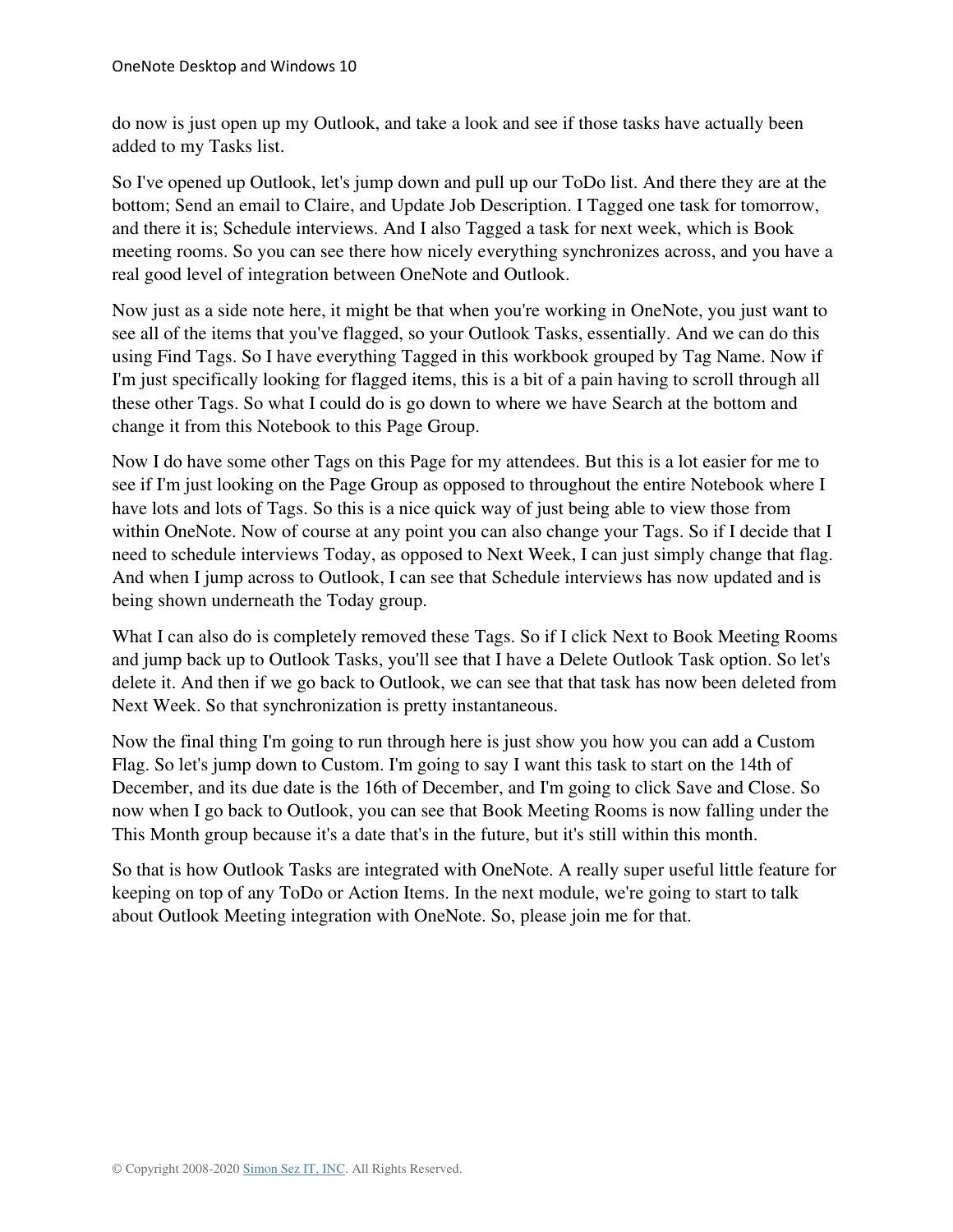do now is just open up my Outlook, and take a look and see if those tasks have actually been added to my Tasks list.

So I've opened up Outlook, let's jump down and pull up our ToDo list. And there they are at the bottom; Send an email to Claire, and Update Job Description. I Tagged one task for tomorrow, and there it is; Schedule interviews. And I also Tagged a task for next week, which is Book meeting rooms. So you can see there how nicely everything synchronizes across, and you have a real good level of integration between OneNote and Outlook.

Now just as a side note here, it might be that when you're working in OneNote, you just want to see all of the items that you've flagged, so your Outlook Tasks, essentially. And we can do this using Find Tags. So I have everything Tagged in this workbook grouped by Tag Name. Now if I'm just specifically looking for flagged items, this is a bit of a pain having to scroll through all these other Tags. So what I could do is go down to where we have Search at the bottom and change it from this Notebook to this Page Group.

Now I do have some other Tags on this Page for my attendees. But this is a lot easier for me to see if I'm just looking on the Page Group as opposed to throughout the entire Notebook where I have lots and lots of Tags. So this is a nice quick way of just being able to view those from within OneNote. Now of course at any point you can also change your Tags. So if I decide that I need to schedule interviews Today, as opposed to Next Week, I can just simply change that flag. And when I jump across to Outlook, I can see that Schedule interviews has now updated and is being shown underneath the Today group.

What I can also do is completely removed these Tags. So if I click Next to Book Meeting Rooms and jump back up to Outlook Tasks, you'll see that I have a Delete Outlook Task option. So let's delete it. And then if we go back to Outlook, we can see that that task has now been deleted from Next Week. So that synchronization is pretty instantaneous.

Now the final thing I'm going to run through here is just show you how you can add a Custom Flag. So let's jump down to Custom. I'm going to say I want this task to start on the 14th of December, and its due date is the 16th of December, and I'm going to click Save and Close. So now when I go back to Outlook, you can see that Book Meeting Rooms is now falling under the This Month group because it's a date that's in the future, but it's still within this month.

So that is how Outlook Tasks are integrated with OneNote. A really super useful little feature for keeping on top of any ToDo or Action Items. In the next module, we're going to start to talk about Outlook Meeting integration with OneNote. So, please join me for that.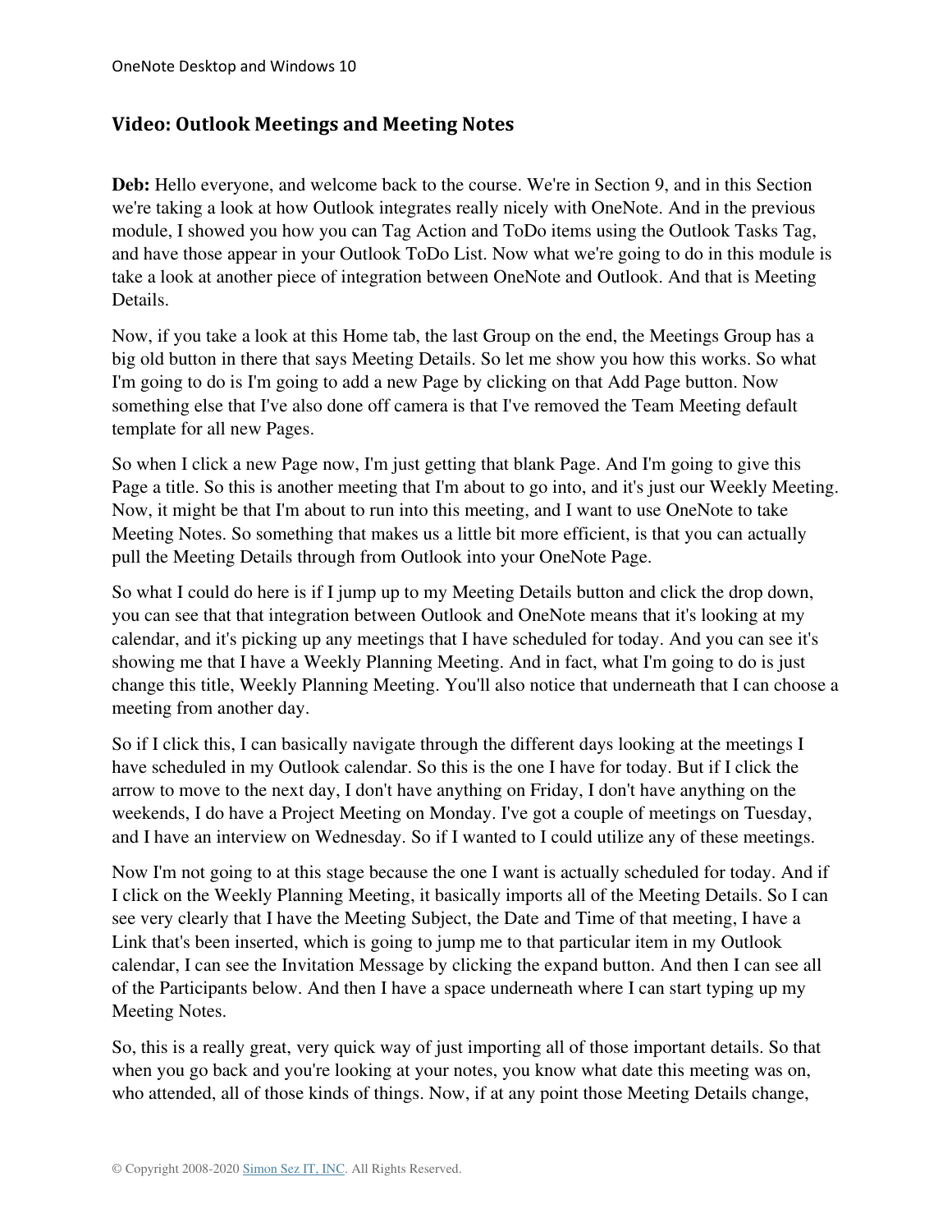## Video: Outlook Meetings and Meeting Notes

**Deb:** Hello everyone, and welcome back to the course. We're in Section 9, and in this Section we're taking a look at how Outlook integrates really nicely with OneNote. And in the previous module, I showed you how you can Tag Action and ToDo items using the Outlook Tasks Tag, and have those appear in your Outlook ToDo List. Now what we're going to do in this module is take a look at another piece of integration between OneNote and Outlook. And that is Meeting Details.

Now, if you take a look at this Home tab, the last Group on the end, the Meetings Group has a big old button in there that says Meeting Details. So let me show you how this works. So what I'm going to do is I'm going to add a new Page by clicking on that Add Page button. Now something else that I've also done off camera is that I've removed the Team Meeting default template for all new Pages.

So when I click a new Page now, I'm just getting that blank Page. And I'm going to give this Page a title. So this is another meeting that I'm about to go into, and it's just our Weekly Meeting. Now, it might be that I'm about to run into this meeting, and I want to use OneNote to take Meeting Notes. So something that makes us a little bit more efficient, is that you can actually pull the Meeting Details through from Outlook into your OneNote Page.

So what I could do here is if I jump up to my Meeting Details button and click the drop down, you can see that that integration between Outlook and OneNote means that it's looking at my calendar, and it's picking up any meetings that I have scheduled for today. And you can see it's showing me that I have a Weekly Planning Meeting. And in fact, what I'm going to do is just change this title, Weekly Planning Meeting. You'll also notice that underneath that I can choose a meeting from another day.

So if I click this, I can basically navigate through the different days looking at the meetings I have scheduled in my Outlook calendar. So this is the one I have for today. But if I click the arrow to move to the next day, I don't have anything on Friday, I don't have anything on the weekends, I do have a Project Meeting on Monday. I've got a couple of meetings on Tuesday, and I have an interview on Wednesday. So if I wanted to I could utilize any of these meetings.

Now I'm not going to at this stage because the one I want is actually scheduled for today. And if I click on the Weekly Planning Meeting, it basically imports all of the Meeting Details. So I can see very clearly that I have the Meeting Subject, the Date and Time of that meeting, I have a Link that's been inserted, which is going to jump me to that particular item in my Outlook calendar, I can see the Invitation Message by clicking the expand button. And then I can see all of the Participants below. And then I have a space underneath where I can start typing up my Meeting Notes.

So, this is a really great, very quick way of just importing all of those important details. So that when you go back and you're looking at your notes, you know what date this meeting was on, who attended, all of those kinds of things. Now, if at any point those Meeting Details change,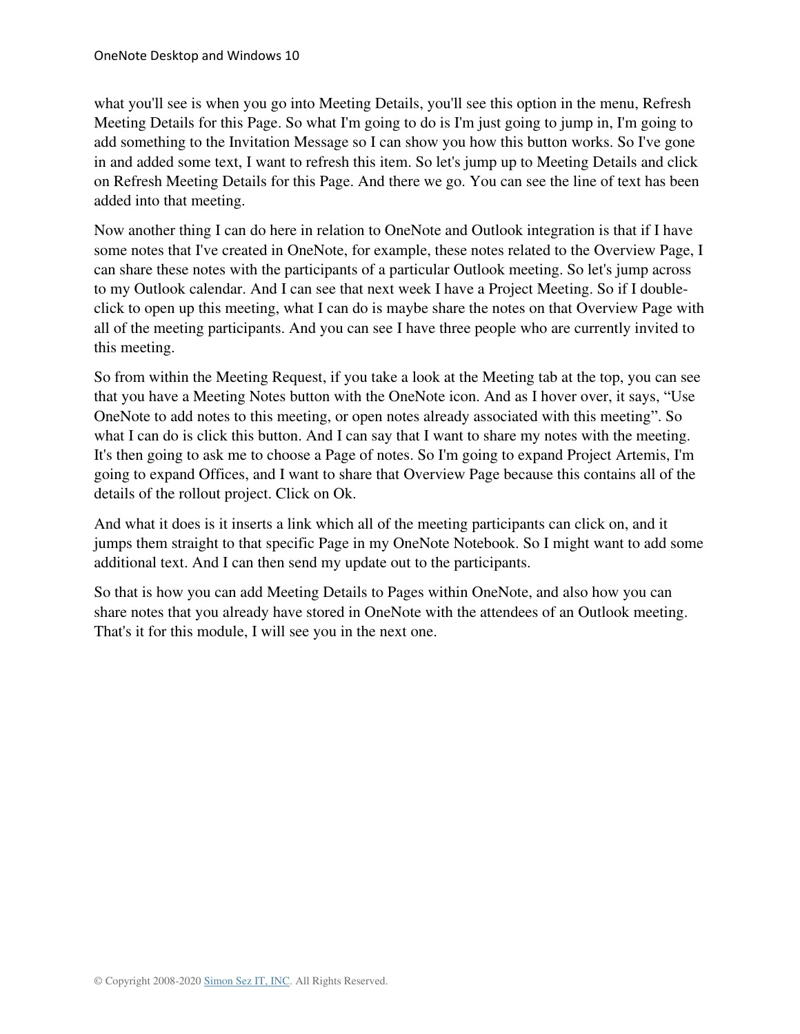what you'll see is when you go into Meeting Details, you'll see this option in the menu, Refresh Meeting Details for this Page. So what I'm going to do is I'm just going to jump in, I'm going to add something to the Invitation Message so I can show you how this button works. So I've gone in and added some text, I want to refresh this item. So let's jump up to Meeting Details and click on Refresh Meeting Details for this Page. And there we go. You can see the line of text has been added into that meeting.

Now another thing I can do here in relation to OneNote and Outlook integration is that if I have some notes that I've created in OneNote, for example, these notes related to the Overview Page, I can share these notes with the participants of a particular Outlook meeting. So let's jump across to my Outlook calendar. And I can see that next week I have a Project Meeting. So if I double-click to open up this meeting, what I can do is maybe share the notes on that Overview Page with all of the meeting participants. And you can see I have three people who are currently invited to this meeting.

So from within the Meeting Request, if you take a look at the Meeting tab at the top, you can see that you have a Meeting Notes button with the OneNote icon. And as I hover over, it says, “Use OneNote to add notes to this meeting, or open notes already associated with this meeting”. So what I can do is click this button. And I can say that I want to share my notes with the meeting. It's then going to ask me to choose a Page of notes. So I'm going to expand Project Artemis, I'm going to expand Offices, and I want to share that Overview Page because this contains all of the details of the rollout project. Click on Ok.

And what it does is it inserts a link which all of the meeting participants can click on, and it jumps them straight to that specific Page in my OneNote Notebook. So I might want to add some additional text. And I can then send my update out to the participants.

So that is how you can add Meeting Details to Pages within OneNote, and also how you can share notes that you already have stored in OneNote with the attendees of an Outlook meeting. That's it for this module, I will see you in the next one.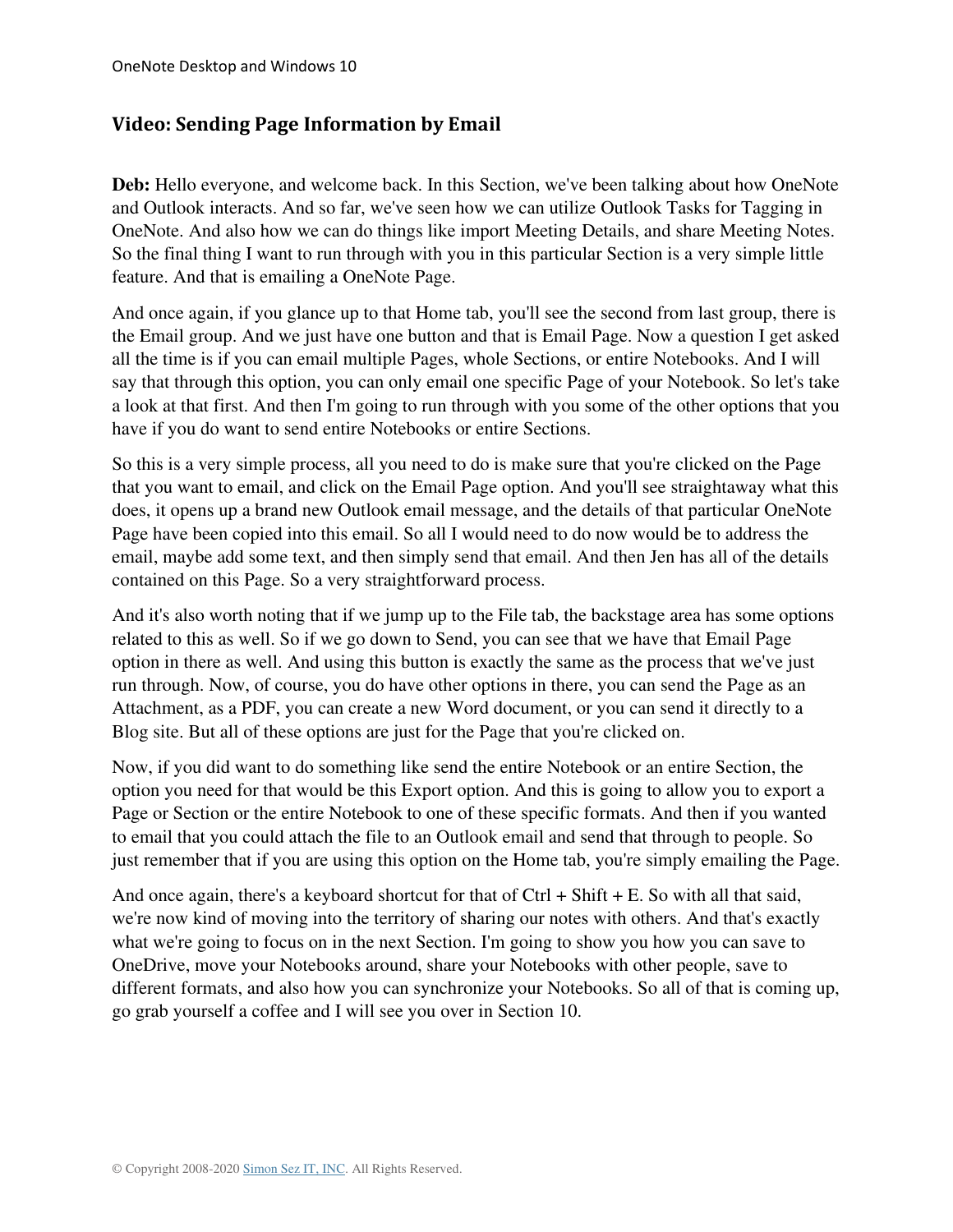## Video: Sending Page Information by Email

**Deb:** Hello everyone, and welcome back. In this Section, we've been talking about how OneNote and Outlook interacts. And so far, we've seen how we can utilize Outlook Tasks for Tagging in OneNote. And also how we can do things like import Meeting Details, and share Meeting Notes. So the final thing I want to run through with you in this particular Section is a very simple little feature. And that is emailing a OneNote Page.

And once again, if you glance up to that Home tab, you'll see the second from last group, there is the Email group. And we just have one button and that is Email Page. Now a question I get asked all the time is if you can email multiple Pages, whole Sections, or entire Notebooks. And I will say that through this option, you can only email one specific Page of your Notebook. So let's take a look at that first. And then I'm going to run through with you some of the other options that you have if you do want to send entire Notebooks or entire Sections.

So this is a very simple process, all you need to do is make sure that you're clicked on the Page that you want to email, and click on the Email Page option. And you'll see straightaway what this does, it opens up a brand new Outlook email message, and the details of that particular OneNote Page have been copied into this email. So all I would need to do now would be to address the email, maybe add some text, and then simply send that email. And then Jen has all of the details contained on this Page. So a very straightforward process.

And it's also worth noting that if we jump up to the File tab, the backstage area has some options related to this as well. So if we go down to Send, you can see that we have that Email Page option in there as well. And using this button is exactly the same as the process that we've just run through. Now, of course, you do have other options in there, you can send the Page as an Attachment, as a PDF, you can create a new Word document, or you can send it directly to a Blog site. But all of these options are just for the Page that you're clicked on.

Now, if you did want to do something like send the entire Notebook or an entire Section, the option you need for that would be this Export option. And this is going to allow you to export a Page or Section or the entire Notebook to one of these specific formats. And then if you wanted to email that you could attach the file to an Outlook email and send that through to people. So just remember that if you are using this option on the Home tab, you're simply emailing the Page.

And once again, there's a keyboard shortcut for that of Ctrl + Shift + E. So with all that said, we're now kind of moving into the territory of sharing our notes with others. And that's exactly what we're going to focus on in the next Section. I'm going to show you how you can save to OneDrive, move your Notebooks around, share your Notebooks with other people, save to different formats, and also how you can synchronize your Notebooks. So all of that is coming up, go grab yourself a coffee and I will see you over in Section 10.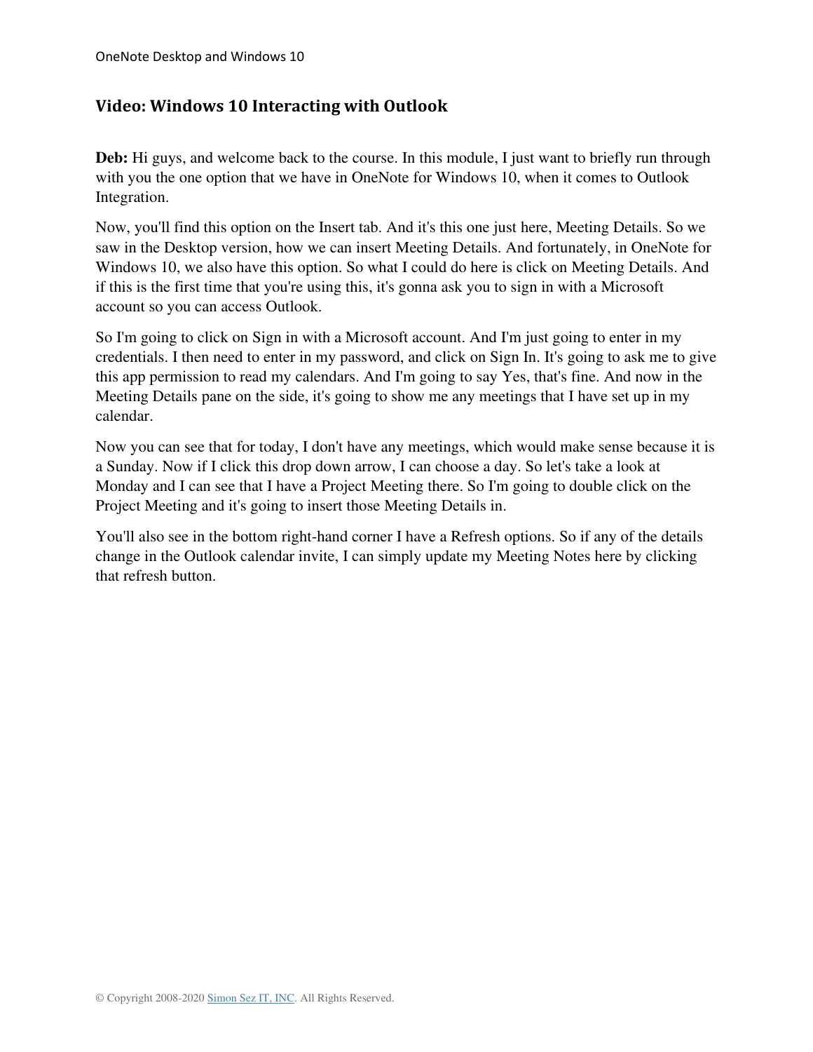## Video: Windows 10 Interacting with Outlook

**Deb:** Hi guys, and welcome back to the course. In this module, I just want to briefly run through with you the one option that we have in OneNote for Windows 10, when it comes to Outlook Integration.

Now, you'll find this option on the Insert tab. And it's this one just here, Meeting Details. So we saw in the Desktop version, how we can insert Meeting Details. And fortunately, in OneNote for Windows 10, we also have this option. So what I could do here is click on Meeting Details. And if this is the first time that you're using this, it's gonna ask you to sign in with a Microsoft account so you can access Outlook.

So I'm going to click on Sign in with a Microsoft account. And I'm just going to enter in my credentials. I then need to enter in my password, and click on Sign In. It's going to ask me to give this app permission to read my calendars. And I'm going to say Yes, that's fine. And now in the Meeting Details pane on the side, it's going to show me any meetings that I have set up in my calendar.

Now you can see that for today, I don't have any meetings, which would make sense because it is a Sunday. Now if I click this drop down arrow, I can choose a day. So let's take a look at Monday and I can see that I have a Project Meeting there. So I'm going to double click on the Project Meeting and it's going to insert those Meeting Details in.

You'll also see in the bottom right-hand corner I have a Refresh options. So if any of the details change in the Outlook calendar invite, I can simply update my Meeting Notes here by clicking that refresh button.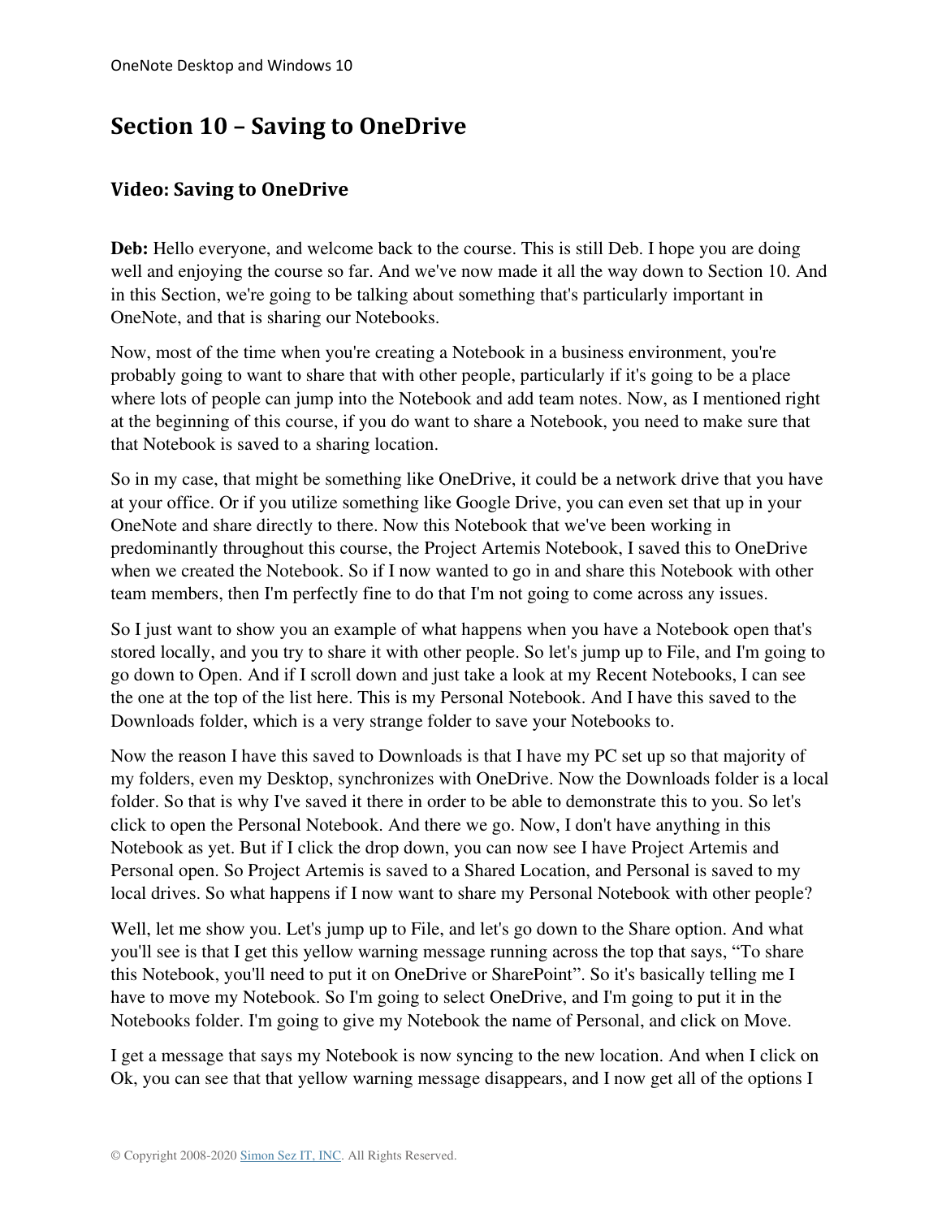# Section 10 – Saving to OneDrive

## Video: Saving to OneDrive

**Deb:** Hello everyone, and welcome back to the course. This is still Deb. I hope you are doing well and enjoying the course so far. And we've now made it all the way down to Section 10. And in this Section, we're going to be talking about something that's particularly important in OneNote, and that is sharing our Notebooks.

Now, most of the time when you're creating a Notebook in a business environment, you're probably going to want to share that with other people, particularly if it's going to be a place where lots of people can jump into the Notebook and add team notes. Now, as I mentioned right at the beginning of this course, if you do want to share a Notebook, you need to make sure that that Notebook is saved to a sharing location.

So in my case, that might be something like OneDrive, it could be a network drive that you have at your office. Or if you utilize something like Google Drive, you can even set that up in your OneNote and share directly to there. Now this Notebook that we've been working in predominantly throughout this course, the Project Artemis Notebook, I saved this to OneDrive when we created the Notebook. So if I now wanted to go in and share this Notebook with other team members, then I'm perfectly fine to do that I'm not going to come across any issues.

So I just want to show you an example of what happens when you have a Notebook open that's stored locally, and you try to share it with other people. So let's jump up to File, and I'm going to go down to Open. And if I scroll down and just take a look at my Recent Notebooks, I can see the one at the top of the list here. This is my Personal Notebook. And I have this saved to the Downloads folder, which is a very strange folder to save your Notebooks to.

Now the reason I have this saved to Downloads is that I have my PC set up so that majority of my folders, even my Desktop, synchronizes with OneDrive. Now the Downloads folder is a local folder. So that is why I've saved it there in order to be able to demonstrate this to you. So let's click to open the Personal Notebook. And there we go. Now, I don't have anything in this Notebook as yet. But if I click the drop down, you can now see I have Project Artemis and Personal open. So Project Artemis is saved to a Shared Location, and Personal is saved to my local drives. So what happens if I now want to share my Personal Notebook with other people?

Well, let me show you. Let's jump up to File, and let's go down to the Share option. And what you'll see is that I get this yellow warning message running across the top that says, "To share this Notebook, you'll need to put it on OneDrive or SharePoint". So it's basically telling me I have to move my Notebook. So I'm going to select OneDrive, and I'm going to put it in the Notebooks folder. I'm going to give my Notebook the name of Personal, and click on Move.

I get a message that says my Notebook is now syncing to the new location. And when I click on Ok, you can see that that yellow warning message disappears, and I now get all of the options I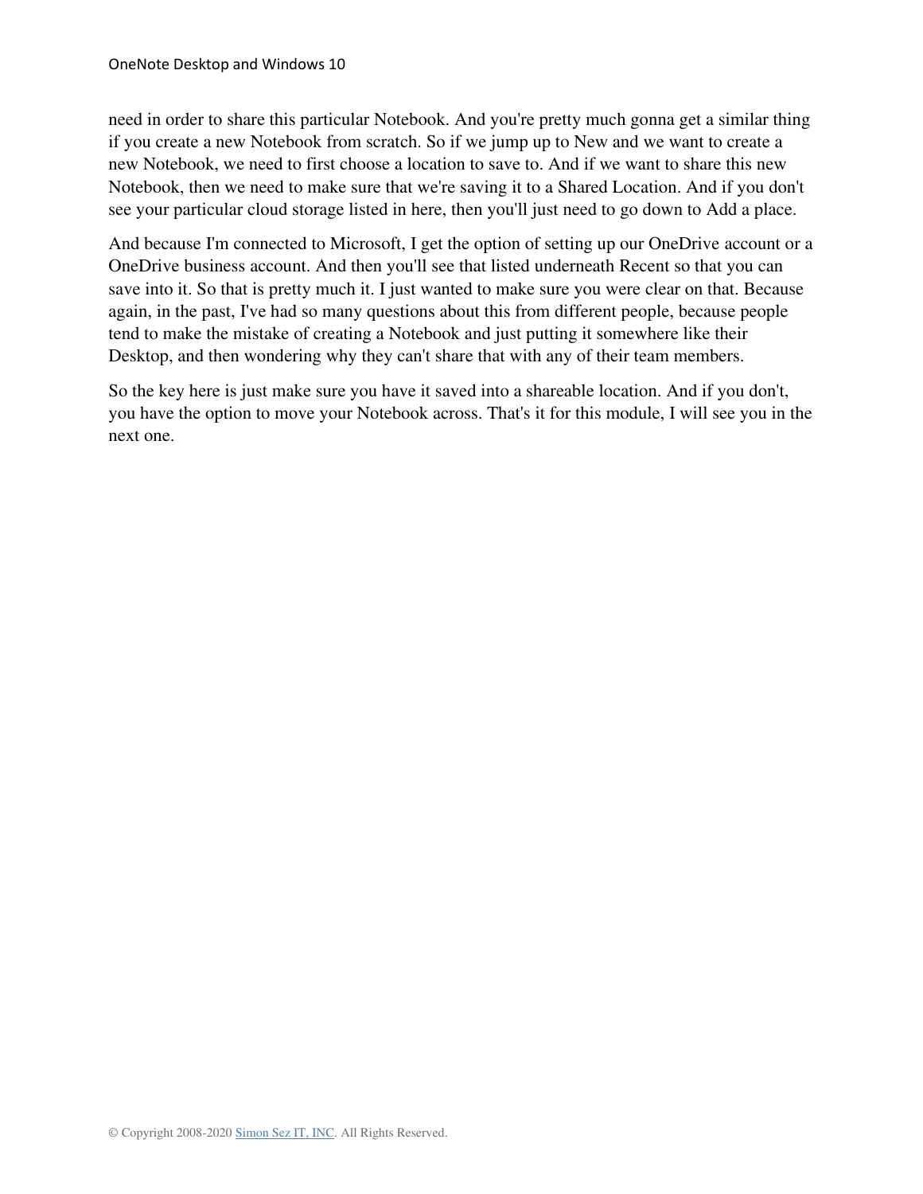need in order to share this particular Notebook. And you're pretty much gonna get a similar thing if you create a new Notebook from scratch. So if we jump up to New and we want to create a new Notebook, we need to first choose a location to save to. And if we want to share this new Notebook, then we need to make sure that we're saving it to a Shared Location. And if you don't see your particular cloud storage listed in here, then you'll just need to go down to Add a place.

And because I'm connected to Microsoft, I get the option of setting up our OneDrive account or a OneDrive business account. And then you'll see that listed underneath Recent so that you can save into it. So that is pretty much it. I just wanted to make sure you were clear on that. Because again, in the past, I've had so many questions about this from different people, because people tend to make the mistake of creating a Notebook and just putting it somewhere like their Desktop, and then wondering why they can't share that with any of their team members.

So the key here is just make sure you have it saved into a shareable location. And if you don't, you have the option to move your Notebook across. That's it for this module, I will see you in the next one.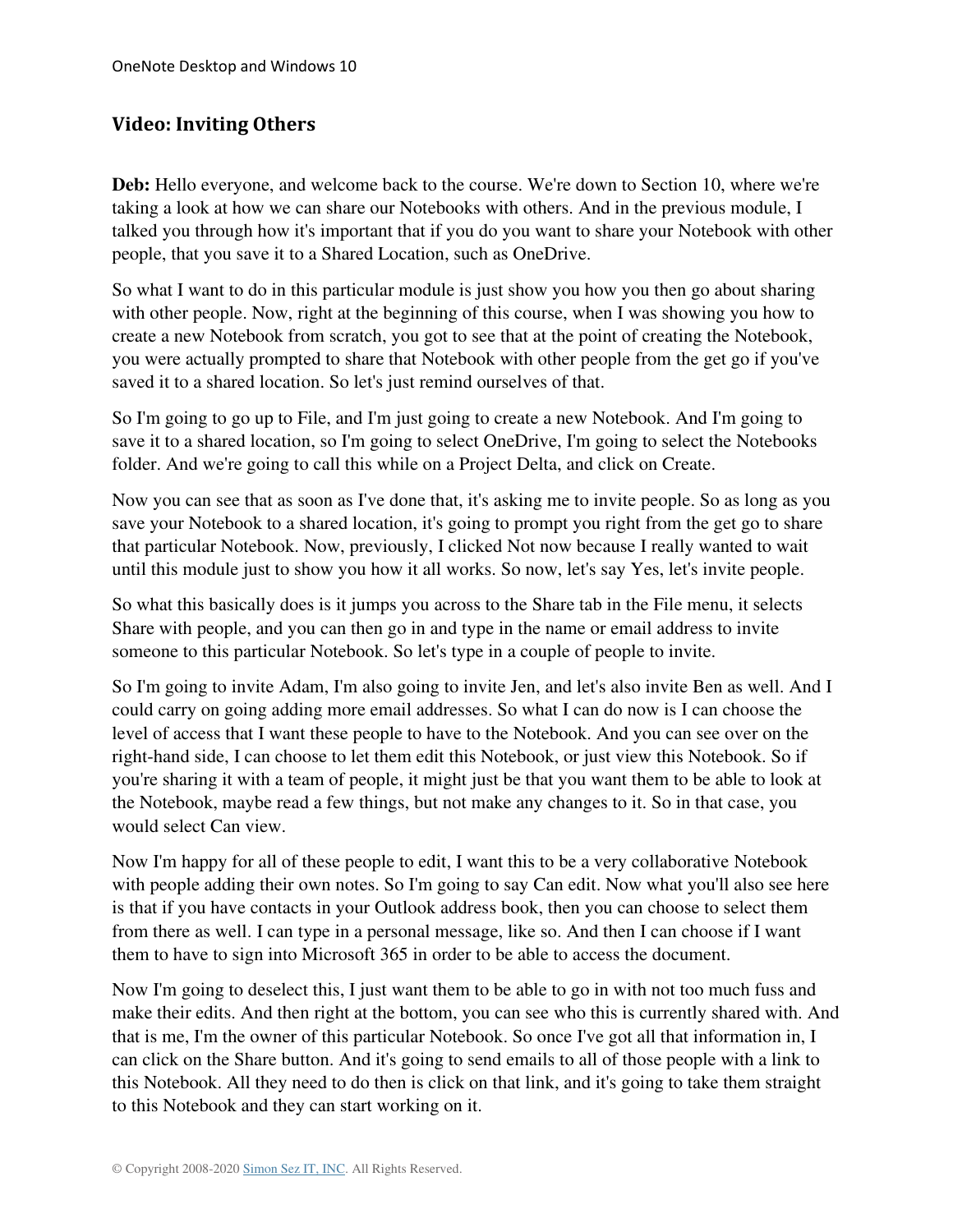## Video: Inviting Others

**Deb:** Hello everyone, and welcome back to the course. We're down to Section 10, where we're taking a look at how we can share our Notebooks with others. And in the previous module, I talked you through how it's important that if you do you want to share your Notebook with other people, that you save it to a Shared Location, such as OneDrive.

So what I want to do in this particular module is just show you how you then go about sharing with other people. Now, right at the beginning of this course, when I was showing you how to create a new Notebook from scratch, you got to see that at the point of creating the Notebook, you were actually prompted to share that Notebook with other people from the get go if you've saved it to a shared location. So let's just remind ourselves of that.

So I'm going to go up to File, and I'm just going to create a new Notebook. And I'm going to save it to a shared location, so I'm going to select OneDrive, I'm going to select the Notebooks folder. And we're going to call this while on a Project Delta, and click on Create.

Now you can see that as soon as I've done that, it's asking me to invite people. So as long as you save your Notebook to a shared location, it's going to prompt you right from the get go to share that particular Notebook. Now, previously, I clicked Not now because I really wanted to wait until this module just to show you how it all works. So now, let's say Yes, let's invite people.

So what this basically does is it jumps you across to the Share tab in the File menu, it selects Share with people, and you can then go in and type in the name or email address to invite someone to this particular Notebook. So let's type in a couple of people to invite.

So I'm going to invite Adam, I'm also going to invite Jen, and let's also invite Ben as well. And I could carry on going adding more email addresses. So what I can do now is I can choose the level of access that I want these people to have to the Notebook. And you can see over on the right-hand side, I can choose to let them edit this Notebook, or just view this Notebook. So if you're sharing it with a team of people, it might just be that you want them to be able to look at the Notebook, maybe read a few things, but not make any changes to it. So in that case, you would select Can view.

Now I'm happy for all of these people to edit, I want this to be a very collaborative Notebook with people adding their own notes. So I'm going to say Can edit. Now what you'll also see here is that if you have contacts in your Outlook address book, then you can choose to select them from there as well. I can type in a personal message, like so. And then I can choose if I want them to have to sign into Microsoft 365 in order to be able to access the document.

Now I'm going to deselect this, I just want them to be able to go in with not too much fuss and make their edits. And then right at the bottom, you can see who this is currently shared with. And that is me, I'm the owner of this particular Notebook. So once I've got all that information in, I can click on the Share button. And it's going to send emails to all of those people with a link to this Notebook. All they need to do then is click on that link, and it's going to take them straight to this Notebook and they can start working on it.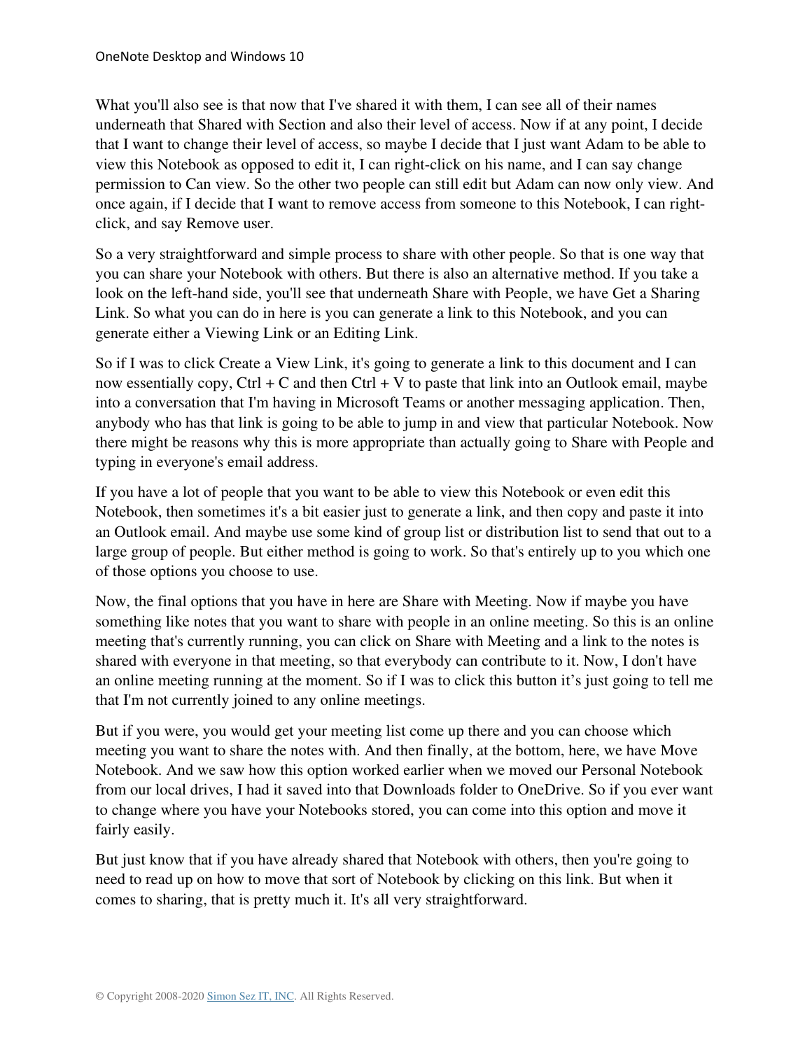What you'll also see is that now that I've shared it with them, I can see all of their names underneath that Shared with Section and also their level of access. Now if at any point, I decide that I want to change their level of access, so maybe I decide that I just want Adam to be able to view this Notebook as opposed to edit it, I can right-click on his name, and I can say change permission to Can view. So the other two people can still edit but Adam can now only view. And once again, if I decide that I want to remove access from someone to this Notebook, I can right-click, and say Remove user.

So a very straightforward and simple process to share with other people. So that is one way that you can share your Notebook with others. But there is also an alternative method. If you take a look on the left-hand side, you'll see that underneath Share with People, we have Get a Sharing Link. So what you can do in here is you can generate a link to this Notebook, and you can generate either a Viewing Link or an Editing Link.

So if I was to click Create a View Link, it's going to generate a link to this document and I can now essentially copy, Ctrl + C and then Ctrl + V to paste that link into an Outlook email, maybe into a conversation that I'm having in Microsoft Teams or another messaging application. Then, anybody who has that link is going to be able to jump in and view that particular Notebook. Now there might be reasons why this is more appropriate than actually going to Share with People and typing in everyone's email address.

If you have a lot of people that you want to be able to view this Notebook or even edit this Notebook, then sometimes it's a bit easier just to generate a link, and then copy and paste it into an Outlook email. And maybe use some kind of group list or distribution list to send that out to a large group of people. But either method is going to work. So that's entirely up to you which one of those options you choose to use.

Now, the final options that you have in here are Share with Meeting. Now if maybe you have something like notes that you want to share with people in an online meeting. So this is an online meeting that's currently running, you can click on Share with Meeting and a link to the notes is shared with everyone in that meeting, so that everybody can contribute to it. Now, I don't have an online meeting running at the moment. So if I was to click this button it's just going to tell me that I'm not currently joined to any online meetings.

But if you were, you would get your meeting list come up there and you can choose which meeting you want to share the notes with. And then finally, at the bottom, here, we have Move Notebook. And we saw how this option worked earlier when we moved our Personal Notebook from our local drives, I had it saved into that Downloads folder to OneDrive. So if you ever want to change where you have your Notebooks stored, you can come into this option and move it fairly easily.

But just know that if you have already shared that Notebook with others, then you're going to need to read up on how to move that sort of Notebook by clicking on this link. But when it comes to sharing, that is pretty much it. It's all very straightforward.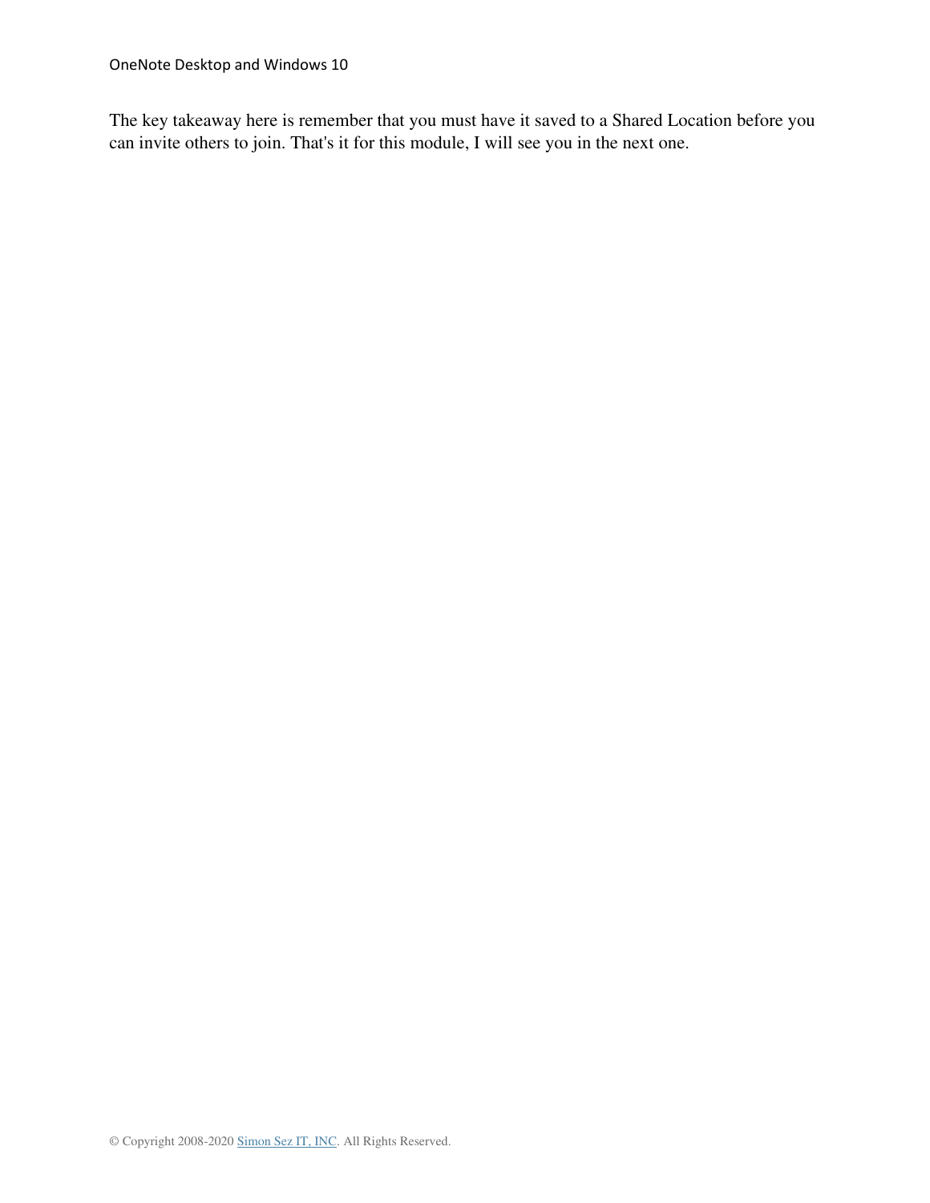The key takeaway here is remember that you must have it saved to a Shared Location before you can invite others to join. That's it for this module, I will see you in the next one.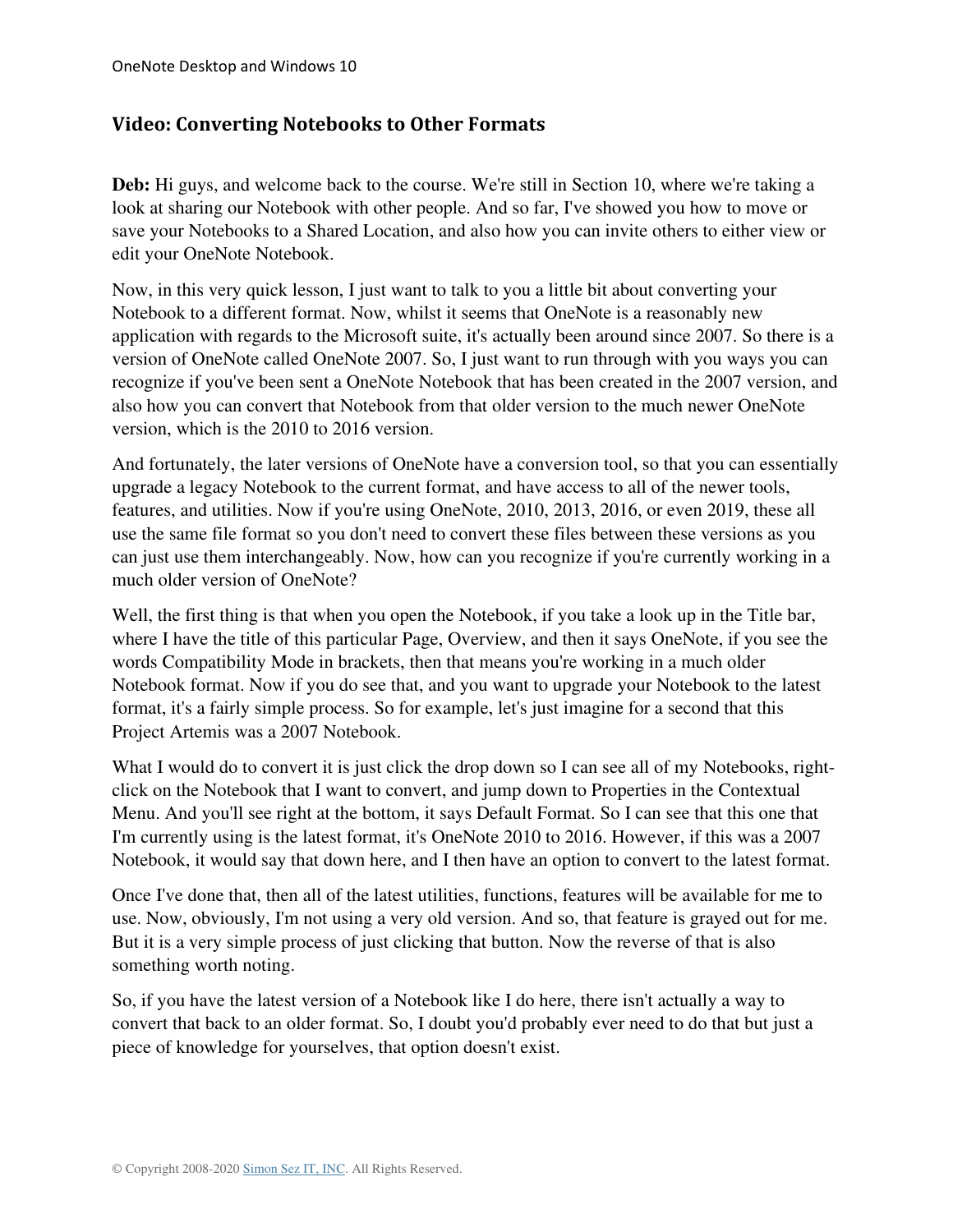## Video: Converting Notebooks to Other Formats

**Deb:** Hi guys, and welcome back to the course. We're still in Section 10, where we're taking a look at sharing our Notebook with other people. And so far, I've showed you how to move or save your Notebooks to a Shared Location, and also how you can invite others to either view or edit your OneNote Notebook.

Now, in this very quick lesson, I just want to talk to you a little bit about converting your Notebook to a different format. Now, whilst it seems that OneNote is a reasonably new application with regards to the Microsoft suite, it's actually been around since 2007. So there is a version of OneNote called OneNote 2007. So, I just want to run through with you ways you can recognize if you've been sent a OneNote Notebook that has been created in the 2007 version, and also how you can convert that Notebook from that older version to the much newer OneNote version, which is the 2010 to 2016 version.

And fortunately, the later versions of OneNote have a conversion tool, so that you can essentially upgrade a legacy Notebook to the current format, and have access to all of the newer tools, features, and utilities. Now if you're using OneNote, 2010, 2013, 2016, or even 2019, these all use the same file format so you don't need to convert these files between these versions as you can just use them interchangeably. Now, how can you recognize if you're currently working in a much older version of OneNote?

Well, the first thing is that when you open the Notebook, if you take a look up in the Title bar, where I have the title of this particular Page, Overview, and then it says OneNote, if you see the words Compatibility Mode in brackets, then that means you're working in a much older Notebook format. Now if you do see that, and you want to upgrade your Notebook to the latest format, it's a fairly simple process. So for example, let's just imagine for a second that this Project Artemis was a 2007 Notebook.

What I would do to convert it is just click the drop down so I can see all of my Notebooks, right-click on the Notebook that I want to convert, and jump down to Properties in the Contextual Menu. And you'll see right at the bottom, it says Default Format. So I can see that this one that I'm currently using is the latest format, it's OneNote 2010 to 2016. However, if this was a 2007 Notebook, it would say that down here, and I then have an option to convert to the latest format.

Once I've done that, then all of the latest utilities, functions, features will be available for me to use. Now, obviously, I'm not using a very old version. And so, that feature is grayed out for me. But it is a very simple process of just clicking that button. Now the reverse of that is also something worth noting.

So, if you have the latest version of a Notebook like I do here, there isn't actually a way to convert that back to an older format. So, I doubt you'd probably ever need to do that but just a piece of knowledge for yourselves, that option doesn't exist.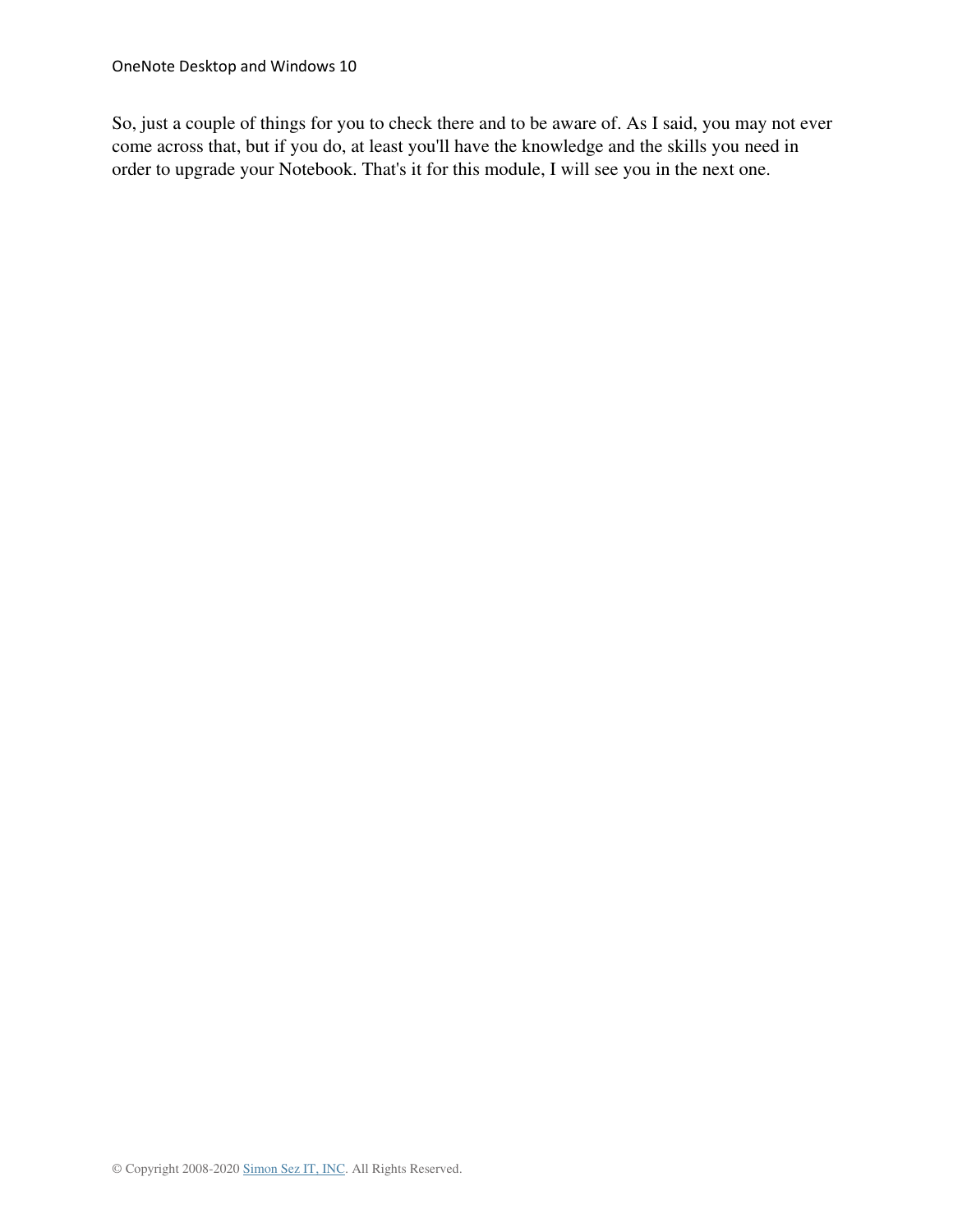So, just a couple of things for you to check there and to be aware of. As I said, you may not ever come across that, but if you do, at least you'll have the knowledge and the skills you need in order to upgrade your Notebook. That's it for this module, I will see you in the next one.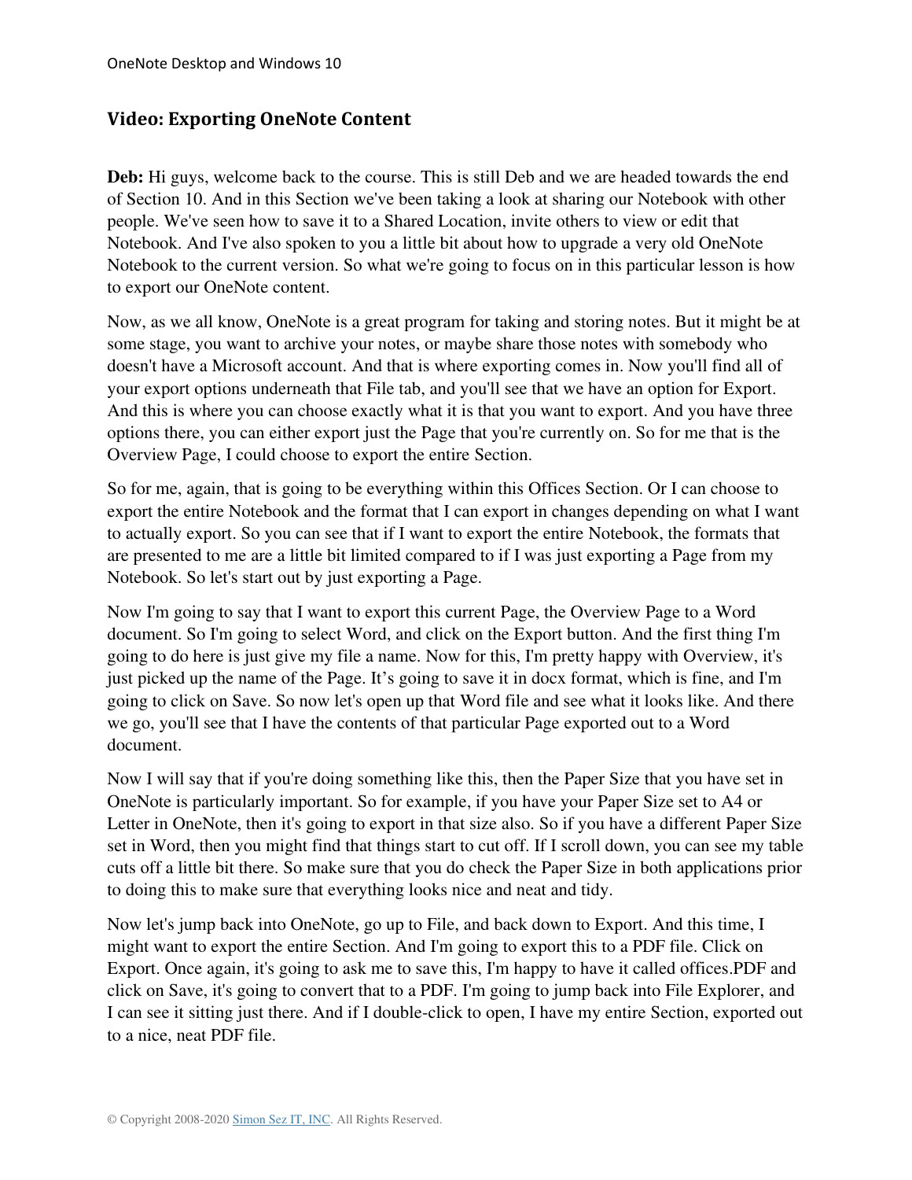## Video: Exporting OneNote Content

**Deb:** Hi guys, welcome back to the course. This is still Deb and we are headed towards the end of Section 10. And in this Section we've been taking a look at sharing our Notebook with other people. We've seen how to save it to a Shared Location, invite others to view or edit that Notebook. And I've also spoken to you a little bit about how to upgrade a very old OneNote Notebook to the current version. So what we're going to focus on in this particular lesson is how to export our OneNote content.

Now, as we all know, OneNote is a great program for taking and storing notes. But it might be at some stage, you want to archive your notes, or maybe share those notes with somebody who doesn't have a Microsoft account. And that is where exporting comes in. Now you'll find all of your export options underneath that File tab, and you'll see that we have an option for Export. And this is where you can choose exactly what it is that you want to export. And you have three options there, you can either export just the Page that you're currently on. So for me that is the Overview Page, I could choose to export the entire Section.

So for me, again, that is going to be everything within this Offices Section. Or I can choose to export the entire Notebook and the format that I can export in changes depending on what I want to actually export. So you can see that if I want to export the entire Notebook, the formats that are presented to me are a little bit limited compared to if I was just exporting a Page from my Notebook. So let's start out by just exporting a Page.

Now I'm going to say that I want to export this current Page, the Overview Page to a Word document. So I'm going to select Word, and click on the Export button. And the first thing I'm going to do here is just give my file a name. Now for this, I'm pretty happy with Overview, it's just picked up the name of the Page. It's going to save it in docx format, which is fine, and I'm going to click on Save. So now let's open up that Word file and see what it looks like. And there we go, you'll see that I have the contents of that particular Page exported out to a Word document.

Now I will say that if you're doing something like this, then the Paper Size that you have set in OneNote is particularly important. So for example, if you have your Paper Size set to A4 or Letter in OneNote, then it's going to export in that size also. So if you have a different Paper Size set in Word, then you might find that things start to cut off. If I scroll down, you can see my table cuts off a little bit there. So make sure that you do check the Paper Size in both applications prior to doing this to make sure that everything looks nice and neat and tidy.

Now let's jump back into OneNote, go up to File, and back down to Export. And this time, I might want to export the entire Section. And I'm going to export this to a PDF file. Click on Export. Once again, it's going to ask me to save this, I'm happy to have it called offices.PDF and click on Save, it's going to convert that to a PDF. I'm going to jump back into File Explorer, and I can see it sitting just there. And if I double-click to open, I have my entire Section, exported out to a nice, neat PDF file.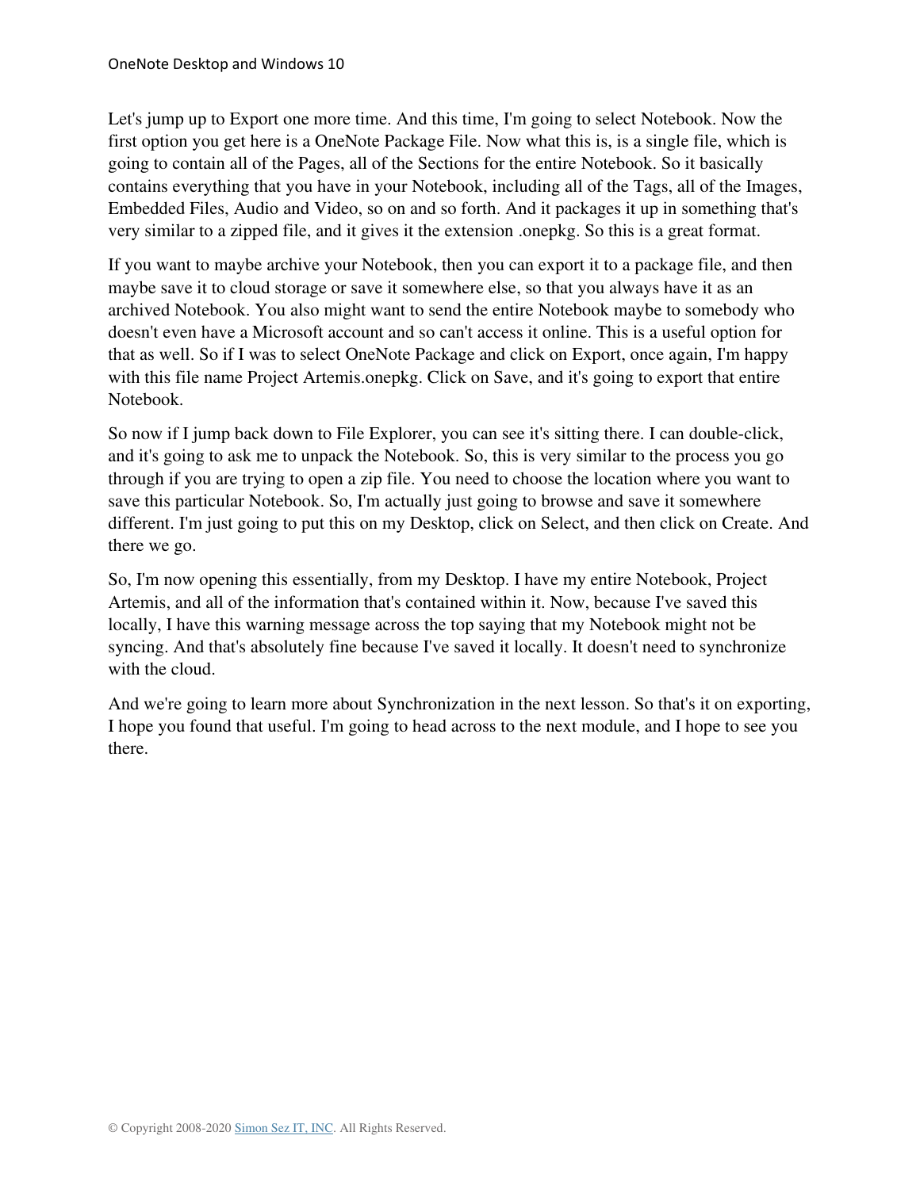Let's jump up to Export one more time. And this time, I'm going to select Notebook. Now the first option you get here is a OneNote Package File. Now what this is, is a single file, which is going to contain all of the Pages, all of the Sections for the entire Notebook. So it basically contains everything that you have in your Notebook, including all of the Tags, all of the Images, Embedded Files, Audio and Video, so on and so forth. And it packages it up in something that's very similar to a zipped file, and it gives it the extension .onepkg. So this is a great format.

If you want to maybe archive your Notebook, then you can export it to a package file, and then maybe save it to cloud storage or save it somewhere else, so that you always have it as an archived Notebook. You also might want to send the entire Notebook maybe to somebody who doesn't even have a Microsoft account and so can't access it online. This is a useful option for that as well. So if I was to select OneNote Package and click on Export, once again, I'm happy with this file name Project Artemis.onepkg. Click on Save, and it's going to export that entire Notebook.

So now if I jump back down to File Explorer, you can see it's sitting there. I can double-click, and it's going to ask me to unpack the Notebook. So, this is very similar to the process you go through if you are trying to open a zip file. You need to choose the location where you want to save this particular Notebook. So, I'm actually just going to browse and save it somewhere different. I'm just going to put this on my Desktop, click on Select, and then click on Create. And there we go.

So, I'm now opening this essentially, from my Desktop. I have my entire Notebook, Project Artemis, and all of the information that's contained within it. Now, because I've saved this locally, I have this warning message across the top saying that my Notebook might not be syncing. And that's absolutely fine because I've saved it locally. It doesn't need to synchronize with the cloud.

And we're going to learn more about Synchronization in the next lesson. So that's it on exporting, I hope you found that useful. I'm going to head across to the next module, and I hope to see you there.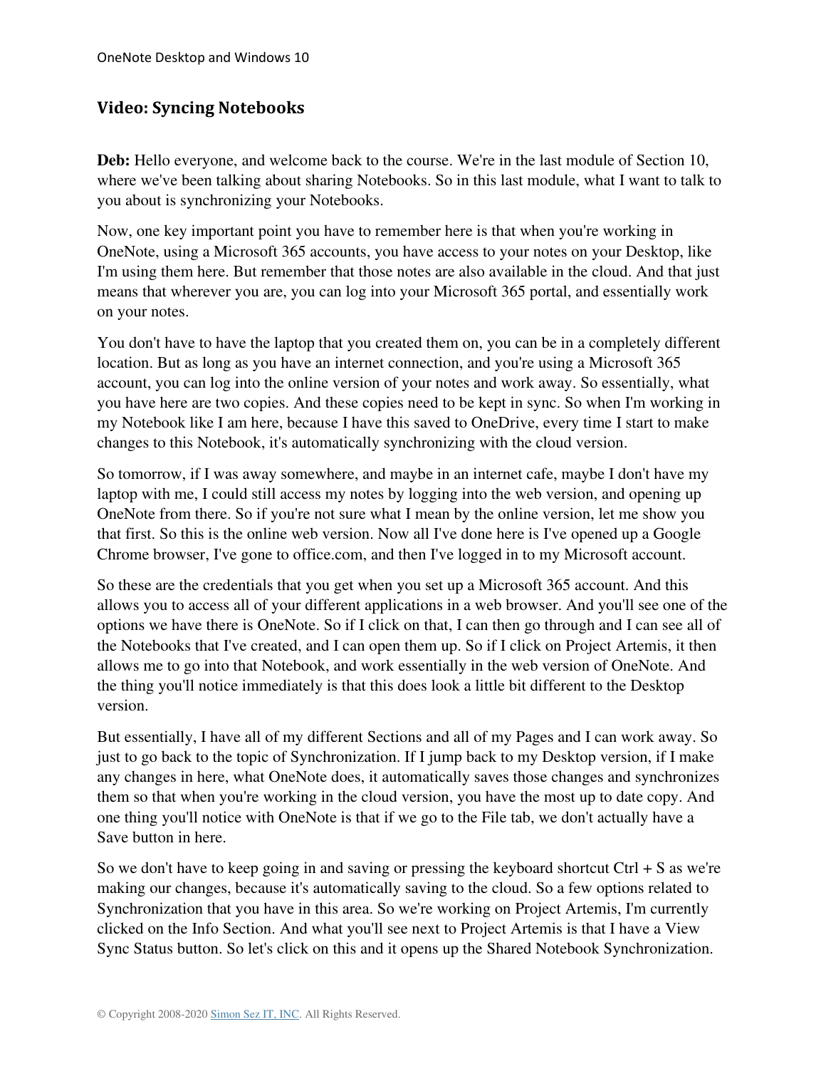## Video: Syncing Notebooks

**Deb:** Hello everyone, and welcome back to the course. We're in the last module of Section 10, where we've been talking about sharing Notebooks. So in this last module, what I want to talk to you about is synchronizing your Notebooks.

Now, one key important point you have to remember here is that when you're working in OneNote, using a Microsoft 365 accounts, you have access to your notes on your Desktop, like I'm using them here. But remember that those notes are also available in the cloud. And that just means that wherever you are, you can log into your Microsoft 365 portal, and essentially work on your notes.

You don't have to have the laptop that you created them on, you can be in a completely different location. But as long as you have an internet connection, and you're using a Microsoft 365 account, you can log into the online version of your notes and work away. So essentially, what you have here are two copies. And these copies need to be kept in sync. So when I'm working in my Notebook like I am here, because I have this saved to OneDrive, every time I start to make changes to this Notebook, it's automatically synchronizing with the cloud version.

So tomorrow, if I was away somewhere, and maybe in an internet cafe, maybe I don't have my laptop with me, I could still access my notes by logging into the web version, and opening up OneNote from there. So if you're not sure what I mean by the online version, let me show you that first. So this is the online web version. Now all I've done here is I've opened up a Google Chrome browser, I've gone to office.com, and then I've logged in to my Microsoft account.

So these are the credentials that you get when you set up a Microsoft 365 account. And this allows you to access all of your different applications in a web browser. And you'll see one of the options we have there is OneNote. So if I click on that, I can then go through and I can see all of the Notebooks that I've created, and I can open them up. So if I click on Project Artemis, it then allows me to go into that Notebook, and work essentially in the web version of OneNote. And the thing you'll notice immediately is that this does look a little bit different to the Desktop version.

But essentially, I have all of my different Sections and all of my Pages and I can work away. So just to go back to the topic of Synchronization. If I jump back to my Desktop version, if I make any changes in here, what OneNote does, it automatically saves those changes and synchronizes them so that when you're working in the cloud version, you have the most up to date copy. And one thing you'll notice with OneNote is that if we go to the File tab, we don't actually have a Save button in here.

So we don't have to keep going in and saving or pressing the keyboard shortcut Ctrl + S as we're making our changes, because it's automatically saving to the cloud. So a few options related to Synchronization that you have in this area. So we're working on Project Artemis, I'm currently clicked on the Info Section. And what you'll see next to Project Artemis is that I have a View Sync Status button. So let's click on this and it opens up the Shared Notebook Synchronization.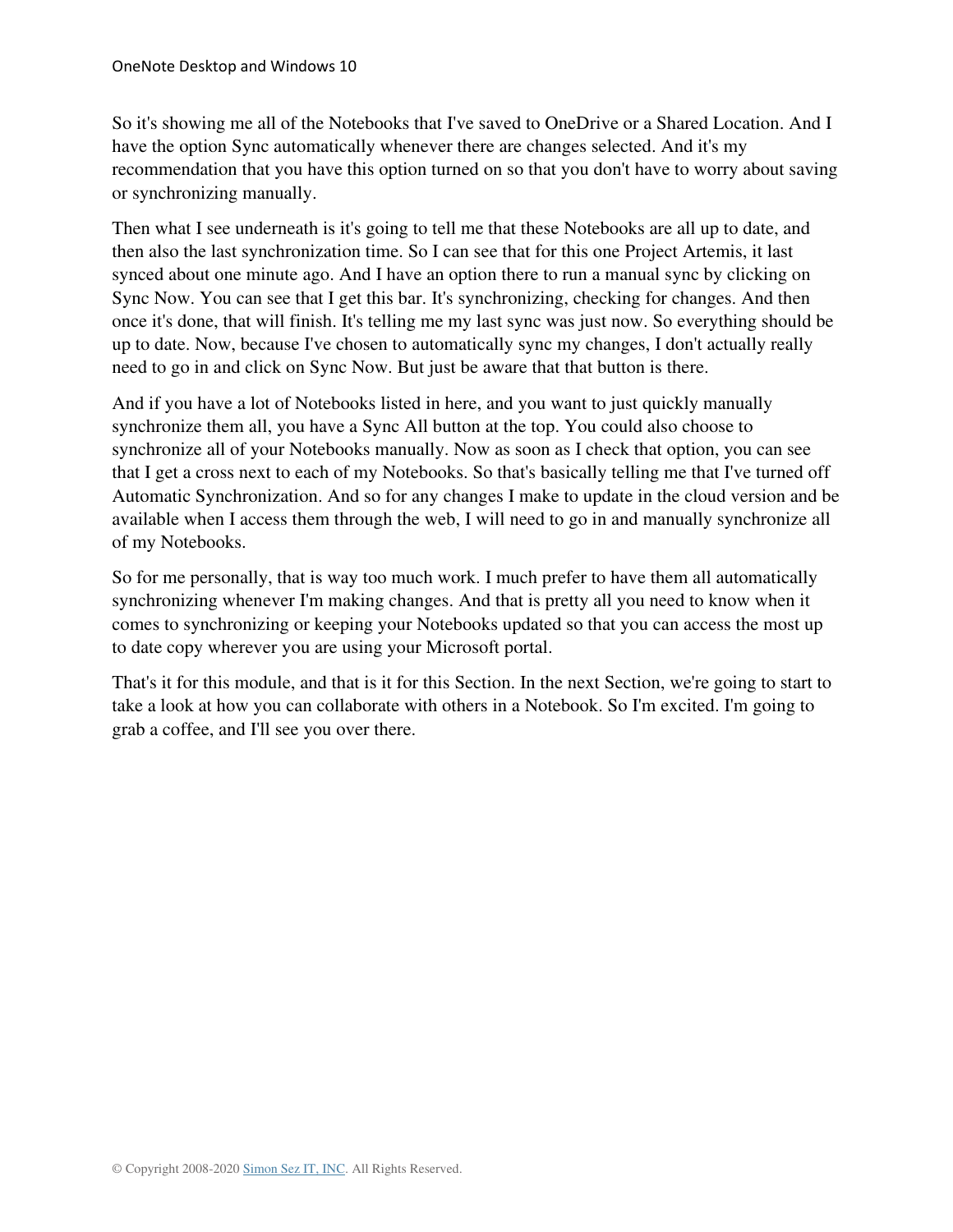So it's showing me all of the Notebooks that I've saved to OneDrive or a Shared Location. And I have the option Sync automatically whenever there are changes selected. And it's my recommendation that you have this option turned on so that you don't have to worry about saving or synchronizing manually.

Then what I see underneath is it's going to tell me that these Notebooks are all up to date, and then also the last synchronization time. So I can see that for this one Project Artemis, it last synced about one minute ago. And I have an option there to run a manual sync by clicking on Sync Now. You can see that I get this bar. It's synchronizing, checking for changes. And then once it's done, that will finish. It's telling me my last sync was just now. So everything should be up to date. Now, because I've chosen to automatically sync my changes, I don't actually really need to go in and click on Sync Now. But just be aware that that button is there.

And if you have a lot of Notebooks listed in here, and you want to just quickly manually synchronize them all, you have a Sync All button at the top. You could also choose to synchronize all of your Notebooks manually. Now as soon as I check that option, you can see that I get a cross next to each of my Notebooks. So that's basically telling me that I've turned off Automatic Synchronization. And so for any changes I make to update in the cloud version and be available when I access them through the web, I will need to go in and manually synchronize all of my Notebooks.

So for me personally, that is way too much work. I much prefer to have them all automatically synchronizing whenever I'm making changes. And that is pretty all you need to know when it comes to synchronizing or keeping your Notebooks updated so that you can access the most up to date copy wherever you are using your Microsoft portal.

That's it for this module, and that is it for this Section. In the next Section, we're going to start to take a look at how you can collaborate with others in a Notebook. So I'm excited. I'm going to grab a coffee, and I'll see you over there.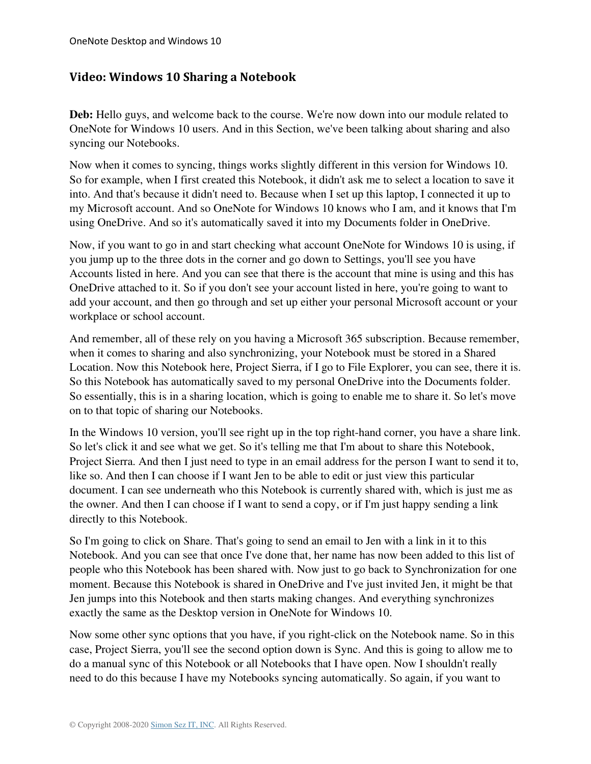## Video: Windows 10 Sharing a Notebook

**Deb:** Hello guys, and welcome back to the course. We're now down into our module related to OneNote for Windows 10 users. And in this Section, we've been talking about sharing and also syncing our Notebooks.

Now when it comes to syncing, things works slightly different in this version for Windows 10. So for example, when I first created this Notebook, it didn't ask me to select a location to save it into. And that's because it didn't need to. Because when I set up this laptop, I connected it up to my Microsoft account. And so OneNote for Windows 10 knows who I am, and it knows that I'm using OneDrive. And so it's automatically saved it into my Documents folder in OneDrive.

Now, if you want to go in and start checking what account OneNote for Windows 10 is using, if you jump up to the three dots in the corner and go down to Settings, you'll see you have Accounts listed in here. And you can see that there is the account that mine is using and this has OneDrive attached to it. So if you don't see your account listed in here, you're going to want to add your account, and then go through and set up either your personal Microsoft account or your workplace or school account.

And remember, all of these rely on you having a Microsoft 365 subscription. Because remember, when it comes to sharing and also synchronizing, your Notebook must be stored in a Shared Location. Now this Notebook here, Project Sierra, if I go to File Explorer, you can see, there it is. So this Notebook has automatically saved to my personal OneDrive into the Documents folder. So essentially, this is in a sharing location, which is going to enable me to share it. So let's move on to that topic of sharing our Notebooks.

In the Windows 10 version, you'll see right up in the top right-hand corner, you have a share link. So let's click it and see what we get. So it's telling me that I'm about to share this Notebook, Project Sierra. And then I just need to type in an email address for the person I want to send it to, like so. And then I can choose if I want Jen to be able to edit or just view this particular document. I can see underneath who this Notebook is currently shared with, which is just me as the owner. And then I can choose if I want to send a copy, or if I'm just happy sending a link directly to this Notebook.

So I'm going to click on Share. That's going to send an email to Jen with a link in it to this Notebook. And you can see that once I've done that, her name has now been added to this list of people who this Notebook has been shared with. Now just to go back to Synchronization for one moment. Because this Notebook is shared in OneDrive and I've just invited Jen, it might be that Jen jumps into this Notebook and then starts making changes. And everything synchronizes exactly the same as the Desktop version in OneNote for Windows 10.

Now some other sync options that you have, if you right-click on the Notebook name. So in this case, Project Sierra, you'll see the second option down is Sync. And this is going to allow me to do a manual sync of this Notebook or all Notebooks that I have open. Now I shouldn't really need to do this because I have my Notebooks syncing automatically. So again, if you want to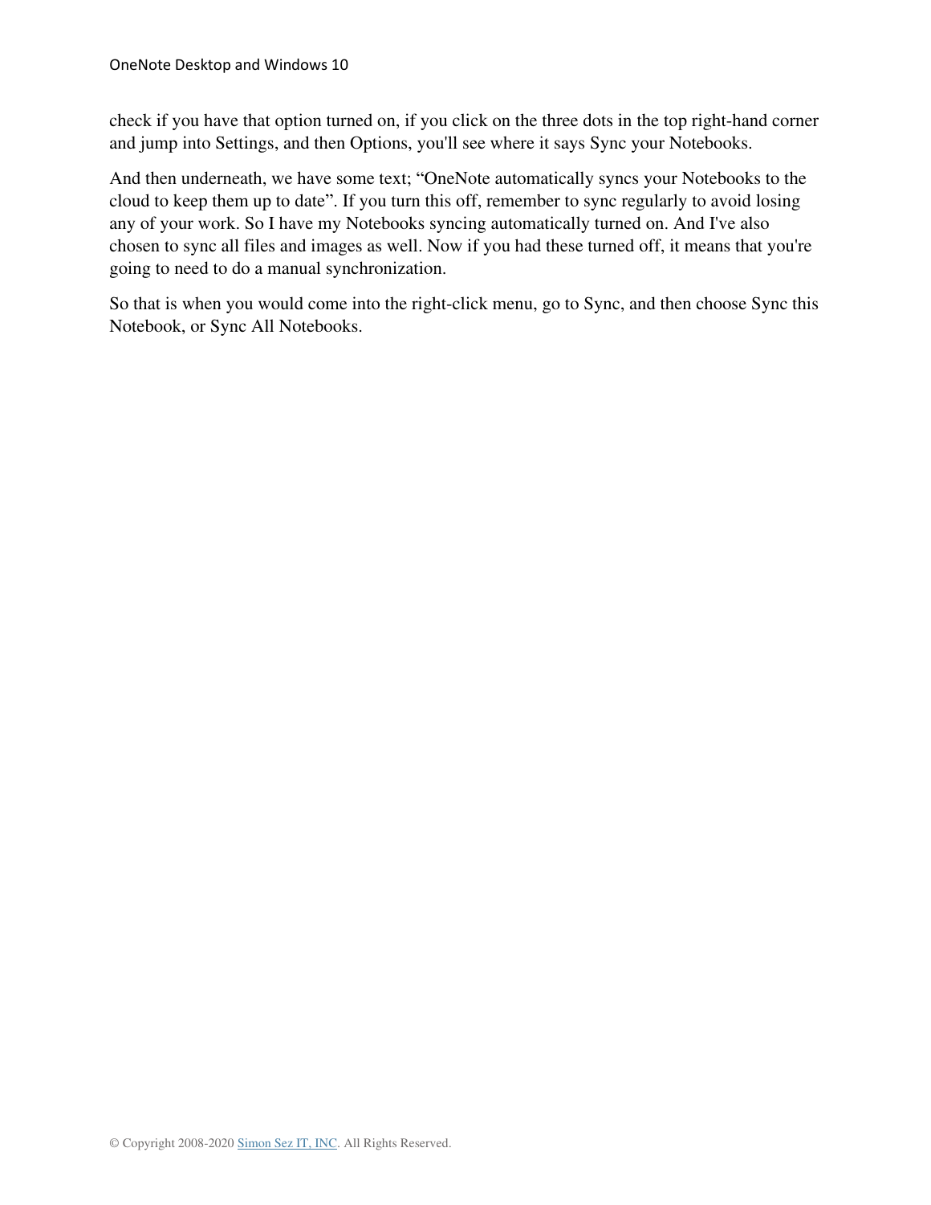check if you have that option turned on, if you click on the three dots in the top right-hand corner and jump into Settings, and then Options, you'll see where it says Sync your Notebooks.

And then underneath, we have some text; “OneNote automatically syncs your Notebooks to the cloud to keep them up to date”. If you turn this off, remember to sync regularly to avoid losing any of your work. So I have my Notebooks syncing automatically turned on. And I've also chosen to sync all files and images as well. Now if you had these turned off, it means that you're going to need to do a manual synchronization.

So that is when you would come into the right-click menu, go to Sync, and then choose Sync this Notebook, or Sync All Notebooks.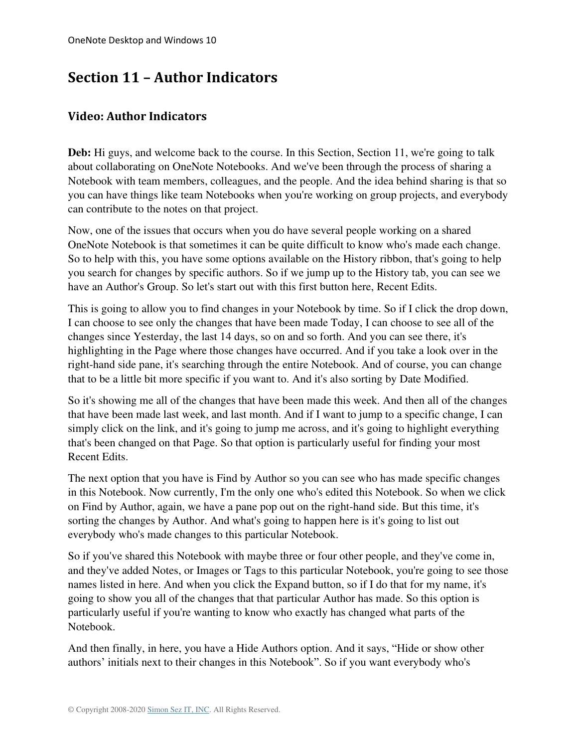# Section 11 – Author Indicators

## Video: Author Indicators

**Deb:** Hi guys, and welcome back to the course. In this Section, Section 11, we're going to talk about collaborating on OneNote Notebooks. And we've been through the process of sharing a Notebook with team members, colleagues, and the people. And the idea behind sharing is that so you can have things like team Notebooks when you're working on group projects, and everybody can contribute to the notes on that project.

Now, one of the issues that occurs when you do have several people working on a shared OneNote Notebook is that sometimes it can be quite difficult to know who's made each change. So to help with this, you have some options available on the History ribbon, that's going to help you search for changes by specific authors. So if we jump up to the History tab, you can see we have an Author's Group. So let's start out with this first button here, Recent Edits.

This is going to allow you to find changes in your Notebook by time. So if I click the drop down, I can choose to see only the changes that have been made Today, I can choose to see all of the changes since Yesterday, the last 14 days, so on and so forth. And you can see there, it's highlighting in the Page where those changes have occurred. And if you take a look over in the right-hand side pane, it's searching through the entire Notebook. And of course, you can change that to be a little bit more specific if you want to. And it's also sorting by Date Modified.

So it's showing me all of the changes that have been made this week. And then all of the changes that have been made last week, and last month. And if I want to jump to a specific change, I can simply click on the link, and it's going to jump me across, and it's going to highlight everything that's been changed on that Page. So that option is particularly useful for finding your most Recent Edits.

The next option that you have is Find by Author so you can see who has made specific changes in this Notebook. Now currently, I'm the only one who's edited this Notebook. So when we click on Find by Author, again, we have a pane pop out on the right-hand side. But this time, it's sorting the changes by Author. And what's going to happen here is it's going to list out everybody who's made changes to this particular Notebook.

So if you've shared this Notebook with maybe three or four other people, and they've come in, and they've added Notes, or Images or Tags to this particular Notebook, you're going to see those names listed in here. And when you click the Expand button, so if I do that for my name, it's going to show you all of the changes that that particular Author has made. So this option is particularly useful if you're wanting to know who exactly has changed what parts of the Notebook.

And then finally, in here, you have a Hide Authors option. And it says, "Hide or show other authors' initials next to their changes in this Notebook". So if you want everybody who's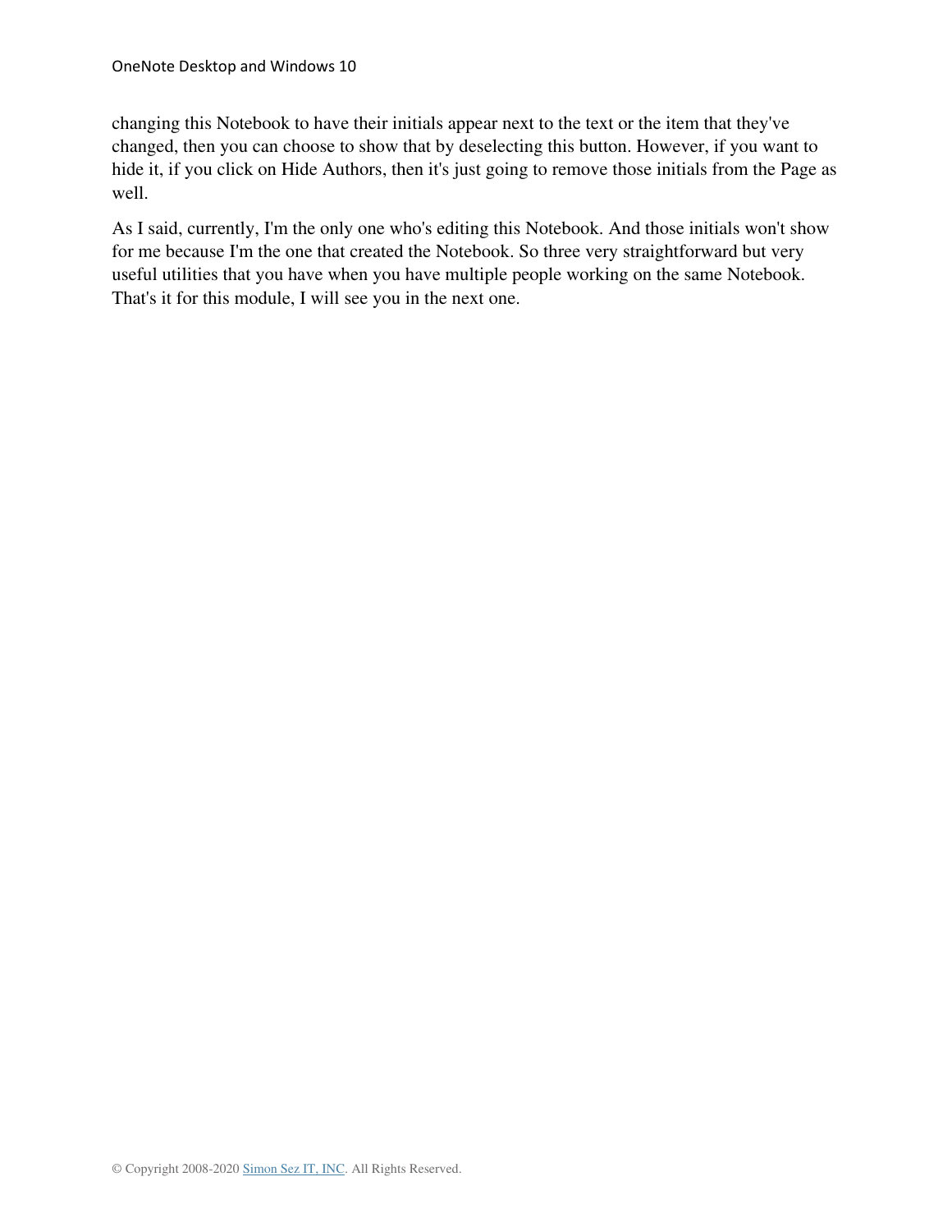changing this Notebook to have their initials appear next to the text or the item that they've changed, then you can choose to show that by deselecting this button. However, if you want to hide it, if you click on Hide Authors, then it's just going to remove those initials from the Page as well.

As I said, currently, I'm the only one who's editing this Notebook. And those initials won't show for me because I'm the one that created the Notebook. So three very straightforward but very useful utilities that you have when you have multiple people working on the same Notebook. That's it for this module, I will see you in the next one.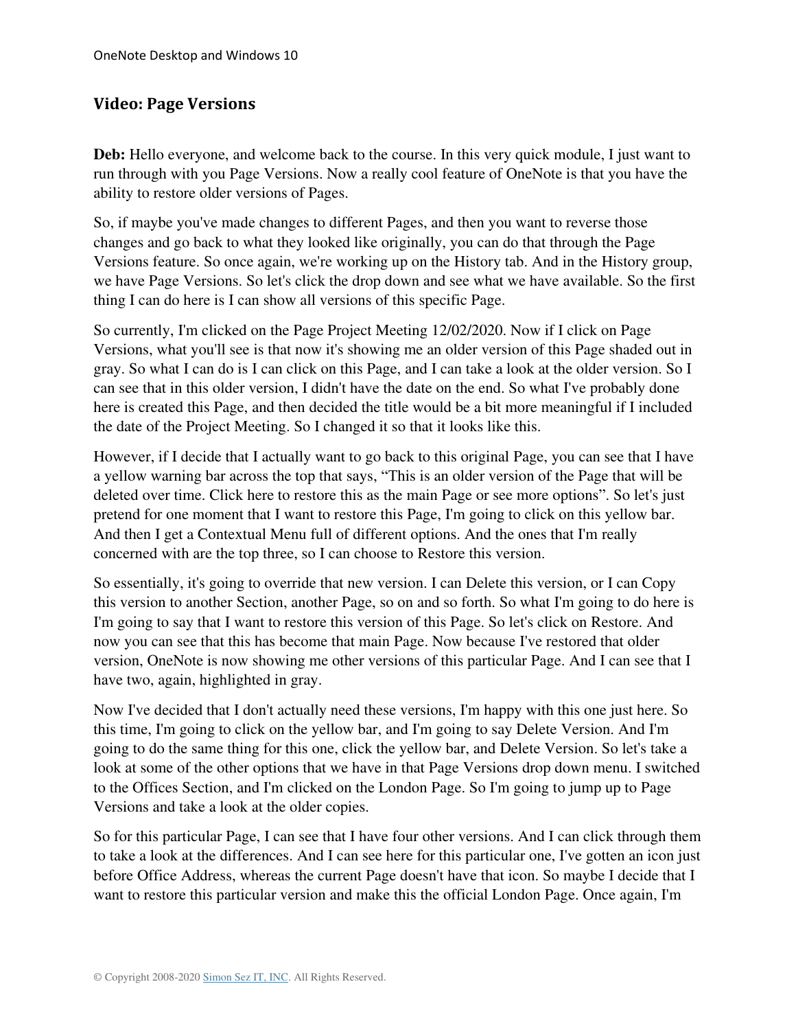## Video: Page Versions

**Deb:** Hello everyone, and welcome back to the course. In this very quick module, I just want to run through with you Page Versions. Now a really cool feature of OneNote is that you have the ability to restore older versions of Pages.

So, if maybe you've made changes to different Pages, and then you want to reverse those changes and go back to what they looked like originally, you can do that through the Page Versions feature. So once again, we're working up on the History tab. And in the History group, we have Page Versions. So let's click the drop down and see what we have available. So the first thing I can do here is I can show all versions of this specific Page.

So currently, I'm clicked on the Page Project Meeting 12/02/2020. Now if I click on Page Versions, what you'll see is that now it's showing me an older version of this Page shaded out in gray. So what I can do is I can click on this Page, and I can take a look at the older version. So I can see that in this older version, I didn't have the date on the end. So what I've probably done here is created this Page, and then decided the title would be a bit more meaningful if I included the date of the Project Meeting. So I changed it so that it looks like this.

However, if I decide that I actually want to go back to this original Page, you can see that I have a yellow warning bar across the top that says, "This is an older version of the Page that will be deleted over time. Click here to restore this as the main Page or see more options". So let's just pretend for one moment that I want to restore this Page, I'm going to click on this yellow bar. And then I get a Contextual Menu full of different options. And the ones that I'm really concerned with are the top three, so I can choose to Restore this version.

So essentially, it's going to override that new version. I can Delete this version, or I can Copy this version to another Section, another Page, so on and so forth. So what I'm going to do here is I'm going to say that I want to restore this version of this Page. So let's click on Restore. And now you can see that this has become that main Page. Now because I've restored that older version, OneNote is now showing me other versions of this particular Page. And I can see that I have two, again, highlighted in gray.

Now I've decided that I don't actually need these versions, I'm happy with this one just here. So this time, I'm going to click on the yellow bar, and I'm going to say Delete Version. And I'm going to do the same thing for this one, click the yellow bar, and Delete Version. So let's take a look at some of the other options that we have in that Page Versions drop down menu. I switched to the Offices Section, and I'm clicked on the London Page. So I'm going to jump up to Page Versions and take a look at the older copies.

So for this particular Page, I can see that I have four other versions. And I can click through them to take a look at the differences. And I can see here for this particular one, I've gotten an icon just before Office Address, whereas the current Page doesn't have that icon. So maybe I decide that I want to restore this particular version and make this the official London Page. Once again, I'm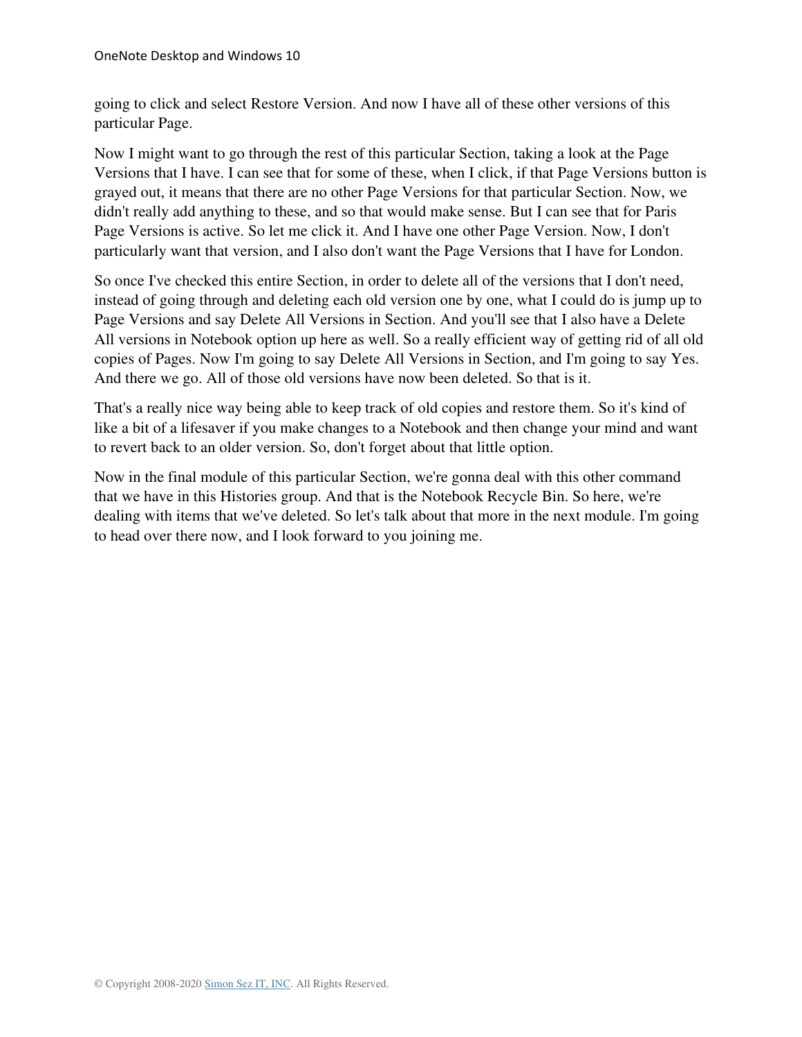going to click and select Restore Version. And now I have all of these other versions of this particular Page.

Now I might want to go through the rest of this particular Section, taking a look at the Page Versions that I have. I can see that for some of these, when I click, if that Page Versions button is grayed out, it means that there are no other Page Versions for that particular Section. Now, we didn't really add anything to these, and so that would make sense. But I can see that for Paris Page Versions is active. So let me click it. And I have one other Page Version. Now, I don't particularly want that version, and I also don't want the Page Versions that I have for London.

So once I've checked this entire Section, in order to delete all of the versions that I don't need, instead of going through and deleting each old version one by one, what I could do is jump up to Page Versions and say Delete All Versions in Section. And you'll see that I also have a Delete All versions in Notebook option up here as well. So a really efficient way of getting rid of all old copies of Pages. Now I'm going to say Delete All Versions in Section, and I'm going to say Yes. And there we go. All of those old versions have now been deleted. So that is it.

That's a really nice way being able to keep track of old copies and restore them. So it's kind of like a bit of a lifesaver if you make changes to a Notebook and then change your mind and want to revert back to an older version. So, don't forget about that little option.

Now in the final module of this particular Section, we're gonna deal with this other command that we have in this Histories group. And that is the Notebook Recycle Bin. So here, we're dealing with items that we've deleted. So let's talk about that more in the next module. I'm going to head over there now, and I look forward to you joining me.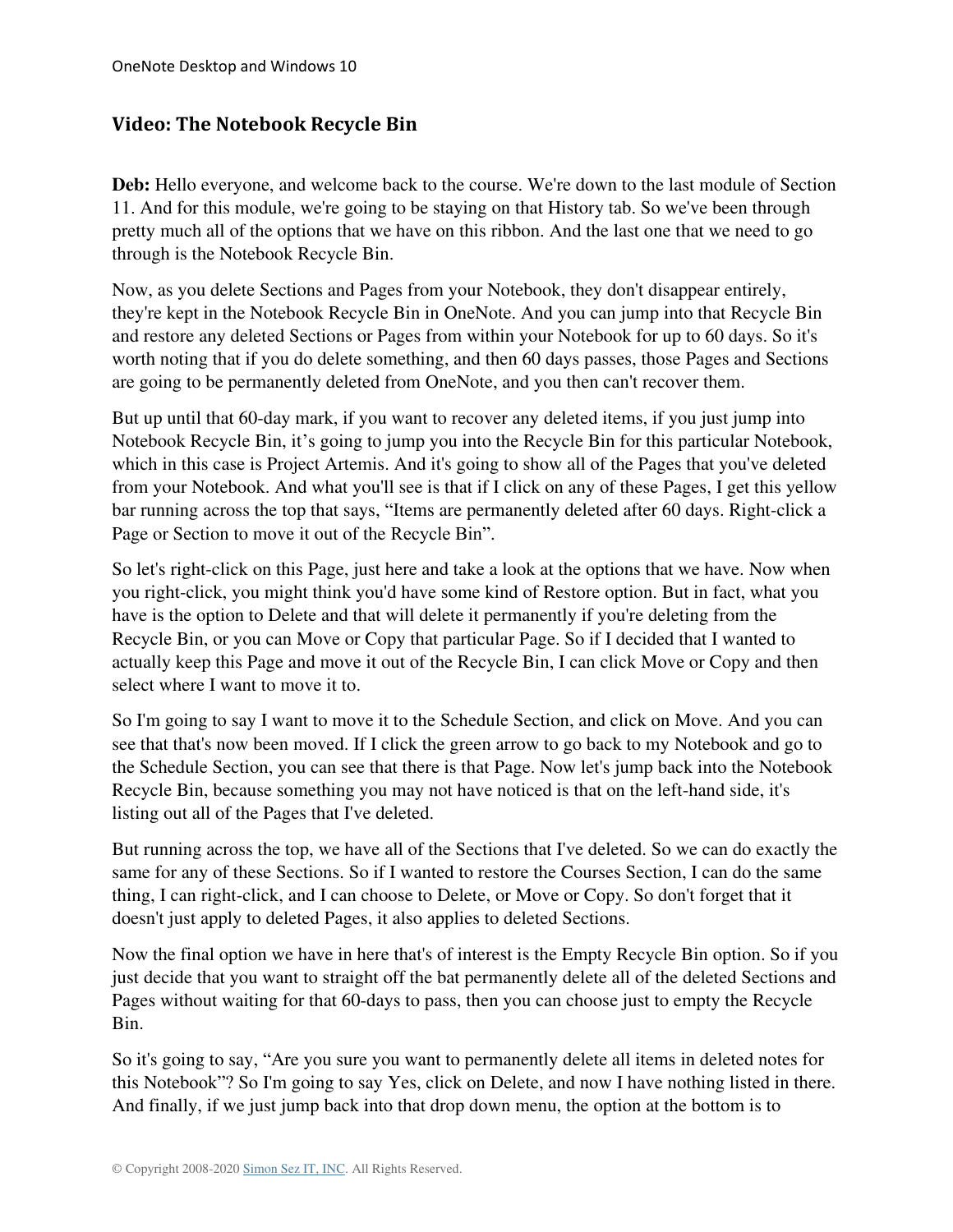## Video: The Notebook Recycle Bin

**Deb:** Hello everyone, and welcome back to the course. We're down to the last module of Section 11. And for this module, we're going to be staying on that History tab. So we've been through pretty much all of the options that we have on this ribbon. And the last one that we need to go through is the Notebook Recycle Bin.

Now, as you delete Sections and Pages from your Notebook, they don't disappear entirely, they're kept in the Notebook Recycle Bin in OneNote. And you can jump into that Recycle Bin and restore any deleted Sections or Pages from within your Notebook for up to 60 days. So it's worth noting that if you do delete something, and then 60 days passes, those Pages and Sections are going to be permanently deleted from OneNote, and you then can't recover them.

But up until that 60-day mark, if you want to recover any deleted items, if you just jump into Notebook Recycle Bin, it's going to jump you into the Recycle Bin for this particular Notebook, which in this case is Project Artemis. And it's going to show all of the Pages that you've deleted from your Notebook. And what you'll see is that if I click on any of these Pages, I get this yellow bar running across the top that says, "Items are permanently deleted after 60 days. Right-click a Page or Section to move it out of the Recycle Bin".

So let's right-click on this Page, just here and take a look at the options that we have. Now when you right-click, you might think you'd have some kind of Restore option. But in fact, what you have is the option to Delete and that will delete it permanently if you're deleting from the Recycle Bin, or you can Move or Copy that particular Page. So if I decided that I wanted to actually keep this Page and move it out of the Recycle Bin, I can click Move or Copy and then select where I want to move it to.

So I'm going to say I want to move it to the Schedule Section, and click on Move. And you can see that that's now been moved. If I click the green arrow to go back to my Notebook and go to the Schedule Section, you can see that there is that Page. Now let's jump back into the Notebook Recycle Bin, because something you may not have noticed is that on the left-hand side, it's listing out all of the Pages that I've deleted.

But running across the top, we have all of the Sections that I've deleted. So we can do exactly the same for any of these Sections. So if I wanted to restore the Courses Section, I can do the same thing, I can right-click, and I can choose to Delete, or Move or Copy. So don't forget that it doesn't just apply to deleted Pages, it also applies to deleted Sections.

Now the final option we have in here that's of interest is the Empty Recycle Bin option. So if you just decide that you want to straight off the bat permanently delete all of the deleted Sections and Pages without waiting for that 60-days to pass, then you can choose just to empty the Recycle Bin.

So it's going to say, "Are you sure you want to permanently delete all items in deleted notes for this Notebook"? So I'm going to say Yes, click on Delete, and now I have nothing listed in there. And finally, if we just jump back into that drop down menu, the option at the bottom is to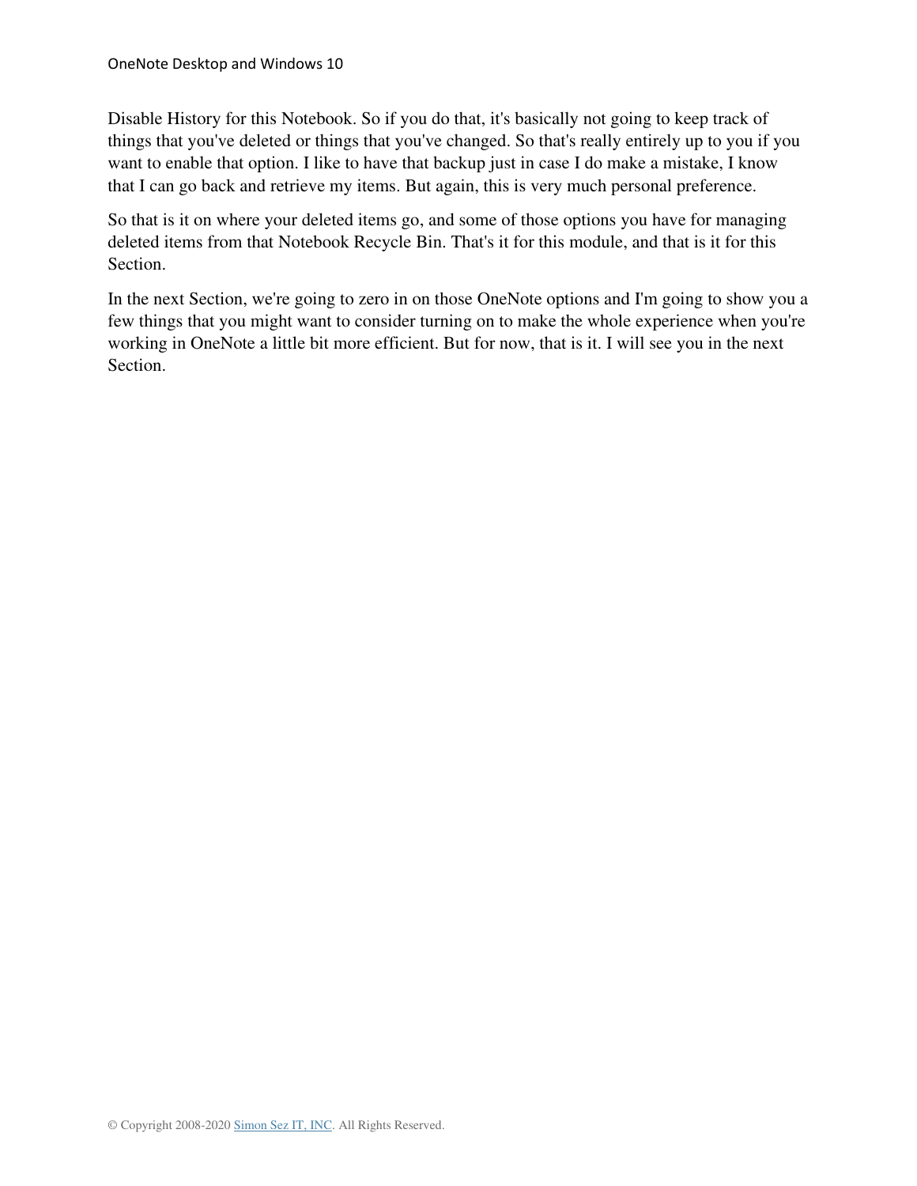Disable History for this Notebook. So if you do that, it's basically not going to keep track of things that you've deleted or things that you've changed. So that's really entirely up to you if you want to enable that option. I like to have that backup just in case I do make a mistake, I know that I can go back and retrieve my items. But again, this is very much personal preference.

So that is it on where your deleted items go, and some of those options you have for managing deleted items from that Notebook Recycle Bin. That's it for this module, and that is it for this Section.

In the next Section, we're going to zero in on those OneNote options and I'm going to show you a few things that you might want to consider turning on to make the whole experience when you're working in OneNote a little bit more efficient. But for now, that is it. I will see you in the next Section.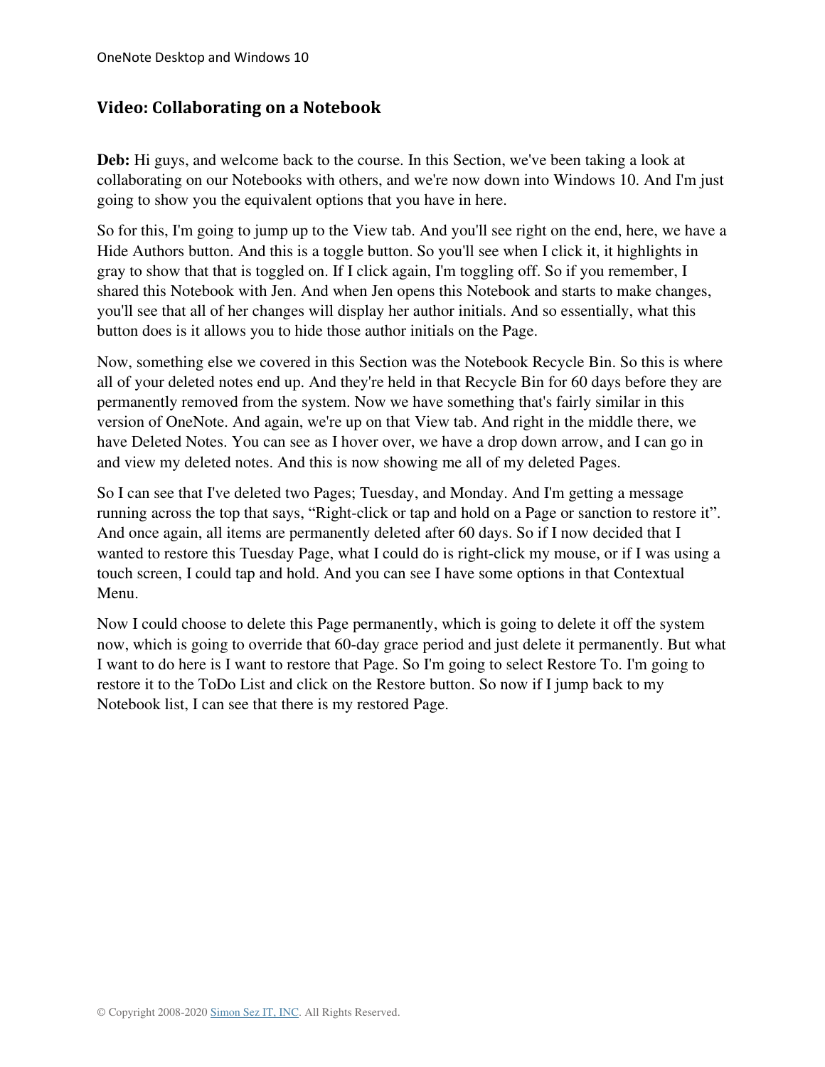## Video: Collaborating on a Notebook

**Deb:** Hi guys, and welcome back to the course. In this Section, we've been taking a look at collaborating on our Notebooks with others, and we're now down into Windows 10. And I'm just going to show you the equivalent options that you have in here.

So for this, I'm going to jump up to the View tab. And you'll see right on the end, here, we have a Hide Authors button. And this is a toggle button. So you'll see when I click it, it highlights in gray to show that that is toggled on. If I click again, I'm toggling off. So if you remember, I shared this Notebook with Jen. And when Jen opens this Notebook and starts to make changes, you'll see that all of her changes will display her author initials. And so essentially, what this button does is it allows you to hide those author initials on the Page.

Now, something else we covered in this Section was the Notebook Recycle Bin. So this is where all of your deleted notes end up. And they're held in that Recycle Bin for 60 days before they are permanently removed from the system. Now we have something that's fairly similar in this version of OneNote. And again, we're up on that View tab. And right in the middle there, we have Deleted Notes. You can see as I hover over, we have a drop down arrow, and I can go in and view my deleted notes. And this is now showing me all of my deleted Pages.

So I can see that I've deleted two Pages; Tuesday, and Monday. And I'm getting a message running across the top that says, "Right-click or tap and hold on a Page or sanction to restore it". And once again, all items are permanently deleted after 60 days. So if I now decided that I wanted to restore this Tuesday Page, what I could do is right-click my mouse, or if I was using a touch screen, I could tap and hold. And you can see I have some options in that Contextual Menu.

Now I could choose to delete this Page permanently, which is going to delete it off the system now, which is going to override that 60-day grace period and just delete it permanently. But what I want to do here is I want to restore that Page. So I'm going to select Restore To. I'm going to restore it to the ToDo List and click on the Restore button. So now if I jump back to my Notebook list, I can see that there is my restored Page.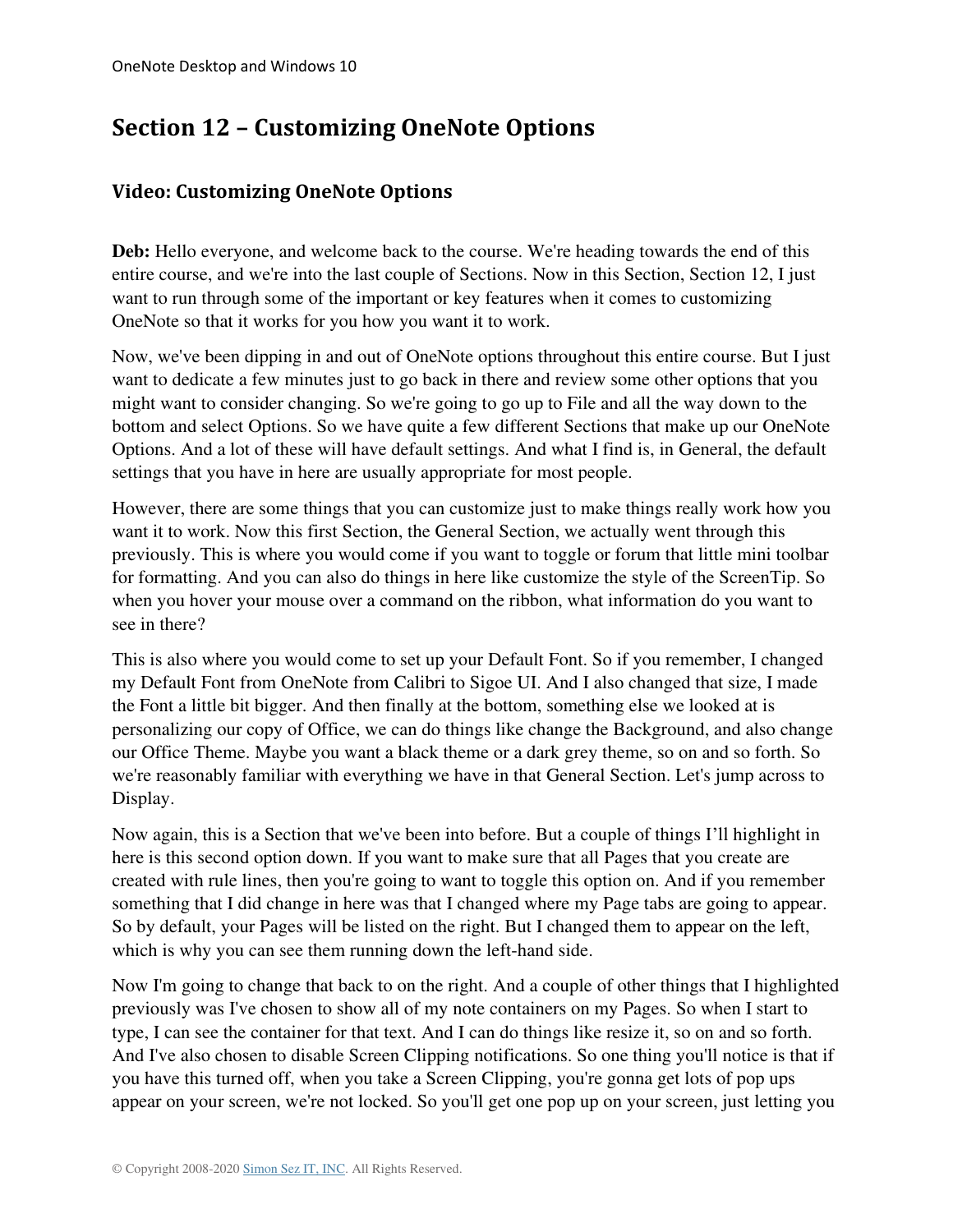# Section 12 – Customizing OneNote Options

## Video: Customizing OneNote Options

**Deb:** Hello everyone, and welcome back to the course. We're heading towards the end of this entire course, and we're into the last couple of Sections. Now in this Section, Section 12, I just want to run through some of the important or key features when it comes to customizing OneNote so that it works for you how you want it to work.

Now, we've been dipping in and out of OneNote options throughout this entire course. But I just want to dedicate a few minutes just to go back in there and review some other options that you might want to consider changing. So we're going to go up to File and all the way down to the bottom and select Options. So we have quite a few different Sections that make up our OneNote Options. And a lot of these will have default settings. And what I find is, in General, the default settings that you have in here are usually appropriate for most people.

However, there are some things that you can customize just to make things really work how you want it to work. Now this first Section, the General Section, we actually went through this previously. This is where you would come if you want to toggle or forum that little mini toolbar for formatting. And you can also do things in here like customize the style of the ScreenTip. So when you hover your mouse over a command on the ribbon, what information do you want to see in there?

This is also where you would come to set up your Default Font. So if you remember, I changed my Default Font from OneNote from Calibri to Sigoe UI. And I also changed that size, I made the Font a little bit bigger. And then finally at the bottom, something else we looked at is personalizing our copy of Office, we can do things like change the Background, and also change our Office Theme. Maybe you want a black theme or a dark grey theme, so on and so forth. So we're reasonably familiar with everything we have in that General Section. Let's jump across to Display.

Now again, this is a Section that we've been into before. But a couple of things I'll highlight in here is this second option down. If you want to make sure that all Pages that you create are created with rule lines, then you're going to want to toggle this option on. And if you remember something that I did change in here was that I changed where my Page tabs are going to appear. So by default, your Pages will be listed on the right. But I changed them to appear on the left, which is why you can see them running down the left-hand side.

Now I'm going to change that back to on the right. And a couple of other things that I highlighted previously was I've chosen to show all of my note containers on my Pages. So when I start to type, I can see the container for that text. And I can do things like resize it, so on and so forth. And I've also chosen to disable Screen Clipping notifications. So one thing you'll notice is that if you have this turned off, when you take a Screen Clipping, you're gonna get lots of pop ups appear on your screen, we're not locked. So you'll get one pop up on your screen, just letting you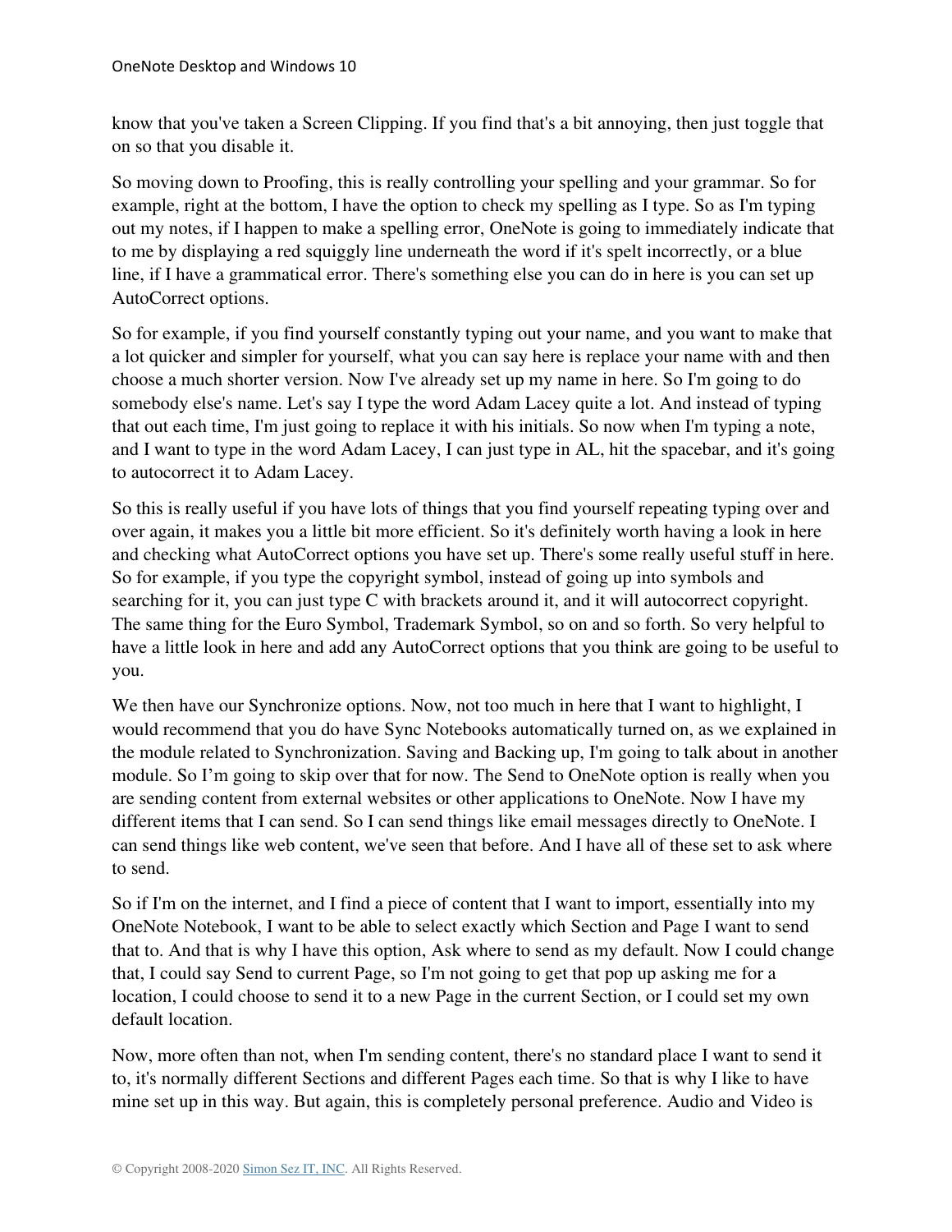know that you've taken a Screen Clipping. If you find that's a bit annoying, then just toggle that on so that you disable it.

So moving down to Proofing, this is really controlling your spelling and your grammar. So for example, right at the bottom, I have the option to check my spelling as I type. So as I'm typing out my notes, if I happen to make a spelling error, OneNote is going to immediately indicate that to me by displaying a red squiggly line underneath the word if it's spelt incorrectly, or a blue line, if I have a grammatical error. There's something else you can do in here is you can set up AutoCorrect options.

So for example, if you find yourself constantly typing out your name, and you want to make that a lot quicker and simpler for yourself, what you can say here is replace your name with and then choose a much shorter version. Now I've already set up my name in here. So I'm going to do somebody else's name. Let's say I type the word Adam Lacey quite a lot. And instead of typing that out each time, I'm just going to replace it with his initials. So now when I'm typing a note, and I want to type in the word Adam Lacey, I can just type in AL, hit the spacebar, and it's going to autocorrect it to Adam Lacey.

So this is really useful if you have lots of things that you find yourself repeating typing over and over again, it makes you a little bit more efficient. So it's definitely worth having a look in here and checking what AutoCorrect options you have set up. There's some really useful stuff in here. So for example, if you type the copyright symbol, instead of going up into symbols and searching for it, you can just type C with brackets around it, and it will autocorrect copyright. The same thing for the Euro Symbol, Trademark Symbol, so on and so forth. So very helpful to have a little look in here and add any AutoCorrect options that you think are going to be useful to you.

We then have our Synchronize options. Now, not too much in here that I want to highlight, I would recommend that you do have Sync Notebooks automatically turned on, as we explained in the module related to Synchronization. Saving and Backing up, I'm going to talk about in another module. So I'm going to skip over that for now. The Send to OneNote option is really when you are sending content from external websites or other applications to OneNote. Now I have my different items that I can send. So I can send things like email messages directly to OneNote. I can send things like web content, we've seen that before. And I have all of these set to ask where to send.

So if I'm on the internet, and I find a piece of content that I want to import, essentially into my OneNote Notebook, I want to be able to select exactly which Section and Page I want to send that to. And that is why I have this option, Ask where to send as my default. Now I could change that, I could say Send to current Page, so I'm not going to get that pop up asking me for a location, I could choose to send it to a new Page in the current Section, or I could set my own default location.

Now, more often than not, when I'm sending content, there's no standard place I want to send it to, it's normally different Sections and different Pages each time. So that is why I like to have mine set up in this way. But again, this is completely personal preference. Audio and Video is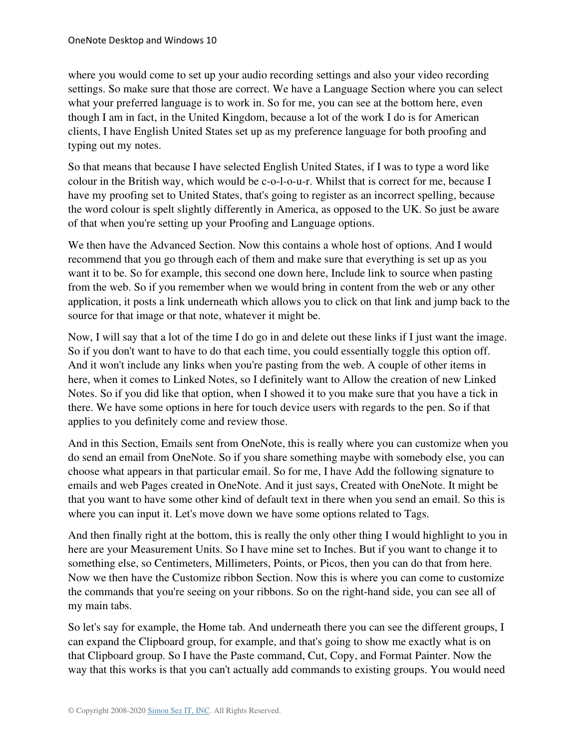where you would come to set up your audio recording settings and also your video recording settings. So make sure that those are correct. We have a Language Section where you can select what your preferred language is to work in. So for me, you can see at the bottom here, even though I am in fact, in the United Kingdom, because a lot of the work I do is for American clients, I have English United States set up as my preference language for both proofing and typing out my notes.

So that means that because I have selected English United States, if I was to type a word like colour in the British way, which would be c-o-l-o-u-r. Whilst that is correct for me, because I have my proofing set to United States, that's going to register as an incorrect spelling, because the word colour is spelt slightly differently in America, as opposed to the UK. So just be aware of that when you're setting up your Proofing and Language options.

We then have the Advanced Section. Now this contains a whole host of options. And I would recommend that you go through each of them and make sure that everything is set up as you want it to be. So for example, this second one down here, Include link to source when pasting from the web. So if you remember when we would bring in content from the web or any other application, it posts a link underneath which allows you to click on that link and jump back to the source for that image or that note, whatever it might be.

Now, I will say that a lot of the time I do go in and delete out these links if I just want the image. So if you don't want to have to do that each time, you could essentially toggle this option off. And it won't include any links when you're pasting from the web. A couple of other items in here, when it comes to Linked Notes, so I definitely want to Allow the creation of new Linked Notes. So if you did like that option, when I showed it to you make sure that you have a tick in there. We have some options in here for touch device users with regards to the pen. So if that applies to you definitely come and review those.

And in this Section, Emails sent from OneNote, this is really where you can customize when you do send an email from OneNote. So if you share something maybe with somebody else, you can choose what appears in that particular email. So for me, I have Add the following signature to emails and web Pages created in OneNote. And it just says, Created with OneNote. It might be that you want to have some other kind of default text in there when you send an email. So this is where you can input it. Let's move down we have some options related to Tags.

And then finally right at the bottom, this is really the only other thing I would highlight to you in here are your Measurement Units. So I have mine set to Inches. But if you want to change it to something else, so Centimeters, Millimeters, Points, or Picos, then you can do that from here. Now we then have the Customize ribbon Section. Now this is where you can come to customize the commands that you're seeing on your ribbons. So on the right-hand side, you can see all of my main tabs.

So let's say for example, the Home tab. And underneath there you can see the different groups, I can expand the Clipboard group, for example, and that's going to show me exactly what is on that Clipboard group. So I have the Paste command, Cut, Copy, and Format Painter. Now the way that this works is that you can't actually add commands to existing groups. You would need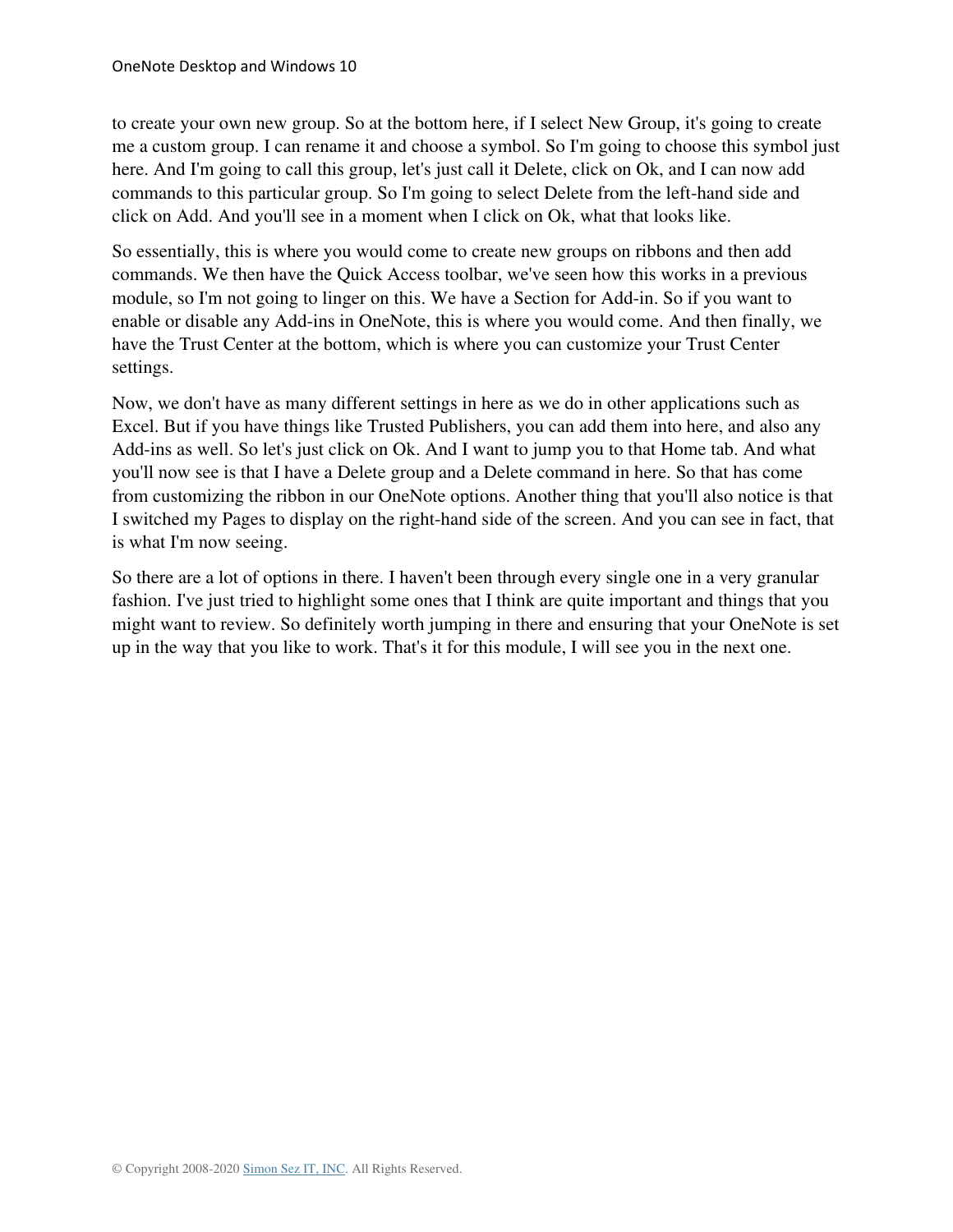to create your own new group. So at the bottom here, if I select New Group, it's going to create me a custom group. I can rename it and choose a symbol. So I'm going to choose this symbol just here. And I'm going to call this group, let's just call it Delete, click on Ok, and I can now add commands to this particular group. So I'm going to select Delete from the left-hand side and click on Add. And you'll see in a moment when I click on Ok, what that looks like.

So essentially, this is where you would come to create new groups on ribbons and then add commands. We then have the Quick Access toolbar, we've seen how this works in a previous module, so I'm not going to linger on this. We have a Section for Add-in. So if you want to enable or disable any Add-ins in OneNote, this is where you would come. And then finally, we have the Trust Center at the bottom, which is where you can customize your Trust Center settings.

Now, we don't have as many different settings in here as we do in other applications such as Excel. But if you have things like Trusted Publishers, you can add them into here, and also any Add-ins as well. So let's just click on Ok. And I want to jump you to that Home tab. And what you'll now see is that I have a Delete group and a Delete command in here. So that has come from customizing the ribbon in our OneNote options. Another thing that you'll also notice is that I switched my Pages to display on the right-hand side of the screen. And you can see in fact, that is what I'm now seeing.

So there are a lot of options in there. I haven't been through every single one in a very granular fashion. I've just tried to highlight some ones that I think are quite important and things that you might want to review. So definitely worth jumping in there and ensuring that your OneNote is set up in the way that you like to work. That's it for this module, I will see you in the next one.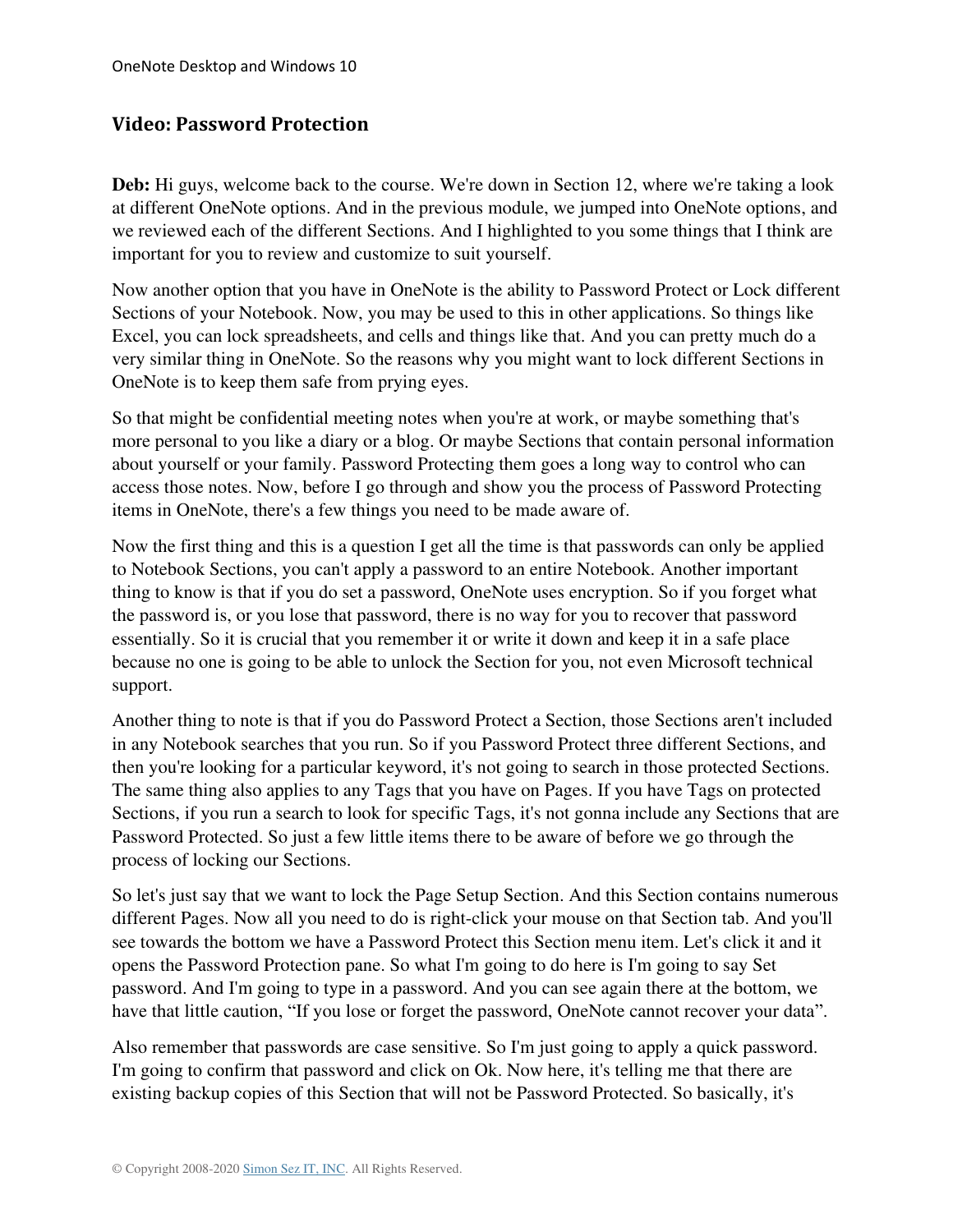## Video: Password Protection

**Deb:** Hi guys, welcome back to the course. We're down in Section 12, where we're taking a look at different OneNote options. And in the previous module, we jumped into OneNote options, and we reviewed each of the different Sections. And I highlighted to you some things that I think are important for you to review and customize to suit yourself.

Now another option that you have in OneNote is the ability to Password Protect or Lock different Sections of your Notebook. Now, you may be used to this in other applications. So things like Excel, you can lock spreadsheets, and cells and things like that. And you can pretty much do a very similar thing in OneNote. So the reasons why you might want to lock different Sections in OneNote is to keep them safe from prying eyes.

So that might be confidential meeting notes when you're at work, or maybe something that's more personal to you like a diary or a blog. Or maybe Sections that contain personal information about yourself or your family. Password Protecting them goes a long way to control who can access those notes. Now, before I go through and show you the process of Password Protecting items in OneNote, there's a few things you need to be made aware of.

Now the first thing and this is a question I get all the time is that passwords can only be applied to Notebook Sections, you can't apply a password to an entire Notebook. Another important thing to know is that if you do set a password, OneNote uses encryption. So if you forget what the password is, or you lose that password, there is no way for you to recover that password essentially. So it is crucial that you remember it or write it down and keep it in a safe place because no one is going to be able to unlock the Section for you, not even Microsoft technical support.

Another thing to note is that if you do Password Protect a Section, those Sections aren't included in any Notebook searches that you run. So if you Password Protect three different Sections, and then you're looking for a particular keyword, it's not going to search in those protected Sections. The same thing also applies to any Tags that you have on Pages. If you have Tags on protected Sections, if you run a search to look for specific Tags, it's not gonna include any Sections that are Password Protected. So just a few little items there to be aware of before we go through the process of locking our Sections.

So let's just say that we want to lock the Page Setup Section. And this Section contains numerous different Pages. Now all you need to do is right-click your mouse on that Section tab. And you'll see towards the bottom we have a Password Protect this Section menu item. Let's click it and it opens the Password Protection pane. So what I'm going to do here is I'm going to say Set password. And I'm going to type in a password. And you can see again there at the bottom, we have that little caution, "If you lose or forget the password, OneNote cannot recover your data".

Also remember that passwords are case sensitive. So I'm just going to apply a quick password. I'm going to confirm that password and click on Ok. Now here, it's telling me that there are existing backup copies of this Section that will not be Password Protected. So basically, it's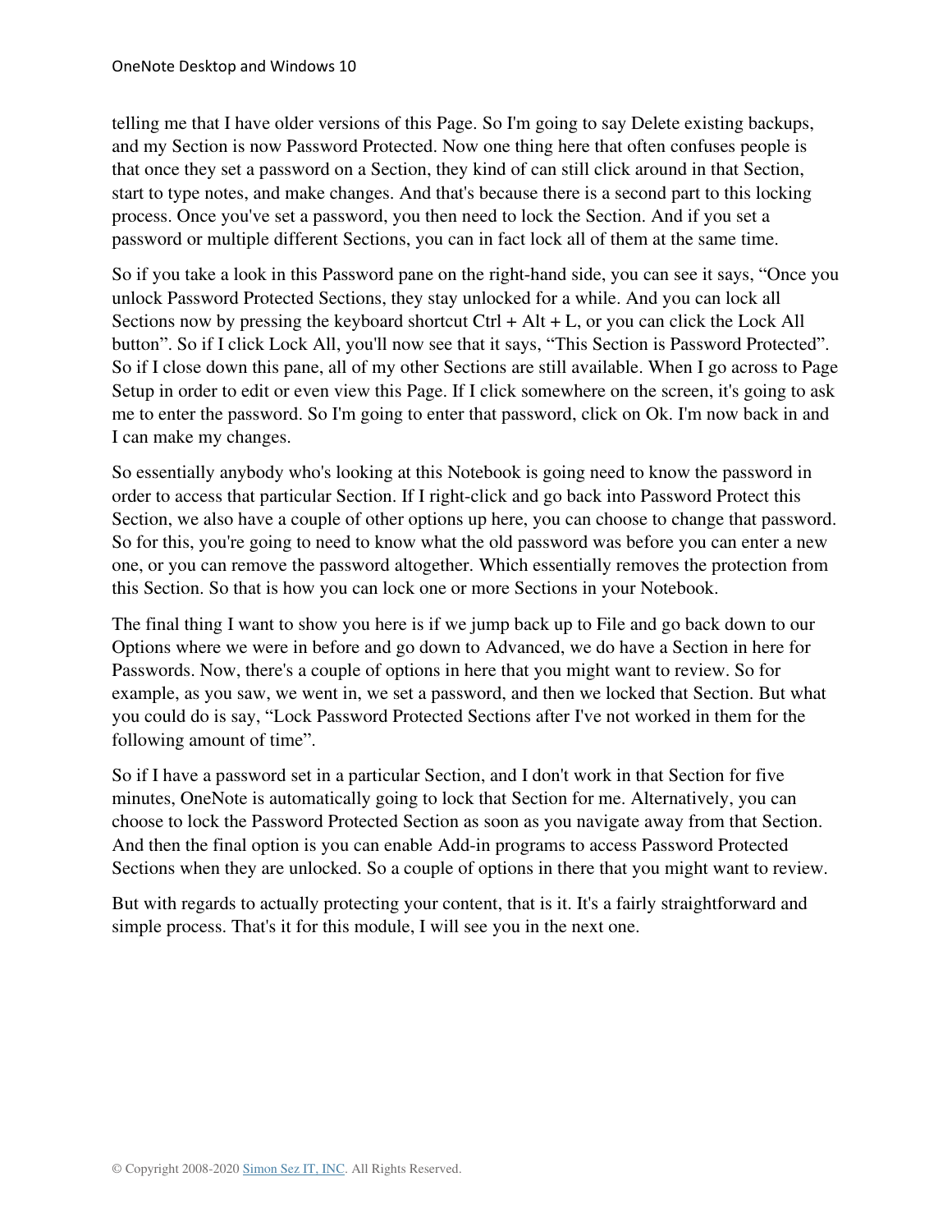telling me that I have older versions of this Page. So I'm going to say Delete existing backups, and my Section is now Password Protected. Now one thing here that often confuses people is that once they set a password on a Section, they kind of can still click around in that Section, start to type notes, and make changes. And that's because there is a second part to this locking process. Once you've set a password, you then need to lock the Section. And if you set a password or multiple different Sections, you can in fact lock all of them at the same time.

So if you take a look in this Password pane on the right-hand side, you can see it says, "Once you unlock Password Protected Sections, they stay unlocked for a while. And you can lock all Sections now by pressing the keyboard shortcut Ctrl + Alt + L, or you can click the Lock All button". So if I click Lock All, you'll now see that it says, "This Section is Password Protected". So if I close down this pane, all of my other Sections are still available. When I go across to Page Setup in order to edit or even view this Page. If I click somewhere on the screen, it's going to ask me to enter the password. So I'm going to enter that password, click on Ok. I'm now back in and I can make my changes.

So essentially anybody who's looking at this Notebook is going need to know the password in order to access that particular Section. If I right-click and go back into Password Protect this Section, we also have a couple of other options up here, you can choose to change that password. So for this, you're going to need to know what the old password was before you can enter a new one, or you can remove the password altogether. Which essentially removes the protection from this Section. So that is how you can lock one or more Sections in your Notebook.

The final thing I want to show you here is if we jump back up to File and go back down to our Options where we were in before and go down to Advanced, we do have a Section in here for Passwords. Now, there's a couple of options in here that you might want to review. So for example, as you saw, we went in, we set a password, and then we locked that Section. But what you could do is say, "Lock Password Protected Sections after I've not worked in them for the following amount of time".

So if I have a password set in a particular Section, and I don't work in that Section for five minutes, OneNote is automatically going to lock that Section for me. Alternatively, you can choose to lock the Password Protected Section as soon as you navigate away from that Section. And then the final option is you can enable Add-in programs to access Password Protected Sections when they are unlocked. So a couple of options in there that you might want to review.

But with regards to actually protecting your content, that is it. It's a fairly straightforward and simple process. That's it for this module, I will see you in the next one.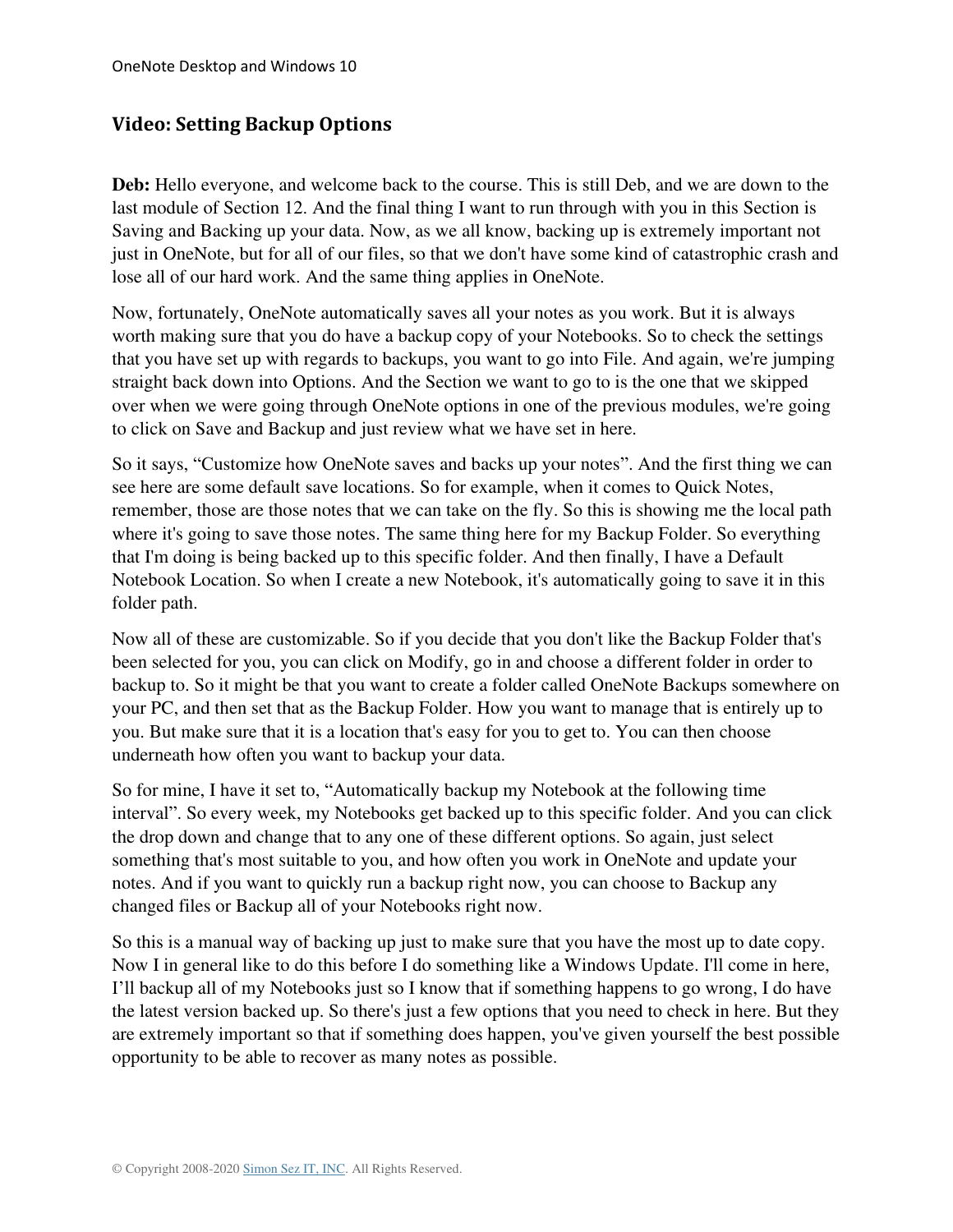## Video: Setting Backup Options

**Deb:** Hello everyone, and welcome back to the course. This is still Deb, and we are down to the last module of Section 12. And the final thing I want to run through with you in this Section is Saving and Backing up your data. Now, as we all know, backing up is extremely important not just in OneNote, but for all of our files, so that we don't have some kind of catastrophic crash and lose all of our hard work. And the same thing applies in OneNote.

Now, fortunately, OneNote automatically saves all your notes as you work. But it is always worth making sure that you do have a backup copy of your Notebooks. So to check the settings that you have set up with regards to backups, you want to go into File. And again, we're jumping straight back down into Options. And the Section we want to go to is the one that we skipped over when we were going through OneNote options in one of the previous modules, we're going to click on Save and Backup and just review what we have set in here.

So it says, "Customize how OneNote saves and backs up your notes". And the first thing we can see here are some default save locations. So for example, when it comes to Quick Notes, remember, those are those notes that we can take on the fly. So this is showing me the local path where it's going to save those notes. The same thing here for my Backup Folder. So everything that I'm doing is being backed up to this specific folder. And then finally, I have a Default Notebook Location. So when I create a new Notebook, it's automatically going to save it in this folder path.

Now all of these are customizable. So if you decide that you don't like the Backup Folder that's been selected for you, you can click on Modify, go in and choose a different folder in order to backup to. So it might be that you want to create a folder called OneNote Backups somewhere on your PC, and then set that as the Backup Folder. How you want to manage that is entirely up to you. But make sure that it is a location that's easy for you to get to. You can then choose underneath how often you want to backup your data.

So for mine, I have it set to, "Automatically backup my Notebook at the following time interval". So every week, my Notebooks get backed up to this specific folder. And you can click the drop down and change that to any one of these different options. So again, just select something that's most suitable to you, and how often you work in OneNote and update your notes. And if you want to quickly run a backup right now, you can choose to Backup any changed files or Backup all of your Notebooks right now.

So this is a manual way of backing up just to make sure that you have the most up to date copy. Now I in general like to do this before I do something like a Windows Update. I'll come in here, I'll backup all of my Notebooks just so I know that if something happens to go wrong, I do have the latest version backed up. So there's just a few options that you need to check in here. But they are extremely important so that if something does happen, you've given yourself the best possible opportunity to be able to recover as many notes as possible.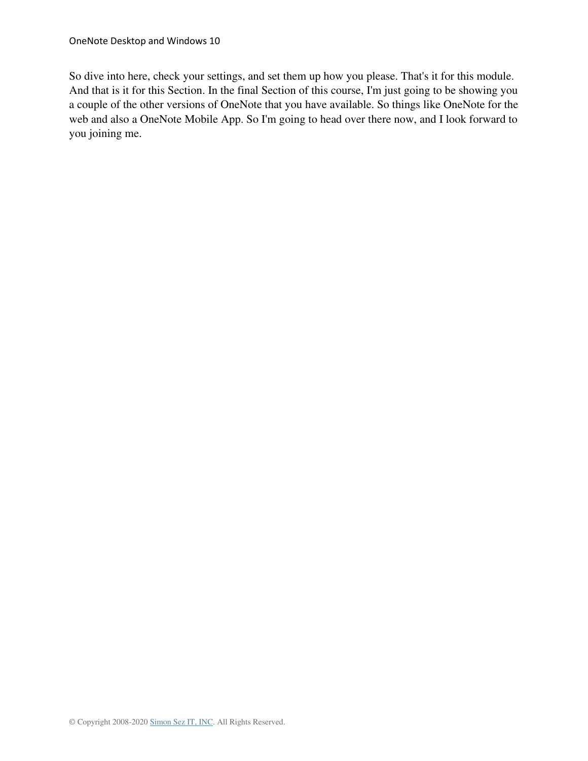So dive into here, check your settings, and set them up how you please. That's it for this module. And that is it for this Section. In the final Section of this course, I'm just going to be showing you a couple of the other versions of OneNote that you have available. So things like OneNote for the web and also a OneNote Mobile App. So I'm going to head over there now, and I look forward to you joining me.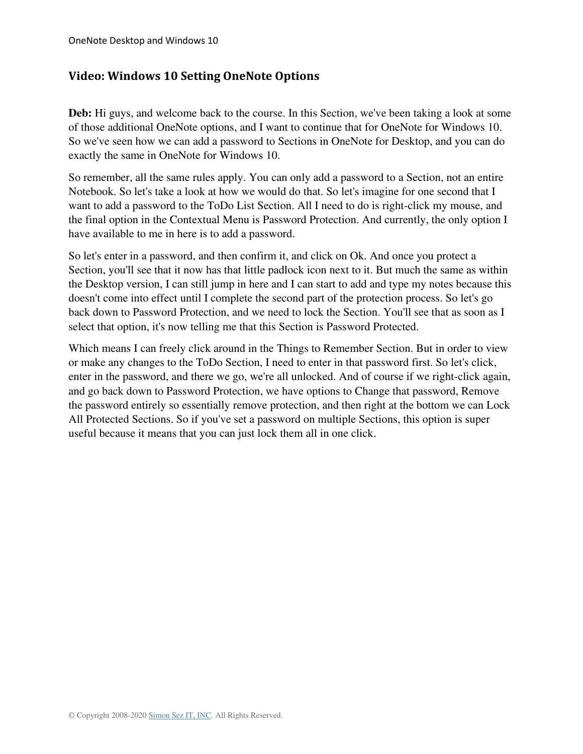## Video: Windows 10 Setting OneNote Options

**Deb:** Hi guys, and welcome back to the course. In this Section, we've been taking a look at some of those additional OneNote options, and I want to continue that for OneNote for Windows 10. So we've seen how we can add a password to Sections in OneNote for Desktop, and you can do exactly the same in OneNote for Windows 10.

So remember, all the same rules apply. You can only add a password to a Section, not an entire Notebook. So let's take a look at how we would do that. So let's imagine for one second that I want to add a password to the ToDo List Section. All I need to do is right-click my mouse, and the final option in the Contextual Menu is Password Protection. And currently, the only option I have available to me in here is to add a password.

So let's enter in a password, and then confirm it, and click on Ok. And once you protect a Section, you'll see that it now has that little padlock icon next to it. But much the same as within the Desktop version, I can still jump in here and I can start to add and type my notes because this doesn't come into effect until I complete the second part of the protection process. So let's go back down to Password Protection, and we need to lock the Section. You'll see that as soon as I select that option, it's now telling me that this Section is Password Protected.

Which means I can freely click around in the Things to Remember Section. But in order to view or make any changes to the ToDo Section, I need to enter in that password first. So let's click, enter in the password, and there we go, we're all unlocked. And of course if we right-click again, and go back down to Password Protection, we have options to Change that password, Remove the password entirely so essentially remove protection, and then right at the bottom we can Lock All Protected Sections. So if you've set a password on multiple Sections, this option is super useful because it means that you can just lock them all in one click.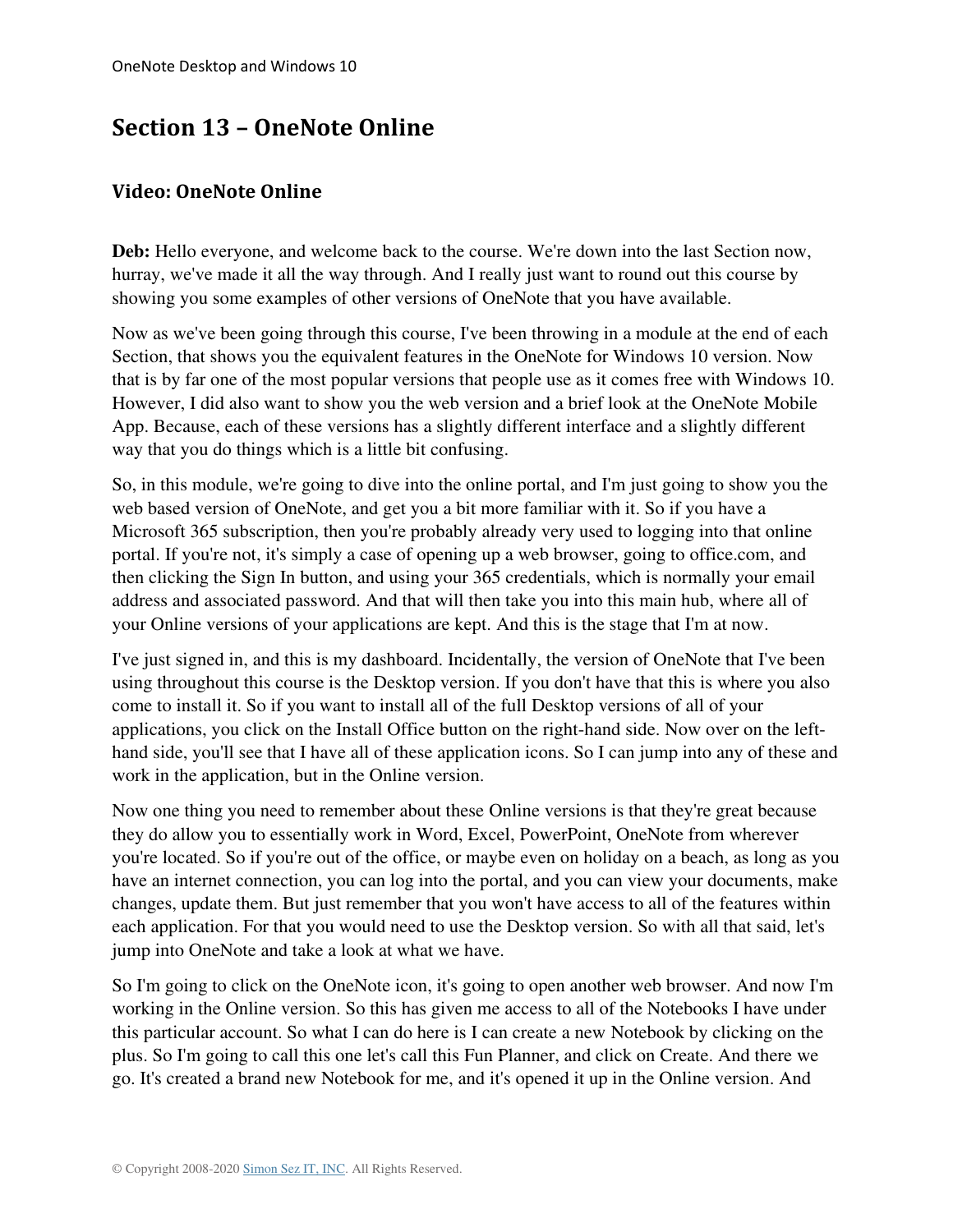# Section 13 – OneNote Online

## Video: OneNote Online

**Deb:** Hello everyone, and welcome back to the course. We're down into the last Section now, hurray, we've made it all the way through. And I really just want to round out this course by showing you some examples of other versions of OneNote that you have available.

Now as we've been going through this course, I've been throwing in a module at the end of each Section, that shows you the equivalent features in the OneNote for Windows 10 version. Now that is by far one of the most popular versions that people use as it comes free with Windows 10. However, I did also want to show you the web version and a brief look at the OneNote Mobile App. Because, each of these versions has a slightly different interface and a slightly different way that you do things which is a little bit confusing.

So, in this module, we're going to dive into the online portal, and I'm just going to show you the web based version of OneNote, and get you a bit more familiar with it. So if you have a Microsoft 365 subscription, then you're probably already very used to logging into that online portal. If you're not, it's simply a case of opening up a web browser, going to office.com, and then clicking the Sign In button, and using your 365 credentials, which is normally your email address and associated password. And that will then take you into this main hub, where all of your Online versions of your applications are kept. And this is the stage that I'm at now.

I've just signed in, and this is my dashboard. Incidentally, the version of OneNote that I've been using throughout this course is the Desktop version. If you don't have that this is where you also come to install it. So if you want to install all of the full Desktop versions of all of your applications, you click on the Install Office button on the right-hand side. Now over on the left-hand side, you'll see that I have all of these application icons. So I can jump into any of these and work in the application, but in the Online version.

Now one thing you need to remember about these Online versions is that they're great because they do allow you to essentially work in Word, Excel, PowerPoint, OneNote from wherever you're located. So if you're out of the office, or maybe even on holiday on a beach, as long as you have an internet connection, you can log into the portal, and you can view your documents, make changes, update them. But just remember that you won't have access to all of the features within each application. For that you would need to use the Desktop version. So with all that said, let's jump into OneNote and take a look at what we have.

So I'm going to click on the OneNote icon, it's going to open another web browser. And now I'm working in the Online version. So this has given me access to all of the Notebooks I have under this particular account. So what I can do here is I can create a new Notebook by clicking on the plus. So I'm going to call this one let's call this Fun Planner, and click on Create. And there we go. It's created a brand new Notebook for me, and it's opened it up in the Online version. And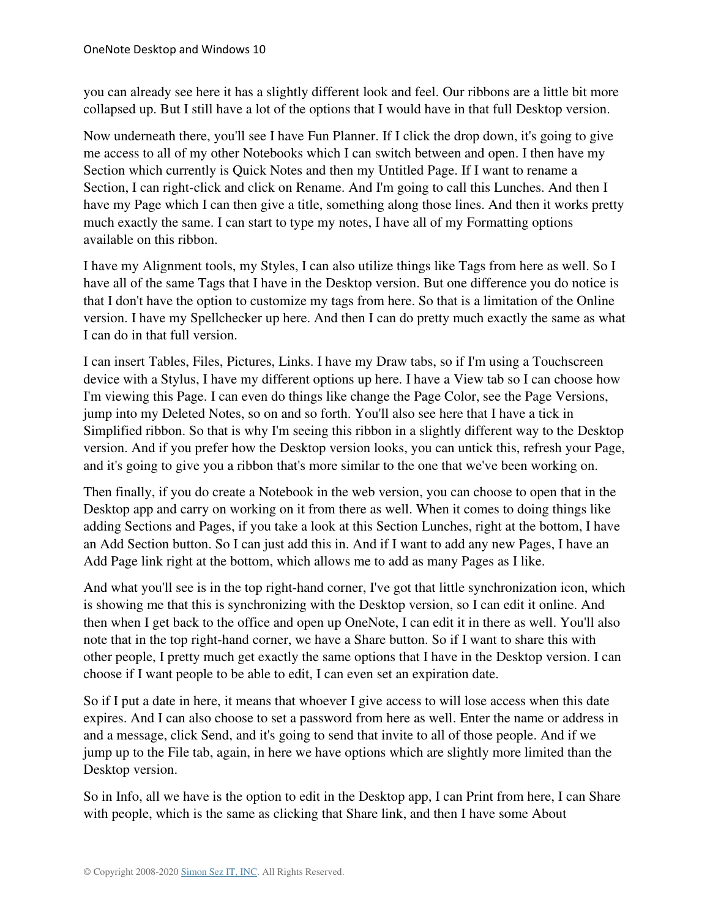you can already see here it has a slightly different look and feel. Our ribbons are a little bit more collapsed up. But I still have a lot of the options that I would have in that full Desktop version.

Now underneath there, you'll see I have Fun Planner. If I click the drop down, it's going to give me access to all of my other Notebooks which I can switch between and open. I then have my Section which currently is Quick Notes and then my Untitled Page. If I want to rename a Section, I can right-click and click on Rename. And I'm going to call this Lunches. And then I have my Page which I can then give a title, something along those lines. And then it works pretty much exactly the same. I can start to type my notes, I have all of my Formatting options available on this ribbon.

I have my Alignment tools, my Styles, I can also utilize things like Tags from here as well. So I have all of the same Tags that I have in the Desktop version. But one difference you do notice is that I don't have the option to customize my tags from here. So that is a limitation of the Online version. I have my Spellchecker up here. And then I can do pretty much exactly the same as what I can do in that full version.

I can insert Tables, Files, Pictures, Links. I have my Draw tabs, so if I'm using a Touchscreen device with a Stylus, I have my different options up here. I have a View tab so I can choose how I'm viewing this Page. I can even do things like change the Page Color, see the Page Versions, jump into my Deleted Notes, so on and so forth. You'll also see here that I have a tick in Simplified ribbon. So that is why I'm seeing this ribbon in a slightly different way to the Desktop version. And if you prefer how the Desktop version looks, you can untick this, refresh your Page, and it's going to give you a ribbon that's more similar to the one that we've been working on.

Then finally, if you do create a Notebook in the web version, you can choose to open that in the Desktop app and carry on working on it from there as well. When it comes to doing things like adding Sections and Pages, if you take a look at this Section Lunches, right at the bottom, I have an Add Section button. So I can just add this in. And if I want to add any new Pages, I have an Add Page link right at the bottom, which allows me to add as many Pages as I like.

And what you'll see is in the top right-hand corner, I've got that little synchronization icon, which is showing me that this is synchronizing with the Desktop version, so I can edit it online. And then when I get back to the office and open up OneNote, I can edit it in there as well. You'll also note that in the top right-hand corner, we have a Share button. So if I want to share this with other people, I pretty much get exactly the same options that I have in the Desktop version. I can choose if I want people to be able to edit, I can even set an expiration date.

So if I put a date in here, it means that whoever I give access to will lose access when this date expires. And I can also choose to set a password from here as well. Enter the name or address in and a message, click Send, and it's going to send that invite to all of those people. And if we jump up to the File tab, again, in here we have options which are slightly more limited than the Desktop version.

So in Info, all we have is the option to edit in the Desktop app, I can Print from here, I can Share with people, which is the same as clicking that Share link, and then I have some About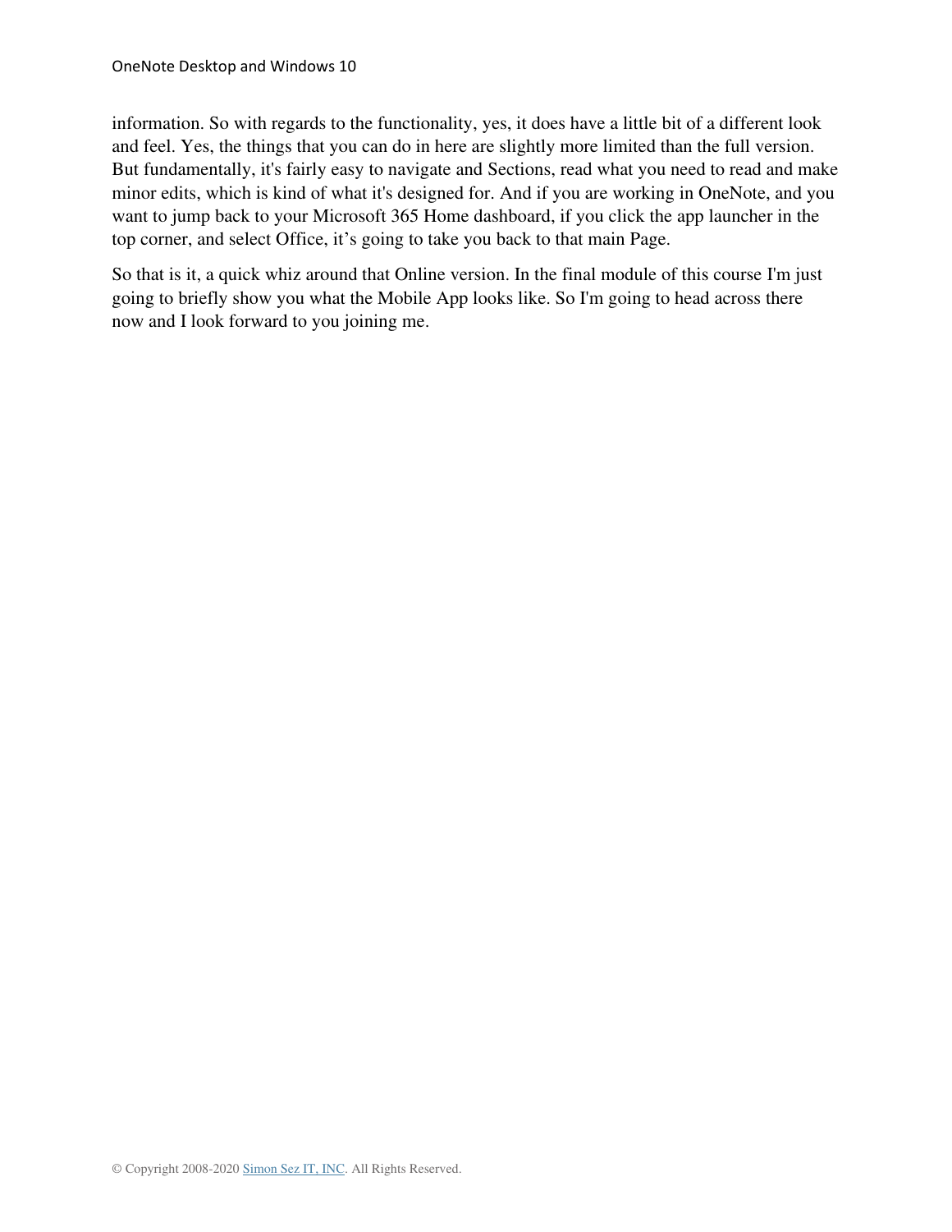information. So with regards to the functionality, yes, it does have a little bit of a different look and feel. Yes, the things that you can do in here are slightly more limited than the full version. But fundamentally, it's fairly easy to navigate and Sections, read what you need to read and make minor edits, which is kind of what it's designed for. And if you are working in OneNote, and you want to jump back to your Microsoft 365 Home dashboard, if you click the app launcher in the top corner, and select Office, it's going to take you back to that main Page.

So that is it, a quick whiz around that Online version. In the final module of this course I'm just going to briefly show you what the Mobile App looks like. So I'm going to head across there now and I look forward to you joining me.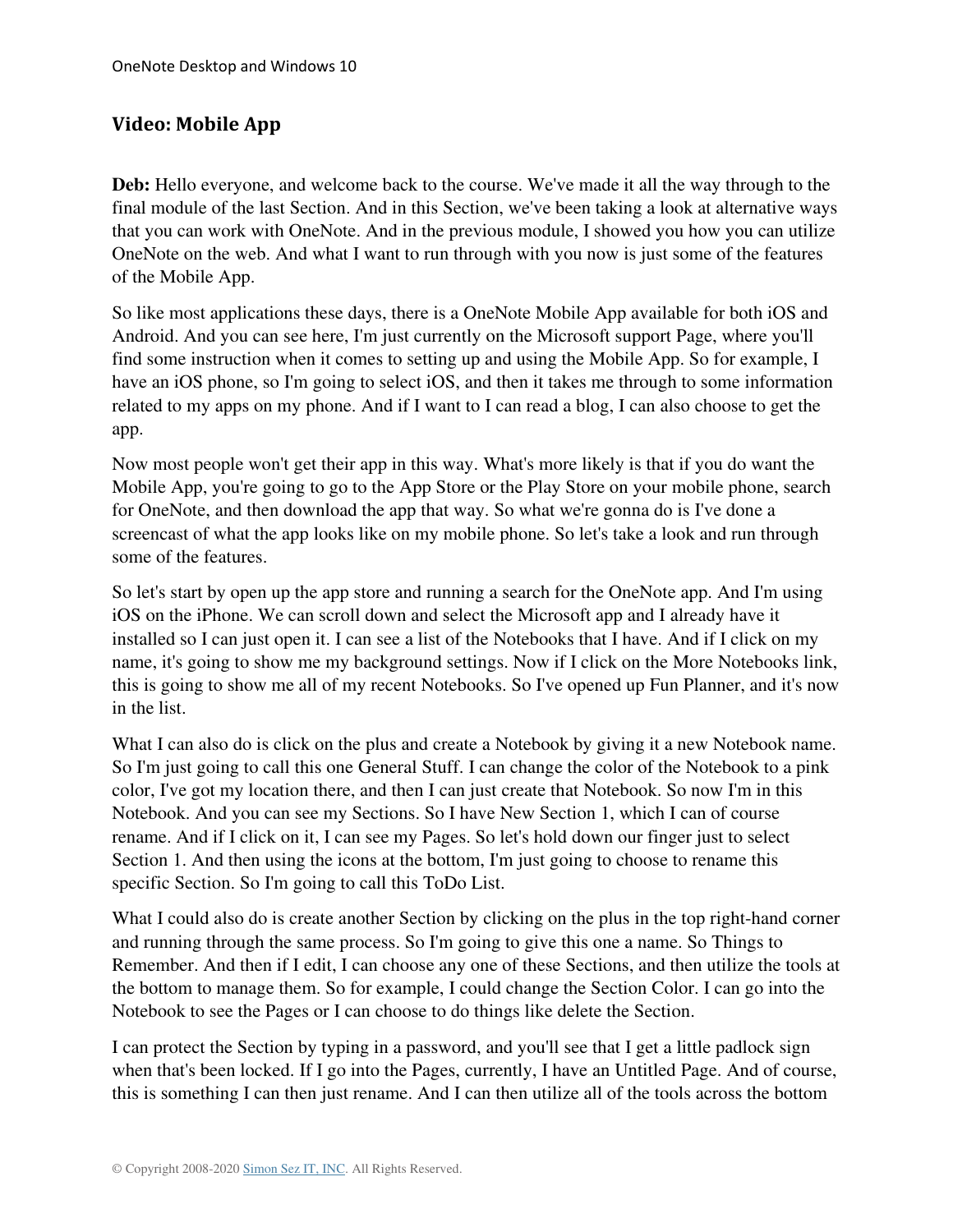## Video: Mobile App

**Deb:** Hello everyone, and welcome back to the course. We've made it all the way through to the final module of the last Section. And in this Section, we've been taking a look at alternative ways that you can work with OneNote. And in the previous module, I showed you how you can utilize OneNote on the web. And what I want to run through with you now is just some of the features of the Mobile App.

So like most applications these days, there is a OneNote Mobile App available for both iOS and Android. And you can see here, I'm just currently on the Microsoft support Page, where you'll find some instruction when it comes to setting up and using the Mobile App. So for example, I have an iOS phone, so I'm going to select iOS, and then it takes me through to some information related to my apps on my phone. And if I want to I can read a blog, I can also choose to get the app.

Now most people won't get their app in this way. What's more likely is that if you do want the Mobile App, you're going to go to the App Store or the Play Store on your mobile phone, search for OneNote, and then download the app that way. So what we're gonna do is I've done a screencast of what the app looks like on my mobile phone. So let's take a look and run through some of the features.

So let's start by open up the app store and running a search for the OneNote app. And I'm using iOS on the iPhone. We can scroll down and select the Microsoft app and I already have it installed so I can just open it. I can see a list of the Notebooks that I have. And if I click on my name, it's going to show me my background settings. Now if I click on the More Notebooks link, this is going to show me all of my recent Notebooks. So I've opened up Fun Planner, and it's now in the list.

What I can also do is click on the plus and create a Notebook by giving it a new Notebook name. So I'm just going to call this one General Stuff. I can change the color of the Notebook to a pink color, I've got my location there, and then I can just create that Notebook. So now I'm in this Notebook. And you can see my Sections. So I have New Section 1, which I can of course rename. And if I click on it, I can see my Pages. So let's hold down our finger just to select Section 1. And then using the icons at the bottom, I'm just going to choose to rename this specific Section. So I'm going to call this ToDo List.

What I could also do is create another Section by clicking on the plus in the top right-hand corner and running through the same process. So I'm going to give this one a name. So Things to Remember. And then if I edit, I can choose any one of these Sections, and then utilize the tools at the bottom to manage them. So for example, I could change the Section Color. I can go into the Notebook to see the Pages or I can choose to do things like delete the Section.

I can protect the Section by typing in a password, and you'll see that I get a little padlock sign when that's been locked. If I go into the Pages, currently, I have an Untitled Page. And of course, this is something I can then just rename. And I can then utilize all of the tools across the bottom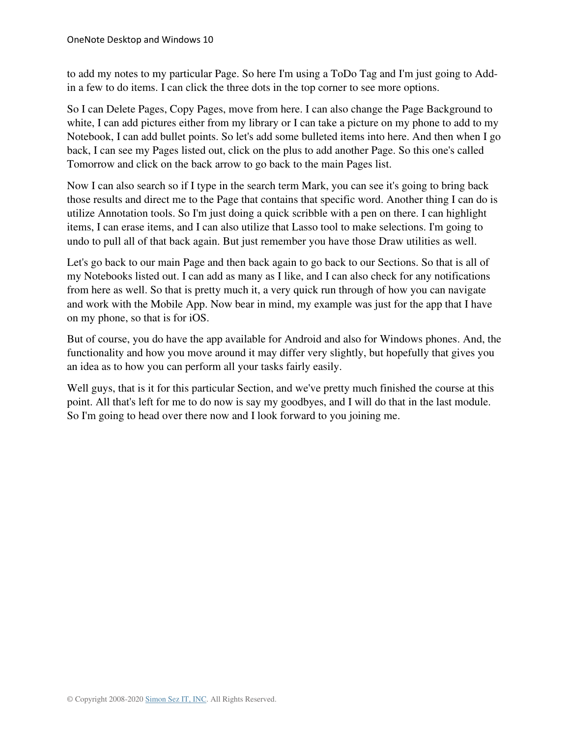to add my notes to my particular Page. So here I'm using a ToDo Tag and I'm just going to Add-in a few to do items. I can click the three dots in the top corner to see more options.

So I can Delete Pages, Copy Pages, move from here. I can also change the Page Background to white, I can add pictures either from my library or I can take a picture on my phone to add to my Notebook, I can add bullet points. So let's add some bulleted items into here. And then when I go back, I can see my Pages listed out, click on the plus to add another Page. So this one's called Tomorrow and click on the back arrow to go back to the main Pages list.

Now I can also search so if I type in the search term Mark, you can see it's going to bring back those results and direct me to the Page that contains that specific word. Another thing I can do is utilize Annotation tools. So I'm just doing a quick scribble with a pen on there. I can highlight items, I can erase items, and I can also utilize that Lasso tool to make selections. I'm going to undo to pull all of that back again. But just remember you have those Draw utilities as well.

Let's go back to our main Page and then back again to go back to our Sections. So that is all of my Notebooks listed out. I can add as many as I like, and I can also check for any notifications from here as well. So that is pretty much it, a very quick run through of how you can navigate and work with the Mobile App. Now bear in mind, my example was just for the app that I have on my phone, so that is for iOS.

But of course, you do have the app available for Android and also for Windows phones. And, the functionality and how you move around it may differ very slightly, but hopefully that gives you an idea as to how you can perform all your tasks fairly easily.

Well guys, that is it for this particular Section, and we've pretty much finished the course at this point. All that's left for me to do now is say my goodbyes, and I will do that in the last module. So I'm going to head over there now and I look forward to you joining me.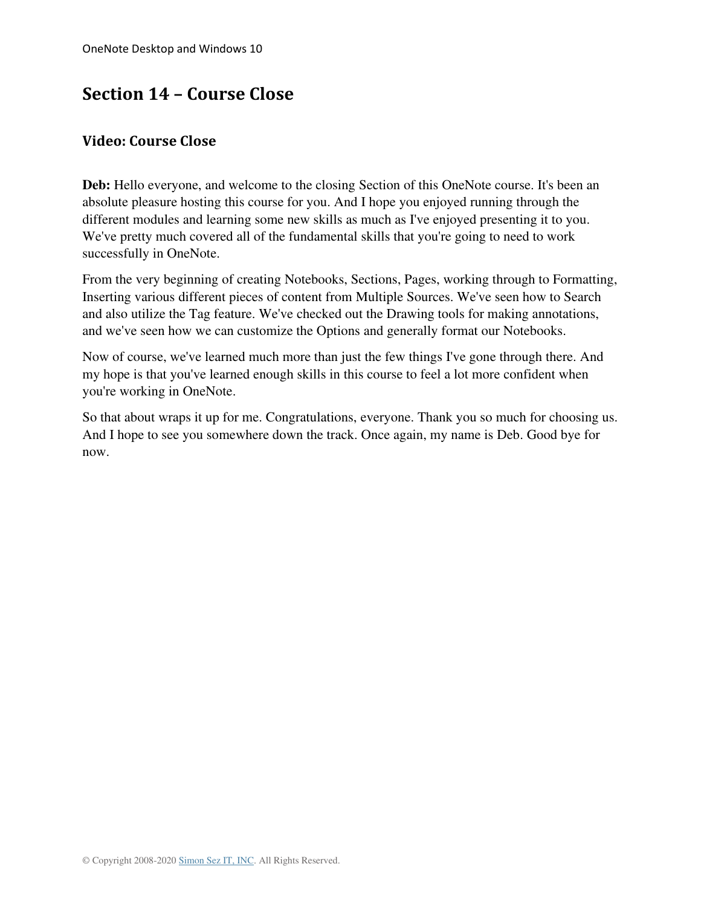# Section 14 – Course Close

## Video: Course Close

**Deb:** Hello everyone, and welcome to the closing Section of this OneNote course. It's been an absolute pleasure hosting this course for you. And I hope you enjoyed running through the different modules and learning some new skills as much as I've enjoyed presenting it to you. We've pretty much covered all of the fundamental skills that you're going to need to work successfully in OneNote.

From the very beginning of creating Notebooks, Sections, Pages, working through to Formatting, Inserting various different pieces of content from Multiple Sources. We've seen how to Search and also utilize the Tag feature. We've checked out the Drawing tools for making annotations, and we've seen how we can customize the Options and generally format our Notebooks.

Now of course, we've learned much more than just the few things I've gone through there. And my hope is that you've learned enough skills in this course to feel a lot more confident when you're working in OneNote.

So that about wraps it up for me. Congratulations, everyone. Thank you so much for choosing us. And I hope to see you somewhere down the track. Once again, my name is Deb. Good bye for now.